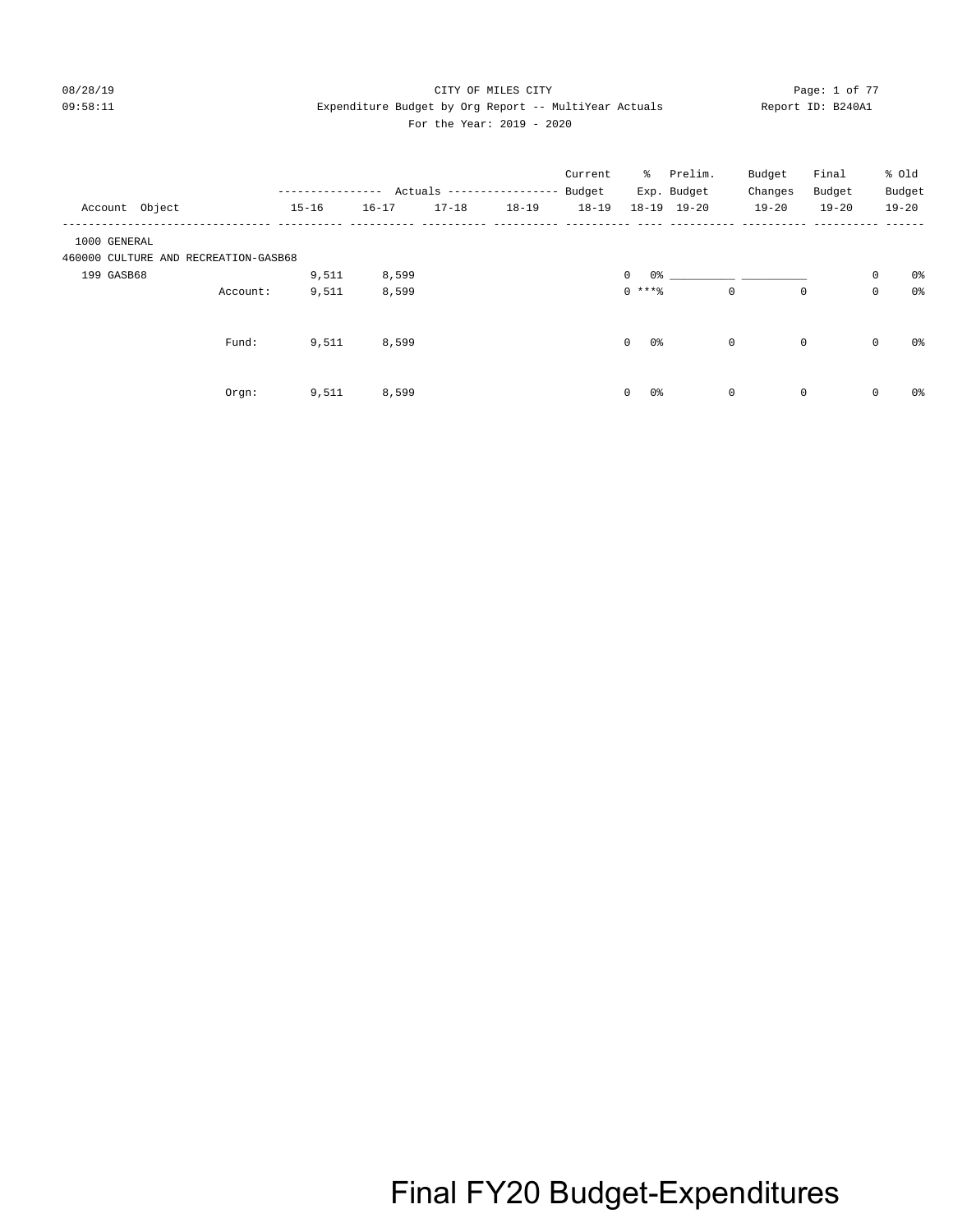CITY OF MILES CITY

Expenditure Budget by Org Report -- MultiYear Actuals

For the Year: 2019 - 2020

08/28/19 09:58:11 Report ID: B240A1

| Account Object | | Actuals 15-16 | Actuals 16-17 | Actuals 17-18 | Actuals 18-19 | Current Budget 18-19 | % Exp. 18-19 | Prelim. Budget 19-20 | Budget Changes 19-20 | Final Budget 19-20 | % Old Budget 19-20 |
|---|---|---|---|---|---|---|---|---|---|---|---|
| 1000 GENERAL | | | | | | | | | | | |
| 460000 CULTURE AND RECREATION-GASB68 | | | | | | | | | | | |
| 199 GASB68 | | 9,511 | 8,599 | | | 0 | 0% | __________ | __________ | 0 | 0% |
| | Account: | 9,511 | 8,599 | | | 0 | ***% | 0 | 0 | 0 | 0% |
| | Fund: | 9,511 | 8,599 | | | 0 | 0% | 0 | 0 | 0 | 0% |
| | Orgn: | 9,511 | 8,599 | | | 0 | 0% | 0 | 0 | 0 | 0% |

Final FY20 Budget-Expenditures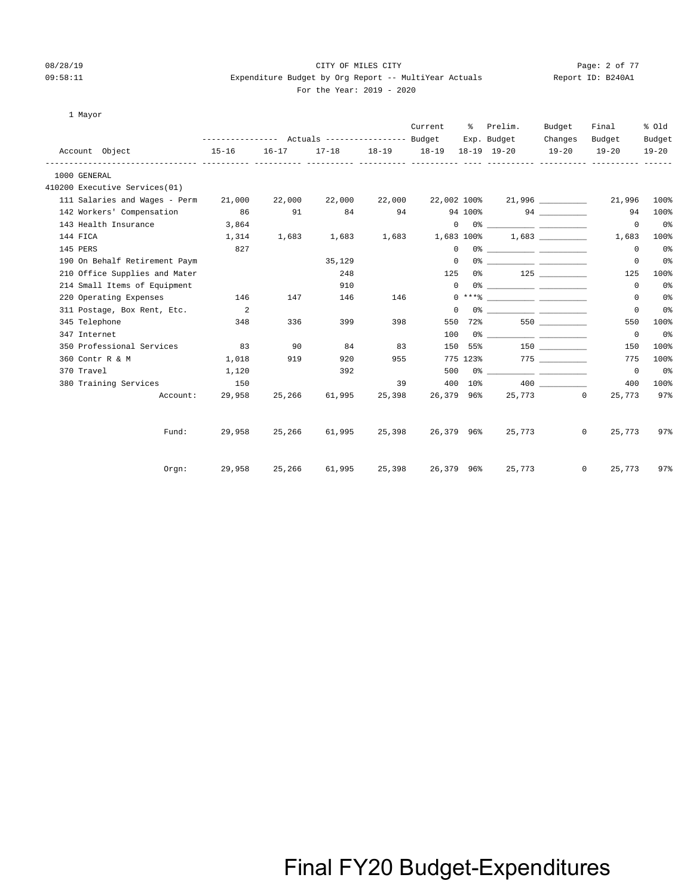CITY OF MILES CITY

Expenditure Budget by Org Report -- MultiYear Actuals

For the Year: 2019 - 2020

08/28/19 09:58:11 Report ID: B240A1

1 Mayor

| Account Object | Actuals 15-16 | Actuals 16-17 | Actuals 17-18 | Actuals 18-19 | Current Budget 18-19 | % Exp. 18-19 | Prelim. Budget 19-20 | Budget Changes 19-20 | Final Budget 19-20 | % Old Budget 19-20 |
|---|---|---|---|---|---|---|---|---|---|---|
| 1000 GENERAL | | | | | | | | | | |
| 410200 Executive Services(01) | | | | | | | | | | |
| 111 Salaries and Wages - Perm | 21,000 | 22,000 | 22,000 | 22,000 | 22,002 | 100% | 21,996 | __________ | 21,996 | 100% |
| 142 Workers' Compensation | 86 | 91 | 84 | 94 | 94 | 100% | 94 | __________ | 94 | 100% |
| 143 Health Insurance | 3,864 | | | | 0 | 0% | __________ | __________ | 0 | 0% |
| 144 FICA | 1,314 | 1,683 | 1,683 | 1,683 | 1,683 | 100% | 1,683 | __________ | 1,683 | 100% |
| 145 PERS | 827 | | | | 0 | 0% | __________ | __________ | 0 | 0% |
| 190 On Behalf Retirement Paym | | | 35,129 | | 0 | 0% | __________ | __________ | 0 | 0% |
| 210 Office Supplies and Mater | | | 248 | | 125 | 0% | 125 | __________ | 125 | 100% |
| 214 Small Items of Equipment | | | 910 | | 0 | 0% | __________ | __________ | 0 | 0% |
| 220 Operating Expenses | 146 | 147 | 146 | 146 | 0 | ***% | __________ | __________ | 0 | 0% |
| 311 Postage, Box Rent, Etc. | 2 | | | | 0 | 0% | __________ | __________ | 0 | 0% |
| 345 Telephone | 348 | 336 | 399 | 398 | 550 | 72% | 550 | __________ | 550 | 100% |
| 347 Internet | | | | | 100 | 0% | __________ | __________ | 0 | 0% |
| 350 Professional Services | 83 | 90 | 84 | 83 | 150 | 55% | 150 | __________ | 150 | 100% |
| 360 Contr R & M | 1,018 | 919 | 920 | 955 | 775 | 123% | 775 | __________ | 775 | 100% |
| 370 Travel | 1,120 | | 392 | | 500 | 0% | __________ | __________ | 0 | 0% |
| 380 Training Services | 150 | | | 39 | 400 | 10% | 400 | __________ | 400 | 100% |
| Account: | 29,958 | 25,266 | 61,995 | 25,398 | 26,379 | 96% | 25,773 | 0 | 25,773 | 97% |
| Fund: | 29,958 | 25,266 | 61,995 | 25,398 | 26,379 | 96% | 25,773 | 0 | 25,773 | 97% |
| Orgn: | 29,958 | 25,266 | 61,995 | 25,398 | 26,379 | 96% | 25,773 | 0 | 25,773 | 97% |

Final FY20 Budget-Expenditures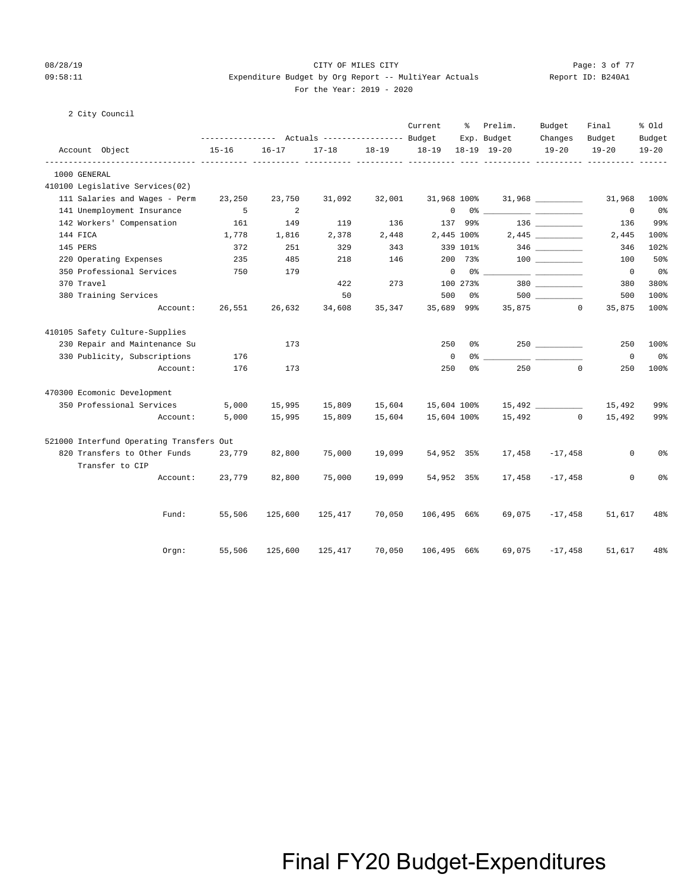CITY OF MILES CITY

Expenditure Budget by Org Report -- MultiYear Actuals

For the Year: 2019 - 2020

2 City Council

| Account Object | 15-16 Actuals | 16-17 Actuals | 17-18 Actuals | 18-19 Actuals | Current Budget 18-19 | % Exp. 18-19 | Prelim. Budget 19-20 | Budget Changes 19-20 | Final Budget 19-20 | % Old Budget 19-20 |
|---|---|---|---|---|---|---|---|---|---|---|
| 1000 GENERAL | | | | | | | | | | |
| 410100 Legislative Services(02) | | | | | | | | | | |
| 111 Salaries and Wages - Perm | 23,250 | 23,750 | 31,092 | 32,001 | 31,968 | 100% | 31,968 | __________ | 31,968 | 100% |
| 141 Unemployment Insurance | 5 | 2 | | | 0 | 0% | __________ | __________ | 0 | 0% |
| 142 Workers' Compensation | 161 | 149 | 119 | 136 | 137 | 99% | 136 | __________ | 136 | 99% |
| 144 FICA | 1,778 | 1,816 | 2,378 | 2,448 | 2,445 | 100% | 2,445 | __________ | 2,445 | 100% |
| 145 PERS | 372 | 251 | 329 | 343 | 339 | 101% | 346 | __________ | 346 | 102% |
| 220 Operating Expenses | 235 | 485 | 218 | 146 | 200 | 73% | 100 | __________ | 100 | 50% |
| 350 Professional Services | 750 | 179 | | | 0 | 0% | __________ | __________ | 0 | 0% |
| 370 Travel | | | 422 | 273 | 100 | 273% | 380 | __________ | 380 | 380% |
| 380 Training Services | | | 50 | | 500 | 0% | 500 | __________ | 500 | 100% |
| Account: | 26,551 | 26,632 | 34,608 | 35,347 | 35,689 | 99% | 35,875 | 0 | 35,875 | 100% |
| 410105 Safety Culture-Supplies | | | | | | | | | | |
| 230 Repair and Maintenance Su | | 173 | | | 250 | 0% | 250 | __________ | 250 | 100% |
| 330 Publicity, Subscriptions | 176 | | | | 0 | 0% | __________ | __________ | 0 | 0% |
| Account: | 176 | 173 | | | 250 | 0% | 250 | 0 | 250 | 100% |
| 470300 Ecomonic Development | | | | | | | | | | |
| 350 Professional Services | 5,000 | 15,995 | 15,809 | 15,604 | 15,604 | 100% | 15,492 | __________ | 15,492 | 99% |
| Account: | 5,000 | 15,995 | 15,809 | 15,604 | 15,604 | 100% | 15,492 | 0 | 15,492 | 99% |
| 521000 Interfund Operating Transfers Out | | | | | | | | | | |
| 820 Transfers to Other Funds Transfer to CIP | 23,779 | 82,800 | 75,000 | 19,099 | 54,952 | 35% | 17,458 | -17,458 | 0 | 0% |
| Account: | 23,779 | 82,800 | 75,000 | 19,099 | 54,952 | 35% | 17,458 | -17,458 | 0 | 0% |
| Fund: | 55,506 | 125,600 | 125,417 | 70,050 | 106,495 | 66% | 69,075 | -17,458 | 51,617 | 48% |
| Orgn: | 55,506 | 125,600 | 125,417 | 70,050 | 106,495 | 66% | 69,075 | -17,458 | 51,617 | 48% |

Final FY20 Budget-Expenditures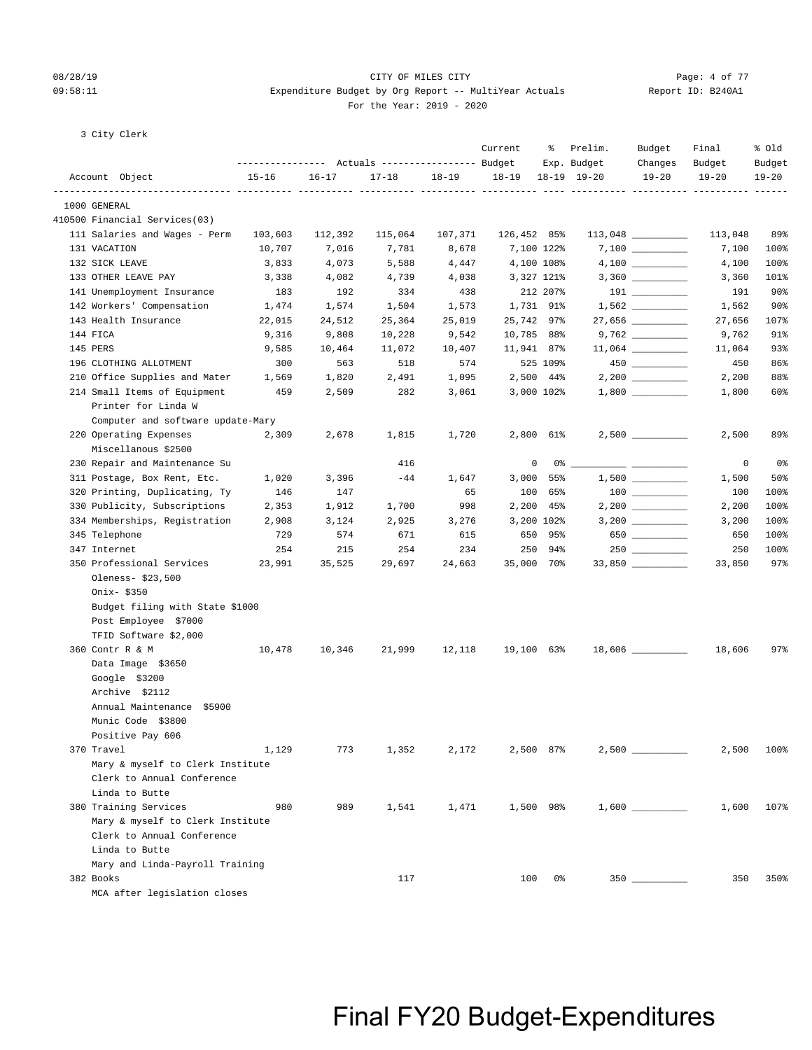CITY OF MILES CITY

Expenditure Budget by Org Report -- MultiYear Actuals

For the Year: 2019 - 2020

3 City Clerk

| Account Object | Actuals 15-16 | Actuals 16-17 | Actuals 17-18 | Actuals 18-19 | Current Budget 18-19 | % Exp. 18-19 | Prelim. Budget 19-20 | Budget Changes 19-20 | Final Budget 19-20 | % Old Budget 19-20 |
|---|---|---|---|---|---|---|---|---|---|---|
| 1000 GENERAL | | | | | | | | | | |
| 410500 Financial Services(03) | | | | | | | | | | |
| 111 Salaries and Wages - Perm | 103,603 | 112,392 | 115,064 | 107,371 | 126,452 | 85% | 113,048 | ________ | 113,048 | 89% |
| 131 VACATION | 10,707 | 7,016 | 7,781 | 8,678 | 7,100 | 122% | 7,100 | ________ | 7,100 | 100% |
| 132 SICK LEAVE | 3,833 | 4,073 | 5,588 | 4,447 | 4,100 | 108% | 4,100 | ________ | 4,100 | 100% |
| 133 OTHER LEAVE PAY | 3,338 | 4,082 | 4,739 | 4,038 | 3,327 | 121% | 3,360 | ________ | 3,360 | 101% |
| 141 Unemployment Insurance | 183 | 192 | 334 | 438 | 212 | 207% | 191 | ________ | 191 | 90% |
| 142 Workers' Compensation | 1,474 | 1,574 | 1,504 | 1,573 | 1,731 | 91% | 1,562 | ________ | 1,562 | 90% |
| 143 Health Insurance | 22,015 | 24,512 | 25,364 | 25,019 | 25,742 | 97% | 27,656 | ________ | 27,656 | 107% |
| 144 FICA | 9,316 | 9,808 | 10,228 | 9,542 | 10,785 | 88% | 9,762 | ________ | 9,762 | 91% |
| 145 PERS | 9,585 | 10,464 | 11,072 | 10,407 | 11,941 | 87% | 11,064 | ________ | 11,064 | 93% |
| 196 CLOTHING ALLOTMENT | 300 | 563 | 518 | 574 | 525 | 109% | 450 | ________ | 450 | 86% |
| 210 Office Supplies and Mater | 1,569 | 1,820 | 2,491 | 1,095 | 2,500 | 44% | 2,200 | ________ | 2,200 | 88% |
| 214 Small Items of Equipment | 459 | 2,509 | 282 | 3,061 | 3,000 | 102% | 1,800 | ________ | 1,800 | 60% |
| Printer for Linda W | | | | | | | | | | |
| Computer and software update-Mary | | | | | | | | | | |
| 220 Operating Expenses | 2,309 | 2,678 | 1,815 | 1,720 | 2,800 | 61% | 2,500 | ________ | 2,500 | 89% |
| Miscellanous $2500 | | | | | | | | | | |
| 230 Repair and Maintenance Su | | | 416 | | 0 | 0% | ________ | ________ | 0 | 0% |
| 311 Postage, Box Rent, Etc. | 1,020 | 3,396 | -44 | 1,647 | 3,000 | 55% | 1,500 | ________ | 1,500 | 50% |
| 320 Printing, Duplicating, Ty | 146 | 147 | | 65 | 100 | 65% | 100 | ________ | 100 | 100% |
| 330 Publicity, Subscriptions | 2,353 | 1,912 | 1,700 | 998 | 2,200 | 45% | 2,200 | ________ | 2,200 | 100% |
| 334 Memberships, Registration | 2,908 | 3,124 | 2,925 | 3,276 | 3,200 | 102% | 3,200 | ________ | 3,200 | 100% |
| 345 Telephone | 729 | 574 | 671 | 615 | 650 | 95% | 650 | ________ | 650 | 100% |
| 347 Internet | 254 | 215 | 254 | 234 | 250 | 94% | 250 | ________ | 250 | 100% |
| 350 Professional Services | 23,991 | 35,525 | 29,697 | 24,663 | 35,000 | 70% | 33,850 | ________ | 33,850 | 97% |
| Oleness- $23,500 | | | | | | | | | | |
| Onix- $350 | | | | | | | | | | |
| Budget filing with State $1000 | | | | | | | | | | |
| Post Employee $7000 | | | | | | | | | | |
| TFID Software $2,000 | | | | | | | | | | |
| 360 Contr R & M | 10,478 | 10,346 | 21,999 | 12,118 | 19,100 | 63% | 18,606 | ________ | 18,606 | 97% |
| Data Image $3650 | | | | | | | | | | |
| Google $3200 | | | | | | | | | | |
| Archive $2112 | | | | | | | | | | |
| Annual Maintenance $5900 | | | | | | | | | | |
| Munic Code $3800 | | | | | | | | | | |
| Positive Pay 606 | | | | | | | | | | |
| 370 Travel | 1,129 | 773 | 1,352 | 2,172 | 2,500 | 87% | 2,500 | ________ | 2,500 | 100% |
| Mary & myself to Clerk Institute | | | | | | | | | | |
| Clerk to Annual Conference | | | | | | | | | | |
| Linda to Butte | | | | | | | | | | |
| 380 Training Services | 980 | 989 | 1,541 | 1,471 | 1,500 | 98% | 1,600 | ________ | 1,600 | 107% |
| Mary & myself to Clerk Institute | | | | | | | | | | |
| Clerk to Annual Conference | | | | | | | | | | |
| Linda to Butte | | | | | | | | | | |
| Mary and Linda-Payroll Training | | | | | | | | | | |
| 382 Books | | | 117 | | 100 | 0% | 350 | ________ | 350 | 350% |
| MCA after legislation closes | | | | | | | | | | |

Final FY20 Budget-Expenditures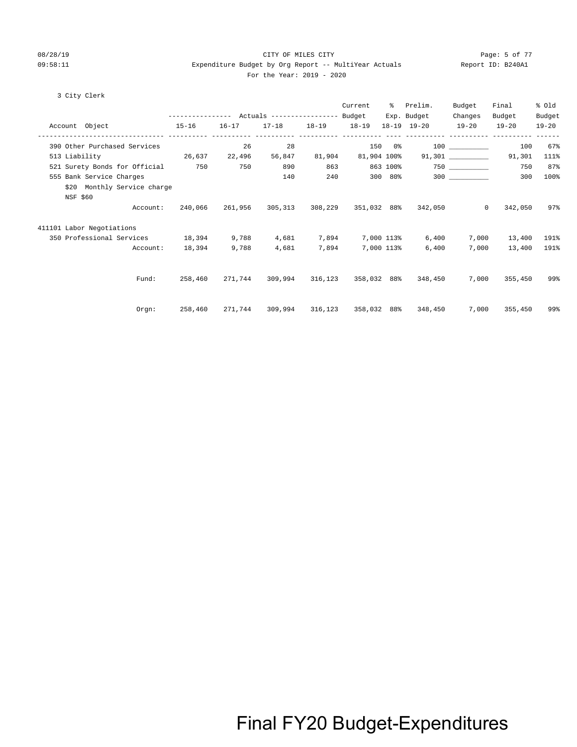CITY OF MILES CITY

Expenditure Budget by Org Report -- MultiYear Actuals

For the Year: 2019 - 2020

08/28/19 09:58:11 Report ID: B240A1

3 City Clerk

| Account Object | Actuals 15-16 | Actuals 16-17 | Actuals 17-18 | Actuals 18-19 | Current Budget 18-19 | % Exp. 18-19 | Prelim. Budget 19-20 | Budget Changes 19-20 | Final Budget 19-20 | % Old Budget 19-20 |
|---|---|---|---|---|---|---|---|---|---|---|
| 390 Other Purchased Services | | 26 | 28 | | 150 | 0% | 100 | __________ | 100 | 67% |
| 513 Liability | 26,637 | 22,496 | 56,847 | 81,904 | 81,904 | 100% | 91,301 | __________ | 91,301 | 111% |
| 521 Surety Bonds for Official | 750 | 750 | 890 | 863 | 863 | 100% | 750 | __________ | 750 | 87% |
| 555 Bank Service Charges | | | 140 | 240 | 300 | 80% | 300 | __________ | 300 | 100% |
| \$20 Monthly Service charge | | | | | | | | | | |
| NSF \$60 | | | | | | | | | | |
| Account: | 240,066 | 261,956 | 305,313 | 308,229 | 351,032 | 88% | 342,050 | 0 | 342,050 | 97% |
| **411101 Labor Negotiations** | | | | | | | | | | |
| 350 Professional Services | 18,394 | 9,788 | 4,681 | 7,894 | 7,000 | 113% | 6,400 | 7,000 | 13,400 | 191% |
| Account: | 18,394 | 9,788 | 4,681 | 7,894 | 7,000 | 113% | 6,400 | 7,000 | 13,400 | 191% |
| Fund: | 258,460 | 271,744 | 309,994 | 316,123 | 358,032 | 88% | 348,450 | 7,000 | 355,450 | 99% |
| Orgn: | 258,460 | 271,744 | 309,994 | 316,123 | 358,032 | 88% | 348,450 | 7,000 | 355,450 | 99% |

Final FY20 Budget-Expenditures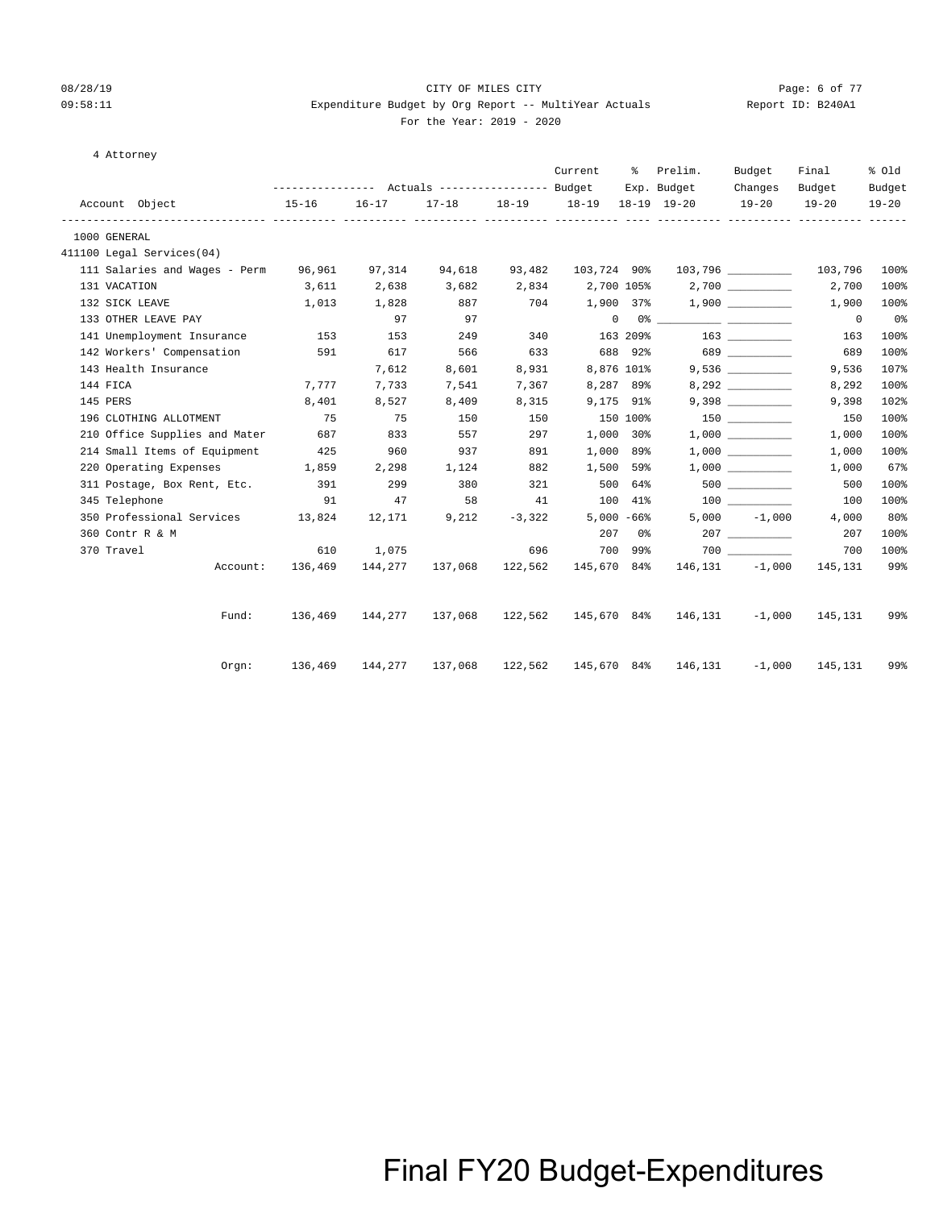CITY OF MILES CITY

Expenditure Budget by Org Report -- MultiYear Actuals

For the Year: 2019 - 2020

08/28/19 09:58:11 Report ID: B240A1

4 Attorney

| Account Object | Actuals 15-16 | Actuals 16-17 | Actuals 17-18 | Actuals 18-19 | Current Budget 18-19 | % Exp. 18-19 | Prelim. Budget 19-20 | Budget Changes 19-20 | Final Budget 19-20 | % Old Budget 19-20 |
|---|---|---|---|---|---|---|---|---|---|---|
| 1000 GENERAL | | | | | | | | | | |
| 411100 Legal Services(04) | | | | | | | | | | |
| 111 Salaries and Wages - Perm | 96,961 | 97,314 | 94,618 | 93,482 | 103,724 | 90% | 103,796 | ________ | 103,796 | 100% |
| 131 VACATION | 3,611 | 2,638 | 3,682 | 2,834 | 2,700 | 105% | 2,700 | ________ | 2,700 | 100% |
| 132 SICK LEAVE | 1,013 | 1,828 | 887 | 704 | 1,900 | 37% | 1,900 | ________ | 1,900 | 100% |
| 133 OTHER LEAVE PAY | | 97 | 97 | | 0 | 0% | ________ | ________ | 0 | 0% |
| 141 Unemployment Insurance | 153 | 153 | 249 | 340 | 163 | 209% | 163 | ________ | 163 | 100% |
| 142 Workers' Compensation | 591 | 617 | 566 | 633 | 688 | 92% | 689 | ________ | 689 | 100% |
| 143 Health Insurance | | 7,612 | 8,601 | 8,931 | 8,876 | 101% | 9,536 | ________ | 9,536 | 107% |
| 144 FICA | 7,777 | 7,733 | 7,541 | 7,367 | 8,287 | 89% | 8,292 | ________ | 8,292 | 100% |
| 145 PERS | 8,401 | 8,527 | 8,409 | 8,315 | 9,175 | 91% | 9,398 | ________ | 9,398 | 102% |
| 196 CLOTHING ALLOTMENT | 75 | 75 | 150 | 150 | 150 | 100% | 150 | ________ | 150 | 100% |
| 210 Office Supplies and Mater | 687 | 833 | 557 | 297 | 1,000 | 30% | 1,000 | ________ | 1,000 | 100% |
| 214 Small Items of Equipment | 425 | 960 | 937 | 891 | 1,000 | 89% | 1,000 | ________ | 1,000 | 100% |
| 220 Operating Expenses | 1,859 | 2,298 | 1,124 | 882 | 1,500 | 59% | 1,000 | ________ | 1,000 | 67% |
| 311 Postage, Box Rent, Etc. | 391 | 299 | 380 | 321 | 500 | 64% | 500 | ________ | 500 | 100% |
| 345 Telephone | 91 | 47 | 58 | 41 | 100 | 41% | 100 | ________ | 100 | 100% |
| 350 Professional Services | 13,824 | 12,171 | 9,212 | -3,322 | 5,000 | -66% | 5,000 | -1,000 | 4,000 | 80% |
| 360 Contr R & M | | | | | 207 | 0% | 207 | ________ | 207 | 100% |
| 370 Travel | 610 | 1,075 | | 696 | 700 | 99% | 700 | ________ | 700 | 100% |
| Account: | 136,469 | 144,277 | 137,068 | 122,562 | 145,670 | 84% | 146,131 | -1,000 | 145,131 | 99% |
| Fund: | 136,469 | 144,277 | 137,068 | 122,562 | 145,670 | 84% | 146,131 | -1,000 | 145,131 | 99% |
| Orgn: | 136,469 | 144,277 | 137,068 | 122,562 | 145,670 | 84% | 146,131 | -1,000 | 145,131 | 99% |

Final FY20 Budget-Expenditures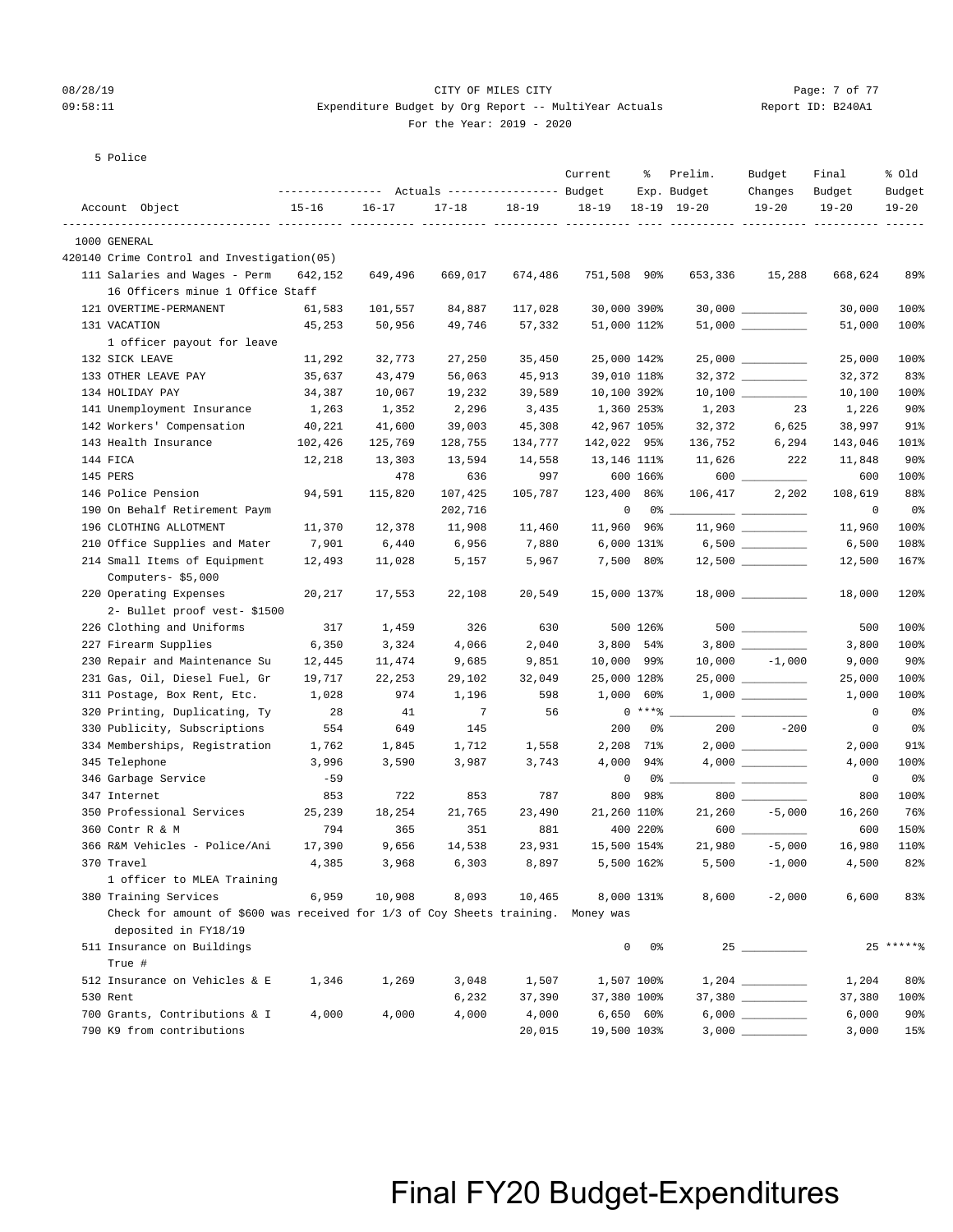CITY OF MILES CITY

Expenditure Budget by Org Report -- MultiYear Actuals

For the Year: 2019 - 2020

5 Police

| Account Object | Actuals 15-16 | Actuals 16-17 | Actuals 17-18 | Actuals 18-19 | Current Budget 18-19 | % Exp. 18-19 | Prelim. Budget 19-20 | Budget Changes 19-20 | Final Budget 19-20 | % Old Budget 19-20 |
|---|---|---|---|---|---|---|---|---|---|---|
| 1000 GENERAL | | | | | | | | | | |
| 420140 Crime Control and Investigation(05) | | | | | | | | | | |
| 111 Salaries and Wages - Perm | 642,152 | 649,496 | 669,017 | 674,486 | 751,508 | 90% | 653,336 | 15,288 | 668,624 | 89% |
| 16 Officers minue 1 Office Staff | | | | | | | | | | |
| 121 OVERTIME-PERMANENT | 61,583 | 101,557 | 84,887 | 117,028 | 30,000 | 390% | 30,000 | __________ | 30,000 | 100% |
| 131 VACATION | 45,253 | 50,956 | 49,746 | 57,332 | 51,000 | 112% | 51,000 | __________ | 51,000 | 100% |
| 1 officer payout for leave | | | | | | | | | | |
| 132 SICK LEAVE | 11,292 | 32,773 | 27,250 | 35,450 | 25,000 | 142% | 25,000 | __________ | 25,000 | 100% |
| 133 OTHER LEAVE PAY | 35,637 | 43,479 | 56,063 | 45,913 | 39,010 | 118% | 32,372 | __________ | 32,372 | 83% |
| 134 HOLIDAY PAY | 34,387 | 10,067 | 19,232 | 39,589 | 10,100 | 392% | 10,100 | __________ | 10,100 | 100% |
| 141 Unemployment Insurance | 1,263 | 1,352 | 2,296 | 3,435 | 1,360 | 253% | 1,203 | 23 | 1,226 | 90% |
| 142 Workers' Compensation | 40,221 | 41,600 | 39,003 | 45,308 | 42,967 | 105% | 32,372 | 6,625 | 38,997 | 91% |
| 143 Health Insurance | 102,426 | 125,769 | 128,755 | 134,777 | 142,022 | 95% | 136,752 | 6,294 | 143,046 | 101% |
| 144 FICA | 12,218 | 13,303 | 13,594 | 14,558 | 13,146 | 111% | 11,626 | 222 | 11,848 | 90% |
| 145 PERS | | 478 | 636 | 997 | 600 | 166% | 600 | __________ | 600 | 100% |
| 146 Police Pension | 94,591 | 115,820 | 107,425 | 105,787 | 123,400 | 86% | 106,417 | 2,202 | 108,619 | 88% |
| 190 On Behalf Retirement Paym | | | 202,716 | | 0 | 0% | __________ | __________ | 0 | 0% |
| 196 CLOTHING ALLOTMENT | 11,370 | 12,378 | 11,908 | 11,460 | 11,960 | 96% | 11,960 | __________ | 11,960 | 100% |
| 210 Office Supplies and Mater | 7,901 | 6,440 | 6,956 | 7,880 | 6,000 | 131% | 6,500 | __________ | 6,500 | 108% |
| 214 Small Items of Equipment | 12,493 | 11,028 | 5,157 | 5,967 | 7,500 | 80% | 12,500 | __________ | 12,500 | 167% |
| Computers- $5,000 | | | | | | | | | | |
| 220 Operating Expenses | 20,217 | 17,553 | 22,108 | 20,549 | 15,000 | 137% | 18,000 | __________ | 18,000 | 120% |
| 2- Bullet proof vest- $1500 | | | | | | | | | | |
| 226 Clothing and Uniforms | 317 | 1,459 | 326 | 630 | 500 | 126% | 500 | __________ | 500 | 100% |
| 227 Firearm Supplies | 6,350 | 3,324 | 4,066 | 2,040 | 3,800 | 54% | 3,800 | __________ | 3,800 | 100% |
| 230 Repair and Maintenance Su | 12,445 | 11,474 | 9,685 | 9,851 | 10,000 | 99% | 10,000 | -1,000 | 9,000 | 90% |
| 231 Gas, Oil, Diesel Fuel, Gr | 19,717 | 22,253 | 29,102 | 32,049 | 25,000 | 128% | 25,000 | __________ | 25,000 | 100% |
| 311 Postage, Box Rent, Etc. | 1,028 | 974 | 1,196 | 598 | 1,000 | 60% | 1,000 | __________ | 1,000 | 100% |
| 320 Printing, Duplicating, Ty | 28 | 41 | 7 | 56 | 0 | ***% | __________ | __________ | 0 | 0% |
| 330 Publicity, Subscriptions | 554 | 649 | 145 | | 200 | 0% | 200 | -200 | 0 | 0% |
| 334 Memberships, Registration | 1,762 | 1,845 | 1,712 | 1,558 | 2,208 | 71% | 2,000 | __________ | 2,000 | 91% |
| 345 Telephone | 3,996 | 3,590 | 3,987 | 3,743 | 4,000 | 94% | 4,000 | __________ | 4,000 | 100% |
| 346 Garbage Service | -59 | | | | 0 | 0% | __________ | __________ | 0 | 0% |
| 347 Internet | 853 | 722 | 853 | 787 | 800 | 98% | 800 | __________ | 800 | 100% |
| 350 Professional Services | 25,239 | 18,254 | 21,765 | 23,490 | 21,260 | 110% | 21,260 | -5,000 | 16,260 | 76% |
| 360 Contr R & M | 794 | 365 | 351 | 881 | 400 | 220% | 600 | __________ | 600 | 150% |
| 366 R&M Vehicles - Police/Ani | 17,390 | 9,656 | 14,538 | 23,931 | 15,500 | 154% | 21,980 | -5,000 | 16,980 | 110% |
| 370 Travel | 4,385 | 3,968 | 6,303 | 8,897 | 5,500 | 162% | 5,500 | -1,000 | 4,500 | 82% |
| 1 officer to MLEA Training | | | | | | | | | | |
| 380 Training Services | 6,959 | 10,908 | 8,093 | 10,465 | 8,000 | 131% | 8,600 | -2,000 | 6,600 | 83% |
| Check for amount of $600 was received for 1/3 of Coy Sheets training. Money was deposited in FY18/19 | | | | | | | | | | |
| 511 Insurance on Buildings | | | | | 0 | 0% | 25 | __________ | 25 | *****% |
| True # | | | | | | | | | | |
| 512 Insurance on Vehicles & E | 1,346 | 1,269 | 3,048 | 1,507 | 1,507 | 100% | 1,204 | __________ | 1,204 | 80% |
| 530 Rent | | | 6,232 | 37,390 | 37,380 | 100% | 37,380 | __________ | 37,380 | 100% |
| 700 Grants, Contributions & I | 4,000 | 4,000 | 4,000 | 4,000 | 6,650 | 60% | 6,000 | __________ | 6,000 | 90% |
| 790 K9 from contributions | | | | 20,015 | 19,500 | 103% | 3,000 | __________ | 3,000 | 15% |

Final FY20 Budget-Expenditures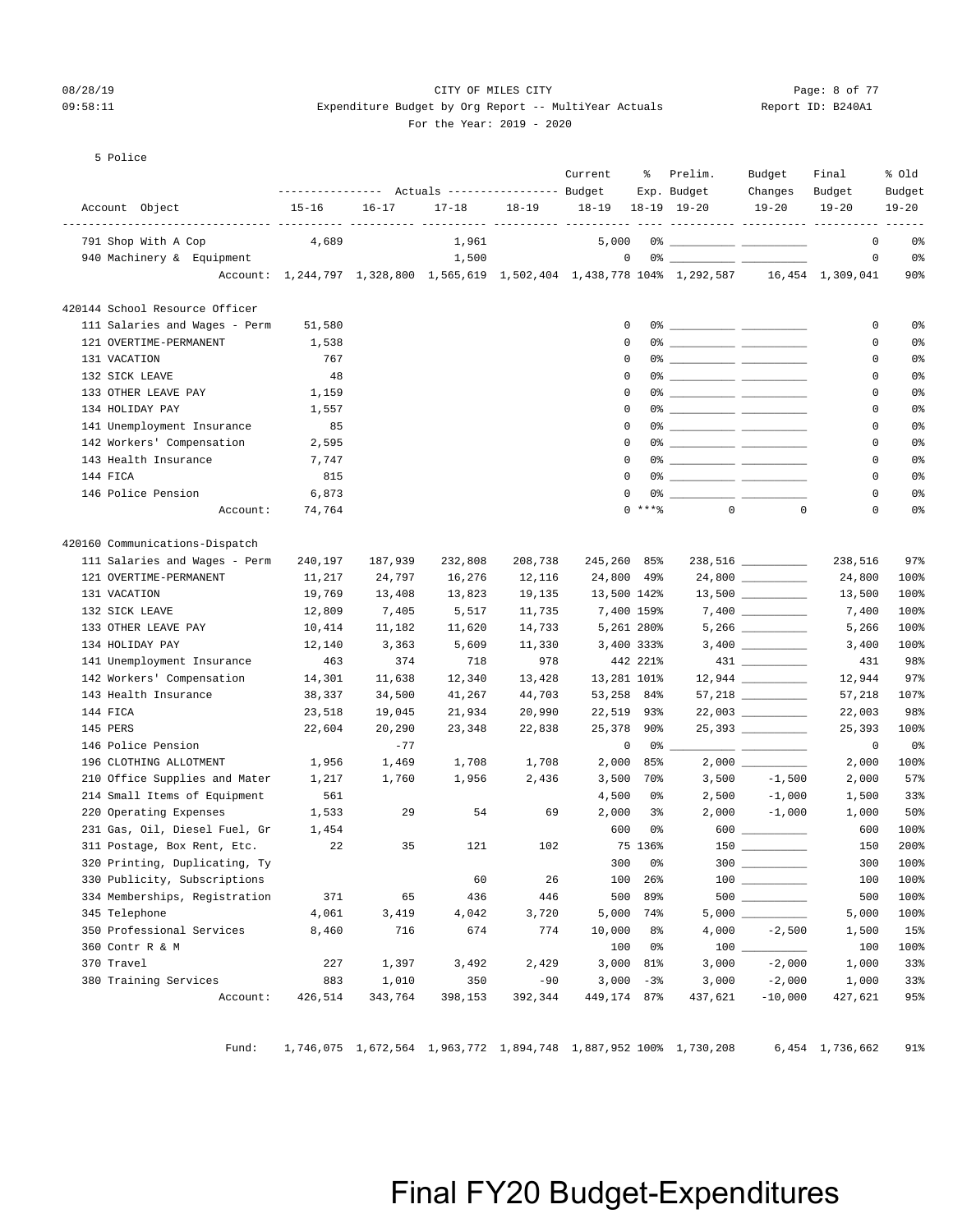CITY OF MILES CITY

Expenditure Budget by Org Report -- MultiYear Actuals

For the Year: 2019 - 2020

5 Police

| Account Object | Actuals 15-16 | Actuals 16-17 | Actuals 17-18 | Actuals 18-19 | Current Budget 18-19 | % Exp. 18-19 | Prelim. Budget 19-20 | Budget Changes 19-20 | Final Budget 19-20 | % Old Budget 19-20 |
|---|---|---|---|---|---|---|---|---|---|---|
| 791 Shop With A Cop | 4,689 | | 1,961 | | 5,000 | 0% | | | 0 | 0% |
| 940 Machinery & Equipment | | | 1,500 | | 0 | 0% | | | 0 | 0% |
| Account: | 1,244,797 | 1,328,800 | 1,565,619 | 1,502,404 | 1,438,778 | 104% | 1,292,587 | 16,454 | 1,309,041 | 90% |
| **420144 School Resource Officer** | | | | | | | | | | |
| 111 Salaries and Wages - Perm | 51,580 | | | | 0 | 0% | | | 0 | 0% |
| 121 OVERTIME-PERMANENT | 1,538 | | | | 0 | 0% | | | 0 | 0% |
| 131 VACATION | 767 | | | | 0 | 0% | | | 0 | 0% |
| 132 SICK LEAVE | 48 | | | | 0 | 0% | | | 0 | 0% |
| 133 OTHER LEAVE PAY | 1,159 | | | | 0 | 0% | | | 0 | 0% |
| 134 HOLIDAY PAY | 1,557 | | | | 0 | 0% | | | 0 | 0% |
| 141 Unemployment Insurance | 85 | | | | 0 | 0% | | | 0 | 0% |
| 142 Workers' Compensation | 2,595 | | | | 0 | 0% | | | 0 | 0% |
| 143 Health Insurance | 7,747 | | | | 0 | 0% | | | 0 | 0% |
| 144 FICA | 815 | | | | 0 | 0% | | | 0 | 0% |
| 146 Police Pension | 6,873 | | | | 0 | 0% | | | 0 | 0% |
| Account: | 74,764 | | | | 0 | ***% | 0 | 0 | 0 | 0% |
| **420160 Communications-Dispatch** | | | | | | | | | | |
| 111 Salaries and Wages - Perm | 240,197 | 187,939 | 232,808 | 208,738 | 245,260 | 85% | 238,516 | | 238,516 | 97% |
| 121 OVERTIME-PERMANENT | 11,217 | 24,797 | 16,276 | 12,116 | 24,800 | 49% | 24,800 | | 24,800 | 100% |
| 131 VACATION | 19,769 | 13,408 | 13,823 | 19,135 | 13,500 | 142% | 13,500 | | 13,500 | 100% |
| 132 SICK LEAVE | 12,809 | 7,405 | 5,517 | 11,735 | 7,400 | 159% | 7,400 | | 7,400 | 100% |
| 133 OTHER LEAVE PAY | 10,414 | 11,182 | 11,620 | 14,733 | 5,261 | 280% | 5,266 | | 5,266 | 100% |
| 134 HOLIDAY PAY | 12,140 | 3,363 | 5,609 | 11,330 | 3,400 | 333% | 3,400 | | 3,400 | 100% |
| 141 Unemployment Insurance | 463 | 374 | 718 | 978 | 442 | 221% | 431 | | 431 | 98% |
| 142 Workers' Compensation | 14,301 | 11,638 | 12,340 | 13,428 | 13,281 | 101% | 12,944 | | 12,944 | 97% |
| 143 Health Insurance | 38,337 | 34,500 | 41,267 | 44,703 | 53,258 | 84% | 57,218 | | 57,218 | 107% |
| 144 FICA | 23,518 | 19,045 | 21,934 | 20,990 | 22,519 | 93% | 22,003 | | 22,003 | 98% |
| 145 PERS | 22,604 | 20,290 | 23,348 | 22,838 | 25,378 | 90% | 25,393 | | 25,393 | 100% |
| 146 Police Pension | | -77 | | | 0 | 0% | | | 0 | 0% |
| 196 CLOTHING ALLOTMENT | 1,956 | 1,469 | 1,708 | 1,708 | 2,000 | 85% | 2,000 | | 2,000 | 100% |
| 210 Office Supplies and Mater | 1,217 | 1,760 | 1,956 | 2,436 | 3,500 | 70% | 3,500 | -1,500 | 2,000 | 57% |
| 214 Small Items of Equipment | 561 | | | | 4,500 | 0% | 2,500 | -1,000 | 1,500 | 33% |
| 220 Operating Expenses | 1,533 | 29 | 54 | 69 | 2,000 | 3% | 2,000 | -1,000 | 1,000 | 50% |
| 231 Gas, Oil, Diesel Fuel, Gr | 1,454 | | | | 600 | 0% | 600 | | 600 | 100% |
| 311 Postage, Box Rent, Etc. | 22 | 35 | 121 | 102 | 75 | 136% | 150 | | 150 | 200% |
| 320 Printing, Duplicating, Ty | | | | | 300 | 0% | 300 | | 300 | 100% |
| 330 Publicity, Subscriptions | | | 60 | 26 | 100 | 26% | 100 | | 100 | 100% |
| 334 Memberships, Registration | 371 | 65 | 436 | 446 | 500 | 89% | 500 | | 500 | 100% |
| 345 Telephone | 4,061 | 3,419 | 4,042 | 3,720 | 5,000 | 74% | 5,000 | | 5,000 | 100% |
| 350 Professional Services | 8,460 | 716 | 674 | 774 | 10,000 | 8% | 4,000 | -2,500 | 1,500 | 15% |
| 360 Contr R & M | | | | | 100 | 0% | 100 | | 100 | 100% |
| 370 Travel | 227 | 1,397 | 3,492 | 2,429 | 3,000 | 81% | 3,000 | -2,000 | 1,000 | 33% |
| 380 Training Services | 883 | 1,010 | 350 | -90 | 3,000 | -3% | 3,000 | -2,000 | 1,000 | 33% |
| Account: | 426,514 | 343,764 | 398,153 | 392,344 | 449,174 | 87% | 437,621 | -10,000 | 427,621 | 95% |
| Fund: | 1,746,075 | 1,672,564 | 1,963,772 | 1,894,748 | 1,887,952 | 100% | 1,730,208 | 6,454 | 1,736,662 | 91% |

# Final FY20 Budget-Expenditures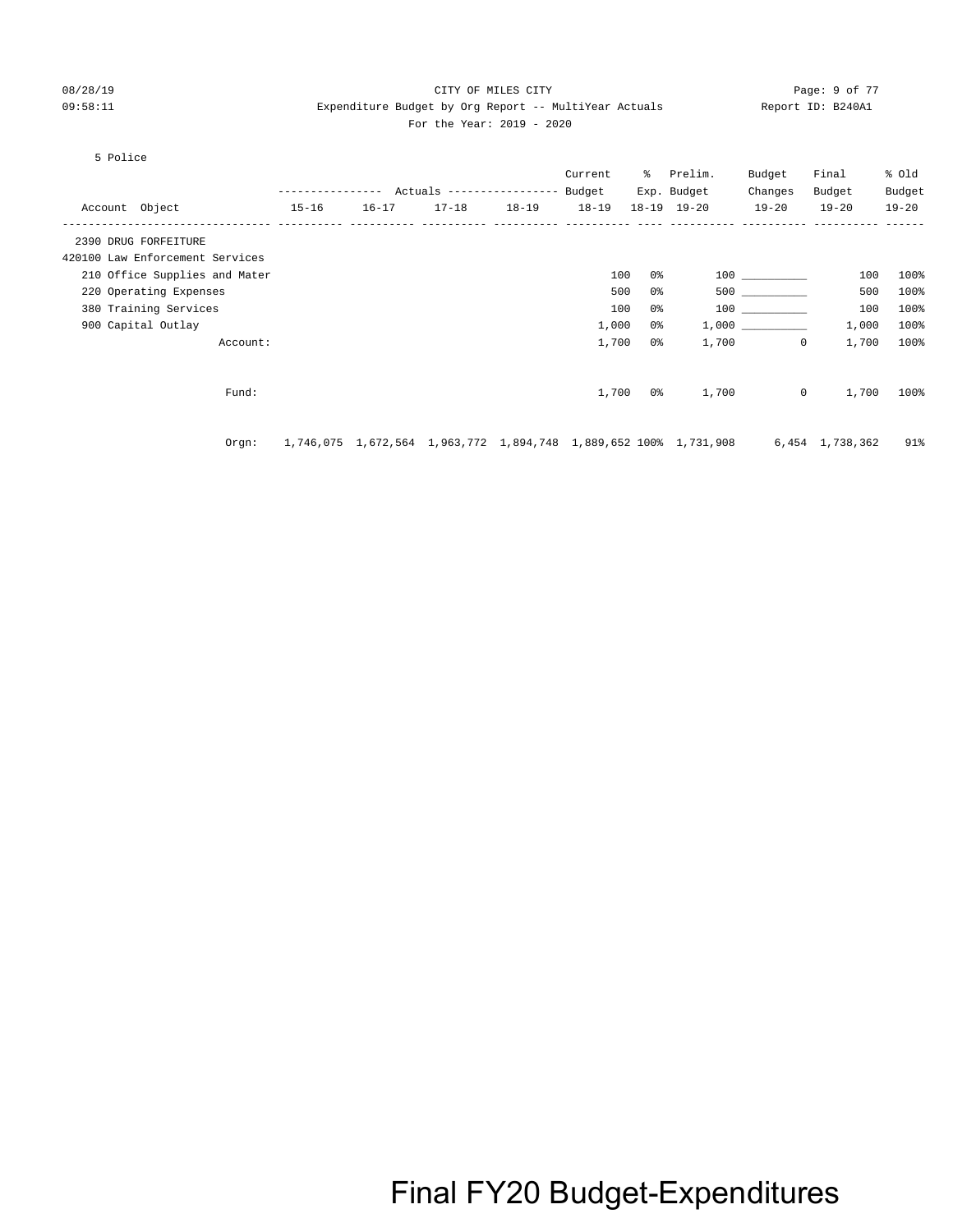CITY OF MILES CITY

Expenditure Budget by Org Report -- MultiYear Actuals

For the Year: 2019 - 2020

5 Police

| Account Object | Actuals 15-16 | Actuals 16-17 | Actuals 17-18 | Actuals 18-19 | Current Budget 18-19 | % Exp. 18-19 | Prelim. Budget 19-20 | Budget Changes 19-20 | Final Budget 19-20 | % Old Budget 19-20 |
|---|---|---|---|---|---|---|---|---|---|---|
| 2390 DRUG FORFEITURE | | | | | | | | | | |
| 420100 Law Enforcement Services | | | | | | | | | | |
| 210 Office Supplies and Mater | | | | | 100 | 0% | 100 | ___________ | 100 | 100% |
| 220 Operating Expenses | | | | | 500 | 0% | 500 | ___________ | 500 | 100% |
| 380 Training Services | | | | | 100 | 0% | 100 | ___________ | 100 | 100% |
| 900 Capital Outlay | | | | | 1,000 | 0% | 1,000 | ___________ | 1,000 | 100% |
| Account: | | | | | 1,700 | 0% | 1,700 | 0 | 1,700 | 100% |
| Fund: | | | | | 1,700 | 0% | 1,700 | 0 | 1,700 | 100% |
| Orgn: | 1,746,075 | 1,672,564 | 1,963,772 | 1,894,748 | 1,889,652 | 100% | 1,731,908 | 6,454 | 1,738,362 | 91% |

Final FY20 Budget-Expenditures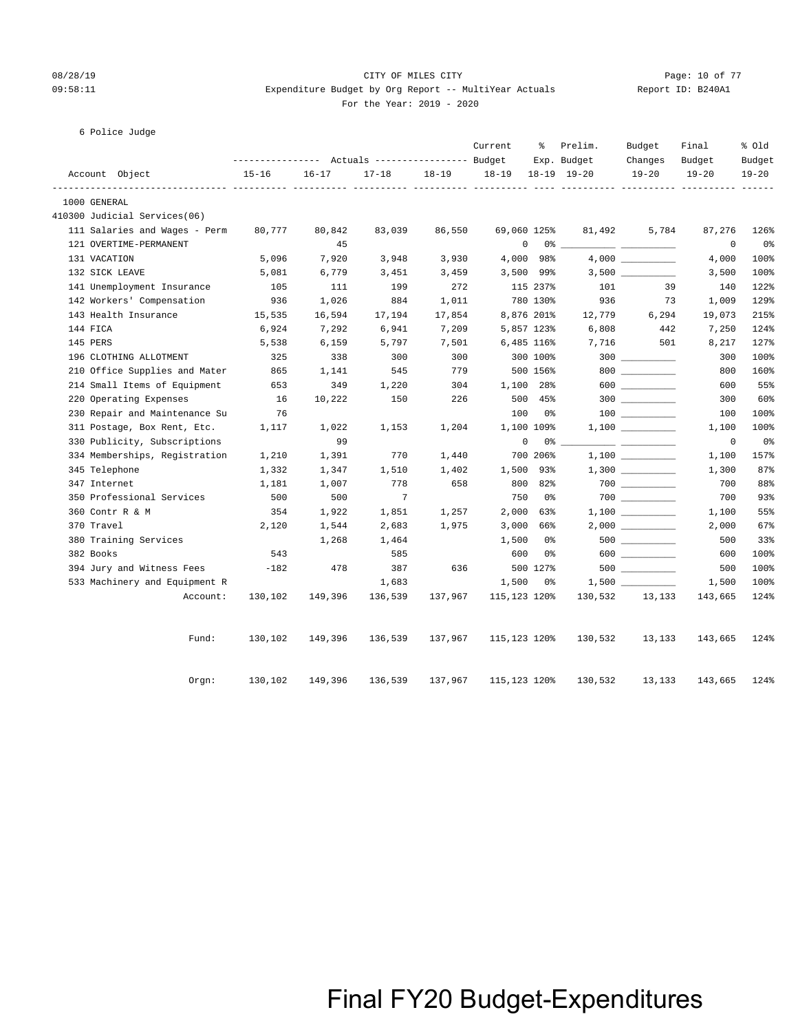CITY OF MILES CITY

Expenditure Budget by Org Report -- MultiYear Actuals

For the Year: 2019 - 2020

6 Police Judge

| Account Object | Actuals 15-16 | Actuals 16-17 | Actuals 17-18 | Actuals 18-19 | Current Budget 18-19 | % Exp. 18-19 | Prelim. Budget 19-20 | Budget Changes 19-20 | Final Budget 19-20 | % Old Budget 19-20 |
|---|---|---|---|---|---|---|---|---|---|---|
| 1000 GENERAL | | | | | | | | | | |
| 410300 Judicial Services(06) | | | | | | | | | | |
| 111 Salaries and Wages - Perm | 80,777 | 80,842 | 83,039 | 86,550 | 69,060 | 125% | 81,492 | 5,784 | 87,276 | 126% |
| 121 OVERTIME-PERMANENT | | 45 | | | 0 | 0% | __________ | __________ | 0 | 0% |
| 131 VACATION | 5,096 | 7,920 | 3,948 | 3,930 | 4,000 | 98% | 4,000 | __________ | 4,000 | 100% |
| 132 SICK LEAVE | 5,081 | 6,779 | 3,451 | 3,459 | 3,500 | 99% | 3,500 | __________ | 3,500 | 100% |
| 141 Unemployment Insurance | 105 | 111 | 199 | 272 | 115 | 237% | 101 | 39 | 140 | 122% |
| 142 Workers' Compensation | 936 | 1,026 | 884 | 1,011 | 780 | 130% | 936 | 73 | 1,009 | 129% |
| 143 Health Insurance | 15,535 | 16,594 | 17,194 | 17,854 | 8,876 | 201% | 12,779 | 6,294 | 19,073 | 215% |
| 144 FICA | 6,924 | 7,292 | 6,941 | 7,209 | 5,857 | 123% | 6,808 | 442 | 7,250 | 124% |
| 145 PERS | 5,538 | 6,159 | 5,797 | 7,501 | 6,485 | 116% | 7,716 | 501 | 8,217 | 127% |
| 196 CLOTHING ALLOTMENT | 325 | 338 | 300 | 300 | 300 | 100% | 300 | __________ | 300 | 100% |
| 210 Office Supplies and Mater | 865 | 1,141 | 545 | 779 | 500 | 156% | 800 | __________ | 800 | 160% |
| 214 Small Items of Equipment | 653 | 349 | 1,220 | 304 | 1,100 | 28% | 600 | __________ | 600 | 55% |
| 220 Operating Expenses | 16 | 10,222 | 150 | 226 | 500 | 45% | 300 | __________ | 300 | 60% |
| 230 Repair and Maintenance Su | 76 | | | | 100 | 0% | 100 | __________ | 100 | 100% |
| 311 Postage, Box Rent, Etc. | 1,117 | 1,022 | 1,153 | 1,204 | 1,100 | 109% | 1,100 | __________ | 1,100 | 100% |
| 330 Publicity, Subscriptions | | 99 | | | 0 | 0% | __________ | __________ | 0 | 0% |
| 334 Memberships, Registration | 1,210 | 1,391 | 770 | 1,440 | 700 | 206% | 1,100 | __________ | 1,100 | 157% |
| 345 Telephone | 1,332 | 1,347 | 1,510 | 1,402 | 1,500 | 93% | 1,300 | __________ | 1,300 | 87% |
| 347 Internet | 1,181 | 1,007 | 778 | 658 | 800 | 82% | 700 | __________ | 700 | 88% |
| 350 Professional Services | 500 | 500 | 7 | | 750 | 0% | 700 | __________ | 700 | 93% |
| 360 Contr R & M | 354 | 1,922 | 1,851 | 1,257 | 2,000 | 63% | 1,100 | __________ | 1,100 | 55% |
| 370 Travel | 2,120 | 1,544 | 2,683 | 1,975 | 3,000 | 66% | 2,000 | __________ | 2,000 | 67% |
| 380 Training Services | | 1,268 | 1,464 | | 1,500 | 0% | 500 | __________ | 500 | 33% |
| 382 Books | 543 | | 585 | | 600 | 0% | 600 | __________ | 600 | 100% |
| 394 Jury and Witness Fees | -182 | 478 | 387 | 636 | 500 | 127% | 500 | __________ | 500 | 100% |
| 533 Machinery and Equipment R | | | 1,683 | | 1,500 | 0% | 1,500 | __________ | 1,500 | 100% |
| Account: | 130,102 | 149,396 | 136,539 | 137,967 | 115,123 | 120% | 130,532 | 13,133 | 143,665 | 124% |
| Fund: | 130,102 | 149,396 | 136,539 | 137,967 | 115,123 | 120% | 130,532 | 13,133 | 143,665 | 124% |
| Orgn: | 130,102 | 149,396 | 136,539 | 137,967 | 115,123 | 120% | 130,532 | 13,133 | 143,665 | 124% |

Final FY20 Budget-Expenditures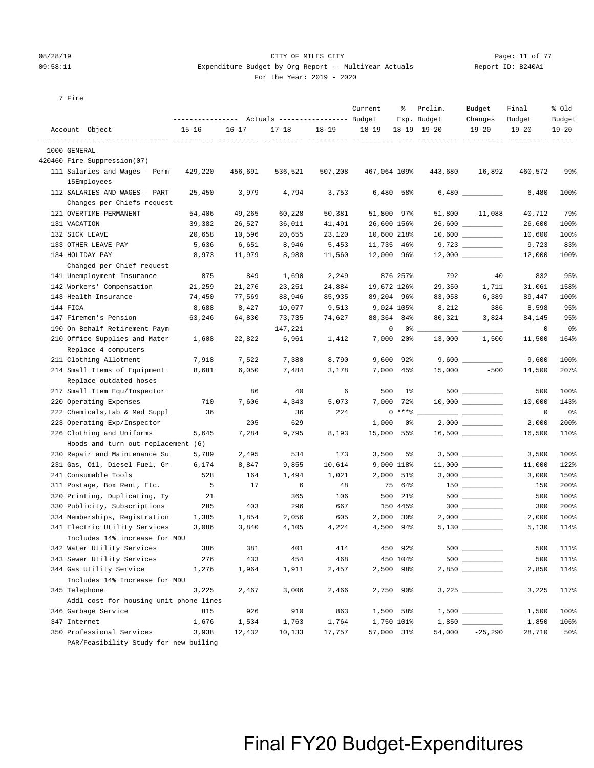CITY OF MILES CITY

Expenditure Budget by Org Report -- MultiYear Actuals

For the Year: 2019 - 2020

08/28/19 09:58:11 — Report ID: B240A1

7 Fire

| Account Object | Actuals 15-16 | Actuals 16-17 | Actuals 17-18 | Actuals 18-19 | Current Budget 18-19 | % Exp. 18-19 | Prelim. Budget 19-20 | Budget Changes 19-20 | Final Budget 19-20 | % Old Budget 19-20 |
|---|---|---|---|---|---|---|---|---|---|---|
| 1000 GENERAL | | | | | | | | | | |
| 420460 Fire Suppression(07) | | | | | | | | | | |
| 111 Salaries and Wages - Perm 15Employees | 429,220 | 456,691 | 536,521 | 507,208 | 467,064 | 109% | 443,680 | 16,892 | 460,572 | 99% |
| 112 SALARIES AND WAGES - PART Changes per Chiefs request | 25,450 | 3,979 | 4,794 | 3,753 | 6,480 | 58% | 6,480 | __________ | 6,480 | 100% |
| 121 OVERTIME-PERMANENT | 54,406 | 49,265 | 60,228 | 50,381 | 51,800 | 97% | 51,800 | -11,088 | 40,712 | 79% |
| 131 VACATION | 39,382 | 26,527 | 36,011 | 41,491 | 26,600 | 156% | 26,600 | __________ | 26,600 | 100% |
| 132 SICK LEAVE | 20,658 | 10,596 | 20,655 | 23,120 | 10,600 | 218% | 10,600 | __________ | 10,600 | 100% |
| 133 OTHER LEAVE PAY | 5,636 | 6,651 | 8,946 | 5,453 | 11,735 | 46% | 9,723 | __________ | 9,723 | 83% |
| 134 HOLIDAY PAY Changed per Chief request | 8,973 | 11,979 | 8,988 | 11,560 | 12,000 | 96% | 12,000 | __________ | 12,000 | 100% |
| 141 Unemployment Insurance | 875 | 849 | 1,690 | 2,249 | 876 | 257% | 792 | 40 | 832 | 95% |
| 142 Workers' Compensation | 21,259 | 21,276 | 23,251 | 24,884 | 19,672 | 126% | 29,350 | 1,711 | 31,061 | 158% |
| 143 Health Insurance | 74,450 | 77,569 | 88,946 | 85,935 | 89,204 | 96% | 83,058 | 6,389 | 89,447 | 100% |
| 144 FICA | 8,688 | 8,427 | 10,077 | 9,513 | 9,024 | 105% | 8,212 | 386 | 8,598 | 95% |
| 147 Firemen's Pension | 63,246 | 64,830 | 73,735 | 74,627 | 88,364 | 84% | 80,321 | 3,824 | 84,145 | 95% |
| 190 On Behalf Retirement Paym | | | 147,221 | | 0 | 0% | __________ | __________ | 0 | 0% |
| 210 Office Supplies and Mater Replace 4 computers | 1,608 | 22,822 | 6,961 | 1,412 | 7,000 | 20% | 13,000 | -1,500 | 11,500 | 164% |
| 211 Clothing Allotment | 7,918 | 7,522 | 7,380 | 8,790 | 9,600 | 92% | 9,600 | __________ | 9,600 | 100% |
| 214 Small Items of Equipment Replace outdated hoses | 8,681 | 6,050 | 7,484 | 3,178 | 7,000 | 45% | 15,000 | -500 | 14,500 | 207% |
| 217 Small Item Equ/Inspector | | 86 | 40 | 6 | 500 | 1% | 500 | __________ | 500 | 100% |
| 220 Operating Expenses | 710 | 7,606 | 4,343 | 5,073 | 7,000 | 72% | 10,000 | __________ | 10,000 | 143% |
| 222 Chemicals,Lab & Med Suppl | 36 | | 36 | 224 | 0 | ***% | __________ | __________ | 0 | 0% |
| 223 Operating Exp/Inspector | | 205 | 629 | | 1,000 | 0% | 2,000 | __________ | 2,000 | 200% |
| 226 Clothing and Uniforms Hoods and turn out replacement (6) | 5,645 | 7,284 | 9,795 | 8,193 | 15,000 | 55% | 16,500 | __________ | 16,500 | 110% |
| 230 Repair and Maintenance Su | 5,789 | 2,495 | 534 | 173 | 3,500 | 5% | 3,500 | __________ | 3,500 | 100% |
| 231 Gas, Oil, Diesel Fuel, Gr | 6,174 | 8,847 | 9,855 | 10,614 | 9,000 | 118% | 11,000 | __________ | 11,000 | 122% |
| 241 Consumable Tools | 528 | 164 | 1,494 | 1,021 | 2,000 | 51% | 3,000 | __________ | 3,000 | 150% |
| 311 Postage, Box Rent, Etc. | 5 | 17 | 6 | 48 | 75 | 64% | 150 | __________ | 150 | 200% |
| 320 Printing, Duplicating, Ty | 21 | | 365 | 106 | 500 | 21% | 500 | __________ | 500 | 100% |
| 330 Publicity, Subscriptions | 285 | 403 | 296 | 667 | 150 | 445% | 300 | __________ | 300 | 200% |
| 334 Memberships, Registration | 1,385 | 1,854 | 2,056 | 605 | 2,000 | 30% | 2,000 | __________ | 2,000 | 100% |
| 341 Electric Utility Services Includes 14% increase for MDU | 3,086 | 3,840 | 4,105 | 4,224 | 4,500 | 94% | 5,130 | __________ | 5,130 | 114% |
| 342 Water Utility Services | 386 | 381 | 401 | 414 | 450 | 92% | 500 | __________ | 500 | 111% |
| 343 Sewer Utility Services | 276 | 433 | 454 | 468 | 450 | 104% | 500 | __________ | 500 | 111% |
| 344 Gas Utility Service Includes 14% Increase for MDU | 1,276 | 1,964 | 1,911 | 2,457 | 2,500 | 98% | 2,850 | __________ | 2,850 | 114% |
| 345 Telephone Addl cost for housing unit phone lines | 3,225 | 2,467 | 3,006 | 2,466 | 2,750 | 90% | 3,225 | __________ | 3,225 | 117% |
| 346 Garbage Service | 815 | 926 | 910 | 863 | 1,500 | 58% | 1,500 | __________ | 1,500 | 100% |
| 347 Internet | 1,676 | 1,534 | 1,763 | 1,764 | 1,750 | 101% | 1,850 | __________ | 1,850 | 106% |
| 350 Professional Services PAR/Feasibility Study for new builing | 3,938 | 12,432 | 10,133 | 17,757 | 57,000 | 31% | 54,000 | -25,290 | 28,710 | 50% |

Final FY20 Budget-Expenditures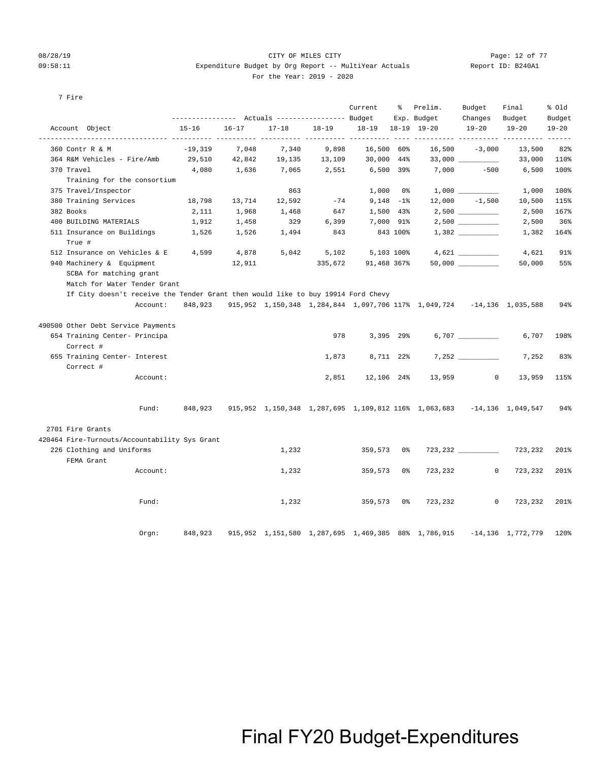CITY OF MILES CITY

Expenditure Budget by Org Report -- MultiYear Actuals

For the Year: 2019 - 2020

7 Fire

| Account Object | Actuals 15-16 | Actuals 16-17 | Actuals 17-18 | Actuals 18-19 | Current Budget 18-19 | % Exp. 18-19 | Prelim. Budget 19-20 | Budget Changes 19-20 | Final Budget 19-20 | % Old Budget 19-20 |
|---|---|---|---|---|---|---|---|---|---|---|
| 360 Contr R & M | -19,319 | 7,048 | 7,340 | 9,898 | 16,500 | 60% | 16,500 | -3,000 | 13,500 | 82% |
| 364 R&M Vehicles - Fire/Amb | 29,510 | 42,842 | 19,135 | 13,109 | 30,000 | 44% | 33,000 | __________ | 33,000 | 110% |
| 370 Travel | 4,080 | 1,636 | 7,065 | 2,551 | 6,500 | 39% | 7,000 | -500 | 6,500 | 100% |
| Training for the consortium | | | | | | | | | | |
| 375 Travel/Inspector | | | 863 | | 1,000 | 0% | 1,000 | __________ | 1,000 | 100% |
| 380 Training Services | 18,798 | 13,714 | 12,592 | -74 | 9,148 | -1% | 12,000 | -1,500 | 10,500 | 115% |
| 382 Books | 2,111 | 1,968 | 1,468 | 647 | 1,500 | 43% | 2,500 | __________ | 2,500 | 167% |
| 400 BUILDING MATERIALS | 1,912 | 1,458 | 329 | 6,399 | 7,000 | 91% | 2,500 | __________ | 2,500 | 36% |
| 511 Insurance on Buildings | 1,526 | 1,526 | 1,494 | 843 | 843 | 100% | 1,382 | __________ | 1,382 | 164% |
| True # | | | | | | | | | | |
| 512 Insurance on Vehicles & E | 4,599 | 4,878 | 5,042 | 5,102 | 5,103 | 100% | 4,621 | __________ | 4,621 | 91% |
| 940 Machinery & Equipment | | 12,911 | | 335,672 | 91,468 | 367% | 50,000 | __________ | 50,000 | 55% |
| SCBA for matching grant | | | | | | | | | | |
| Match for Water Tender Grant | | | | | | | | | | |
| If City doesn't receive the Tender Grant then would like to buy 19914 Ford Chevy | | | | | | | | | | |
| Account: | 848,923 | 915,952 | 1,150,348 | 1,284,844 | 1,097,706 | 117% | 1,049,724 | -14,136 | 1,035,588 | 94% |
| **490500 Other Debt Service Payments** | | | | | | | | | | |
| 654 Training Center- Principa | | | | 978 | 3,395 | 29% | 6,707 | __________ | 6,707 | 198% |
| Correct # | | | | | | | | | | |
| 655 Training Center- Interest | | | | 1,873 | 8,711 | 22% | 7,252 | __________ | 7,252 | 83% |
| Correct # | | | | | | | | | | |
| Account: | | | | 2,851 | 12,106 | 24% | 13,959 | 0 | 13,959 | 115% |
| Fund: | 848,923 | 915,952 | 1,150,348 | 1,287,695 | 1,109,812 | 116% | 1,063,683 | -14,136 | 1,049,547 | 94% |
| **2701 Fire Grants** | | | | | | | | | | |
| **420464 Fire-Turnouts/Accountability Sys Grant** | | | | | | | | | | |
| 226 Clothing and Uniforms | | | 1,232 | | 359,573 | 0% | 723,232 | __________ | 723,232 | 201% |
| FEMA Grant | | | | | | | | | | |
| Account: | | | 1,232 | | 359,573 | 0% | 723,232 | 0 | 723,232 | 201% |
| Fund: | | | 1,232 | | 359,573 | 0% | 723,232 | 0 | 723,232 | 201% |
| Orgn: | 848,923 | 915,952 | 1,151,580 | 1,287,695 | 1,469,385 | 88% | 1,786,915 | -14,136 | 1,772,779 | 120% |

Final FY20 Budget-Expenditures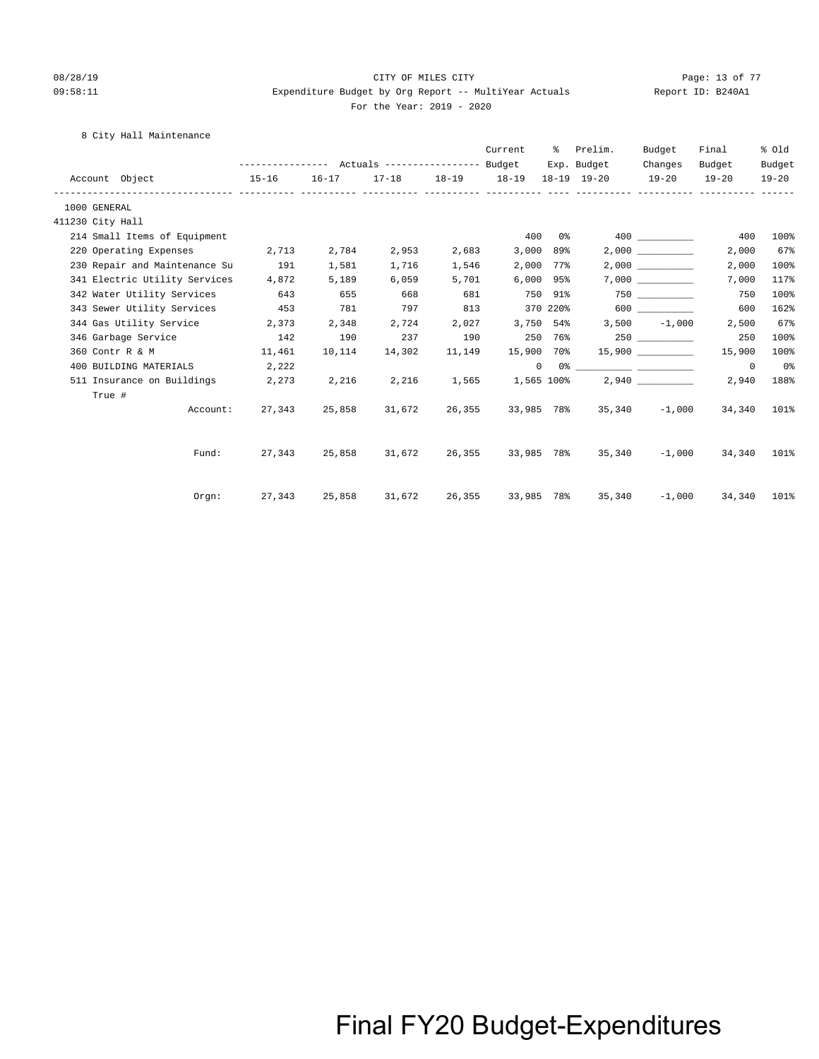CITY OF MILES CITY

Expenditure Budget by Org Report -- MultiYear Actuals

For the Year: 2019 - 2020

8 City Hall Maintenance

| Account Object | Actuals 15-16 | Actuals 16-17 | Actuals 17-18 | Actuals 18-19 | Current Budget 18-19 | % Exp. 18-19 | Prelim. Budget 19-20 | Budget Changes 19-20 | Final Budget 19-20 | % Old Budget 19-20 |
|---|---|---|---|---|---|---|---|---|---|---|
| 1000 GENERAL | | | | | | | | | | |
| 411230 City Hall | | | | | | | | | | |
| 214 Small Items of Equipment | | | | | 400 | 0% | 400 | __________ | 400 | 100% |
| 220 Operating Expenses | 2,713 | 2,784 | 2,953 | 2,683 | 3,000 | 89% | 2,000 | __________ | 2,000 | 67% |
| 230 Repair and Maintenance Su | 191 | 1,581 | 1,716 | 1,546 | 2,000 | 77% | 2,000 | __________ | 2,000 | 100% |
| 341 Electric Utility Services | 4,872 | 5,189 | 6,059 | 5,701 | 6,000 | 95% | 7,000 | __________ | 7,000 | 117% |
| 342 Water Utility Services | 643 | 655 | 668 | 681 | 750 | 91% | 750 | __________ | 750 | 100% |
| 343 Sewer Utility Services | 453 | 781 | 797 | 813 | 370 | 220% | 600 | __________ | 600 | 162% |
| 344 Gas Utility Service | 2,373 | 2,348 | 2,724 | 2,027 | 3,750 | 54% | 3,500 | -1,000 | 2,500 | 67% |
| 346 Garbage Service | 142 | 190 | 237 | 190 | 250 | 76% | 250 | __________ | 250 | 100% |
| 360 Contr R & M | 11,461 | 10,114 | 14,302 | 11,149 | 15,900 | 70% | 15,900 | __________ | 15,900 | 100% |
| 400 BUILDING MATERIALS | 2,222 | | | | 0 | 0% | __________ | __________ | 0 | 0% |
| 511 Insurance on Buildings | 2,273 | 2,216 | 2,216 | 1,565 | 1,565 | 100% | 2,940 | __________ | 2,940 | 188% |
| True # | | | | | | | | | | |
| Account: | 27,343 | 25,858 | 31,672 | 26,355 | 33,985 | 78% | 35,340 | -1,000 | 34,340 | 101% |
| Fund: | 27,343 | 25,858 | 31,672 | 26,355 | 33,985 | 78% | 35,340 | -1,000 | 34,340 | 101% |
| Orgn: | 27,343 | 25,858 | 31,672 | 26,355 | 33,985 | 78% | 35,340 | -1,000 | 34,340 | 101% |

Final FY20 Budget-Expenditures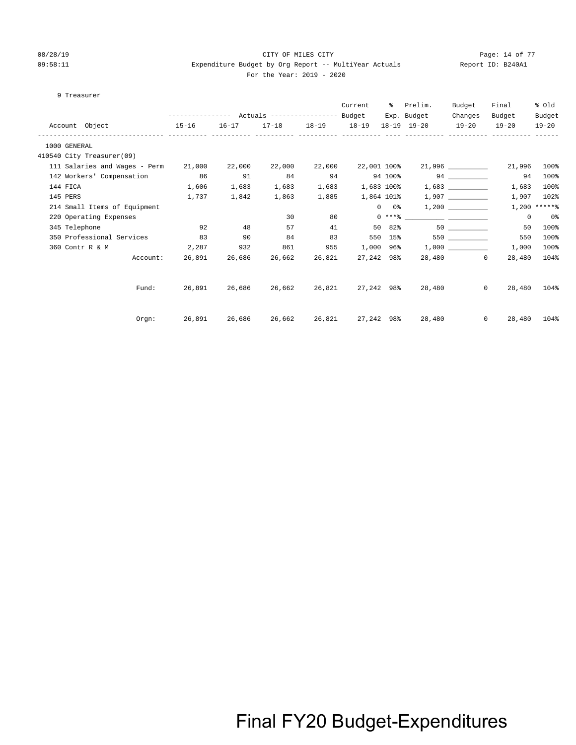CITY OF MILES CITY

Expenditure Budget by Org Report -- MultiYear Actuals

For the Year: 2019 - 2020

9 Treasurer

| Account Object | Actuals 15-16 | Actuals 16-17 | Actuals 17-18 | Actuals 18-19 | Current Budget 18-19 | % Exp. 18-19 | Prelim. Budget 19-20 | Budget Changes 19-20 | Final Budget 19-20 | % Old Budget 19-20 |
|---|---|---|---|---|---|---|---|---|---|---|
| 1000 GENERAL | | | | | | | | | | |
| 410540 City Treasurer(09) | | | | | | | | | | |
| 111 Salaries and Wages - Perm | 21,000 | 22,000 | 22,000 | 22,000 | 22,001 | 100% | 21,996 | __________ | 21,996 | 100% |
| 142 Workers' Compensation | 86 | 91 | 84 | 94 | 94 | 100% | 94 | __________ | 94 | 100% |
| 144 FICA | 1,606 | 1,683 | 1,683 | 1,683 | 1,683 | 100% | 1,683 | __________ | 1,683 | 100% |
| 145 PERS | 1,737 | 1,842 | 1,863 | 1,885 | 1,864 | 101% | 1,907 | __________ | 1,907 | 102% |
| 214 Small Items of Equipment | | | | | 0 | 0% | 1,200 | __________ | 1,200 | *****% |
| 220 Operating Expenses | | | 30 | 80 | 0 | ***% | __________ | __________ | 0 | 0% |
| 345 Telephone | 92 | 48 | 57 | 41 | 50 | 82% | 50 | __________ | 50 | 100% |
| 350 Professional Services | 83 | 90 | 84 | 83 | 550 | 15% | 550 | __________ | 550 | 100% |
| 360 Contr R & M | 2,287 | 932 | 861 | 955 | 1,000 | 96% | 1,000 | __________ | 1,000 | 100% |
| Account: | 26,891 | 26,686 | 26,662 | 26,821 | 27,242 | 98% | 28,480 | 0 | 28,480 | 104% |
| Fund: | 26,891 | 26,686 | 26,662 | 26,821 | 27,242 | 98% | 28,480 | 0 | 28,480 | 104% |
| Orgn: | 26,891 | 26,686 | 26,662 | 26,821 | 27,242 | 98% | 28,480 | 0 | 28,480 | 104% |

Final FY20 Budget-Expenditures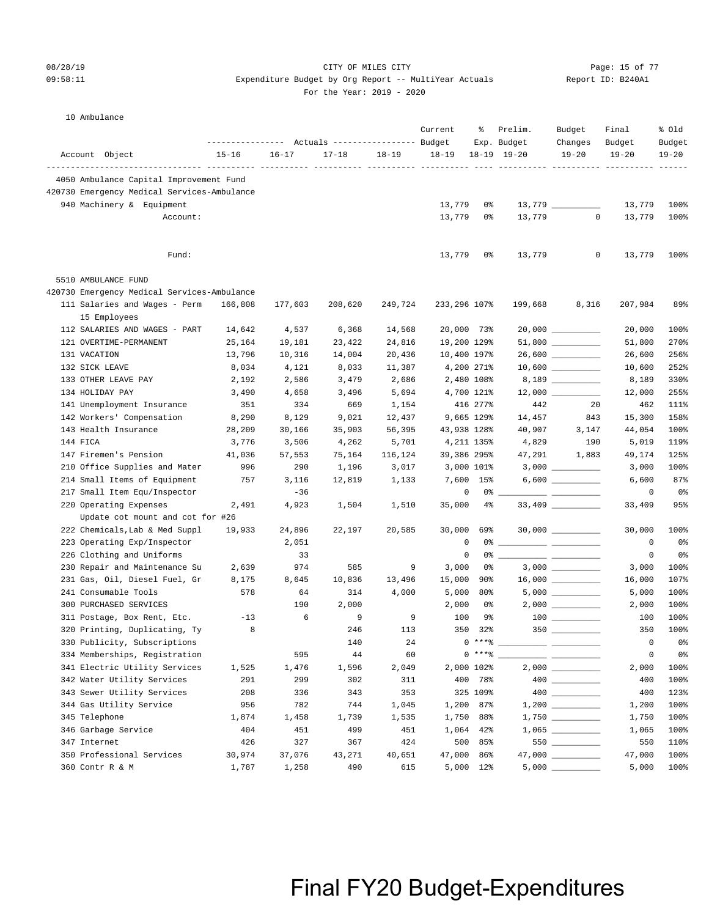CITY OF MILES CITY

Expenditure Budget by Org Report -- MultiYear Actuals

For the Year: 2019 - 2020

10 Ambulance

| Account Object | Actuals 15-16 | Actuals 16-17 | Actuals 17-18 | Actuals 18-19 | Current Budget 18-19 | % Exp. 18-19 | Prelim. Budget 19-20 | Budget Changes 19-20 | Final Budget 19-20 | % Old Budget 19-20 |
|---|---|---|---|---|---|---|---|---|---|---|
| 4050 Ambulance Capital Improvement Fund | | | | | | | | | | |
| 420730 Emergency Medical Services-Ambulance | | | | | | | | | | |
| 940 Machinery & Equipment | | | | | 13,779 | 0% | 13,779 | __________ | 13,779 | 100% |
| Account: | | | | | 13,779 | 0% | 13,779 | 0 | 13,779 | 100% |
| Fund: | | | | | 13,779 | 0% | 13,779 | 0 | 13,779 | 100% |
| 5510 AMBULANCE FUND | | | | | | | | | | |
| 420730 Emergency Medical Services-Ambulance | | | | | | | | | | |
| 111 Salaries and Wages - Perm<br>15 Employees | 166,808 | 177,603 | 208,620 | 249,724 | 233,296 | 107% | 199,668 | 8,316 | 207,984 | 89% |
| 112 SALARIES AND WAGES - PART | 14,642 | 4,537 | 6,368 | 14,568 | 20,000 | 73% | 20,000 | __________ | 20,000 | 100% |
| 121 OVERTIME-PERMANENT | 25,164 | 19,181 | 23,422 | 24,816 | 19,200 | 129% | 51,800 | __________ | 51,800 | 270% |
| 131 VACATION | 13,796 | 10,316 | 14,004 | 20,436 | 10,400 | 197% | 26,600 | __________ | 26,600 | 256% |
| 132 SICK LEAVE | 8,034 | 4,121 | 8,033 | 11,387 | 4,200 | 271% | 10,600 | __________ | 10,600 | 252% |
| 133 OTHER LEAVE PAY | 2,192 | 2,586 | 3,479 | 2,686 | 2,480 | 108% | 8,189 | __________ | 8,189 | 330% |
| 134 HOLIDAY PAY | 3,490 | 4,658 | 3,496 | 5,694 | 4,700 | 121% | 12,000 | __________ | 12,000 | 255% |
| 141 Unemployment Insurance | 351 | 334 | 669 | 1,154 | 416 | 277% | 442 | 20 | 462 | 111% |
| 142 Workers' Compensation | 8,290 | 8,129 | 9,021 | 12,437 | 9,665 | 129% | 14,457 | 843 | 15,300 | 158% |
| 143 Health Insurance | 28,209 | 30,166 | 35,903 | 56,395 | 43,938 | 128% | 40,907 | 3,147 | 44,054 | 100% |
| 144 FICA | 3,776 | 3,506 | 4,262 | 5,701 | 4,211 | 135% | 4,829 | 190 | 5,019 | 119% |
| 147 Firemen's Pension | 41,036 | 57,553 | 75,164 | 116,124 | 39,386 | 295% | 47,291 | 1,883 | 49,174 | 125% |
| 210 Office Supplies and Mater | 996 | 290 | 1,196 | 3,017 | 3,000 | 101% | 3,000 | __________ | 3,000 | 100% |
| 214 Small Items of Equipment | 757 | 3,116 | 12,819 | 1,133 | 7,600 | 15% | 6,600 | __________ | 6,600 | 87% |
| 217 Small Item Equ/Inspector | | -36 | | | 0 | 0% | __________ | __________ | 0 | 0% |
| 220 Operating Expenses<br>Update cot mount and cot for #26 | 2,491 | 4,923 | 1,504 | 1,510 | 35,000 | 4% | 33,409 | __________ | 33,409 | 95% |
| 222 Chemicals,Lab & Med Suppl | 19,933 | 24,896 | 22,197 | 20,585 | 30,000 | 69% | 30,000 | __________ | 30,000 | 100% |
| 223 Operating Exp/Inspector | | 2,051 | | | 0 | 0% | __________ | __________ | 0 | 0% |
| 226 Clothing and Uniforms | | 33 | | | 0 | 0% | __________ | __________ | 0 | 0% |
| 230 Repair and Maintenance Su | 2,639 | 974 | 585 | 9 | 3,000 | 0% | 3,000 | __________ | 3,000 | 100% |
| 231 Gas, Oil, Diesel Fuel, Gr | 8,175 | 8,645 | 10,836 | 13,496 | 15,000 | 90% | 16,000 | __________ | 16,000 | 107% |
| 241 Consumable Tools | 578 | 64 | 314 | 4,000 | 5,000 | 80% | 5,000 | __________ | 5,000 | 100% |
| 300 PURCHASED SERVICES | | 190 | 2,000 | | 2,000 | 0% | 2,000 | __________ | 2,000 | 100% |
| 311 Postage, Box Rent, Etc. | -13 | 6 | 9 | 9 | 100 | 9% | 100 | __________ | 100 | 100% |
| 320 Printing, Duplicating, Ty | 8 | | 246 | 113 | 350 | 32% | 350 | __________ | 350 | 100% |
| 330 Publicity, Subscriptions | | | 140 | 24 | 0 | ***% | __________ | __________ | 0 | 0% |
| 334 Memberships, Registration | | 595 | 44 | 60 | 0 | ***% | __________ | __________ | 0 | 0% |
| 341 Electric Utility Services | 1,525 | 1,476 | 1,596 | 2,049 | 2,000 | 102% | 2,000 | __________ | 2,000 | 100% |
| 342 Water Utility Services | 291 | 299 | 302 | 311 | 400 | 78% | 400 | __________ | 400 | 100% |
| 343 Sewer Utility Services | 208 | 336 | 343 | 353 | 325 | 109% | 400 | __________ | 400 | 123% |
| 344 Gas Utility Service | 956 | 782 | 744 | 1,045 | 1,200 | 87% | 1,200 | __________ | 1,200 | 100% |
| 345 Telephone | 1,874 | 1,458 | 1,739 | 1,535 | 1,750 | 88% | 1,750 | __________ | 1,750 | 100% |
| 346 Garbage Service | 404 | 451 | 499 | 451 | 1,064 | 42% | 1,065 | __________ | 1,065 | 100% |
| 347 Internet | 426 | 327 | 367 | 424 | 500 | 85% | 550 | __________ | 550 | 110% |
| 350 Professional Services | 30,974 | 37,076 | 43,271 | 40,651 | 47,000 | 86% | 47,000 | __________ | 47,000 | 100% |
| 360 Contr R & M | 1,787 | 1,258 | 490 | 615 | 5,000 | 12% | 5,000 | __________ | 5,000 | 100% |

Final FY20 Budget-Expenditures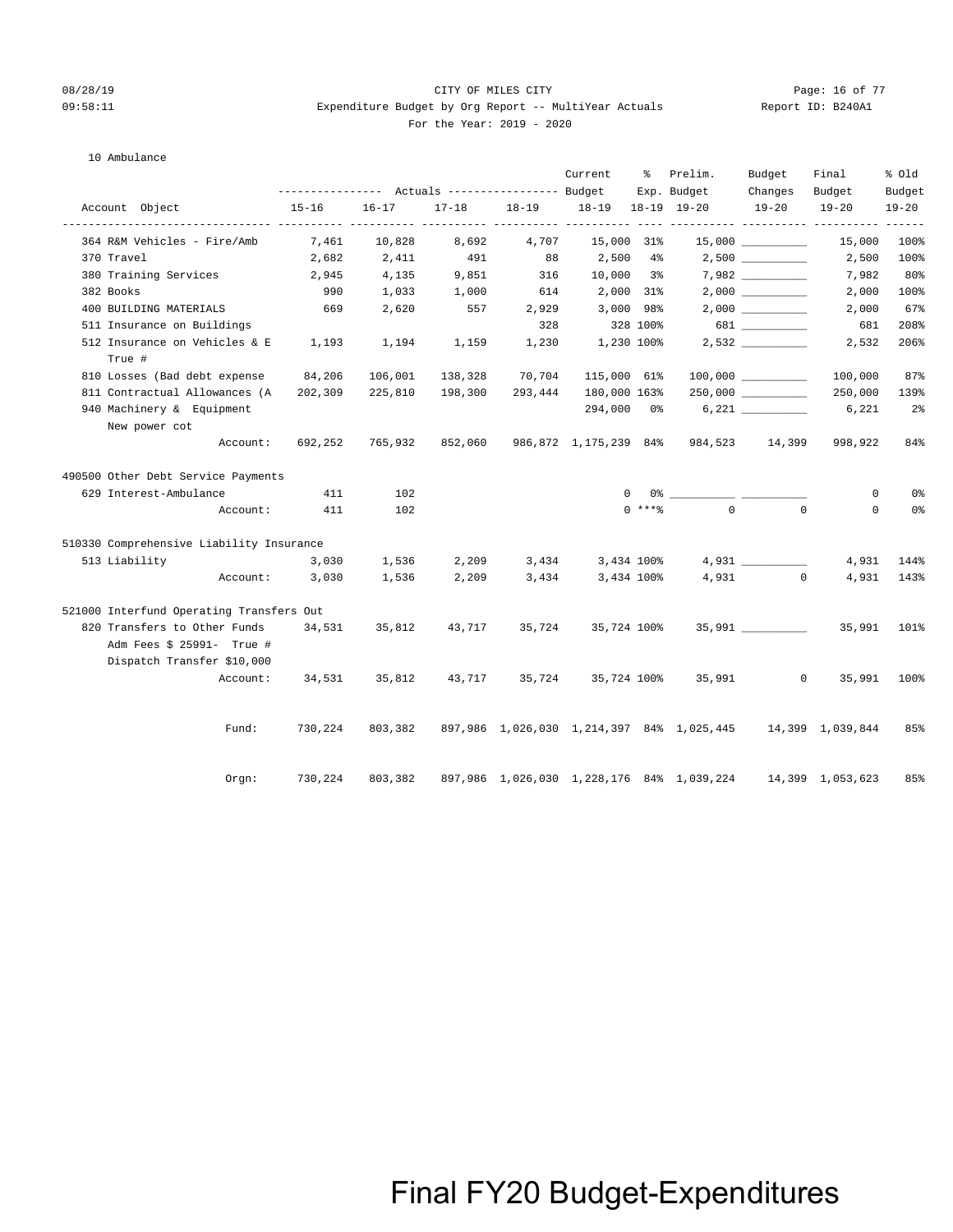CITY OF MILES CITY

Expenditure Budget by Org Report -- MultiYear Actuals

For the Year: 2019 - 2020

10 Ambulance

| Account Object | Actuals 15-16 | Actuals 16-17 | Actuals 17-18 | Actuals 18-19 | Current Budget 18-19 | % Exp. 18-19 | Prelim. Budget 19-20 | Budget Changes 19-20 | Final Budget 19-20 | % Old Budget 19-20 |
|---|---|---|---|---|---|---|---|---|---|---|
| 364 R&M Vehicles - Fire/Amb | 7,461 | 10,828 | 8,692 | 4,707 | 15,000 | 31% | 15,000 | __________ | 15,000 | 100% |
| 370 Travel | 2,682 | 2,411 | 491 | 88 | 2,500 | 4% | 2,500 | __________ | 2,500 | 100% |
| 380 Training Services | 2,945 | 4,135 | 9,851 | 316 | 10,000 | 3% | 7,982 | __________ | 7,982 | 80% |
| 382 Books | 990 | 1,033 | 1,000 | 614 | 2,000 | 31% | 2,000 | __________ | 2,000 | 100% |
| 400 BUILDING MATERIALS | 669 | 2,620 | 557 | 2,929 | 3,000 | 98% | 2,000 | __________ | 2,000 | 67% |
| 511 Insurance on Buildings | | | | 328 | 328 | 100% | 681 | __________ | 681 | 208% |
| 512 Insurance on Vehicles & E True # | 1,193 | 1,194 | 1,159 | 1,230 | 1,230 | 100% | 2,532 | __________ | 2,532 | 206% |
| 810 Losses (Bad debt expense | 84,206 | 106,001 | 138,328 | 70,704 | 115,000 | 61% | 100,000 | __________ | 100,000 | 87% |
| 811 Contractual Allowances (A | 202,309 | 225,810 | 198,300 | 293,444 | 180,000 | 163% | 250,000 | __________ | 250,000 | 139% |
| 940 Machinery & Equipment New power cot | | | | | 294,000 | 0% | 6,221 | __________ | 6,221 | 2% |
| Account: | 692,252 | 765,932 | 852,060 | 986,872 | 1,175,239 | 84% | 984,523 | 14,399 | 998,922 | 84% |
| **490500 Other Debt Service Payments** | | | | | | | | | | |
| 629 Interest-Ambulance | 411 | 102 | | | 0 | 0% | __________ | __________ | 0 | 0% |
| Account: | 411 | 102 | | | 0 | ***% | 0 | 0 | 0 | 0% |
| **510330 Comprehensive Liability Insurance** | | | | | | | | | | |
| 513 Liability | 3,030 | 1,536 | 2,209 | 3,434 | 3,434 | 100% | 4,931 | __________ | 4,931 | 144% |
| Account: | 3,030 | 1,536 | 2,209 | 3,434 | 3,434 | 100% | 4,931 | 0 | 4,931 | 143% |
| **521000 Interfund Operating Transfers Out** | | | | | | | | | | |
| 820 Transfers to Other Funds Adm Fees $ 25991- True # Dispatch Transfer $10,000 | 34,531 | 35,812 | 43,717 | 35,724 | 35,724 | 100% | 35,991 | __________ | 35,991 | 101% |
| Account: | 34,531 | 35,812 | 43,717 | 35,724 | 35,724 | 100% | 35,991 | 0 | 35,991 | 100% |
| Fund: | 730,224 | 803,382 | 897,986 | 1,026,030 | 1,214,397 | 84% | 1,025,445 | 14,399 | 1,039,844 | 85% |
| Orgn: | 730,224 | 803,382 | 897,986 | 1,026,030 | 1,228,176 | 84% | 1,039,224 | 14,399 | 1,053,623 | 85% |

Final FY20 Budget-Expenditures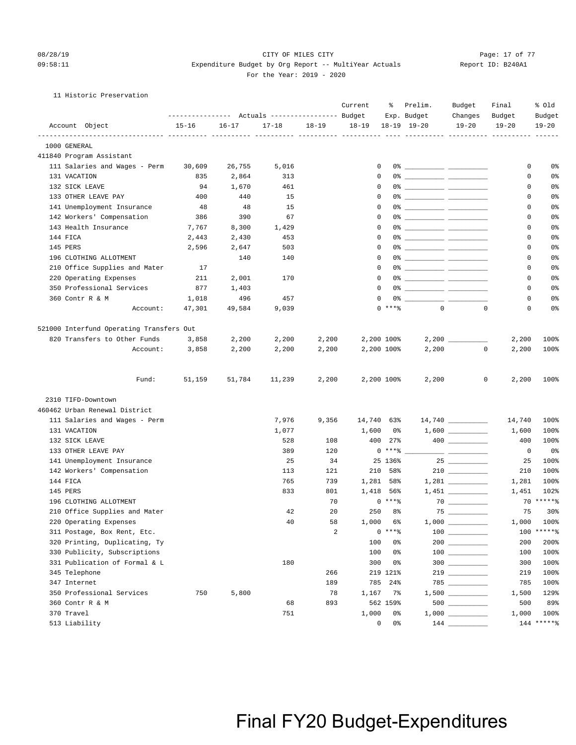CITY OF MILES CITY
Expenditure Budget by Org Report -- MultiYear Actuals
For the Year: 2019 - 2020

11 Historic Preservation

| Account Object | 15-16 Actuals | 16-17 Actuals | 17-18 Actuals | 18-19 Actuals | Current Budget 18-19 | % Exp. 18-19 | Prelim. Budget 19-20 | Budget Changes 19-20 | Final Budget 19-20 | % Old Budget 19-20 |
|---|---|---|---|---|---|---|---|---|---|---|
| 1000 GENERAL | | | | | | | | | | |
| 411840 Program Assistant | | | | | | | | | | |
| 111 Salaries and Wages - Perm | 30,609 | 26,755 | 5,016 | | 0 | 0% | | | 0 | 0% |
| 131 VACATION | 835 | 2,864 | 313 | | 0 | 0% | | | 0 | 0% |
| 132 SICK LEAVE | 94 | 1,670 | 461 | | 0 | 0% | | | 0 | 0% |
| 133 OTHER LEAVE PAY | 400 | 440 | 15 | | 0 | 0% | | | 0 | 0% |
| 141 Unemployment Insurance | 48 | 48 | 15 | | 0 | 0% | | | 0 | 0% |
| 142 Workers' Compensation | 386 | 390 | 67 | | 0 | 0% | | | 0 | 0% |
| 143 Health Insurance | 7,767 | 8,300 | 1,429 | | 0 | 0% | | | 0 | 0% |
| 144 FICA | 2,443 | 2,430 | 453 | | 0 | 0% | | | 0 | 0% |
| 145 PERS | 2,596 | 2,647 | 503 | | 0 | 0% | | | 0 | 0% |
| 196 CLOTHING ALLOTMENT | | 140 | 140 | | 0 | 0% | | | 0 | 0% |
| 210 Office Supplies and Mater | 17 | | | | 0 | 0% | | | 0 | 0% |
| 220 Operating Expenses | 211 | 2,001 | 170 | | 0 | 0% | | | 0 | 0% |
| 350 Professional Services | 877 | 1,403 | | | 0 | 0% | | | 0 | 0% |
| 360 Contr R & M | 1,018 | 496 | 457 | | 0 | 0% | | | 0 | 0% |
| Account: | 47,301 | 49,584 | 9,039 | | 0 | ***% | 0 | 0 | 0 | 0% |
| 521000 Interfund Operating Transfers Out | | | | | | | | | | |
| 820 Transfers to Other Funds | 3,858 | 2,200 | 2,200 | 2,200 | 2,200 | 100% | 2,200 | | 2,200 | 100% |
| Account: | 3,858 | 2,200 | 2,200 | 2,200 | 2,200 | 100% | 2,200 | 0 | 2,200 | 100% |
| Fund: | 51,159 | 51,784 | 11,239 | 2,200 | 2,200 | 100% | 2,200 | 0 | 2,200 | 100% |
| 2310 TIFD-Downtown | | | | | | | | | | |
| 460462 Urban Renewal District | | | | | | | | | | |
| 111 Salaries and Wages - Perm | | | 7,976 | 9,356 | 14,740 | 63% | 14,740 | | 14,740 | 100% |
| 131 VACATION | | | 1,077 | | 1,600 | 0% | 1,600 | | 1,600 | 100% |
| 132 SICK LEAVE | | | 528 | 108 | 400 | 27% | 400 | | 400 | 100% |
| 133 OTHER LEAVE PAY | | | 389 | 120 | 0 | ***% | | | 0 | 0% |
| 141 Unemployment Insurance | | | 25 | 34 | 25 | 136% | 25 | | 25 | 100% |
| 142 Workers' Compensation | | | 113 | 121 | 210 | 58% | 210 | | 210 | 100% |
| 144 FICA | | | 765 | 739 | 1,281 | 58% | 1,281 | | 1,281 | 100% |
| 145 PERS | | | 833 | 801 | 1,418 | 56% | 1,451 | | 1,451 | 102% |
| 196 CLOTHING ALLOTMENT | | | | 70 | 0 | ***% | 70 | | 70 | *****% |
| 210 Office Supplies and Mater | | | 42 | 20 | 250 | 8% | 75 | | 75 | 30% |
| 220 Operating Expenses | | | 40 | 58 | 1,000 | 6% | 1,000 | | 1,000 | 100% |
| 311 Postage, Box Rent, Etc. | | | | 2 | 0 | ***% | 100 | | 100 | *****% |
| 320 Printing, Duplicating, Ty | | | | | 100 | 0% | 200 | | 200 | 200% |
| 330 Publicity, Subscriptions | | | | | 100 | 0% | 100 | | 100 | 100% |
| 331 Publication of Formal & L | | | 180 | | 300 | 0% | 300 | | 300 | 100% |
| 345 Telephone | | | | 266 | 219 | 121% | 219 | | 219 | 100% |
| 347 Internet | | | | 189 | 785 | 24% | 785 | | 785 | 100% |
| 350 Professional Services | 750 | 5,800 | | 78 | 1,167 | 7% | 1,500 | | 1,500 | 129% |
| 360 Contr R & M | | | 68 | 893 | 562 | 159% | 500 | | 500 | 89% |
| 370 Travel | | | 751 | | 1,000 | 0% | 1,000 | | 1,000 | 100% |
| 513 Liability | | | | | 0 | 0% | 144 | | 144 | *****% |

Final FY20 Budget-Expenditures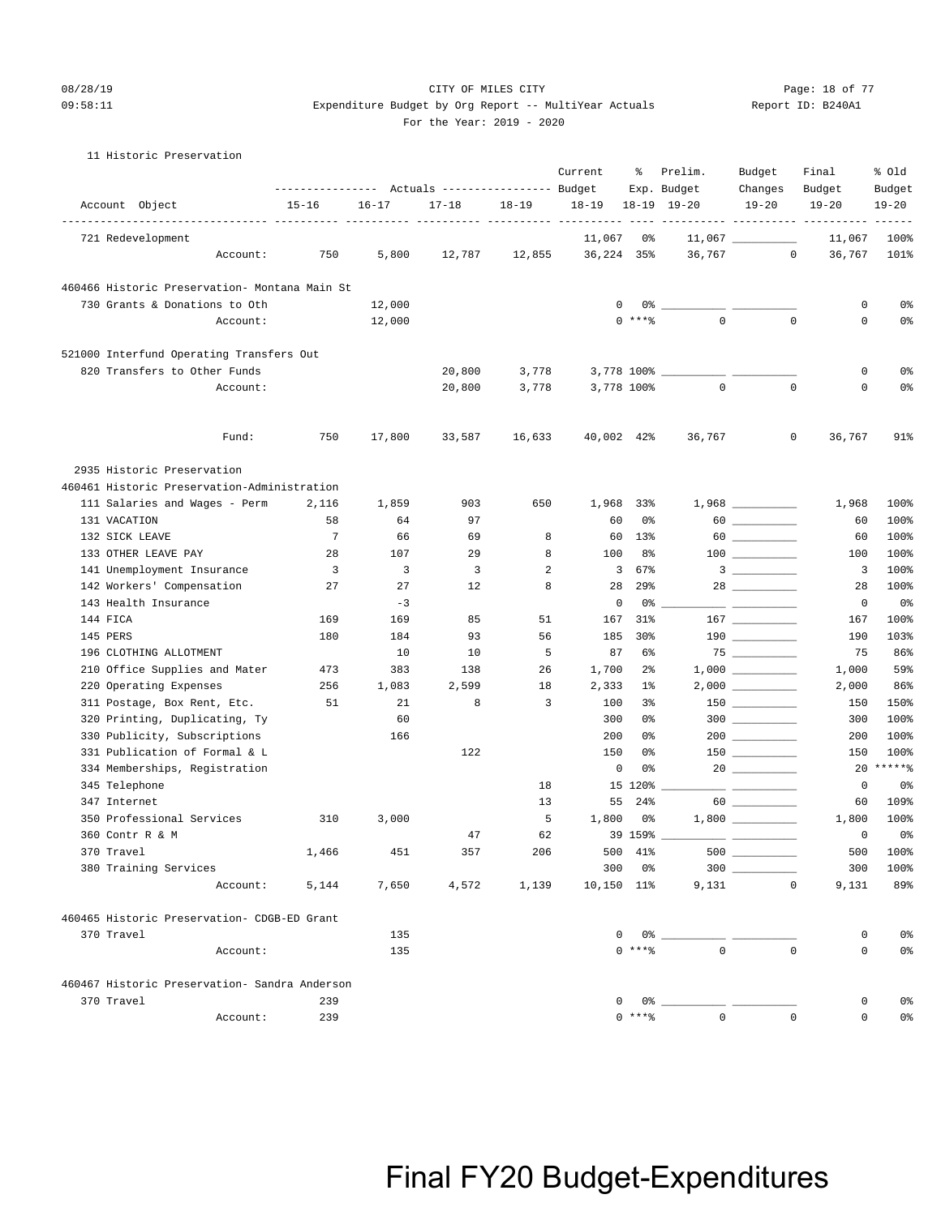11 Historic Preservation

| Account Object | 15-16 | 16-17 | 17-18 | 18-19 | Current Budget 18-19 | % Exp. 18-19 | Prelim. Budget 19-20 | Budget Changes 19-20 | Final Budget 19-20 | % Old Budget 19-20 |
|---|---|---|---|---|---|---|---|---|---|---|
| 721 Redevelopment | | | | | 11,067 | 0% | 11,067 | | 11,067 | 100% |
| Account: | 750 | 5,800 | 12,787 | 12,855 | 36,224 | 35% | 36,767 | 0 | 36,767 | 101% |
| **460466 Historic Preservation- Montana Main St** | | | | | | | | | | |
| 730 Grants & Donations to Oth | | 12,000 | | | 0 | 0% | | | 0 | 0% |
| Account: | | 12,000 | | | 0 | ***% | 0 | 0 | 0 | 0% |
| **521000 Interfund Operating Transfers Out** | | | | | | | | | | |
| 820 Transfers to Other Funds | | | 20,800 | 3,778 | 3,778 | 100% | | | 0 | 0% |
| Account: | | | 20,800 | 3,778 | 3,778 | 100% | 0 | 0 | 0 | 0% |
| Fund: | 750 | 17,800 | 33,587 | 16,633 | 40,002 | 42% | 36,767 | 0 | 36,767 | 91% |

2935 Historic Preservation

| Account Object | 15-16 | 16-17 | 17-18 | 18-19 | Current Budget 18-19 | % Exp. 18-19 | Prelim. Budget 19-20 | Budget Changes 19-20 | Final Budget 19-20 | % Old Budget 19-20 |
|---|---|---|---|---|---|---|---|---|---|---|
| **460461 Historic Preservation-Administration** | | | | | | | | | | |
| 111 Salaries and Wages - Perm | 2,116 | 1,859 | 903 | 650 | 1,968 | 33% | 1,968 | | 1,968 | 100% |
| 131 VACATION | 58 | 64 | 97 | | 60 | 0% | 60 | | 60 | 100% |
| 132 SICK LEAVE | 7 | 66 | 69 | 8 | 60 | 13% | 60 | | 60 | 100% |
| 133 OTHER LEAVE PAY | 28 | 107 | 29 | 8 | 100 | 8% | 100 | | 100 | 100% |
| 141 Unemployment Insurance | 3 | 3 | 3 | 2 | 3 | 67% | 3 | | 3 | 100% |
| 142 Workers' Compensation | 27 | 27 | 12 | 8 | 28 | 29% | 28 | | 28 | 100% |
| 143 Health Insurance | | -3 | | | 0 | 0% | | | 0 | 0% |
| 144 FICA | 169 | 169 | 85 | 51 | 167 | 31% | 167 | | 167 | 100% |
| 145 PERS | 180 | 184 | 93 | 56 | 185 | 30% | 190 | | 190 | 103% |
| 196 CLOTHING ALLOTMENT | | 10 | 10 | 5 | 87 | 6% | 75 | | 75 | 86% |
| 210 Office Supplies and Mater | 473 | 383 | 138 | 26 | 1,700 | 2% | 1,000 | | 1,000 | 59% |
| 220 Operating Expenses | 256 | 1,083 | 2,599 | 18 | 2,333 | 1% | 2,000 | | 2,000 | 86% |
| 311 Postage, Box Rent, Etc. | 51 | 21 | 8 | 3 | 100 | 3% | 150 | | 150 | 150% |
| 320 Printing, Duplicating, Ty | | 60 | | | 300 | 0% | 300 | | 300 | 100% |
| 330 Publicity, Subscriptions | | 166 | | | 200 | 0% | 200 | | 200 | 100% |
| 331 Publication of Formal & L | | | 122 | | 150 | 0% | 150 | | 150 | 100% |
| 334 Memberships, Registration | | | | | 0 | 0% | 20 | | 20 | *****% |
| 345 Telephone | | | | 18 | 15 | 120% | | | 0 | 0% |
| 347 Internet | | | | 13 | 55 | 24% | 60 | | 60 | 109% |
| 350 Professional Services | 310 | 3,000 | | 5 | 1,800 | 0% | 1,800 | | 1,800 | 100% |
| 360 Contr R & M | | | 47 | 62 | 39 | 159% | | | 0 | 0% |
| 370 Travel | 1,466 | 451 | 357 | 206 | 500 | 41% | 500 | | 500 | 100% |
| 380 Training Services | | | | | 300 | 0% | 300 | | 300 | 100% |
| Account: | 5,144 | 7,650 | 4,572 | 1,139 | 10,150 | 11% | 9,131 | 0 | 9,131 | 89% |
| **460465 Historic Preservation- CDGB-ED Grant** | | | | | | | | | | |
| 370 Travel | | 135 | | | 0 | 0% | | | 0 | 0% |
| Account: | | 135 | | | 0 | ***% | 0 | 0 | 0 | 0% |
| **460467 Historic Preservation- Sandra Anderson** | | | | | | | | | | |
| 370 Travel | 239 | | | | 0 | 0% | | | 0 | 0% |
| Account: | 239 | | | | 0 | ***% | 0 | 0 | 0 | 0% |

Final FY20 Budget-Expenditures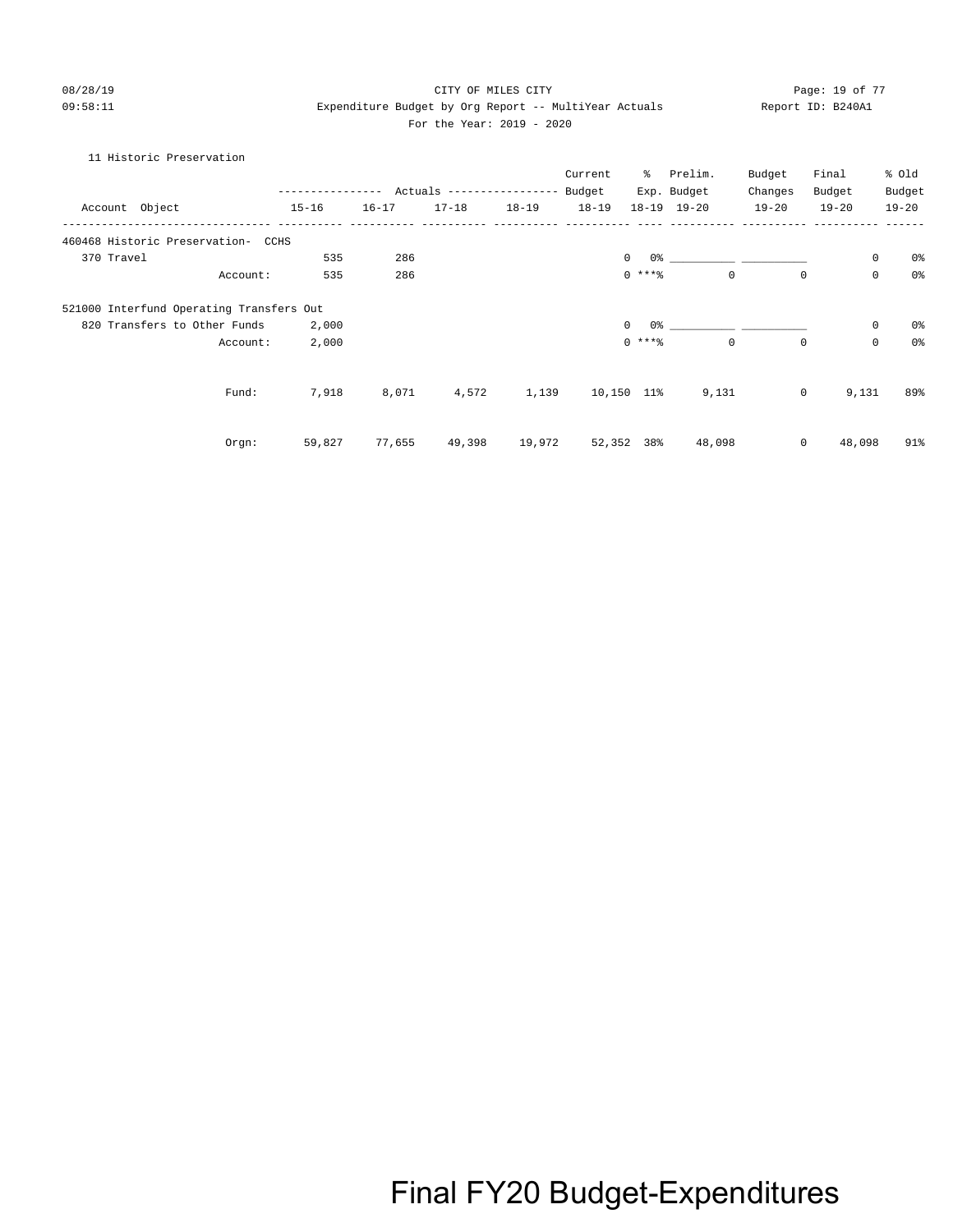CITY OF MILES CITY

Expenditure Budget by Org Report -- MultiYear Actuals

For the Year: 2019 - 2020

11 Historic Preservation

| Account Object | | Actuals 15-16 | Actuals 16-17 | Actuals 17-18 | Actuals 18-19 | Current Budget 18-19 | % Exp. 18-19 | Prelim. Budget 19-20 | Budget Changes 19-20 | Final Budget 19-20 | % Old Budget 19-20 |
|---|---|---|---|---|---|---|---|---|---|---|---|
| 460468 Historic Preservation- CCHS | | | | | | | | | | | |
| 370 Travel | | 535 | 286 | | | 0 | 0% | | | 0 | 0% |
| | Account: | 535 | 286 | | | 0 | ***% | 0 | 0 | 0 | 0% |
| 521000 Interfund Operating Transfers Out | | | | | | | | | | | |
| 820 Transfers to Other Funds | | 2,000 | | | | 0 | 0% | | | 0 | 0% |
| | Account: | 2,000 | | | | 0 | ***% | 0 | 0 | 0 | 0% |
| | Fund: | 7,918 | 8,071 | 4,572 | 1,139 | 10,150 | 11% | 9,131 | 0 | 9,131 | 89% |
| | Orgn: | 59,827 | 77,655 | 49,398 | 19,972 | 52,352 | 38% | 48,098 | 0 | 48,098 | 91% |

Final FY20 Budget-Expenditures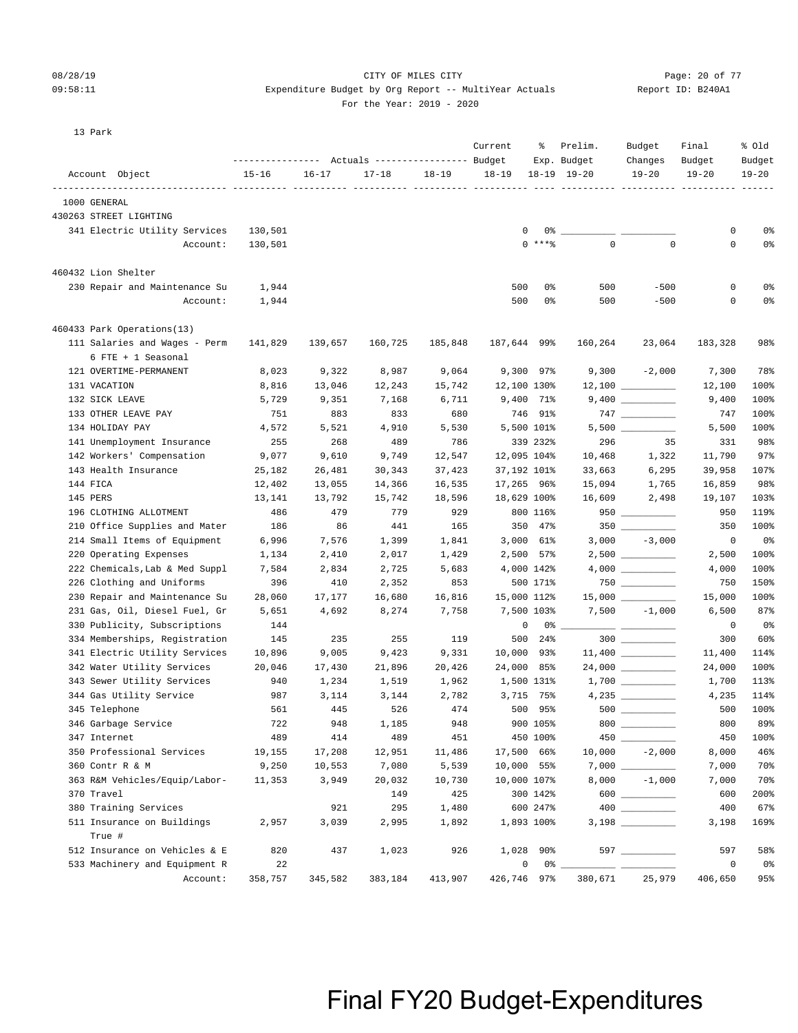CITY OF MILES CITY

Expenditure Budget by Org Report -- MultiYear Actuals

For the Year: 2019 - 2020

13 Park

| Account Object | Actuals 15-16 | Actuals 16-17 | Actuals 17-18 | Actuals 18-19 | Current Budget 18-19 | % Exp. 18-19 | Prelim. Budget 19-20 | Budget Changes 19-20 | Final Budget 19-20 | % Old Budget 19-20 |
|---|---|---|---|---|---|---|---|---|---|---|
| 1000 GENERAL | | | | | | | | | | |
| 430263 STREET LIGHTING | | | | | | | | | | |
| 341 Electric Utility Services | 130,501 | | | | 0 | 0% | | | 0 | 0% |
| Account: | 130,501 | | | | 0 | ***% | 0 | 0 | 0 | 0% |
| 460432 Lion Shelter | | | | | | | | | | |
| 230 Repair and Maintenance Su | 1,944 | | | | 500 | 0% | 500 | -500 | 0 | 0% |
| Account: | 1,944 | | | | 500 | 0% | 500 | -500 | 0 | 0% |
| 460433 Park Operations(13) | | | | | | | | | | |
| 111 Salaries and Wages - Perm 6 FTE + 1 Seasonal | 141,829 | 139,657 | 160,725 | 185,848 | 187,644 | 99% | 160,264 | 23,064 | 183,328 | 98% |
| 121 OVERTIME-PERMANENT | 8,023 | 9,322 | 8,987 | 9,064 | 9,300 | 97% | 9,300 | -2,000 | 7,300 | 78% |
| 131 VACATION | 8,816 | 13,046 | 12,243 | 15,742 | 12,100 | 130% | 12,100 | | 12,100 | 100% |
| 132 SICK LEAVE | 5,729 | 9,351 | 7,168 | 6,711 | 9,400 | 71% | 9,400 | | 9,400 | 100% |
| 133 OTHER LEAVE PAY | 751 | 883 | 833 | 680 | 746 | 91% | 747 | | 747 | 100% |
| 134 HOLIDAY PAY | 4,572 | 5,521 | 4,910 | 5,530 | 5,500 | 101% | 5,500 | | 5,500 | 100% |
| 141 Unemployment Insurance | 255 | 268 | 489 | 786 | 339 | 232% | 296 | 35 | 331 | 98% |
| 142 Workers' Compensation | 9,077 | 9,610 | 9,749 | 12,547 | 12,095 | 104% | 10,468 | 1,322 | 11,790 | 97% |
| 143 Health Insurance | 25,182 | 26,481 | 30,343 | 37,423 | 37,192 | 101% | 33,663 | 6,295 | 39,958 | 107% |
| 144 FICA | 12,402 | 13,055 | 14,366 | 16,535 | 17,265 | 96% | 15,094 | 1,765 | 16,859 | 98% |
| 145 PERS | 13,141 | 13,792 | 15,742 | 18,596 | 18,629 | 100% | 16,609 | 2,498 | 19,107 | 103% |
| 196 CLOTHING ALLOTMENT | 486 | 479 | 779 | 929 | 800 | 116% | 950 | | 950 | 119% |
| 210 Office Supplies and Mater | 186 | 86 | 441 | 165 | 350 | 47% | 350 | | 350 | 100% |
| 214 Small Items of Equipment | 6,996 | 7,576 | 1,399 | 1,841 | 3,000 | 61% | 3,000 | -3,000 | 0 | 0% |
| 220 Operating Expenses | 1,134 | 2,410 | 2,017 | 1,429 | 2,500 | 57% | 2,500 | | 2,500 | 100% |
| 222 Chemicals,Lab & Med Suppl | 7,584 | 2,834 | 2,725 | 5,683 | 4,000 | 142% | 4,000 | | 4,000 | 100% |
| 226 Clothing and Uniforms | 396 | 410 | 2,352 | 853 | 500 | 171% | 750 | | 750 | 150% |
| 230 Repair and Maintenance Su | 28,060 | 17,177 | 16,680 | 16,816 | 15,000 | 112% | 15,000 | | 15,000 | 100% |
| 231 Gas, Oil, Diesel Fuel, Gr | 5,651 | 4,692 | 8,274 | 7,758 | 7,500 | 103% | 7,500 | -1,000 | 6,500 | 87% |
| 330 Publicity, Subscriptions | 144 | | | | 0 | 0% | | | 0 | 0% |
| 334 Memberships, Registration | 145 | 235 | 255 | 119 | 500 | 24% | 300 | | 300 | 60% |
| 341 Electric Utility Services | 10,896 | 9,005 | 9,423 | 9,331 | 10,000 | 93% | 11,400 | | 11,400 | 114% |
| 342 Water Utility Services | 20,046 | 17,430 | 21,896 | 20,426 | 24,000 | 85% | 24,000 | | 24,000 | 100% |
| 343 Sewer Utility Services | 940 | 1,234 | 1,519 | 1,962 | 1,500 | 131% | 1,700 | | 1,700 | 113% |
| 344 Gas Utility Service | 987 | 3,114 | 3,144 | 2,782 | 3,715 | 75% | 4,235 | | 4,235 | 114% |
| 345 Telephone | 561 | 445 | 526 | 474 | 500 | 95% | 500 | | 500 | 100% |
| 346 Garbage Service | 722 | 948 | 1,185 | 948 | 900 | 105% | 800 | | 800 | 89% |
| 347 Internet | 489 | 414 | 489 | 451 | 450 | 100% | 450 | | 450 | 100% |
| 350 Professional Services | 19,155 | 17,208 | 12,951 | 11,486 | 17,500 | 66% | 10,000 | -2,000 | 8,000 | 46% |
| 360 Contr R & M | 9,250 | 10,553 | 7,080 | 5,539 | 10,000 | 55% | 7,000 | | 7,000 | 70% |
| 363 R&M Vehicles/Equip/Labor- | 11,353 | 3,949 | 20,032 | 10,730 | 10,000 | 107% | 8,000 | -1,000 | 7,000 | 70% |
| 370 Travel | | | 149 | 425 | 300 | 142% | 600 | | 600 | 200% |
| 380 Training Services | | 921 | 295 | 1,480 | 600 | 247% | 400 | | 400 | 67% |
| 511 Insurance on Buildings True # | 2,957 | 3,039 | 2,995 | 1,892 | 1,893 | 100% | 3,198 | | 3,198 | 169% |
| 512 Insurance on Vehicles & E | 820 | 437 | 1,023 | 926 | 1,028 | 90% | 597 | | 597 | 58% |
| 533 Machinery and Equipment R | 22 | | | | 0 | 0% | | | 0 | 0% |
| Account: | 358,757 | 345,582 | 383,184 | 413,907 | 426,746 | 97% | 380,671 | 25,979 | 406,650 | 95% |

Final FY20 Budget-Expenditures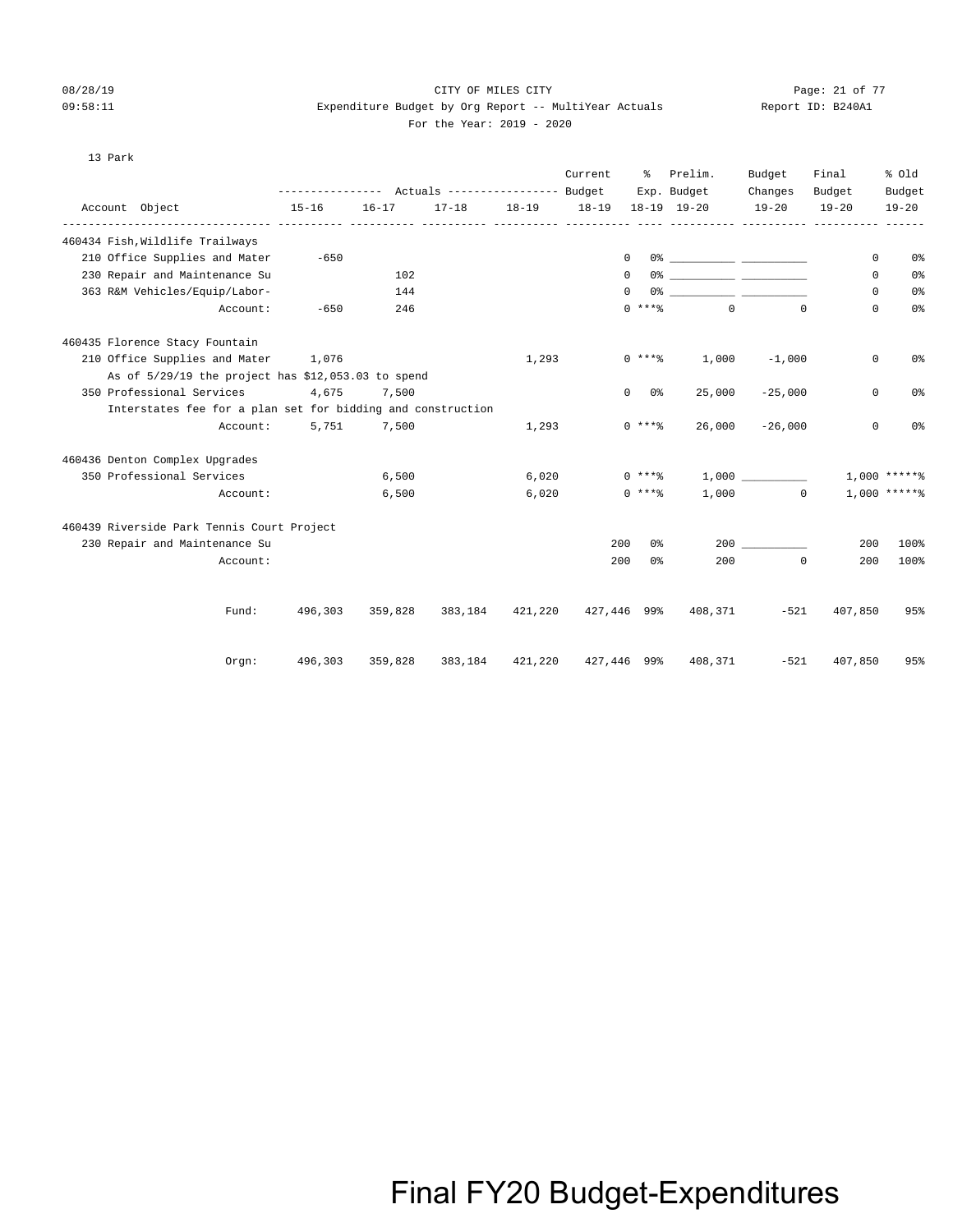CITY OF MILES CITY

Expenditure Budget by Org Report -- MultiYear Actuals

For the Year: 2019 - 2020

Report ID: B240A1

13 Park

| Account Object | Actuals 15-16 | Actuals 16-17 | Actuals 17-18 | Actuals 18-19 | Current Budget 18-19 | % Exp. 18-19 | Prelim. Budget 19-20 | Budget Changes 19-20 | Final Budget 19-20 | % Old Budget 19-20 |
|---|---|---|---|---|---|---|---|---|---|---|
| **460434 Fish,Wildlife Trailways** | | | | | | | | | | |
| 210 Office Supplies and Mater | -650 | | | | 0 | 0% | ___________ | ___________ | 0 | 0% |
| 230 Repair and Maintenance Su | | 102 | | | 0 | 0% | ___________ | ___________ | 0 | 0% |
| 363 R&M Vehicles/Equip/Labor- | | 144 | | | 0 | 0% | ___________ | ___________ | 0 | 0% |
| Account: | -650 | 246 | | | 0 | ***% | 0 | 0 | 0 | 0% |
| **460435 Florence Stacy Fountain** | | | | | | | | | | |
| 210 Office Supplies and Mater | 1,076 | | | 1,293 | 0 | ***% | 1,000 | -1,000 | 0 | 0% |
| As of 5/29/19 the project has $12,053.03 to spend | | | | | | | | | | |
| 350 Professional Services | 4,675 | 7,500 | | | 0 | 0% | 25,000 | -25,000 | 0 | 0% |
| Interstates fee for a plan set for bidding and construction | | | | | | | | | | |
| Account: | 5,751 | 7,500 | | 1,293 | 0 | ***% | 26,000 | -26,000 | 0 | 0% |
| **460436 Denton Complex Upgrades** | | | | | | | | | | |
| 350 Professional Services | | 6,500 | | 6,020 | 0 | ***% | 1,000 | ___________ | 1,000 | *****% |
| Account: | | 6,500 | | 6,020 | 0 | ***% | 1,000 | 0 | 1,000 | *****% |
| **460439 Riverside Park Tennis Court Project** | | | | | | | | | | |
| 230 Repair and Maintenance Su | | | | | 200 | 0% | 200 | ___________ | 200 | 100% |
| Account: | | | | | 200 | 0% | 200 | 0 | 200 | 100% |
| Fund: | 496,303 | 359,828 | 383,184 | 421,220 | 427,446 | 99% | 408,371 | -521 | 407,850 | 95% |
| Orgn: | 496,303 | 359,828 | 383,184 | 421,220 | 427,446 | 99% | 408,371 | -521 | 407,850 | 95% |

Final FY20 Budget-Expenditures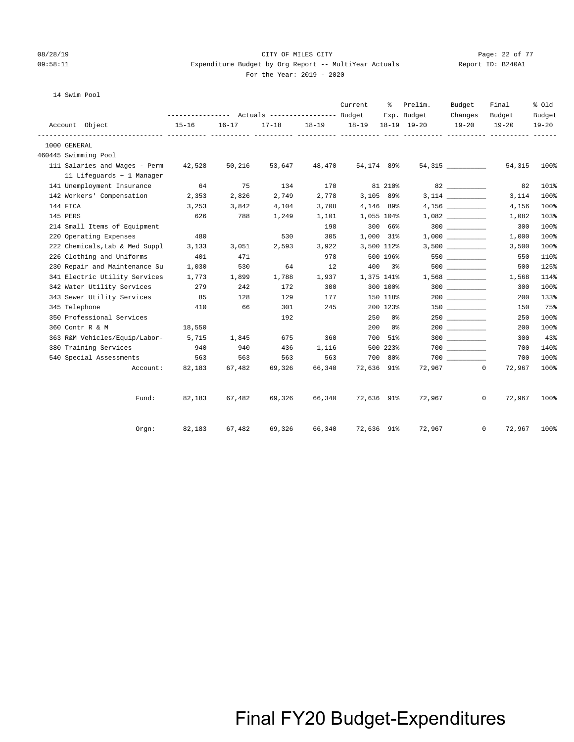CITY OF MILES CITY

Expenditure Budget by Org Report -- MultiYear Actuals

For the Year: 2019 - 2020

08/28/19 09:58:11 | Report ID: B240A1

14 Swim Pool

| Account Object | Actuals 15-16 | Actuals 16-17 | Actuals 17-18 | Actuals 18-19 | Current Budget 18-19 | % Exp. 18-19 | Prelim. Budget 19-20 | Budget Changes 19-20 | Final Budget 19-20 | % Old Budget 19-20 |
|---|---|---|---|---|---|---|---|---|---|---|
| 1000 GENERAL | | | | | | | | | | |
| 460445 Swimming Pool | | | | | | | | | | |
| 111 Salaries and Wages - Perm 11 Lifeguards + 1 Manager | 42,528 | 50,216 | 53,647 | 48,470 | 54,174 | 89% | 54,315 | __________ | 54,315 | 100% |
| 141 Unemployment Insurance | 64 | 75 | 134 | 170 | 81 | 210% | 82 | __________ | 82 | 101% |
| 142 Workers' Compensation | 2,353 | 2,826 | 2,749 | 2,778 | 3,105 | 89% | 3,114 | __________ | 3,114 | 100% |
| 144 FICA | 3,253 | 3,842 | 4,104 | 3,708 | 4,146 | 89% | 4,156 | __________ | 4,156 | 100% |
| 145 PERS | 626 | 788 | 1,249 | 1,101 | 1,055 | 104% | 1,082 | __________ | 1,082 | 103% |
| 214 Small Items of Equipment | | | | 198 | 300 | 66% | 300 | __________ | 300 | 100% |
| 220 Operating Expenses | 480 | | 530 | 305 | 1,000 | 31% | 1,000 | __________ | 1,000 | 100% |
| 222 Chemicals,Lab & Med Suppl | 3,133 | 3,051 | 2,593 | 3,922 | 3,500 | 112% | 3,500 | __________ | 3,500 | 100% |
| 226 Clothing and Uniforms | 401 | 471 | | 978 | 500 | 196% | 550 | __________ | 550 | 110% |
| 230 Repair and Maintenance Su | 1,030 | 530 | 64 | 12 | 400 | 3% | 500 | __________ | 500 | 125% |
| 341 Electric Utility Services | 1,773 | 1,899 | 1,788 | 1,937 | 1,375 | 141% | 1,568 | __________ | 1,568 | 114% |
| 342 Water Utility Services | 279 | 242 | 172 | 300 | 300 | 100% | 300 | __________ | 300 | 100% |
| 343 Sewer Utility Services | 85 | 128 | 129 | 177 | 150 | 118% | 200 | __________ | 200 | 133% |
| 345 Telephone | 410 | 66 | 301 | 245 | 200 | 123% | 150 | __________ | 150 | 75% |
| 350 Professional Services | | | 192 | | 250 | 0% | 250 | __________ | 250 | 100% |
| 360 Contr R & M | 18,550 | | | | 200 | 0% | 200 | __________ | 200 | 100% |
| 363 R&M Vehicles/Equip/Labor- | 5,715 | 1,845 | 675 | 360 | 700 | 51% | 300 | __________ | 300 | 43% |
| 380 Training Services | 940 | 940 | 436 | 1,116 | 500 | 223% | 700 | __________ | 700 | 140% |
| 540 Special Assessments | 563 | 563 | 563 | 563 | 700 | 80% | 700 | __________ | 700 | 100% |
| Account: | 82,183 | 67,482 | 69,326 | 66,340 | 72,636 | 91% | 72,967 | 0 | 72,967 | 100% |
| Fund: | 82,183 | 67,482 | 69,326 | 66,340 | 72,636 | 91% | 72,967 | 0 | 72,967 | 100% |
| Orgn: | 82,183 | 67,482 | 69,326 | 66,340 | 72,636 | 91% | 72,967 | 0 | 72,967 | 100% |

Final FY20 Budget-Expenditures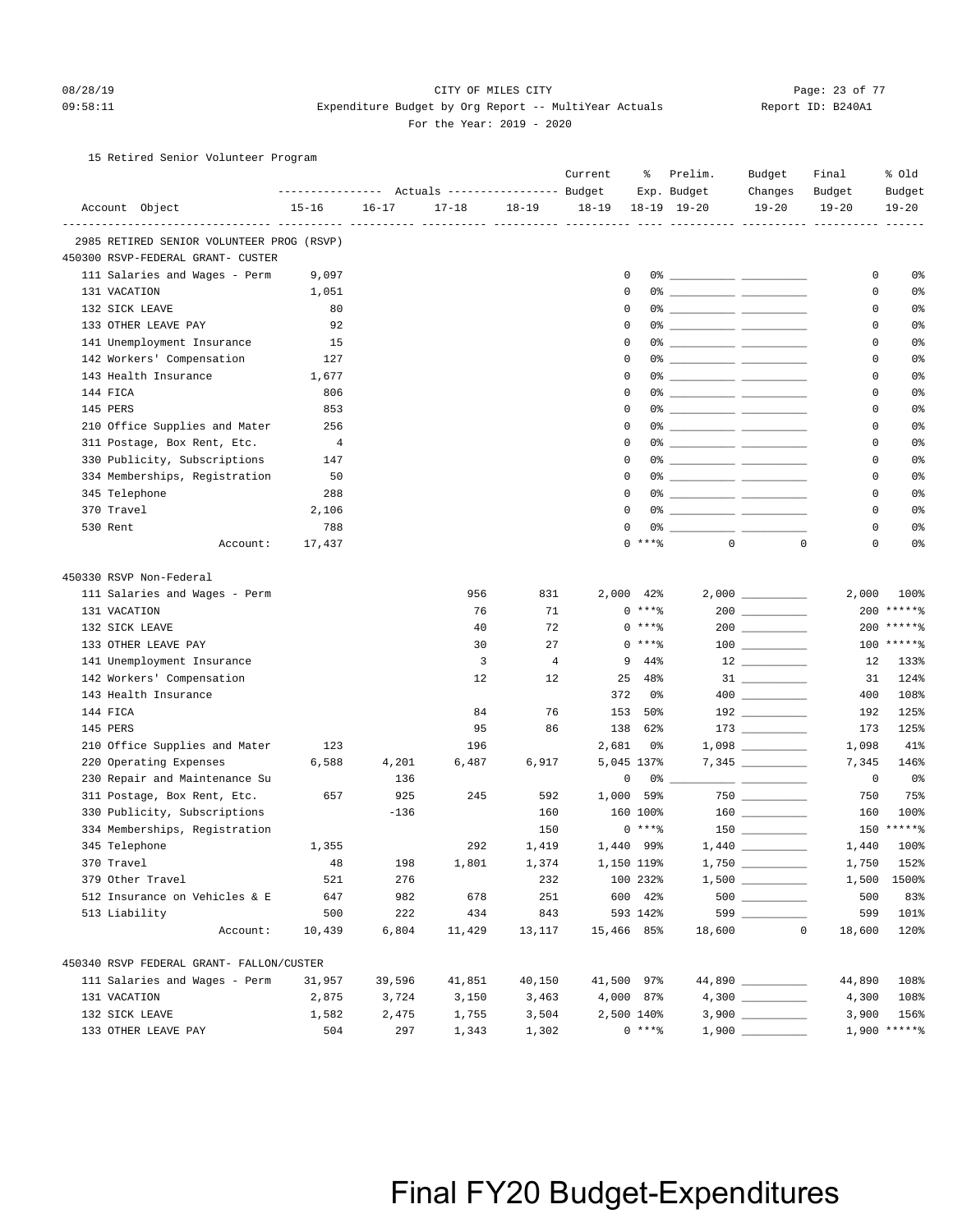CITY OF MILES CITY
Expenditure Budget by Org Report -- MultiYear Actuals
For the Year: 2019 - 2020

15 Retired Senior Volunteer Program

| Account Object | Actuals 15-16 | Actuals 16-17 | Actuals 17-18 | Actuals 18-19 | Current Budget 18-19 | % Exp. 18-19 | Prelim. Budget 19-20 | Budget Changes 19-20 | Final Budget 19-20 | % Old Budget 19-20 |
|---|---|---|---|---|---|---|---|---|---|---|
| **2985 RETIRED SENIOR VOLUNTEER PROG (RSVP)** | | | | | | | | | | |
| **450300 RSVP-FEDERAL GRANT- CUSTER** | | | | | | | | | | |
| 111 Salaries and Wages - Perm | 9,097 | | | | 0 | 0% | | | 0 | 0% |
| 131 VACATION | 1,051 | | | | 0 | 0% | | | 0 | 0% |
| 132 SICK LEAVE | 80 | | | | 0 | 0% | | | 0 | 0% |
| 133 OTHER LEAVE PAY | 92 | | | | 0 | 0% | | | 0 | 0% |
| 141 Unemployment Insurance | 15 | | | | 0 | 0% | | | 0 | 0% |
| 142 Workers' Compensation | 127 | | | | 0 | 0% | | | 0 | 0% |
| 143 Health Insurance | 1,677 | | | | 0 | 0% | | | 0 | 0% |
| 144 FICA | 806 | | | | 0 | 0% | | | 0 | 0% |
| 145 PERS | 853 | | | | 0 | 0% | | | 0 | 0% |
| 210 Office Supplies and Mater | 256 | | | | 0 | 0% | | | 0 | 0% |
| 311 Postage, Box Rent, Etc. | 4 | | | | 0 | 0% | | | 0 | 0% |
| 330 Publicity, Subscriptions | 147 | | | | 0 | 0% | | | 0 | 0% |
| 334 Memberships, Registration | 50 | | | | 0 | 0% | | | 0 | 0% |
| 345 Telephone | 288 | | | | 0 | 0% | | | 0 | 0% |
| 370 Travel | 2,106 | | | | 0 | 0% | | | 0 | 0% |
| 530 Rent | 788 | | | | 0 | 0% | | | 0 | 0% |
| Account: | 17,437 | | | | 0 | ***% | 0 | 0 | 0 | 0% |
| **450330 RSVP Non-Federal** | | | | | | | | | | |
| 111 Salaries and Wages - Perm | | | 956 | 831 | 2,000 | 42% | 2,000 | | 2,000 | 100% |
| 131 VACATION | | | 76 | 71 | 0 | ***% | 200 | | 200 | *****% |
| 132 SICK LEAVE | | | 40 | 72 | 0 | ***% | 200 | | 200 | *****% |
| 133 OTHER LEAVE PAY | | | 30 | 27 | 0 | ***% | 100 | | 100 | *****% |
| 141 Unemployment Insurance | | | 3 | 4 | 9 | 44% | 12 | | 12 | 133% |
| 142 Workers' Compensation | | | 12 | 12 | 25 | 48% | 31 | | 31 | 124% |
| 143 Health Insurance | | | | | 372 | 0% | 400 | | 400 | 108% |
| 144 FICA | | | 84 | 76 | 153 | 50% | 192 | | 192 | 125% |
| 145 PERS | | | 95 | 86 | 138 | 62% | 173 | | 173 | 125% |
| 210 Office Supplies and Mater | 123 | | 196 | | 2,681 | 0% | 1,098 | | 1,098 | 41% |
| 220 Operating Expenses | 6,588 | 4,201 | 6,487 | 6,917 | 5,045 | 137% | 7,345 | | 7,345 | 146% |
| 230 Repair and Maintenance Su | | 136 | | | 0 | 0% | | | 0 | 0% |
| 311 Postage, Box Rent, Etc. | 657 | 925 | 245 | 592 | 1,000 | 59% | 750 | | 750 | 75% |
| 330 Publicity, Subscriptions | | -136 | | 160 | 160 | 100% | 160 | | 160 | 100% |
| 334 Memberships, Registration | | | | 150 | 0 | ***% | 150 | | 150 | *****% |
| 345 Telephone | 1,355 | | 292 | 1,419 | 1,440 | 99% | 1,440 | | 1,440 | 100% |
| 370 Travel | 48 | 198 | 1,801 | 1,374 | 1,150 | 119% | 1,750 | | 1,750 | 152% |
| 379 Other Travel | 521 | 276 | | 232 | 100 | 232% | 1,500 | | 1,500 | 1500% |
| 512 Insurance on Vehicles & E | 647 | 982 | 678 | 251 | 600 | 42% | 500 | | 500 | 83% |
| 513 Liability | 500 | 222 | 434 | 843 | 593 | 142% | 599 | | 599 | 101% |
| Account: | 10,439 | 6,804 | 11,429 | 13,117 | 15,466 | 85% | 18,600 | 0 | 18,600 | 120% |
| **450340 RSVP FEDERAL GRANT- FALLON/CUSTER** | | | | | | | | | | |
| 111 Salaries and Wages - Perm | 31,957 | 39,596 | 41,851 | 40,150 | 41,500 | 97% | 44,890 | | 44,890 | 108% |
| 131 VACATION | 2,875 | 3,724 | 3,150 | 3,463 | 4,000 | 87% | 4,300 | | 4,300 | 108% |
| 132 SICK LEAVE | 1,582 | 2,475 | 1,755 | 3,504 | 2,500 | 140% | 3,900 | | 3,900 | 156% |
| 133 OTHER LEAVE PAY | 504 | 297 | 1,343 | 1,302 | 0 | ***% | 1,900 | | 1,900 | *****% |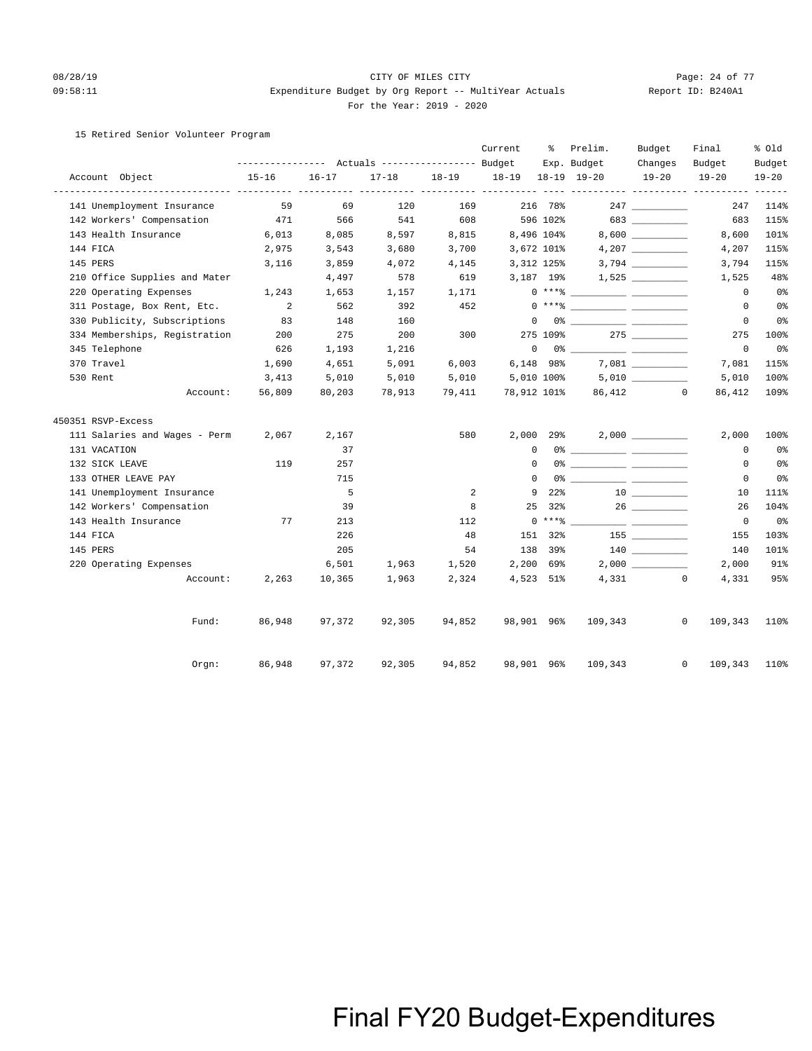CITY OF MILES CITY

Expenditure Budget by Org Report -- MultiYear Actuals

For the Year: 2019 - 2020

15 Retired Senior Volunteer Program

| Account Object | Actuals 15-16 | Actuals 16-17 | Actuals 17-18 | Actuals 18-19 | Current Budget 18-19 | % Exp. 18-19 | Prelim. Budget 19-20 | Budget Changes 19-20 | Final Budget 19-20 | % Old Budget 19-20 |
|---|---|---|---|---|---|---|---|---|---|---|
| 141 Unemployment Insurance | 59 | 69 | 120 | 169 | 216 | 78% | 247 | __________ | 247 | 114% |
| 142 Workers' Compensation | 471 | 566 | 541 | 608 | 596 | 102% | 683 | __________ | 683 | 115% |
| 143 Health Insurance | 6,013 | 8,085 | 8,597 | 8,815 | 8,496 | 104% | 8,600 | __________ | 8,600 | 101% |
| 144 FICA | 2,975 | 3,543 | 3,680 | 3,700 | 3,672 | 101% | 4,207 | __________ | 4,207 | 115% |
| 145 PERS | 3,116 | 3,859 | 4,072 | 4,145 | 3,312 | 125% | 3,794 | __________ | 3,794 | 115% |
| 210 Office Supplies and Mater | | 4,497 | 578 | 619 | 3,187 | 19% | 1,525 | __________ | 1,525 | 48% |
| 220 Operating Expenses | 1,243 | 1,653 | 1,157 | 1,171 | 0 | ***% | __________ | __________ | 0 | 0% |
| 311 Postage, Box Rent, Etc. | 2 | 562 | 392 | 452 | 0 | ***% | __________ | __________ | 0 | 0% |
| 330 Publicity, Subscriptions | 83 | 148 | 160 | | 0 | 0% | __________ | __________ | 0 | 0% |
| 334 Memberships, Registration | 200 | 275 | 200 | 300 | 275 | 109% | 275 | __________ | 275 | 100% |
| 345 Telephone | 626 | 1,193 | 1,216 | | 0 | 0% | __________ | __________ | 0 | 0% |
| 370 Travel | 1,690 | 4,651 | 5,091 | 6,003 | 6,148 | 98% | 7,081 | __________ | 7,081 | 115% |
| 530 Rent | 3,413 | 5,010 | 5,010 | 5,010 | 5,010 | 100% | 5,010 | __________ | 5,010 | 100% |
| Account: | 56,809 | 80,203 | 78,913 | 79,411 | 78,912 | 101% | 86,412 | 0 | 86,412 | 109% |
| **450351 RSVP-Excess** | | | | | | | | | | |
| 111 Salaries and Wages - Perm | 2,067 | 2,167 | | 580 | 2,000 | 29% | 2,000 | __________ | 2,000 | 100% |
| 131 VACATION | | 37 | | | 0 | 0% | __________ | __________ | 0 | 0% |
| 132 SICK LEAVE | 119 | 257 | | | 0 | 0% | __________ | __________ | 0 | 0% |
| 133 OTHER LEAVE PAY | | 715 | | | 0 | 0% | __________ | __________ | 0 | 0% |
| 141 Unemployment Insurance | | 5 | | 2 | 9 | 22% | 10 | __________ | 10 | 111% |
| 142 Workers' Compensation | | 39 | | 8 | 25 | 32% | 26 | __________ | 26 | 104% |
| 143 Health Insurance | 77 | 213 | | 112 | 0 | ***% | __________ | __________ | 0 | 0% |
| 144 FICA | | 226 | | 48 | 151 | 32% | 155 | __________ | 155 | 103% |
| 145 PERS | | 205 | | 54 | 138 | 39% | 140 | __________ | 140 | 101% |
| 220 Operating Expenses | | 6,501 | 1,963 | 1,520 | 2,200 | 69% | 2,000 | __________ | 2,000 | 91% |
| Account: | 2,263 | 10,365 | 1,963 | 2,324 | 4,523 | 51% | 4,331 | 0 | 4,331 | 95% |
| Fund: | 86,948 | 97,372 | 92,305 | 94,852 | 98,901 | 96% | 109,343 | 0 | 109,343 | 110% |
| Orgn: | 86,948 | 97,372 | 92,305 | 94,852 | 98,901 | 96% | 109,343 | 0 | 109,343 | 110% |

Final FY20 Budget-Expenditures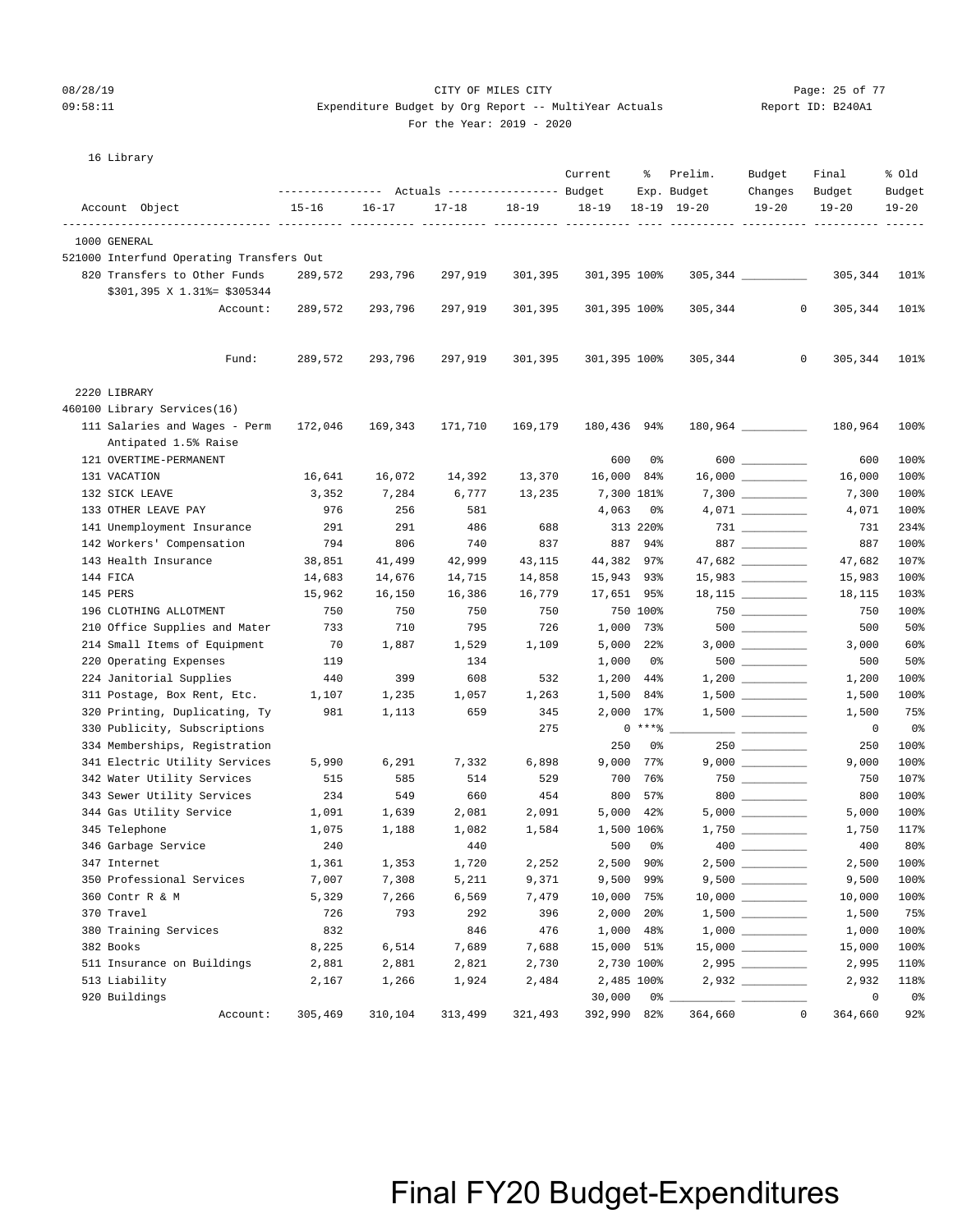08/28/19 CITY OF MILES CITY
09:58:11 Expenditure Budget by Org Report -- MultiYear Actuals Report ID: B240A1
For the Year: 2019 - 2020

16 Library

| Account Object | 15-16 | 16-17 | 17-18 | 18-19 | Current Budget 18-19 | % Exp. 18-19 | Prelim. Budget 19-20 | Budget Changes 19-20 | Final Budget 19-20 | % Old Budget 19-20 |
|---|---|---|---|---|---|---|---|---|---|---|
| 1000 GENERAL | | | | | | | | | | |
| 521000 Interfund Operating Transfers Out | | | | | | | | | | |
| 820 Transfers to Other Funds | 289,572 | 293,796 | 297,919 | 301,395 | 301,395 | 100% | 305,344 | | 305,344 | 101% |
| $301,395 X 1.31%= $305344 | | | | | | | | | | |
| Account: | 289,572 | 293,796 | 297,919 | 301,395 | 301,395 | 100% | 305,344 | 0 | 305,344 | 101% |
| Fund: | 289,572 | 293,796 | 297,919 | 301,395 | 301,395 | 100% | 305,344 | 0 | 305,344 | 101% |
| 2220 LIBRARY | | | | | | | | | | |
| 460100 Library Services(16) | | | | | | | | | | |
| 111 Salaries and Wages - Perm | 172,046 | 169,343 | 171,710 | 169,179 | 180,436 | 94% | 180,964 | | 180,964 | 100% |
| Antipated 1.5% Raise | | | | | | | | | | |
| 121 OVERTIME-PERMANENT | | | | | 600 | 0% | 600 | | 600 | 100% |
| 131 VACATION | 16,641 | 16,072 | 14,392 | 13,370 | 16,000 | 84% | 16,000 | | 16,000 | 100% |
| 132 SICK LEAVE | 3,352 | 7,284 | 6,777 | 13,235 | 7,300 | 181% | 7,300 | | 7,300 | 100% |
| 133 OTHER LEAVE PAY | 976 | 256 | 581 | | 4,063 | 0% | 4,071 | | 4,071 | 100% |
| 141 Unemployment Insurance | 291 | 291 | 486 | 688 | 313 | 220% | 731 | | 731 | 234% |
| 142 Workers' Compensation | 794 | 806 | 740 | 837 | 887 | 94% | 887 | | 887 | 100% |
| 143 Health Insurance | 38,851 | 41,499 | 42,999 | 43,115 | 44,382 | 97% | 47,682 | | 47,682 | 107% |
| 144 FICA | 14,683 | 14,676 | 14,715 | 14,858 | 15,943 | 93% | 15,983 | | 15,983 | 100% |
| 145 PERS | 15,962 | 16,150 | 16,386 | 16,779 | 17,651 | 95% | 18,115 | | 18,115 | 103% |
| 196 CLOTHING ALLOTMENT | 750 | 750 | 750 | 750 | 750 | 100% | 750 | | 750 | 100% |
| 210 Office Supplies and Mater | 733 | 710 | 795 | 726 | 1,000 | 73% | 500 | | 500 | 50% |
| 214 Small Items of Equipment | 70 | 1,887 | 1,529 | 1,109 | 5,000 | 22% | 3,000 | | 3,000 | 60% |
| 220 Operating Expenses | 119 | | 134 | | 1,000 | 0% | 500 | | 500 | 50% |
| 224 Janitorial Supplies | 440 | 399 | 608 | 532 | 1,200 | 44% | 1,200 | | 1,200 | 100% |
| 311 Postage, Box Rent, Etc. | 1,107 | 1,235 | 1,057 | 1,263 | 1,500 | 84% | 1,500 | | 1,500 | 100% |
| 320 Printing, Duplicating, Ty | 981 | 1,113 | 659 | 345 | 2,000 | 17% | 1,500 | | 1,500 | 75% |
| 330 Publicity, Subscriptions | | | | 275 | 0 | ***% | | | 0 | 0% |
| 334 Memberships, Registration | | | | | 250 | 0% | 250 | | 250 | 100% |
| 341 Electric Utility Services | 5,990 | 6,291 | 7,332 | 6,898 | 9,000 | 77% | 9,000 | | 9,000 | 100% |
| 342 Water Utility Services | 515 | 585 | 514 | 529 | 700 | 76% | 750 | | 750 | 107% |
| 343 Sewer Utility Services | 234 | 549 | 660 | 454 | 800 | 57% | 800 | | 800 | 100% |
| 344 Gas Utility Service | 1,091 | 1,639 | 2,081 | 2,091 | 5,000 | 42% | 5,000 | | 5,000 | 100% |
| 345 Telephone | 1,075 | 1,188 | 1,082 | 1,584 | 1,500 | 106% | 1,750 | | 1,750 | 117% |
| 346 Garbage Service | 240 | | 440 | | 500 | 0% | 400 | | 400 | 80% |
| 347 Internet | 1,361 | 1,353 | 1,720 | 2,252 | 2,500 | 90% | 2,500 | | 2,500 | 100% |
| 350 Professional Services | 7,007 | 7,308 | 5,211 | 9,371 | 9,500 | 99% | 9,500 | | 9,500 | 100% |
| 360 Contr R & M | 5,329 | 7,266 | 6,569 | 7,479 | 10,000 | 75% | 10,000 | | 10,000 | 100% |
| 370 Travel | 726 | 793 | 292 | 396 | 2,000 | 20% | 1,500 | | 1,500 | 75% |
| 380 Training Services | 832 | | 846 | 476 | 1,000 | 48% | 1,000 | | 1,000 | 100% |
| 382 Books | 8,225 | 6,514 | 7,689 | 7,688 | 15,000 | 51% | 15,000 | | 15,000 | 100% |
| 511 Insurance on Buildings | 2,881 | 2,881 | 2,821 | 2,730 | 2,730 | 100% | 2,995 | | 2,995 | 110% |
| 513 Liability | 2,167 | 1,266 | 1,924 | 2,484 | 2,485 | 100% | 2,932 | | 2,932 | 118% |
| 920 Buildings | | | | | 30,000 | 0% | | | 0 | 0% |
| Account: | 305,469 | 310,104 | 313,499 | 321,493 | 392,990 | 82% | 364,660 | 0 | 364,660 | 92% |

Final FY20 Budget-Expenditures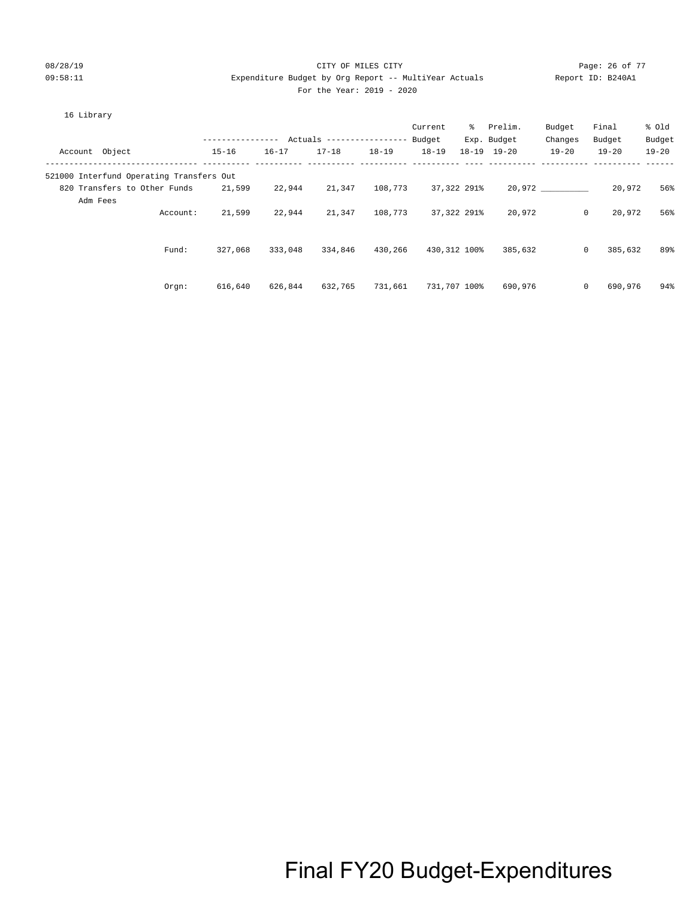CITY OF MILES CITY

Expenditure Budget by Org Report -- MultiYear Actuals

For the Year: 2019 - 2020

16 Library

| Account Object | Actuals 15-16 | Actuals 16-17 | Actuals 17-18 | Actuals 18-19 | Current Budget 18-19 | % Exp. 18-19 | Prelim. Budget 19-20 | Budget Changes 19-20 | Final Budget 19-20 | % Old Budget 19-20 |
|---|---|---|---|---|---|---|---|---|---|---|
| 521000 Interfund Operating Transfers Out | | | | | | | | | | |
| 820 Transfers to Other Funds Adm Fees | 21,599 | 22,944 | 21,347 | 108,773 | 37,322 | 291% | 20,972 | __________ | 20,972 | 56% |
| Account: | 21,599 | 22,944 | 21,347 | 108,773 | 37,322 | 291% | 20,972 | 0 | 20,972 | 56% |
| Fund: | 327,068 | 333,048 | 334,846 | 430,266 | 430,312 | 100% | 385,632 | 0 | 385,632 | 89% |
| Orgn: | 616,640 | 626,844 | 632,765 | 731,661 | 731,707 | 100% | 690,976 | 0 | 690,976 | 94% |

Final FY20 Budget-Expenditures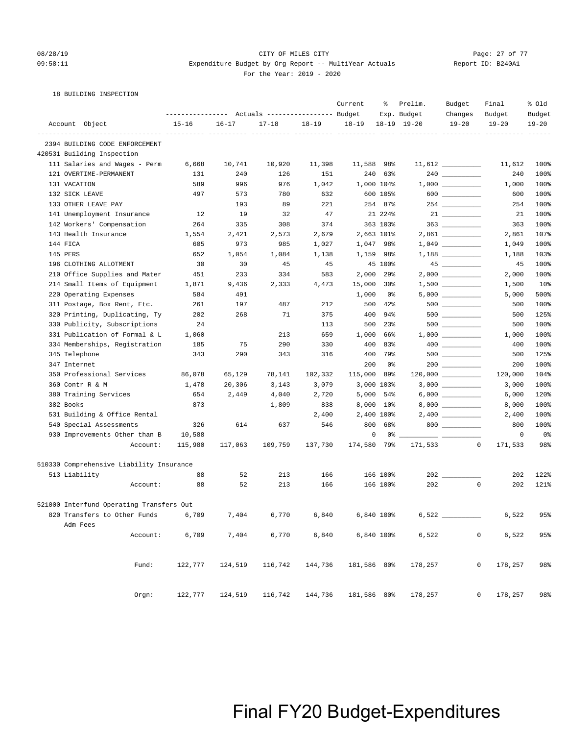CITY OF MILES CITY
Expenditure Budget by Org Report -- MultiYear Actuals
For the Year: 2019 - 2020

18 BUILDING INSPECTION

| Account Object | Actuals 15-16 | Actuals 16-17 | Actuals 17-18 | Actuals 18-19 | Current Budget 18-19 | % Exp. 18-19 | Prelim. Budget 19-20 | Budget Changes 19-20 | Final Budget 19-20 | % Old Budget 19-20 |
|---|---|---|---|---|---|---|---|---|---|---|
| **2394 BUILDING CODE ENFORCEMENT** | | | | | | | | | | |
| **420531 Building Inspection** | | | | | | | | | | |
| 111 Salaries and Wages - Perm | 6,668 | 10,741 | 10,920 | 11,398 | 11,588 | 98% | 11,612 | | 11,612 | 100% |
| 121 OVERTIME-PERMANENT | 131 | 240 | 126 | 151 | 240 | 63% | 240 | | 240 | 100% |
| 131 VACATION | 589 | 996 | 976 | 1,042 | 1,000 | 104% | 1,000 | | 1,000 | 100% |
| 132 SICK LEAVE | 497 | 573 | 780 | 632 | 600 | 105% | 600 | | 600 | 100% |
| 133 OTHER LEAVE PAY | | 193 | 89 | 221 | 254 | 87% | 254 | | 254 | 100% |
| 141 Unemployment Insurance | 12 | 19 | 32 | 47 | 21 | 224% | 21 | | 21 | 100% |
| 142 Workers' Compensation | 264 | 335 | 308 | 374 | 363 | 103% | 363 | | 363 | 100% |
| 143 Health Insurance | 1,554 | 2,421 | 2,573 | 2,679 | 2,663 | 101% | 2,861 | | 2,861 | 107% |
| 144 FICA | 605 | 973 | 985 | 1,027 | 1,047 | 98% | 1,049 | | 1,049 | 100% |
| 145 PERS | 652 | 1,054 | 1,084 | 1,138 | 1,159 | 98% | 1,188 | | 1,188 | 103% |
| 196 CLOTHING ALLOTMENT | 30 | 30 | 45 | 45 | 45 | 100% | 45 | | 45 | 100% |
| 210 Office Supplies and Mater | 451 | 233 | 334 | 583 | 2,000 | 29% | 2,000 | | 2,000 | 100% |
| 214 Small Items of Equipment | 1,871 | 9,436 | 2,333 | 4,473 | 15,000 | 30% | 1,500 | | 1,500 | 10% |
| 220 Operating Expenses | 584 | 491 | | | 1,000 | 0% | 5,000 | | 5,000 | 500% |
| 311 Postage, Box Rent, Etc. | 261 | 197 | 487 | 212 | 500 | 42% | 500 | | 500 | 100% |
| 320 Printing, Duplicating, Ty | 202 | 268 | 71 | 375 | 400 | 94% | 500 | | 500 | 125% |
| 330 Publicity, Subscriptions | 24 | | | 113 | 500 | 23% | 500 | | 500 | 100% |
| 331 Publication of Formal & L | 1,060 | | 213 | 659 | 1,000 | 66% | 1,000 | | 1,000 | 100% |
| 334 Memberships, Registration | 185 | 75 | 290 | 330 | 400 | 83% | 400 | | 400 | 100% |
| 345 Telephone | 343 | 290 | 343 | 316 | 400 | 79% | 500 | | 500 | 125% |
| 347 Internet | | | | | 200 | 0% | 200 | | 200 | 100% |
| 350 Professional Services | 86,078 | 65,129 | 78,141 | 102,332 | 115,000 | 89% | 120,000 | | 120,000 | 104% |
| 360 Contr R & M | 1,478 | 20,306 | 3,143 | 3,079 | 3,000 | 103% | 3,000 | | 3,000 | 100% |
| 380 Training Services | 654 | 2,449 | 4,040 | 2,720 | 5,000 | 54% | 6,000 | | 6,000 | 120% |
| 382 Books | 873 | | 1,809 | 838 | 8,000 | 10% | 8,000 | | 8,000 | 100% |
| 531 Building & Office Rental | | | | 2,400 | 2,400 | 100% | 2,400 | | 2,400 | 100% |
| 540 Special Assessments | 326 | 614 | 637 | 546 | 800 | 68% | 800 | | 800 | 100% |
| 930 Improvements Other than B | 10,588 | | | | 0 | 0% | | | 0 | 0% |
| Account: | 115,980 | 117,063 | 109,759 | 137,730 | 174,580 | 79% | 171,533 | 0 | 171,533 | 98% |
| **510330 Comprehensive Liability Insurance** | | | | | | | | | | |
| 513 Liability | 88 | 52 | 213 | 166 | 166 | 100% | 202 | | 202 | 122% |
| Account: | 88 | 52 | 213 | 166 | 166 | 100% | 202 | 0 | 202 | 121% |
| **521000 Interfund Operating Transfers Out** | | | | | | | | | | |
| 820 Transfers to Other Funds Adm Fees | 6,709 | 7,404 | 6,770 | 6,840 | 6,840 | 100% | 6,522 | | 6,522 | 95% |
| Account: | 6,709 | 7,404 | 6,770 | 6,840 | 6,840 | 100% | 6,522 | 0 | 6,522 | 95% |
| Fund: | 122,777 | 124,519 | 116,742 | 144,736 | 181,586 | 80% | 178,257 | 0 | 178,257 | 98% |
| Orgn: | 122,777 | 124,519 | 116,742 | 144,736 | 181,586 | 80% | 178,257 | 0 | 178,257 | 98% |

Final FY20 Budget-Expenditures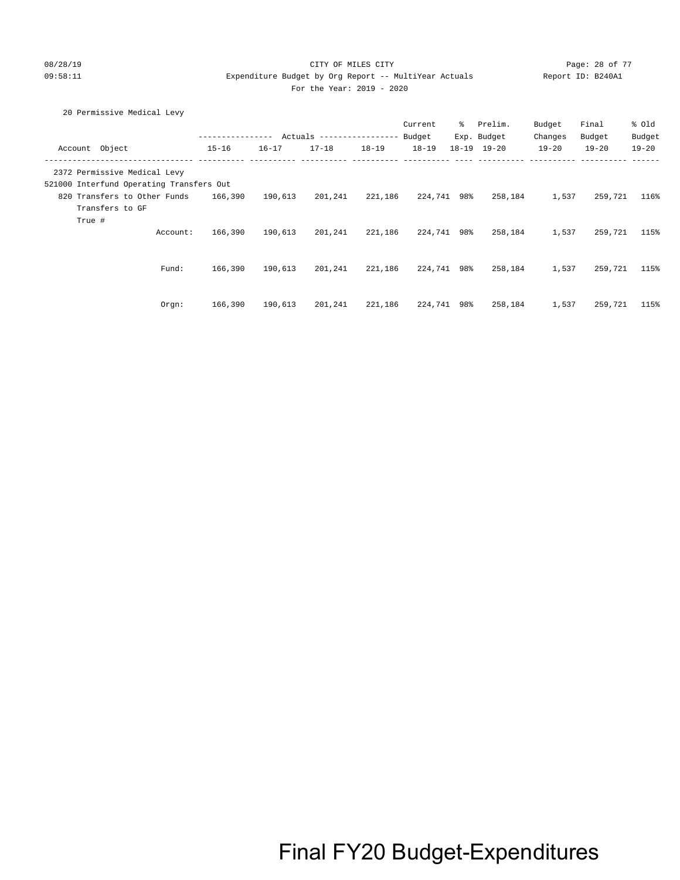CITY OF MILES CITY

Expenditure Budget by Org Report -- MultiYear Actuals

For the Year: 2019 - 2020

20 Permissive Medical Levy

| Account Object | Actuals 15-16 | Actuals 16-17 | Actuals 17-18 | Actuals 18-19 | Current Budget 18-19 | % Exp. 18-19 | Prelim. Budget 19-20 | Budget Changes 19-20 | Final Budget 19-20 | % Old Budget 19-20 |
|---|---|---|---|---|---|---|---|---|---|---|
| 2372 Permissive Medical Levy | | | | | | | | | | |
| 521000 Interfund Operating Transfers Out | | | | | | | | | | |
| 820 Transfers to Other Funds<br>Transfers to GF<br>True # | 166,390 | 190,613 | 201,241 | 221,186 | 224,741 | 98% | 258,184 | 1,537 | 259,721 | 116% |
| Account: | 166,390 | 190,613 | 201,241 | 221,186 | 224,741 | 98% | 258,184 | 1,537 | 259,721 | 115% |
| Fund: | 166,390 | 190,613 | 201,241 | 221,186 | 224,741 | 98% | 258,184 | 1,537 | 259,721 | 115% |
| Orgn: | 166,390 | 190,613 | 201,241 | 221,186 | 224,741 | 98% | 258,184 | 1,537 | 259,721 | 115% |

Final FY20 Budget-Expenditures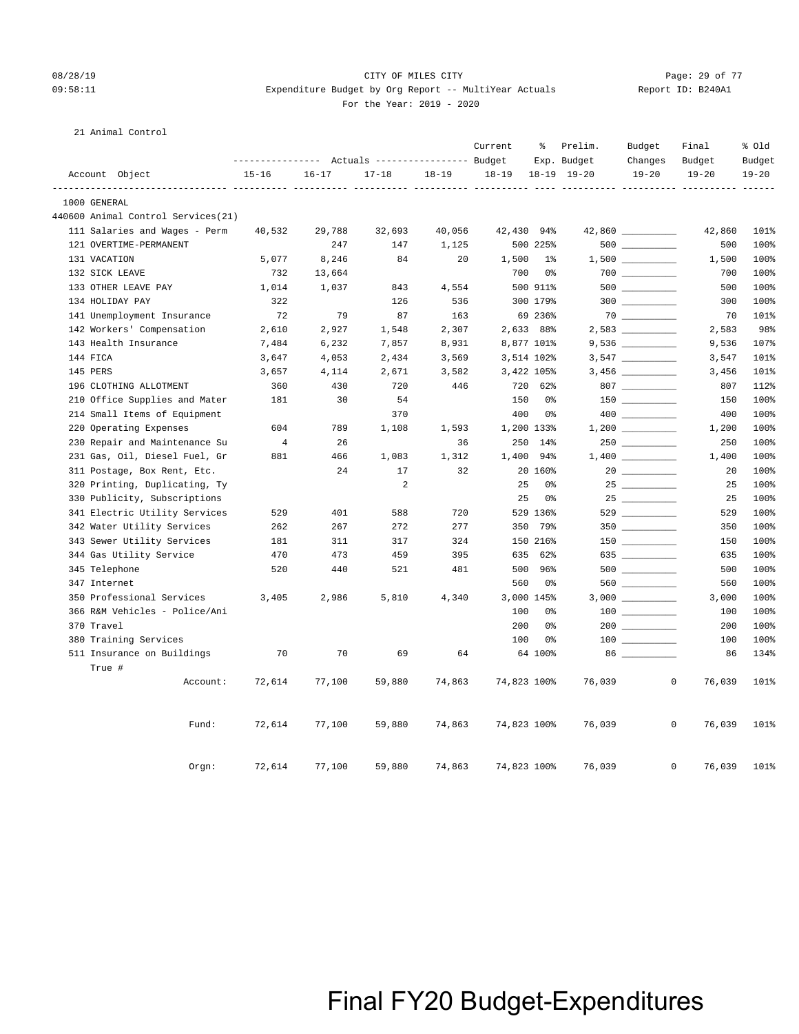CITY OF MILES CITY

Expenditure Budget by Org Report -- MultiYear Actuals

For the Year: 2019 - 2020

21 Animal Control

| Account Object | Actuals 15-16 | Actuals 16-17 | Actuals 17-18 | Actuals 18-19 | Current Budget 18-19 | % Exp. 18-19 | Prelim. Budget 19-20 | Budget Changes 19-20 | Final Budget 19-20 | % Old Budget 19-20 |
|---|---|---|---|---|---|---|---|---|---|---|
| 1000 GENERAL | | | | | | | | | | |
| 440600 Animal Control Services(21) | | | | | | | | | | |
| 111 Salaries and Wages - Perm | 40,532 | 29,788 | 32,693 | 40,056 | 42,430 | 94% | 42,860 | | 42,860 | 101% |
| 121 OVERTIME-PERMANENT | | 247 | 147 | 1,125 | 500 | 225% | 500 | | 500 | 100% |
| 131 VACATION | 5,077 | 8,246 | 84 | 20 | 1,500 | 1% | 1,500 | | 1,500 | 100% |
| 132 SICK LEAVE | 732 | 13,664 | | | 700 | 0% | 700 | | 700 | 100% |
| 133 OTHER LEAVE PAY | 1,014 | 1,037 | 843 | 4,554 | 500 | 911% | 500 | | 500 | 100% |
| 134 HOLIDAY PAY | 322 | | 126 | 536 | 300 | 179% | 300 | | 300 | 100% |
| 141 Unemployment Insurance | 72 | 79 | 87 | 163 | 69 | 236% | 70 | | 70 | 101% |
| 142 Workers' Compensation | 2,610 | 2,927 | 1,548 | 2,307 | 2,633 | 88% | 2,583 | | 2,583 | 98% |
| 143 Health Insurance | 7,484 | 6,232 | 7,857 | 8,931 | 8,877 | 101% | 9,536 | | 9,536 | 107% |
| 144 FICA | 3,647 | 4,053 | 2,434 | 3,569 | 3,514 | 102% | 3,547 | | 3,547 | 101% |
| 145 PERS | 3,657 | 4,114 | 2,671 | 3,582 | 3,422 | 105% | 3,456 | | 3,456 | 101% |
| 196 CLOTHING ALLOTMENT | 360 | 430 | 720 | 446 | 720 | 62% | 807 | | 807 | 112% |
| 210 Office Supplies and Mater | 181 | 30 | 54 | | 150 | 0% | 150 | | 150 | 100% |
| 214 Small Items of Equipment | | | 370 | | 400 | 0% | 400 | | 400 | 100% |
| 220 Operating Expenses | 604 | 789 | 1,108 | 1,593 | 1,200 | 133% | 1,200 | | 1,200 | 100% |
| 230 Repair and Maintenance Su | 4 | 26 | | 36 | 250 | 14% | 250 | | 250 | 100% |
| 231 Gas, Oil, Diesel Fuel, Gr | 881 | 466 | 1,083 | 1,312 | 1,400 | 94% | 1,400 | | 1,400 | 100% |
| 311 Postage, Box Rent, Etc. | | 24 | 17 | 32 | 20 | 160% | 20 | | 20 | 100% |
| 320 Printing, Duplicating, Ty | | | 2 | | 25 | 0% | 25 | | 25 | 100% |
| 330 Publicity, Subscriptions | | | | | 25 | 0% | 25 | | 25 | 100% |
| 341 Electric Utility Services | 529 | 401 | 588 | 720 | 529 | 136% | 529 | | 529 | 100% |
| 342 Water Utility Services | 262 | 267 | 272 | 277 | 350 | 79% | 350 | | 350 | 100% |
| 343 Sewer Utility Services | 181 | 311 | 317 | 324 | 150 | 216% | 150 | | 150 | 100% |
| 344 Gas Utility Service | 470 | 473 | 459 | 395 | 635 | 62% | 635 | | 635 | 100% |
| 345 Telephone | 520 | 440 | 521 | 481 | 500 | 96% | 500 | | 500 | 100% |
| 347 Internet | | | | | 560 | 0% | 560 | | 560 | 100% |
| 350 Professional Services | 3,405 | 2,986 | 5,810 | 4,340 | 3,000 | 145% | 3,000 | | 3,000 | 100% |
| 366 R&M Vehicles - Police/Ani | | | | | 100 | 0% | 100 | | 100 | 100% |
| 370 Travel | | | | | 200 | 0% | 200 | | 200 | 100% |
| 380 Training Services | | | | | 100 | 0% | 100 | | 100 | 100% |
| 511 Insurance on Buildings True # | 70 | 70 | 69 | 64 | 64 | 100% | 86 | | 86 | 134% |
| Account: | 72,614 | 77,100 | 59,880 | 74,863 | 74,823 | 100% | 76,039 | 0 | 76,039 | 101% |
| Fund: | 72,614 | 77,100 | 59,880 | 74,863 | 74,823 | 100% | 76,039 | 0 | 76,039 | 101% |
| Orgn: | 72,614 | 77,100 | 59,880 | 74,863 | 74,823 | 100% | 76,039 | 0 | 76,039 | 101% |

Final FY20 Budget-Expenditures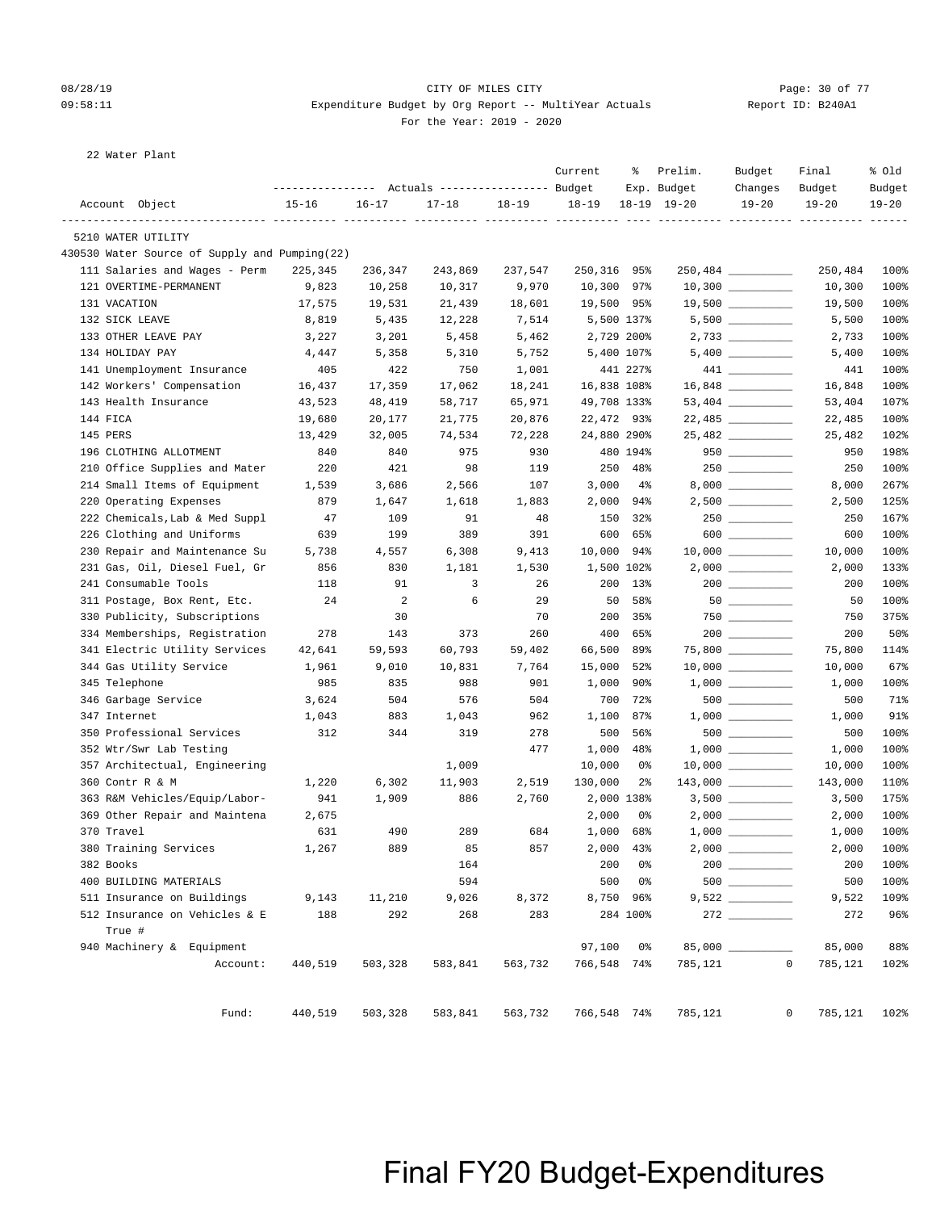CITY OF MILES CITY
Expenditure Budget by Org Report -- MultiYear Actuals
For the Year: 2019 - 2020

22 Water Plant

| Account Object | Actuals 15-16 | Actuals 16-17 | Actuals 17-18 | Actuals 18-19 | Current Budget 18-19 | % Exp. 18-19 | Prelim. Budget 19-20 | Budget Changes 19-20 | Final Budget 19-20 | % Old Budget 19-20 |
|---|---|---|---|---|---|---|---|---|---|---|
| 5210 WATER UTILITY | | | | | | | | | | |
| 430530 Water Source of Supply and Pumping(22) | | | | | | | | | | |
| 111 Salaries and Wages - Perm | 225,345 | 236,347 | 243,869 | 237,547 | 250,316 | 95% | 250,484 | | 250,484 | 100% |
| 121 OVERTIME-PERMANENT | 9,823 | 10,258 | 10,317 | 9,970 | 10,300 | 97% | 10,300 | | 10,300 | 100% |
| 131 VACATION | 17,575 | 19,531 | 21,439 | 18,601 | 19,500 | 95% | 19,500 | | 19,500 | 100% |
| 132 SICK LEAVE | 8,819 | 5,435 | 12,228 | 7,514 | 5,500 | 137% | 5,500 | | 5,500 | 100% |
| 133 OTHER LEAVE PAY | 3,227 | 3,201 | 5,458 | 5,462 | 2,729 | 200% | 2,733 | | 2,733 | 100% |
| 134 HOLIDAY PAY | 4,447 | 5,358 | 5,310 | 5,752 | 5,400 | 107% | 5,400 | | 5,400 | 100% |
| 141 Unemployment Insurance | 405 | 422 | 750 | 1,001 | 441 | 227% | 441 | | 441 | 100% |
| 142 Workers' Compensation | 16,437 | 17,359 | 17,062 | 18,241 | 16,838 | 108% | 16,848 | | 16,848 | 100% |
| 143 Health Insurance | 43,523 | 48,419 | 58,717 | 65,971 | 49,708 | 133% | 53,404 | | 53,404 | 107% |
| 144 FICA | 19,680 | 20,177 | 21,775 | 20,876 | 22,472 | 93% | 22,485 | | 22,485 | 100% |
| 145 PERS | 13,429 | 32,005 | 74,534 | 72,228 | 24,880 | 290% | 25,482 | | 25,482 | 102% |
| 196 CLOTHING ALLOTMENT | 840 | 840 | 975 | 930 | 480 | 194% | 950 | | 950 | 198% |
| 210 Office Supplies and Mater | 220 | 421 | 98 | 119 | 250 | 48% | 250 | | 250 | 100% |
| 214 Small Items of Equipment | 1,539 | 3,686 | 2,566 | 107 | 3,000 | 4% | 8,000 | | 8,000 | 267% |
| 220 Operating Expenses | 879 | 1,647 | 1,618 | 1,883 | 2,000 | 94% | 2,500 | | 2,500 | 125% |
| 222 Chemicals,Lab & Med Suppl | 47 | 109 | 91 | 48 | 150 | 32% | 250 | | 250 | 167% |
| 226 Clothing and Uniforms | 639 | 199 | 389 | 391 | 600 | 65% | 600 | | 600 | 100% |
| 230 Repair and Maintenance Su | 5,738 | 4,557 | 6,308 | 9,413 | 10,000 | 94% | 10,000 | | 10,000 | 100% |
| 231 Gas, Oil, Diesel Fuel, Gr | 856 | 830 | 1,181 | 1,530 | 1,500 | 102% | 2,000 | | 2,000 | 133% |
| 241 Consumable Tools | 118 | 91 | 3 | 26 | 200 | 13% | 200 | | 200 | 100% |
| 311 Postage, Box Rent, Etc. | 24 | 2 | 6 | 29 | 50 | 58% | 50 | | 50 | 100% |
| 330 Publicity, Subscriptions | | 30 | | 70 | 200 | 35% | 750 | | 750 | 375% |
| 334 Memberships, Registration | 278 | 143 | 373 | 260 | 400 | 65% | 200 | | 200 | 50% |
| 341 Electric Utility Services | 42,641 | 59,593 | 60,793 | 59,402 | 66,500 | 89% | 75,800 | | 75,800 | 114% |
| 344 Gas Utility Service | 1,961 | 9,010 | 10,831 | 7,764 | 15,000 | 52% | 10,000 | | 10,000 | 67% |
| 345 Telephone | 985 | 835 | 988 | 901 | 1,000 | 90% | 1,000 | | 1,000 | 100% |
| 346 Garbage Service | 3,624 | 504 | 576 | 504 | 700 | 72% | 500 | | 500 | 71% |
| 347 Internet | 1,043 | 883 | 1,043 | 962 | 1,100 | 87% | 1,000 | | 1,000 | 91% |
| 350 Professional Services | 312 | 344 | 319 | 278 | 500 | 56% | 500 | | 500 | 100% |
| 352 Wtr/Swr Lab Testing | | | | 477 | 1,000 | 48% | 1,000 | | 1,000 | 100% |
| 357 Architectual, Engineering | | | 1,009 | | 10,000 | 0% | 10,000 | | 10,000 | 100% |
| 360 Contr R & M | 1,220 | 6,302 | 11,903 | 2,519 | 130,000 | 2% | 143,000 | | 143,000 | 110% |
| 363 R&M Vehicles/Equip/Labor- | 941 | 1,909 | 886 | 2,760 | 2,000 | 138% | 3,500 | | 3,500 | 175% |
| 369 Other Repair and Maintena | 2,675 | | | | 2,000 | 0% | 2,000 | | 2,000 | 100% |
| 370 Travel | 631 | 490 | 289 | 684 | 1,000 | 68% | 1,000 | | 1,000 | 100% |
| 380 Training Services | 1,267 | 889 | 85 | 857 | 2,000 | 43% | 2,000 | | 2,000 | 100% |
| 382 Books | | | 164 | | 200 | 0% | 200 | | 200 | 100% |
| 400 BUILDING MATERIALS | | | 594 | | 500 | 0% | 500 | | 500 | 100% |
| 511 Insurance on Buildings | 9,143 | 11,210 | 9,026 | 8,372 | 8,750 | 96% | 9,522 | | 9,522 | 109% |
| 512 Insurance on Vehicles & E True # | 188 | 292 | 268 | 283 | 284 | 100% | 272 | | 272 | 96% |
| 940 Machinery & Equipment | | | | | 97,100 | 0% | 85,000 | | 85,000 | 88% |
| Account: | 440,519 | 503,328 | 583,841 | 563,732 | 766,548 | 74% | 785,121 | 0 | 785,121 | 102% |
| Fund: | 440,519 | 503,328 | 583,841 | 563,732 | 766,548 | 74% | 785,121 | 0 | 785,121 | 102% |

Final FY20 Budget-Expenditures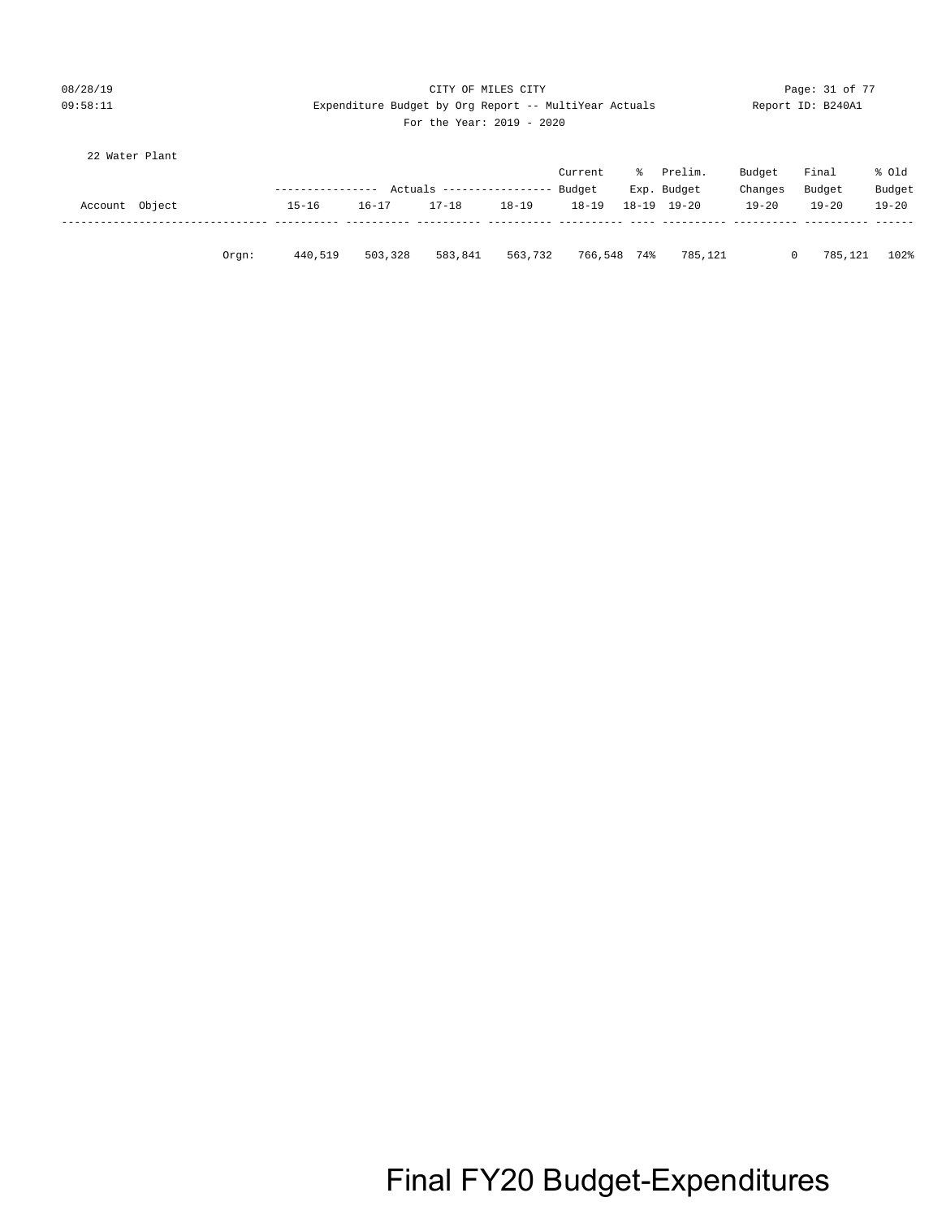22 Water Plant

| Account Object | | Actuals 15-16 | Actuals 16-17 | Actuals 17-18 | Actuals 18-19 | Current Budget 18-19 | % Exp. 18-19 | Prelim. Budget 19-20 | Budget Changes 19-20 | Final Budget 19-20 | % Old Budget 19-20 |
|---|---|---|---|---|---|---|---|---|---|---|---|
| | Orgn: | 440,519 | 503,328 | 583,841 | 563,732 | 766,548 | 74% | 785,121 | 0 | 785,121 | 102% |

Final FY20 Budget-Expenditures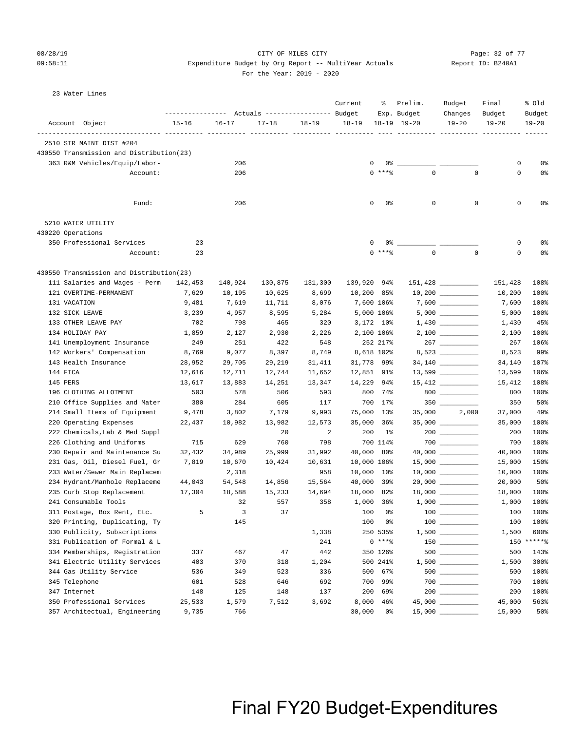08/28/19 CITY OF MILES CITY
09:58:11 Expenditure Budget by Org Report -- MultiYear Actuals Report ID: B240A1
For the Year: 2019 - 2020

23 Water Lines

| Account Object | Actuals 15-16 | Actuals 16-17 | Actuals 17-18 | Actuals 18-19 | Current Budget 18-19 | % Exp. 18-19 | Prelim. Budget 19-20 | Budget Changes 19-20 | Final Budget 19-20 | % Old Budget 19-20 |
|---|---|---|---|---|---|---|---|---|---|---|
| 2510 STR MAINT DIST #204 | | | | | | | | | | |
| 430550 Transmission and Distribution(23) | | | | | | | | | | |
| 363 R&M Vehicles/Equip/Labor- | | 206 | | | 0 | 0% | | | 0 | 0% |
| Account: | | 206 | | | 0 | ***% | 0 | 0 | 0 | 0% |
| Fund: | | 206 | | | 0 | 0% | 0 | 0 | 0 | 0% |
| 5210 WATER UTILITY | | | | | | | | | | |
| 430220 Operations | | | | | | | | | | |
| 350 Professional Services | 23 | | | | 0 | 0% | | | 0 | 0% |
| Account: | 23 | | | | 0 | ***% | 0 | 0 | 0 | 0% |
| 430550 Transmission and Distribution(23) | | | | | | | | | | |
| 111 Salaries and Wages - Perm | 142,453 | 140,924 | 130,875 | 131,300 | 139,920 | 94% | 151,428 | | 151,428 | 108% |
| 121 OVERTIME-PERMANENT | 7,629 | 10,195 | 10,625 | 8,699 | 10,200 | 85% | 10,200 | | 10,200 | 100% |
| 131 VACATION | 9,481 | 7,619 | 11,711 | 8,076 | 7,600 | 106% | 7,600 | | 7,600 | 100% |
| 132 SICK LEAVE | 3,239 | 4,957 | 8,595 | 5,284 | 5,000 | 106% | 5,000 | | 5,000 | 100% |
| 133 OTHER LEAVE PAY | 702 | 798 | 465 | 320 | 3,172 | 10% | 1,430 | | 1,430 | 45% |
| 134 HOLIDAY PAY | 1,859 | 2,127 | 2,930 | 2,226 | 2,100 | 106% | 2,100 | | 2,100 | 100% |
| 141 Unemployment Insurance | 249 | 251 | 422 | 548 | 252 | 217% | 267 | | 267 | 106% |
| 142 Workers' Compensation | 8,769 | 9,077 | 8,397 | 8,749 | 8,618 | 102% | 8,523 | | 8,523 | 99% |
| 143 Health Insurance | 28,952 | 29,705 | 29,219 | 31,411 | 31,778 | 99% | 34,140 | | 34,140 | 107% |
| 144 FICA | 12,616 | 12,711 | 12,744 | 11,652 | 12,851 | 91% | 13,599 | | 13,599 | 106% |
| 145 PERS | 13,617 | 13,883 | 14,251 | 13,347 | 14,229 | 94% | 15,412 | | 15,412 | 108% |
| 196 CLOTHING ALLOTMENT | 503 | 578 | 506 | 593 | 800 | 74% | 800 | | 800 | 100% |
| 210 Office Supplies and Mater | 380 | 284 | 605 | 117 | 700 | 17% | 350 | | 350 | 50% |
| 214 Small Items of Equipment | 9,478 | 3,802 | 7,179 | 9,993 | 75,000 | 13% | 35,000 | 2,000 | 37,000 | 49% |
| 220 Operating Expenses | 22,437 | 10,982 | 13,982 | 12,573 | 35,000 | 36% | 35,000 | | 35,000 | 100% |
| 222 Chemicals,Lab & Med Suppl | | | 20 | 2 | 200 | 1% | 200 | | 200 | 100% |
| 226 Clothing and Uniforms | 715 | 629 | 760 | 798 | 700 | 114% | 700 | | 700 | 100% |
| 230 Repair and Maintenance Su | 32,432 | 34,989 | 25,999 | 31,992 | 40,000 | 80% | 40,000 | | 40,000 | 100% |
| 231 Gas, Oil, Diesel Fuel, Gr | 7,819 | 10,670 | 10,424 | 10,631 | 10,000 | 106% | 15,000 | | 15,000 | 150% |
| 233 Water/Sewer Main Replacem | | 2,318 | | 958 | 10,000 | 10% | 10,000 | | 10,000 | 100% |
| 234 Hydrant/Manhole Replaceme | 44,043 | 54,548 | 14,856 | 15,564 | 40,000 | 39% | 20,000 | | 20,000 | 50% |
| 235 Curb Stop Replacement | 17,304 | 18,588 | 15,233 | 14,694 | 18,000 | 82% | 18,000 | | 18,000 | 100% |
| 241 Consumable Tools | | 32 | 557 | 358 | 1,000 | 36% | 1,000 | | 1,000 | 100% |
| 311 Postage, Box Rent, Etc. | 5 | 3 | 37 | | 100 | 0% | 100 | | 100 | 100% |
| 320 Printing, Duplicating, Ty | | 145 | | | 100 | 0% | 100 | | 100 | 100% |
| 330 Publicity, Subscriptions | | | | 1,338 | 250 | 535% | 1,500 | | 1,500 | 600% |
| 331 Publication of Formal & L | | | | 241 | 0 | ***% | 150 | | 150 | *****% |
| 334 Memberships, Registration | 337 | 467 | 47 | 442 | 350 | 126% | 500 | | 500 | 143% |
| 341 Electric Utility Services | 403 | 370 | 318 | 1,204 | 500 | 241% | 1,500 | | 1,500 | 300% |
| 344 Gas Utility Service | 536 | 349 | 523 | 336 | 500 | 67% | 500 | | 500 | 100% |
| 345 Telephone | 601 | 528 | 646 | 692 | 700 | 99% | 700 | | 700 | 100% |
| 347 Internet | 148 | 125 | 148 | 137 | 200 | 69% | 200 | | 200 | 100% |
| 350 Professional Services | 25,533 | 1,579 | 7,512 | 3,692 | 8,000 | 46% | 45,000 | | 45,000 | 563% |
| 357 Architectual, Engineering | 9,735 | 766 | | | 30,000 | 0% | 15,000 | | 15,000 | 50% |

Final FY20 Budget-Expenditures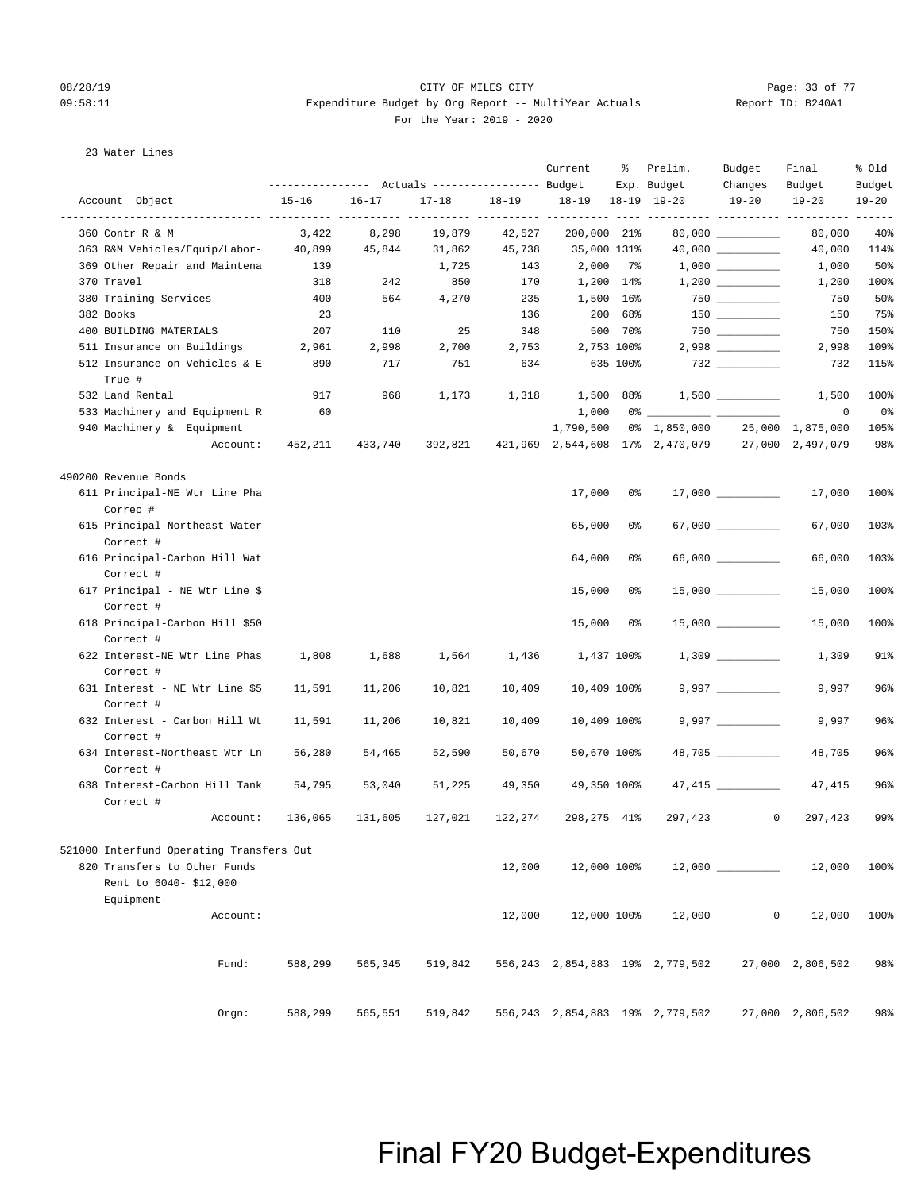23 Water Lines

| Account Object | 15-16 | 16-17 | 17-18 | 18-19 | Current Budget 18-19 | % Exp. 18-19 | Prelim. Budget 19-20 | Budget Changes 19-20 | Final Budget 19-20 | % Old Budget 19-20 |
|---|---|---|---|---|---|---|---|---|---|---|
| 360 Contr R & M | 3,422 | 8,298 | 19,879 | 42,527 | 200,000 | 21% | 80,000 | __________ | 80,000 | 40% |
| 363 R&M Vehicles/Equip/Labor- | 40,899 | 45,844 | 31,862 | 45,738 | 35,000 | 131% | 40,000 | __________ | 40,000 | 114% |
| 369 Other Repair and Maintena | 139 | | 1,725 | 143 | 2,000 | 7% | 1,000 | __________ | 1,000 | 50% |
| 370 Travel | 318 | 242 | 850 | 170 | 1,200 | 14% | 1,200 | __________ | 1,200 | 100% |
| 380 Training Services | 400 | 564 | 4,270 | 235 | 1,500 | 16% | 750 | __________ | 750 | 50% |
| 382 Books | 23 | | | 136 | 200 | 68% | 150 | __________ | 150 | 75% |
| 400 BUILDING MATERIALS | 207 | 110 | 25 | 348 | 500 | 70% | 750 | __________ | 750 | 150% |
| 511 Insurance on Buildings | 2,961 | 2,998 | 2,700 | 2,753 | 2,753 | 100% | 2,998 | __________ | 2,998 | 109% |
| 512 Insurance on Vehicles & E True # | 890 | 717 | 751 | 634 | 635 | 100% | 732 | __________ | 732 | 115% |
| 532 Land Rental | 917 | 968 | 1,173 | 1,318 | 1,500 | 88% | 1,500 | __________ | 1,500 | 100% |
| 533 Machinery and Equipment R | 60 | | | | 1,000 | 0% | __________ | __________ | 0 | 0% |
| 940 Machinery & Equipment | | | | | 1,790,500 | 0% | 1,850,000 | 25,000 | 1,875,000 | 105% |
| Account: | 452,211 | 433,740 | 392,821 | 421,969 | 2,544,608 | 17% | 2,470,079 | 27,000 | 2,497,079 | 98% |
| **490200 Revenue Bonds** | | | | | | | | | | |
| 611 Principal-NE Wtr Line Pha Correc # | | | | | 17,000 | 0% | 17,000 | __________ | 17,000 | 100% |
| 615 Principal-Northeast Water Correct # | | | | | 65,000 | 0% | 67,000 | __________ | 67,000 | 103% |
| 616 Principal-Carbon Hill Wat Correct # | | | | | 64,000 | 0% | 66,000 | __________ | 66,000 | 103% |
| 617 Principal - NE Wtr Line $ Correct # | | | | | 15,000 | 0% | 15,000 | __________ | 15,000 | 100% |
| 618 Principal-Carbon Hill $50 Correct # | | | | | 15,000 | 0% | 15,000 | __________ | 15,000 | 100% |
| 622 Interest-NE Wtr Line Phas Correct # | 1,808 | 1,688 | 1,564 | 1,436 | 1,437 | 100% | 1,309 | __________ | 1,309 | 91% |
| 631 Interest - NE Wtr Line $5 Correct # | 11,591 | 11,206 | 10,821 | 10,409 | 10,409 | 100% | 9,997 | __________ | 9,997 | 96% |
| 632 Interest - Carbon Hill Wt Correct # | 11,591 | 11,206 | 10,821 | 10,409 | 10,409 | 100% | 9,997 | __________ | 9,997 | 96% |
| 634 Interest-Northeast Wtr Ln Correct # | 56,280 | 54,465 | 52,590 | 50,670 | 50,670 | 100% | 48,705 | __________ | 48,705 | 96% |
| 638 Interest-Carbon Hill Tank Correct # | 54,795 | 53,040 | 51,225 | 49,350 | 49,350 | 100% | 47,415 | __________ | 47,415 | 96% |
| Account: | 136,065 | 131,605 | 127,021 | 122,274 | 298,275 | 41% | 297,423 | 0 | 297,423 | 99% |
| **521000 Interfund Operating Transfers Out** | | | | | | | | | | |
| 820 Transfers to Other Funds Rent to 6040- $12,000 Equipment- | | | | 12,000 | 12,000 | 100% | 12,000 | __________ | 12,000 | 100% |
| Account: | | | | 12,000 | 12,000 | 100% | 12,000 | 0 | 12,000 | 100% |
| Fund: | 588,299 | 565,345 | 519,842 | 556,243 | 2,854,883 | 19% | 2,779,502 | 27,000 | 2,806,502 | 98% |
| Orgn: | 588,299 | 565,551 | 519,842 | 556,243 | 2,854,883 | 19% | 2,779,502 | 27,000 | 2,806,502 | 98% |

Final FY20 Budget-Expenditures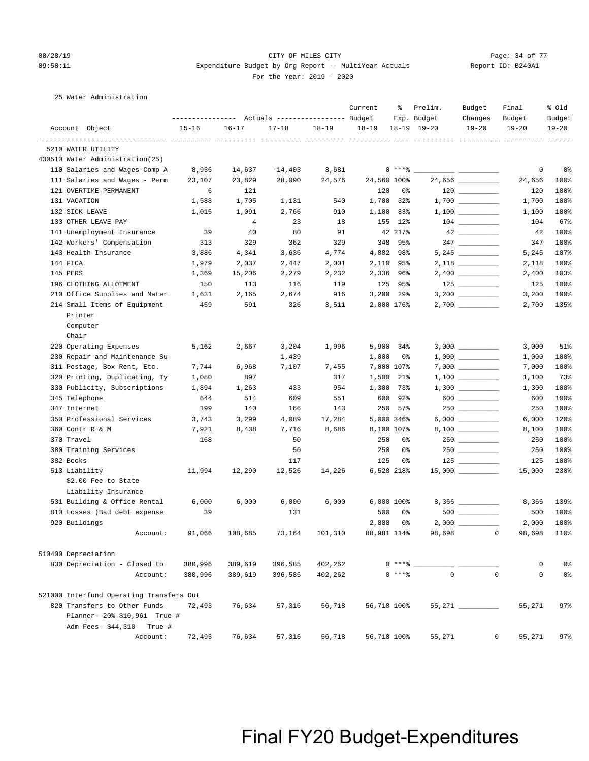CITY OF MILES CITY

Expenditure Budget by Org Report -- MultiYear Actuals

For the Year: 2019 - 2020

25 Water Administration

| Account Object | Actuals 15-16 | Actuals 16-17 | Actuals 17-18 | Actuals 18-19 | Current Budget 18-19 | % Exp. 18-19 | Prelim. Budget 19-20 | Budget Changes 19-20 | Final Budget 19-20 | % Old Budget 19-20 |
|---|---|---|---|---|---|---|---|---|---|---|
| 5210 WATER UTILITY | | | | | | | | | | |
| 430510 Water Administration(25) | | | | | | | | | | |
| 110 Salaries and Wages-Comp A | 8,936 | 14,637 | -14,403 | 3,681 | 0 | *** % | | | 0 | 0% |
| 111 Salaries and Wages - Perm | 23,107 | 23,829 | 28,090 | 24,576 | 24,560 | 100% | 24,656 | | 24,656 | 100% |
| 121 OVERTIME-PERMANENT | 6 | 121 | | | 120 | 0% | 120 | | 120 | 100% |
| 131 VACATION | 1,588 | 1,705 | 1,131 | 540 | 1,700 | 32% | 1,700 | | 1,700 | 100% |
| 132 SICK LEAVE | 1,015 | 1,091 | 2,766 | 910 | 1,100 | 83% | 1,100 | | 1,100 | 100% |
| 133 OTHER LEAVE PAY | | 4 | 23 | 18 | 155 | 12% | 104 | | 104 | 67% |
| 141 Unemployment Insurance | 39 | 40 | 80 | 91 | 42 | 217% | 42 | | 42 | 100% |
| 142 Workers' Compensation | 313 | 329 | 362 | 329 | 348 | 95% | 347 | | 347 | 100% |
| 143 Health Insurance | 3,886 | 4,341 | 3,636 | 4,774 | 4,882 | 98% | 5,245 | | 5,245 | 107% |
| 144 FICA | 1,979 | 2,037 | 2,447 | 2,001 | 2,110 | 95% | 2,118 | | 2,118 | 100% |
| 145 PERS | 1,369 | 15,206 | 2,279 | 2,232 | 2,336 | 96% | 2,400 | | 2,400 | 103% |
| 196 CLOTHING ALLOTMENT | 150 | 113 | 116 | 119 | 125 | 95% | 125 | | 125 | 100% |
| 210 Office Supplies and Mater | 1,631 | 2,165 | 2,674 | 916 | 3,200 | 29% | 3,200 | | 3,200 | 100% |
| 214 Small Items of Equipment<br>Printer<br>Computer<br>Chair | 459 | 591 | 326 | 3,511 | 2,000 | 176% | 2,700 | | 2,700 | 135% |
| 220 Operating Expenses | 5,162 | 2,667 | 3,204 | 1,996 | 5,900 | 34% | 3,000 | | 3,000 | 51% |
| 230 Repair and Maintenance Su | | | 1,439 | | 1,000 | 0% | 1,000 | | 1,000 | 100% |
| 311 Postage, Box Rent, Etc. | 7,744 | 6,968 | 7,107 | 7,455 | 7,000 | 107% | 7,000 | | 7,000 | 100% |
| 320 Printing, Duplicating, Ty | 1,080 | 897 | | 317 | 1,500 | 21% | 1,100 | | 1,100 | 73% |
| 330 Publicity, Subscriptions | 1,894 | 1,263 | 433 | 954 | 1,300 | 73% | 1,300 | | 1,300 | 100% |
| 345 Telephone | 644 | 514 | 609 | 551 | 600 | 92% | 600 | | 600 | 100% |
| 347 Internet | 199 | 140 | 166 | 143 | 250 | 57% | 250 | | 250 | 100% |
| 350 Professional Services | 3,743 | 3,299 | 4,089 | 17,284 | 5,000 | 346% | 6,000 | | 6,000 | 120% |
| 360 Contr R & M | 7,921 | 8,438 | 7,716 | 8,686 | 8,100 | 107% | 8,100 | | 8,100 | 100% |
| 370 Travel | 168 | | 50 | | 250 | 0% | 250 | | 250 | 100% |
| 380 Training Services | | | 50 | | 250 | 0% | 250 | | 250 | 100% |
| 382 Books | | | 117 | | 125 | 0% | 125 | | 125 | 100% |
| 513 Liability<br>$2.00 Fee to State<br>Liability Insurance | 11,994 | 12,290 | 12,526 | 14,226 | 6,528 | 218% | 15,000 | | 15,000 | 230% |
| 531 Building & Office Rental | 6,000 | 6,000 | 6,000 | 6,000 | 6,000 | 100% | 8,366 | | 8,366 | 139% |
| 810 Losses (Bad debt expense | 39 | | 131 | | 500 | 0% | 500 | | 500 | 100% |
| 920 Buildings | | | | | 2,000 | 0% | 2,000 | | 2,000 | 100% |
| Account: | 91,066 | 108,685 | 73,164 | 101,310 | 88,981 | 114% | 98,698 | 0 | 98,698 | 110% |
| 510400 Depreciation | | | | | | | | | | |
| 830 Depreciation - Closed to | 380,996 | 389,619 | 396,585 | 402,262 | 0 | *** % | | | 0 | 0% |
| Account: | 380,996 | 389,619 | 396,585 | 402,262 | 0 | *** % | 0 | 0 | 0 | 0% |
| 521000 Interfund Operating Transfers Out | | | | | | | | | | |
| 820 Transfers to Other Funds<br>Planner- 20% $10,961 True #<br>Adm Fees- $44,310- True # | 72,493 | 76,634 | 57,316 | 56,718 | 56,718 | 100% | 55,271 | | 55,271 | 97% |
| Account: | 72,493 | 76,634 | 57,316 | 56,718 | 56,718 | 100% | 55,271 | 0 | 55,271 | 97% |

Final FY20 Budget-Expenditures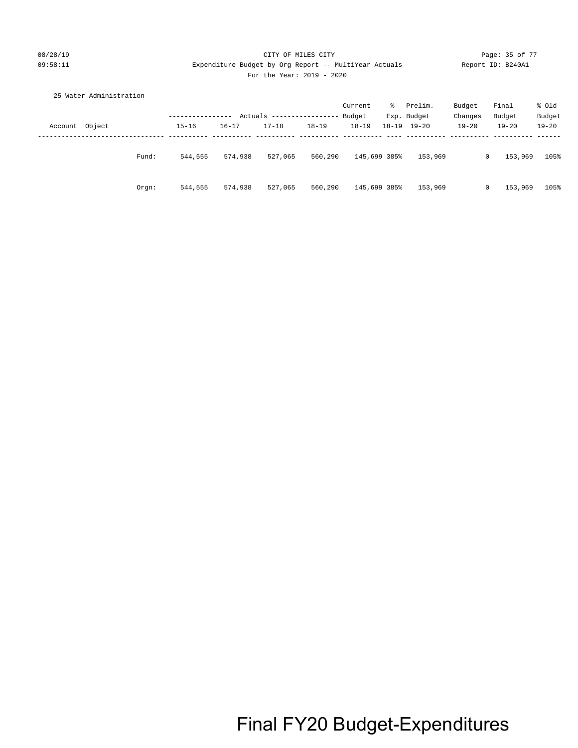CITY OF MILES CITY

Expenditure Budget by Org Report -- MultiYear Actuals

For the Year: 2019 - 2020

25 Water Administration

| Account Object | | Actuals 15-16 | Actuals 16-17 | Actuals 17-18 | Actuals 18-19 | Current Budget 18-19 | % Exp. 18-19 | Prelim. Budget 19-20 | Budget Changes 19-20 | Final Budget 19-20 | % Old Budget 19-20 |
|---|---|---|---|---|---|---|---|---|---|---|---|
| | Fund: | 544,555 | 574,938 | 527,065 | 560,290 | 145,699 | 385% | 153,969 | 0 | 153,969 | 105% |
| | Orgn: | 544,555 | 574,938 | 527,065 | 560,290 | 145,699 | 385% | 153,969 | 0 | 153,969 | 105% |

Final FY20 Budget-Expenditures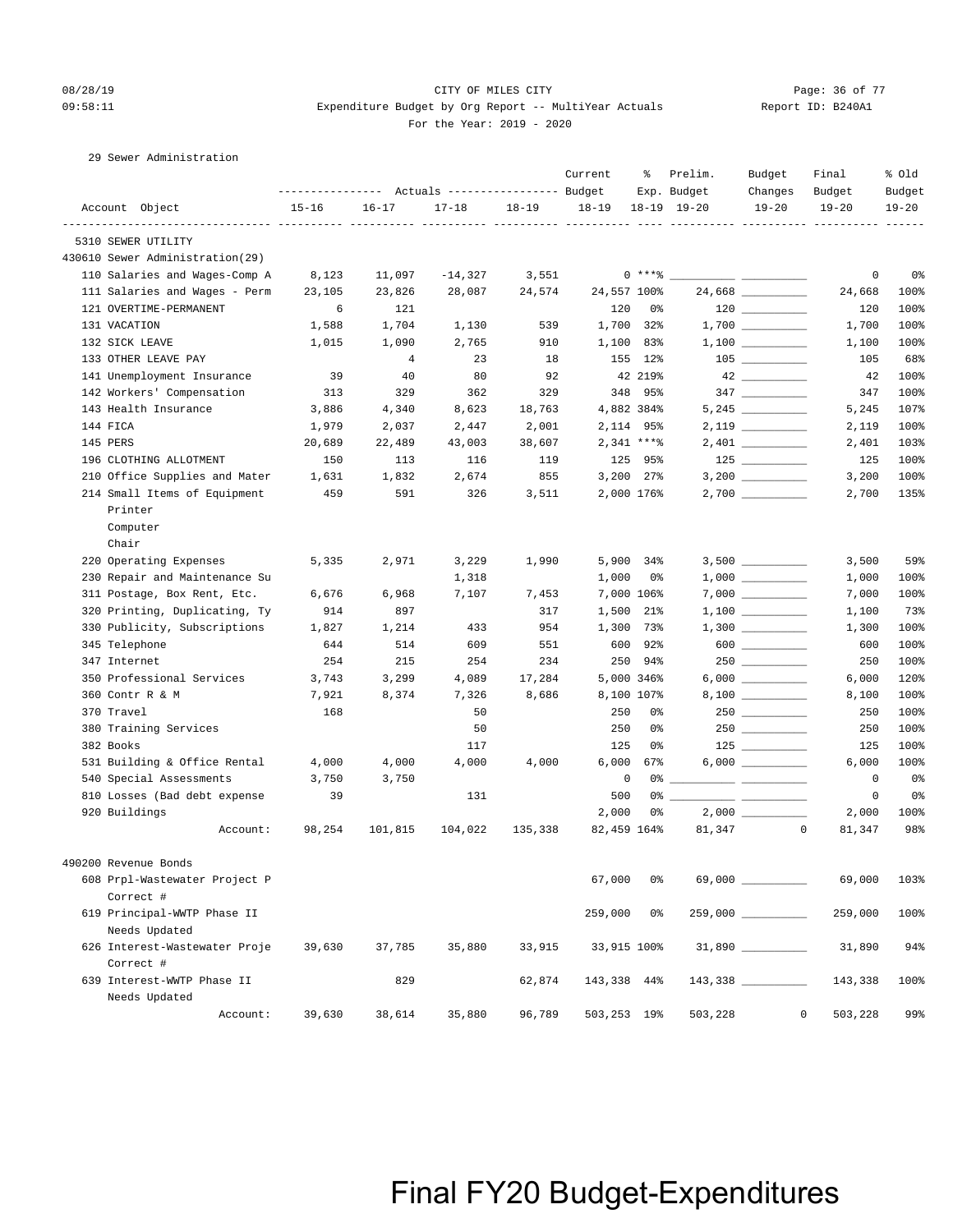29 Sewer Administration

| Account Object | Actuals 15-16 | Actuals 16-17 | Actuals 17-18 | Actuals 18-19 | Current Budget 18-19 | % Exp. 18-19 | Prelim. Budget 19-20 | Budget Changes 19-20 | Final Budget 19-20 | % Old Budget 19-20 |
|---|---|---|---|---|---|---|---|---|---|---|
| 5310 SEWER UTILITY | | | | | | | | | | |
| 430610 Sewer Administration(29) | | | | | | | | | | |
| 110 Salaries and Wages-Comp A | 8,123 | 11,097 | -14,327 | 3,551 | 0 | ***% | | | 0 | 0% |
| 111 Salaries and Wages - Perm | 23,105 | 23,826 | 28,087 | 24,574 | 24,557 | 100% | 24,668 | | 24,668 | 100% |
| 121 OVERTIME-PERMANENT | 6 | 121 | | | 120 | 0% | 120 | | 120 | 100% |
| 131 VACATION | 1,588 | 1,704 | 1,130 | 539 | 1,700 | 32% | 1,700 | | 1,700 | 100% |
| 132 SICK LEAVE | 1,015 | 1,090 | 2,765 | 910 | 1,100 | 83% | 1,100 | | 1,100 | 100% |
| 133 OTHER LEAVE PAY | | 4 | 23 | 18 | 155 | 12% | 105 | | 105 | 68% |
| 141 Unemployment Insurance | 39 | 40 | 80 | 92 | 42 | 219% | 42 | | 42 | 100% |
| 142 Workers' Compensation | 313 | 329 | 362 | 329 | 348 | 95% | 347 | | 347 | 100% |
| 143 Health Insurance | 3,886 | 4,340 | 8,623 | 18,763 | 4,882 | 384% | 5,245 | | 5,245 | 107% |
| 144 FICA | 1,979 | 2,037 | 2,447 | 2,001 | 2,114 | 95% | 2,119 | | 2,119 | 100% |
| 145 PERS | 20,689 | 22,489 | 43,003 | 38,607 | 2,341 | ***% | 2,401 | | 2,401 | 103% |
| 196 CLOTHING ALLOTMENT | 150 | 113 | 116 | 119 | 125 | 95% | 125 | | 125 | 100% |
| 210 Office Supplies and Mater | 1,631 | 1,832 | 2,674 | 855 | 3,200 | 27% | 3,200 | | 3,200 | 100% |
| 214 Small Items of Equipment<br>Printer<br>Computer<br>Chair | 459 | 591 | 326 | 3,511 | 2,000 | 176% | 2,700 | | 2,700 | 135% |
| 220 Operating Expenses | 5,335 | 2,971 | 3,229 | 1,990 | 5,900 | 34% | 3,500 | | 3,500 | 59% |
| 230 Repair and Maintenance Su | | | 1,318 | | 1,000 | 0% | 1,000 | | 1,000 | 100% |
| 311 Postage, Box Rent, Etc. | 6,676 | 6,968 | 7,107 | 7,453 | 7,000 | 106% | 7,000 | | 7,000 | 100% |
| 320 Printing, Duplicating, Ty | 914 | 897 | | 317 | 1,500 | 21% | 1,100 | | 1,100 | 73% |
| 330 Publicity, Subscriptions | 1,827 | 1,214 | 433 | 954 | 1,300 | 73% | 1,300 | | 1,300 | 100% |
| 345 Telephone | 644 | 514 | 609 | 551 | 600 | 92% | 600 | | 600 | 100% |
| 347 Internet | 254 | 215 | 254 | 234 | 250 | 94% | 250 | | 250 | 100% |
| 350 Professional Services | 3,743 | 3,299 | 4,089 | 17,284 | 5,000 | 346% | 6,000 | | 6,000 | 120% |
| 360 Contr R & M | 7,921 | 8,374 | 7,326 | 8,686 | 8,100 | 107% | 8,100 | | 8,100 | 100% |
| 370 Travel | 168 | | 50 | | 250 | 0% | 250 | | 250 | 100% |
| 380 Training Services | | | 50 | | 250 | 0% | 250 | | 250 | 100% |
| 382 Books | | | 117 | | 125 | 0% | 125 | | 125 | 100% |
| 531 Building & Office Rental | 4,000 | 4,000 | 4,000 | 4,000 | 6,000 | 67% | 6,000 | | 6,000 | 100% |
| 540 Special Assessments | 3,750 | 3,750 | | | 0 | 0% | | | 0 | 0% |
| 810 Losses (Bad debt expense | 39 | | 131 | | 500 | 0% | | | 0 | 0% |
| 920 Buildings | | | | | 2,000 | 0% | 2,000 | | 2,000 | 100% |
| Account: | 98,254 | 101,815 | 104,022 | 135,338 | 82,459 | 164% | 81,347 | 0 | 81,347 | 98% |
| 490200 Revenue Bonds | | | | | | | | | | |
| 608 Prpl-Wastewater Project P<br>Correct # | | | | | 67,000 | 0% | 69,000 | | 69,000 | 103% |
| 619 Principal-WWTP Phase II<br>Needs Updated | | | | | 259,000 | 0% | 259,000 | | 259,000 | 100% |
| 626 Interest-Wastewater Proje<br>Correct # | 39,630 | 37,785 | 35,880 | 33,915 | 33,915 | 100% | 31,890 | | 31,890 | 94% |
| 639 Interest-WWTP Phase II<br>Needs Updated | | 829 | | 62,874 | 143,338 | 44% | 143,338 | | 143,338 | 100% |
| Account: | 39,630 | 38,614 | 35,880 | 96,789 | 503,253 | 19% | 503,228 | 0 | 503,228 | 99% |

Final FY20 Budget-Expenditures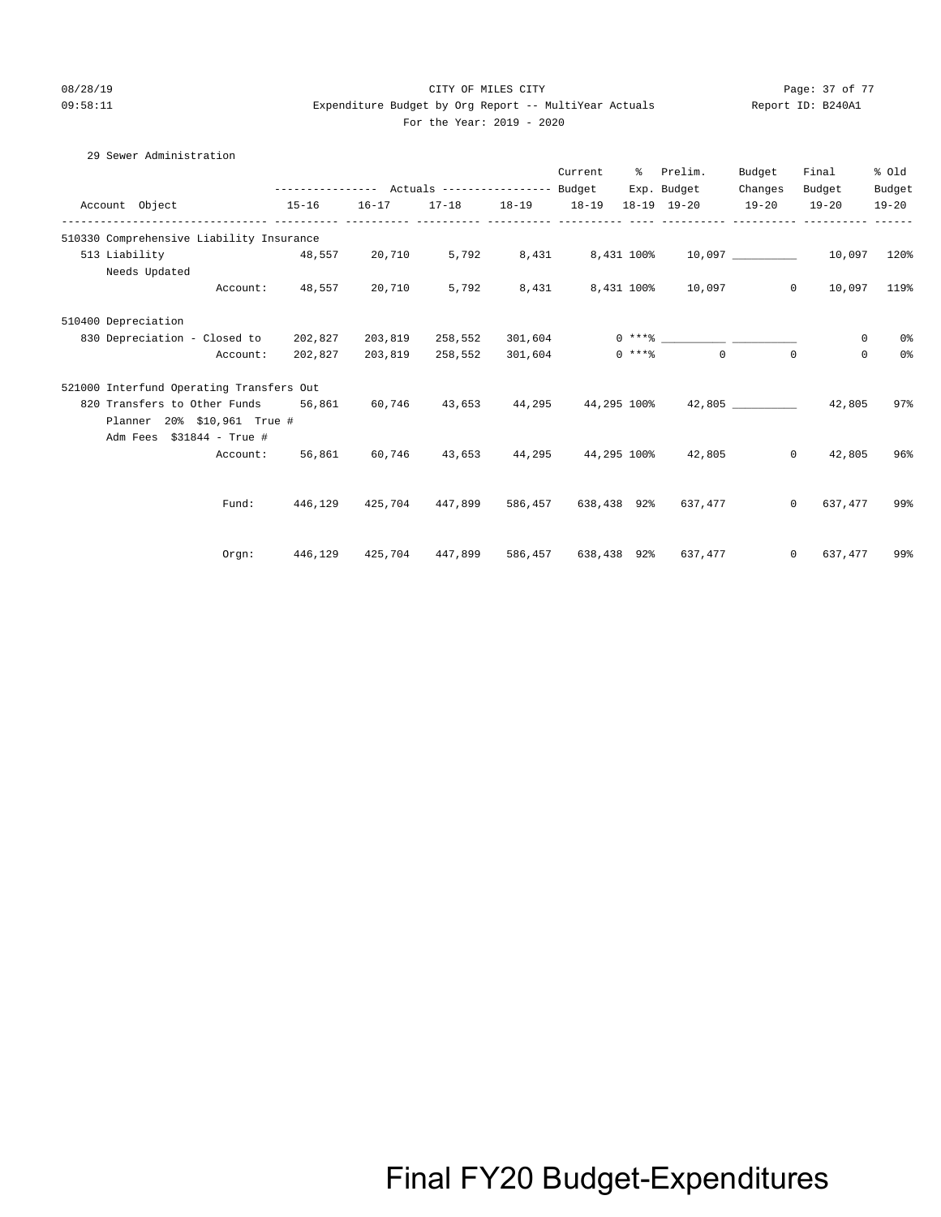CITY OF MILES CITY

Expenditure Budget by Org Report -- MultiYear Actuals

For the Year: 2019 - 2020

29 Sewer Administration

| Account Object | Actuals 15-16 | Actuals 16-17 | Actuals 17-18 | Actuals 18-19 | Current Budget 18-19 | % Exp. 18-19 | Prelim. Budget 19-20 | Budget Changes 19-20 | Final Budget 19-20 | % Old Budget 19-20 |
|---|---|---|---|---|---|---|---|---|---|---|
| **510330 Comprehensive Liability Insurance** | | | | | | | | | | |
| 513 Liability | 48,557 | 20,710 | 5,792 | 8,431 | 8,431 | 100% | 10,097 | __________ | 10,097 | 120% |
| Needs Updated | | | | | | | | | | |
| Account: | 48,557 | 20,710 | 5,792 | 8,431 | 8,431 | 100% | 10,097 | 0 | 10,097 | 119% |
| **510400 Depreciation** | | | | | | | | | | |
| 830 Depreciation - Closed to | 202,827 | 203,819 | 258,552 | 301,604 | 0 | ***% | __________ | __________ | 0 | 0% |
| Account: | 202,827 | 203,819 | 258,552 | 301,604 | 0 | ***% | 0 | 0 | 0 | 0% |
| **521000 Interfund Operating Transfers Out** | | | | | | | | | | |
| 820 Transfers to Other Funds | 56,861 | 60,746 | 43,653 | 44,295 | 44,295 | 100% | 42,805 | __________ | 42,805 | 97% |
| Planner 20% $10,961 True # | | | | | | | | | | |
| Adm Fees $31844 - True # | | | | | | | | | | |
| Account: | 56,861 | 60,746 | 43,653 | 44,295 | 44,295 | 100% | 42,805 | 0 | 42,805 | 96% |
| Fund: | 446,129 | 425,704 | 447,899 | 586,457 | 638,438 | 92% | 637,477 | 0 | 637,477 | 99% |
| Orgn: | 446,129 | 425,704 | 447,899 | 586,457 | 638,438 | 92% | 637,477 | 0 | 637,477 | 99% |

Final FY20 Budget-Expenditures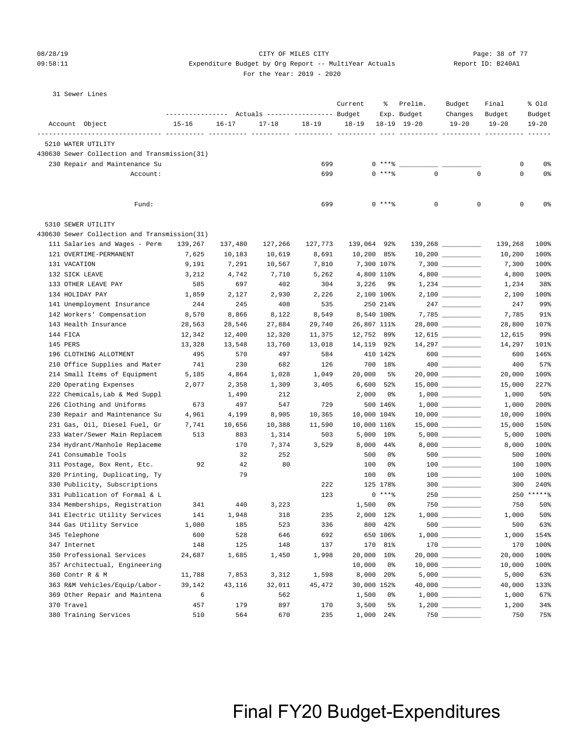CITY OF MILES CITY

Expenditure Budget by Org Report -- MultiYear Actuals

For the Year: 2019 - 2020

31 Sewer Lines

| Account Object | Actuals 15-16 | Actuals 16-17 | Actuals 17-18 | Actuals 18-19 | Current Budget 18-19 | % Exp. 18-19 | Prelim. Budget 19-20 | Budget Changes 19-20 | Final Budget 19-20 | % Old Budget 19-20 |
|---|---|---|---|---|---|---|---|---|---|---|
| **5210 WATER UTILITY** | | | | | | | | | | |
| **430630 Sewer Collection and Transmission(31)** | | | | | | | | | | |
| 230 Repair and Maintenance Su | | | | 699 | 0 | ***% | ______ | ______ | 0 | 0% |
| Account: | | | | 699 | 0 | ***% | 0 | 0 | 0 | 0% |
| Fund: | | | | 699 | 0 | ***% | 0 | 0 | 0 | 0% |
| **5310 SEWER UTILITY** | | | | | | | | | | |
| **430630 Sewer Collection and Transmission(31)** | | | | | | | | | | |
| 111 Salaries and Wages - Perm | 139,267 | 137,480 | 127,266 | 127,773 | 139,064 | 92% | 139,268 | ______ | 139,268 | 100% |
| 121 OVERTIME-PERMANENT | 7,625 | 10,183 | 10,619 | 8,691 | 10,200 | 85% | 10,200 | ______ | 10,200 | 100% |
| 131 VACATION | 9,191 | 7,291 | 10,567 | 7,810 | 7,300 | 107% | 7,300 | ______ | 7,300 | 100% |
| 132 SICK LEAVE | 3,212 | 4,742 | 7,710 | 5,262 | 4,800 | 110% | 4,800 | ______ | 4,800 | 100% |
| 133 OTHER LEAVE PAY | 585 | 697 | 402 | 304 | 3,226 | 9% | 1,234 | ______ | 1,234 | 38% |
| 134 HOLIDAY PAY | 1,859 | 2,127 | 2,930 | 2,226 | 2,100 | 106% | 2,100 | ______ | 2,100 | 100% |
| 141 Unemployment Insurance | 244 | 245 | 408 | 535 | 250 | 214% | 247 | ______ | 247 | 99% |
| 142 Workers' Compensation | 8,570 | 8,866 | 8,122 | 8,549 | 8,540 | 100% | 7,785 | ______ | 7,785 | 91% |
| 143 Health Insurance | 28,563 | 28,546 | 27,884 | 29,740 | 26,807 | 111% | 28,800 | ______ | 28,800 | 107% |
| 144 FICA | 12,342 | 12,400 | 12,320 | 11,375 | 12,752 | 89% | 12,615 | ______ | 12,615 | 99% |
| 145 PERS | 13,328 | 13,548 | 13,760 | 13,018 | 14,119 | 92% | 14,297 | ______ | 14,297 | 101% |
| 196 CLOTHING ALLOTMENT | 495 | 570 | 497 | 584 | 410 | 142% | 600 | ______ | 600 | 146% |
| 210 Office Supplies and Mater | 741 | 230 | 682 | 126 | 700 | 18% | 400 | ______ | 400 | 57% |
| 214 Small Items of Equipment | 5,185 | 4,864 | 1,028 | 1,049 | 20,000 | 5% | 20,000 | ______ | 20,000 | 100% |
| 220 Operating Expenses | 2,077 | 2,358 | 1,309 | 3,405 | 6,600 | 52% | 15,000 | ______ | 15,000 | 227% |
| 222 Chemicals,Lab & Med Suppl | | 1,490 | 212 | | 2,000 | 0% | 1,000 | ______ | 1,000 | 50% |
| 226 Clothing and Uniforms | 673 | 497 | 547 | 729 | 500 | 146% | 1,000 | ______ | 1,000 | 200% |
| 230 Repair and Maintenance Su | 4,961 | 4,199 | 8,905 | 10,365 | 10,000 | 104% | 10,000 | ______ | 10,000 | 100% |
| 231 Gas, Oil, Diesel Fuel, Gr | 7,741 | 10,656 | 10,388 | 11,590 | 10,000 | 116% | 15,000 | ______ | 15,000 | 150% |
| 233 Water/Sewer Main Replacem | 513 | 883 | 1,314 | 503 | 5,000 | 10% | 5,000 | ______ | 5,000 | 100% |
| 234 Hydrant/Manhole Replaceme | | 170 | 7,374 | 3,529 | 8,000 | 44% | 8,000 | ______ | 8,000 | 100% |
| 241 Consumable Tools | | 32 | 252 | | 500 | 0% | 500 | ______ | 500 | 100% |
| 311 Postage, Box Rent, Etc. | 92 | 42 | 80 | | 100 | 0% | 100 | ______ | 100 | 100% |
| 320 Printing, Duplicating, Ty | | 79 | | | 100 | 0% | 100 | ______ | 100 | 100% |
| 330 Publicity, Subscriptions | | | | 222 | 125 | 178% | 300 | ______ | 300 | 240% |
| 331 Publication of Formal & L | | | | 123 | 0 | ***% | 250 | ______ | 250 | *****% |
| 334 Memberships, Registration | 341 | 440 | 3,223 | | 1,500 | 0% | 750 | ______ | 750 | 50% |
| 341 Electric Utility Services | 141 | 1,948 | 318 | 235 | 2,000 | 12% | 1,000 | ______ | 1,000 | 50% |
| 344 Gas Utility Service | 1,080 | 185 | 523 | 336 | 800 | 42% | 500 | ______ | 500 | 63% |
| 345 Telephone | 600 | 528 | 646 | 692 | 650 | 106% | 1,000 | ______ | 1,000 | 154% |
| 347 Internet | 148 | 125 | 148 | 137 | 170 | 81% | 170 | ______ | 170 | 100% |
| 350 Professional Services | 24,687 | 1,685 | 1,450 | 1,998 | 20,000 | 10% | 20,000 | ______ | 20,000 | 100% |
| 357 Architectual, Engineering | | | | | 10,000 | 0% | 10,000 | ______ | 10,000 | 100% |
| 360 Contr R & M | 11,788 | 7,853 | 3,312 | 1,598 | 8,000 | 20% | 5,000 | ______ | 5,000 | 63% |
| 363 R&M Vehicles/Equip/Labor- | 39,142 | 43,116 | 32,011 | 45,472 | 30,000 | 152% | 40,000 | ______ | 40,000 | 133% |
| 369 Other Repair and Maintena | 6 | | 562 | | 1,500 | 0% | 1,000 | ______ | 1,000 | 67% |
| 370 Travel | 457 | 179 | 897 | 170 | 3,500 | 5% | 1,200 | ______ | 1,200 | 34% |
| 380 Training Services | 510 | 564 | 670 | 235 | 1,000 | 24% | 750 | ______ | 750 | 75% |

Final FY20 Budget-Expenditures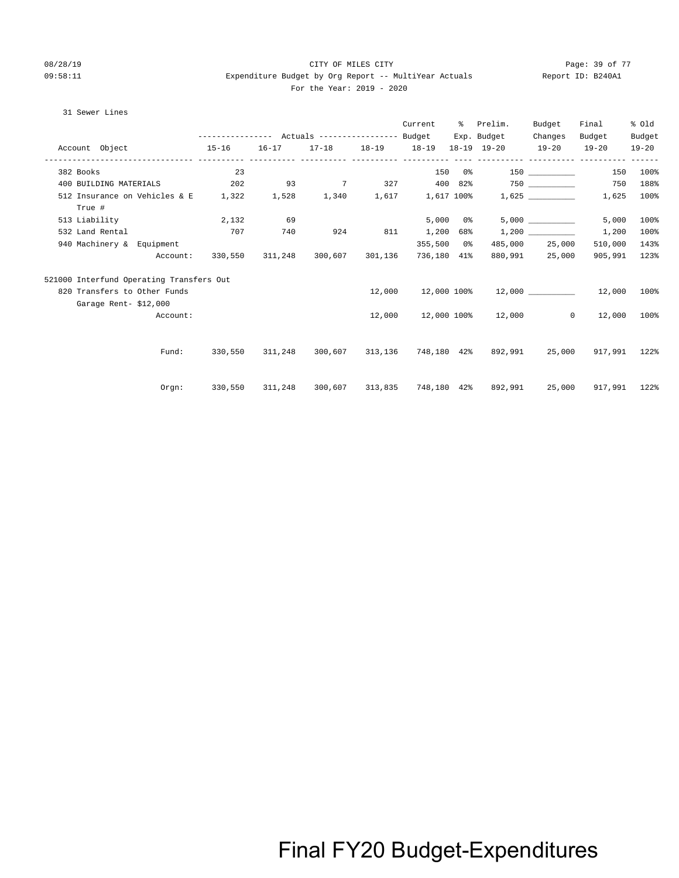CITY OF MILES CITY

Expenditure Budget by Org Report -- MultiYear Actuals

For the Year: 2019 - 2020

31 Sewer Lines

| Account Object | Actuals 15-16 | Actuals 16-17 | Actuals 17-18 | Actuals 18-19 | Current Budget 18-19 | % Exp. 18-19 | Prelim. Budget 19-20 | Budget Changes 19-20 | Final Budget 19-20 | % Old Budget 19-20 |
|---|---|---|---|---|---|---|---|---|---|---|
| 382 Books | 23 | | | | 150 | 0% | 150 | __________ | 150 | 100% |
| 400 BUILDING MATERIALS | 202 | 93 | 7 | 327 | 400 | 82% | 750 | __________ | 750 | 188% |
| 512 Insurance on Vehicles & E True # | 1,322 | 1,528 | 1,340 | 1,617 | 1,617 | 100% | 1,625 | __________ | 1,625 | 100% |
| 513 Liability | 2,132 | 69 | | | 5,000 | 0% | 5,000 | __________ | 5,000 | 100% |
| 532 Land Rental | 707 | 740 | 924 | 811 | 1,200 | 68% | 1,200 | __________ | 1,200 | 100% |
| 940 Machinery & Equipment | | | | | 355,500 | 0% | 485,000 | 25,000 | 510,000 | 143% |
| Account: | 330,550 | 311,248 | 300,607 | 301,136 | 736,180 | 41% | 880,991 | 25,000 | 905,991 | 123% |
| **521000 Interfund Operating Transfers Out** | | | | | | | | | | |
| 820 Transfers to Other Funds Garage Rent- $12,000 | | | | 12,000 | 12,000 | 100% | 12,000 | __________ | 12,000 | 100% |
| Account: | | | | 12,000 | 12,000 | 100% | 12,000 | 0 | 12,000 | 100% |
| Fund: | 330,550 | 311,248 | 300,607 | 313,136 | 748,180 | 42% | 892,991 | 25,000 | 917,991 | 122% |
| Orgn: | 330,550 | 311,248 | 300,607 | 313,835 | 748,180 | 42% | 892,991 | 25,000 | 917,991 | 122% |

Final FY20 Budget-Expenditures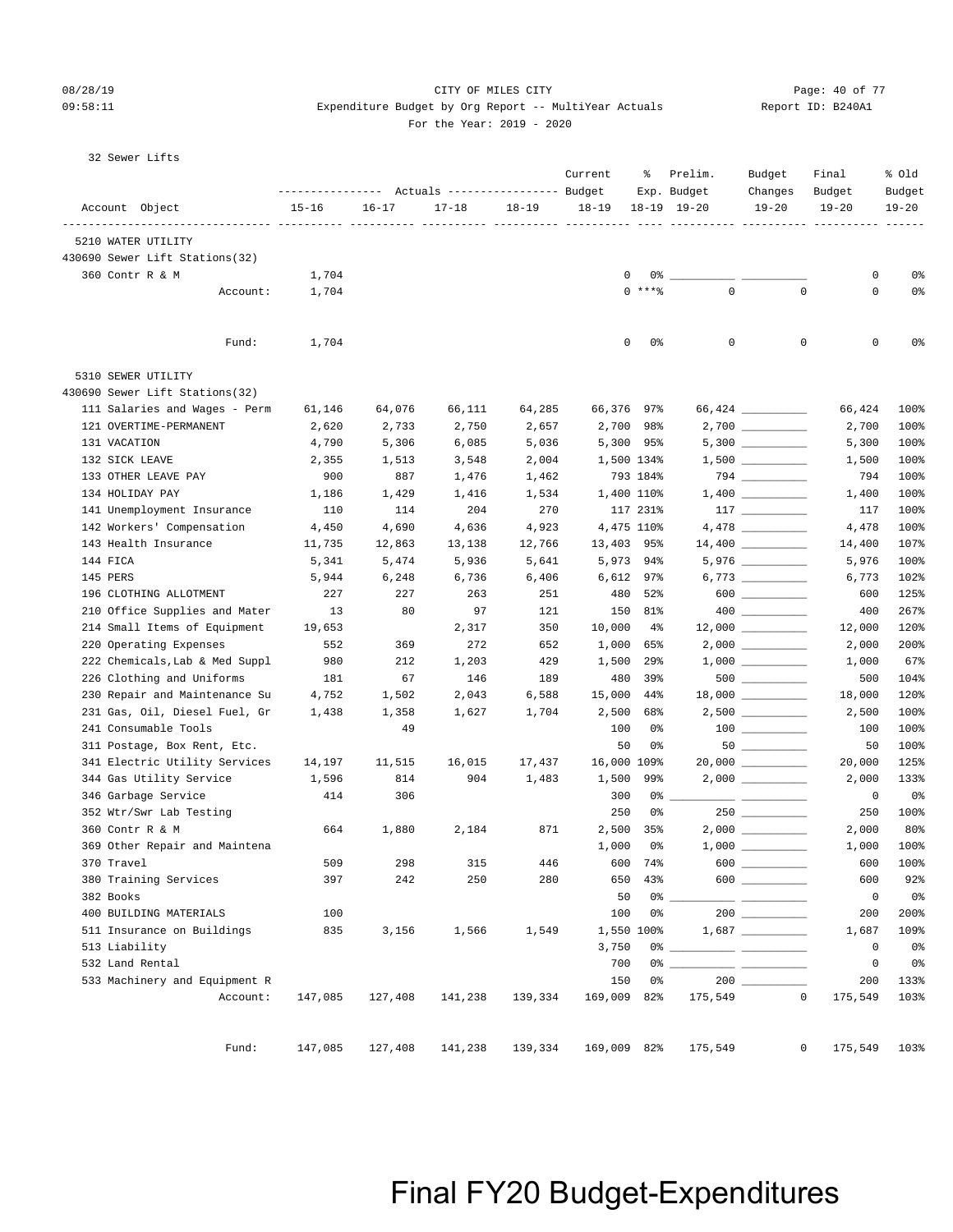CITY OF MILES CITY
Expenditure Budget by Org Report -- MultiYear Actuals
For the Year: 2019 - 2020

Report ID: B240A1

32 Sewer Lifts

| Account Object | Actuals 15-16 | Actuals 16-17 | Actuals 17-18 | Actuals 18-19 | Current Budget 18-19 | % Exp. 18-19 | Prelim. Budget 19-20 | Budget Changes 19-20 | Final Budget 19-20 | % Old Budget 19-20 |
|---|---|---|---|---|---|---|---|---|---|---|
| **5210 WATER UTILITY** | | | | | | | | | | |
| 430690 Sewer Lift Stations(32) | | | | | | | | | | |
| 360 Contr R & M | 1,704 | | | | 0 | 0% | | | 0 | 0% |
| Account: | 1,704 | | | | 0 | ***% | 0 | 0 | 0 | 0% |
| Fund: | 1,704 | | | | 0 | 0% | 0 | 0 | 0 | 0% |
| **5310 SEWER UTILITY** | | | | | | | | | | |
| 430690 Sewer Lift Stations(32) | | | | | | | | | | |
| 111 Salaries and Wages - Perm | 61,146 | 64,076 | 66,111 | 64,285 | 66,376 | 97% | 66,424 | | 66,424 | 100% |
| 121 OVERTIME-PERMANENT | 2,620 | 2,733 | 2,750 | 2,657 | 2,700 | 98% | 2,700 | | 2,700 | 100% |
| 131 VACATION | 4,790 | 5,306 | 6,085 | 5,036 | 5,300 | 95% | 5,300 | | 5,300 | 100% |
| 132 SICK LEAVE | 2,355 | 1,513 | 3,548 | 2,004 | 1,500 | 134% | 1,500 | | 1,500 | 100% |
| 133 OTHER LEAVE PAY | 900 | 887 | 1,476 | 1,462 | 793 | 184% | 794 | | 794 | 100% |
| 134 HOLIDAY PAY | 1,186 | 1,429 | 1,416 | 1,534 | 1,400 | 110% | 1,400 | | 1,400 | 100% |
| 141 Unemployment Insurance | 110 | 114 | 204 | 270 | 117 | 231% | 117 | | 117 | 100% |
| 142 Workers' Compensation | 4,450 | 4,690 | 4,636 | 4,923 | 4,475 | 110% | 4,478 | | 4,478 | 100% |
| 143 Health Insurance | 11,735 | 12,863 | 13,138 | 12,766 | 13,403 | 95% | 14,400 | | 14,400 | 107% |
| 144 FICA | 5,341 | 5,474 | 5,936 | 5,641 | 5,973 | 94% | 5,976 | | 5,976 | 100% |
| 145 PERS | 5,944 | 6,248 | 6,736 | 6,406 | 6,612 | 97% | 6,773 | | 6,773 | 102% |
| 196 CLOTHING ALLOTMENT | 227 | 227 | 263 | 251 | 480 | 52% | 600 | | 600 | 125% |
| 210 Office Supplies and Mater | 13 | 80 | 97 | 121 | 150 | 81% | 400 | | 400 | 267% |
| 214 Small Items of Equipment | 19,653 | | 2,317 | 350 | 10,000 | 4% | 12,000 | | 12,000 | 120% |
| 220 Operating Expenses | 552 | 369 | 272 | 652 | 1,000 | 65% | 2,000 | | 2,000 | 200% |
| 222 Chemicals,Lab & Med Suppl | 980 | 212 | 1,203 | 429 | 1,500 | 29% | 1,000 | | 1,000 | 67% |
| 226 Clothing and Uniforms | 181 | 67 | 146 | 189 | 480 | 39% | 500 | | 500 | 104% |
| 230 Repair and Maintenance Su | 4,752 | 1,502 | 2,043 | 6,588 | 15,000 | 44% | 18,000 | | 18,000 | 120% |
| 231 Gas, Oil, Diesel Fuel, Gr | 1,438 | 1,358 | 1,627 | 1,704 | 2,500 | 68% | 2,500 | | 2,500 | 100% |
| 241 Consumable Tools | | 49 | | | 100 | 0% | 100 | | 100 | 100% |
| 311 Postage, Box Rent, Etc. | | | | | 50 | 0% | 50 | | 50 | 100% |
| 341 Electric Utility Services | 14,197 | 11,515 | 16,015 | 17,437 | 16,000 | 109% | 20,000 | | 20,000 | 125% |
| 344 Gas Utility Service | 1,596 | 814 | 904 | 1,483 | 1,500 | 99% | 2,000 | | 2,000 | 133% |
| 346 Garbage Service | 414 | 306 | | | 300 | 0% | | | 0 | 0% |
| 352 Wtr/Swr Lab Testing | | | | | 250 | 0% | 250 | | 250 | 100% |
| 360 Contr R & M | 664 | 1,880 | 2,184 | 871 | 2,500 | 35% | 2,000 | | 2,000 | 80% |
| 369 Other Repair and Maintena | | | | | 1,000 | 0% | 1,000 | | 1,000 | 100% |
| 370 Travel | 509 | 298 | 315 | 446 | 600 | 74% | 600 | | 600 | 100% |
| 380 Training Services | 397 | 242 | 250 | 280 | 650 | 43% | 600 | | 600 | 92% |
| 382 Books | | | | | 50 | 0% | | | 0 | 0% |
| 400 BUILDING MATERIALS | 100 | | | | 100 | 0% | 200 | | 200 | 200% |
| 511 Insurance on Buildings | 835 | 3,156 | 1,566 | 1,549 | 1,550 | 100% | 1,687 | | 1,687 | 109% |
| 513 Liability | | | | | 3,750 | 0% | | | 0 | 0% |
| 532 Land Rental | | | | | 700 | 0% | | | 0 | 0% |
| 533 Machinery and Equipment R | | | | | 150 | 0% | 200 | | 200 | 133% |
| Account: | 147,085 | 127,408 | 141,238 | 139,334 | 169,009 | 82% | 175,549 | 0 | 175,549 | 103% |
| Fund: | 147,085 | 127,408 | 141,238 | 139,334 | 169,009 | 82% | 175,549 | 0 | 175,549 | 103% |

Final FY20 Budget-Expenditures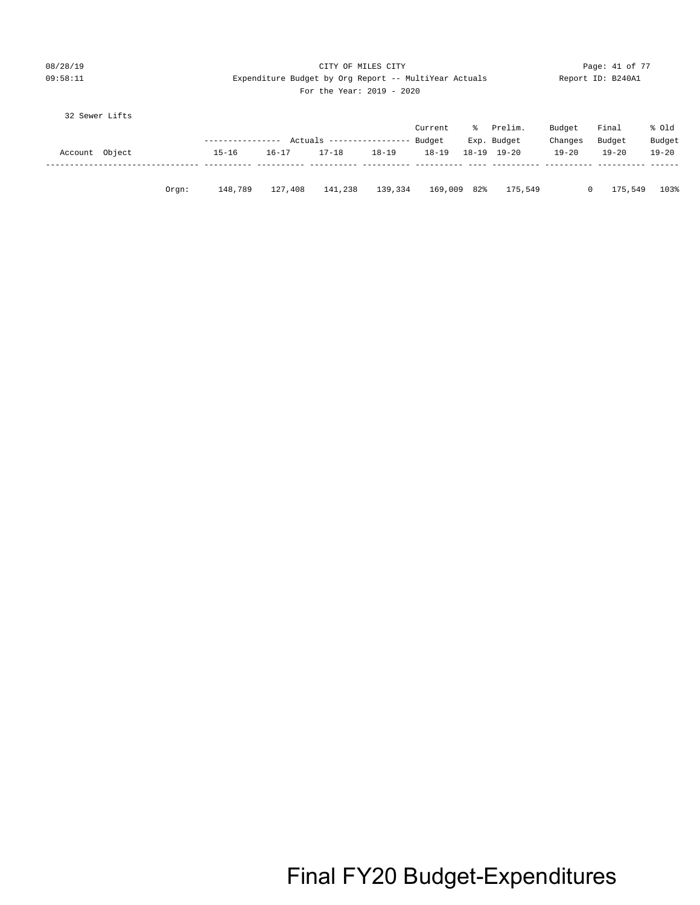32 Sewer Lifts

| Account Object | | Actuals 15-16 | Actuals 16-17 | Actuals 17-18 | Actuals 18-19 | Current Budget 18-19 | % Exp. 18-19 | Prelim. Budget 19-20 | Budget Changes 19-20 | Final Budget 19-20 | % Old Budget 19-20 |
|---|---|---|---|---|---|---|---|---|---|---|---|
| | Orgn: | 148,789 | 127,408 | 141,238 | 139,334 | 169,009 | 82% | 175,549 | 0 | 175,549 | 103% |

Final FY20 Budget-Expenditures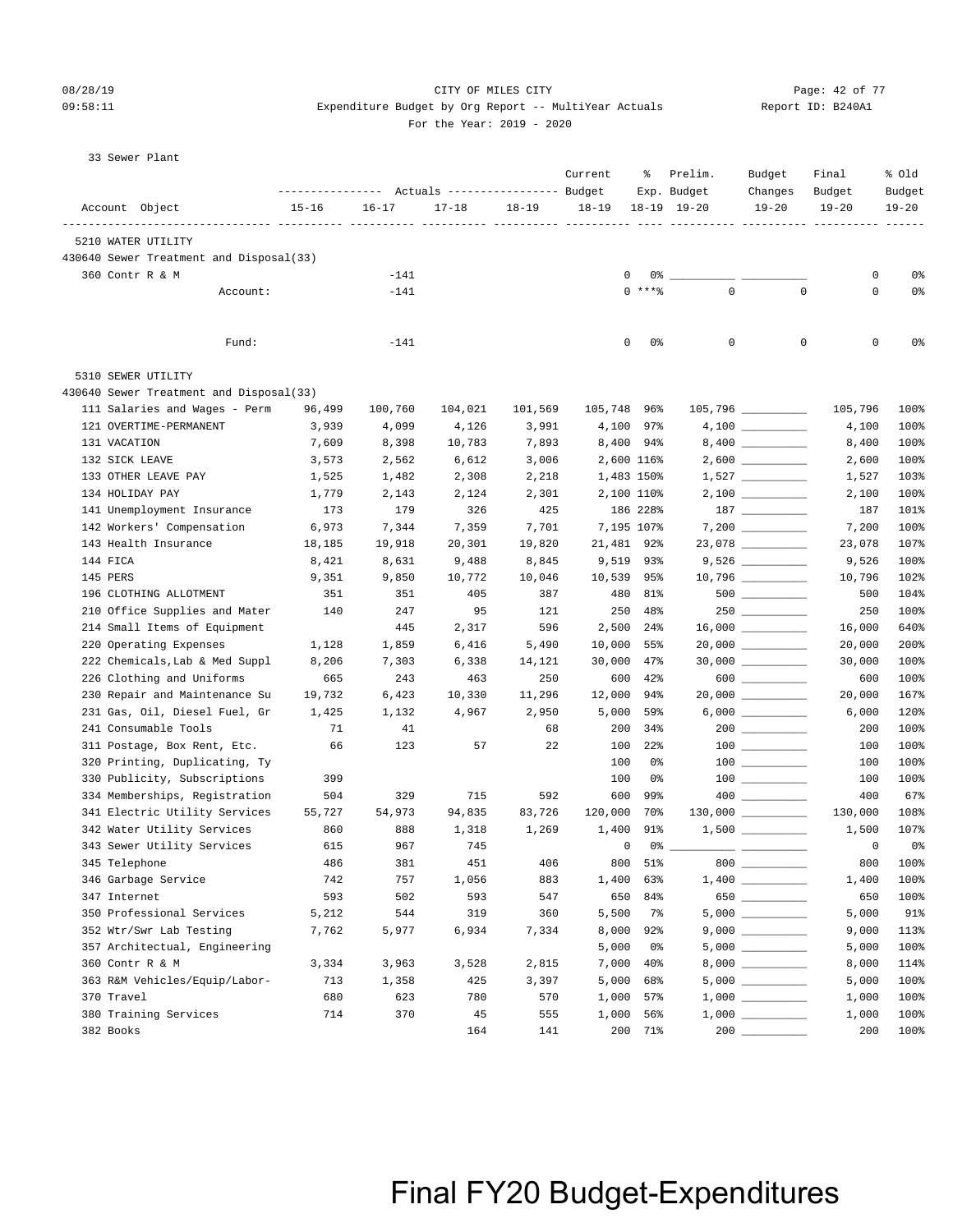CITY OF MILES CITY

Expenditure Budget by Org Report -- MultiYear Actuals

For the Year: 2019 - 2020

33 Sewer Plant

| Account Object | Actuals 15-16 | Actuals 16-17 | Actuals 17-18 | Actuals 18-19 | Current Budget 18-19 | % Exp. 18-19 | Prelim. Budget 19-20 | Budget Changes 19-20 | Final Budget 19-20 | % Old Budget 19-20 |
|---|---|---|---|---|---|---|---|---|---|---|
| **5210 WATER UTILITY** | | | | | | | | | | |
| **430640 Sewer Treatment and Disposal(33)** | | | | | | | | | | |
| 360 Contr R & M | | -141 | | | 0 | 0% | | | 0 | 0% |
| Account: | | -141 | | | 0 | ***% | 0 | 0 | 0 | 0% |
| Fund: | | -141 | | | 0 | 0% | 0 | 0 | 0 | 0% |
| **5310 SEWER UTILITY** | | | | | | | | | | |
| **430640 Sewer Treatment and Disposal(33)** | | | | | | | | | | |
| 111 Salaries and Wages - Perm | 96,499 | 100,760 | 104,021 | 101,569 | 105,748 | 96% | 105,796 | | 105,796 | 100% |
| 121 OVERTIME-PERMANENT | 3,939 | 4,099 | 4,126 | 3,991 | 4,100 | 97% | 4,100 | | 4,100 | 100% |
| 131 VACATION | 7,609 | 8,398 | 10,783 | 7,893 | 8,400 | 94% | 8,400 | | 8,400 | 100% |
| 132 SICK LEAVE | 3,573 | 2,562 | 6,612 | 3,006 | 2,600 | 116% | 2,600 | | 2,600 | 100% |
| 133 OTHER LEAVE PAY | 1,525 | 1,482 | 2,308 | 2,218 | 1,483 | 150% | 1,527 | | 1,527 | 103% |
| 134 HOLIDAY PAY | 1,779 | 2,143 | 2,124 | 2,301 | 2,100 | 110% | 2,100 | | 2,100 | 100% |
| 141 Unemployment Insurance | 173 | 179 | 326 | 425 | 186 | 228% | 187 | | 187 | 101% |
| 142 Workers' Compensation | 6,973 | 7,344 | 7,359 | 7,701 | 7,195 | 107% | 7,200 | | 7,200 | 100% |
| 143 Health Insurance | 18,185 | 19,918 | 20,301 | 19,820 | 21,481 | 92% | 23,078 | | 23,078 | 107% |
| 144 FICA | 8,421 | 8,631 | 9,488 | 8,845 | 9,519 | 93% | 9,526 | | 9,526 | 100% |
| 145 PERS | 9,351 | 9,850 | 10,772 | 10,046 | 10,539 | 95% | 10,796 | | 10,796 | 102% |
| 196 CLOTHING ALLOTMENT | 351 | 351 | 405 | 387 | 480 | 81% | 500 | | 500 | 104% |
| 210 Office Supplies and Mater | 140 | 247 | 95 | 121 | 250 | 48% | 250 | | 250 | 100% |
| 214 Small Items of Equipment | | 445 | 2,317 | 596 | 2,500 | 24% | 16,000 | | 16,000 | 640% |
| 220 Operating Expenses | 1,128 | 1,859 | 6,416 | 5,490 | 10,000 | 55% | 20,000 | | 20,000 | 200% |
| 222 Chemicals,Lab & Med Suppl | 8,206 | 7,303 | 6,338 | 14,121 | 30,000 | 47% | 30,000 | | 30,000 | 100% |
| 226 Clothing and Uniforms | 665 | 243 | 463 | 250 | 600 | 42% | 600 | | 600 | 100% |
| 230 Repair and Maintenance Su | 19,732 | 6,423 | 10,330 | 11,296 | 12,000 | 94% | 20,000 | | 20,000 | 167% |
| 231 Gas, Oil, Diesel Fuel, Gr | 1,425 | 1,132 | 4,967 | 2,950 | 5,000 | 59% | 6,000 | | 6,000 | 120% |
| 241 Consumable Tools | 71 | 41 | | 68 | 200 | 34% | 200 | | 200 | 100% |
| 311 Postage, Box Rent, Etc. | 66 | 123 | 57 | 22 | 100 | 22% | 100 | | 100 | 100% |
| 320 Printing, Duplicating, Ty | | | | | 100 | 0% | 100 | | 100 | 100% |
| 330 Publicity, Subscriptions | 399 | | | | 100 | 0% | 100 | | 100 | 100% |
| 334 Memberships, Registration | 504 | 329 | 715 | 592 | 600 | 99% | 400 | | 400 | 67% |
| 341 Electric Utility Services | 55,727 | 54,973 | 94,835 | 83,726 | 120,000 | 70% | 130,000 | | 130,000 | 108% |
| 342 Water Utility Services | 860 | 888 | 1,318 | 1,269 | 1,400 | 91% | 1,500 | | 1,500 | 107% |
| 343 Sewer Utility Services | 615 | 967 | 745 | | 0 | 0% | | | 0 | 0% |
| 345 Telephone | 486 | 381 | 451 | 406 | 800 | 51% | 800 | | 800 | 100% |
| 346 Garbage Service | 742 | 757 | 1,056 | 883 | 1,400 | 63% | 1,400 | | 1,400 | 100% |
| 347 Internet | 593 | 502 | 593 | 547 | 650 | 84% | 650 | | 650 | 100% |
| 350 Professional Services | 5,212 | 544 | 319 | 360 | 5,500 | 7% | 5,000 | | 5,000 | 91% |
| 352 Wtr/Swr Lab Testing | 7,762 | 5,977 | 6,934 | 7,334 | 8,000 | 92% | 9,000 | | 9,000 | 113% |
| 357 Architectual, Engineering | | | | | 5,000 | 0% | 5,000 | | 5,000 | 100% |
| 360 Contr R & M | 3,334 | 3,963 | 3,528 | 2,815 | 7,000 | 40% | 8,000 | | 8,000 | 114% |
| 363 R&M Vehicles/Equip/Labor- | 713 | 1,358 | 425 | 3,397 | 5,000 | 68% | 5,000 | | 5,000 | 100% |
| 370 Travel | 680 | 623 | 780 | 570 | 1,000 | 57% | 1,000 | | 1,000 | 100% |
| 380 Training Services | 714 | 370 | 45 | 555 | 1,000 | 56% | 1,000 | | 1,000 | 100% |
| 382 Books | | | 164 | 141 | 200 | 71% | 200 | | 200 | 100% |

Final FY20 Budget-Expenditures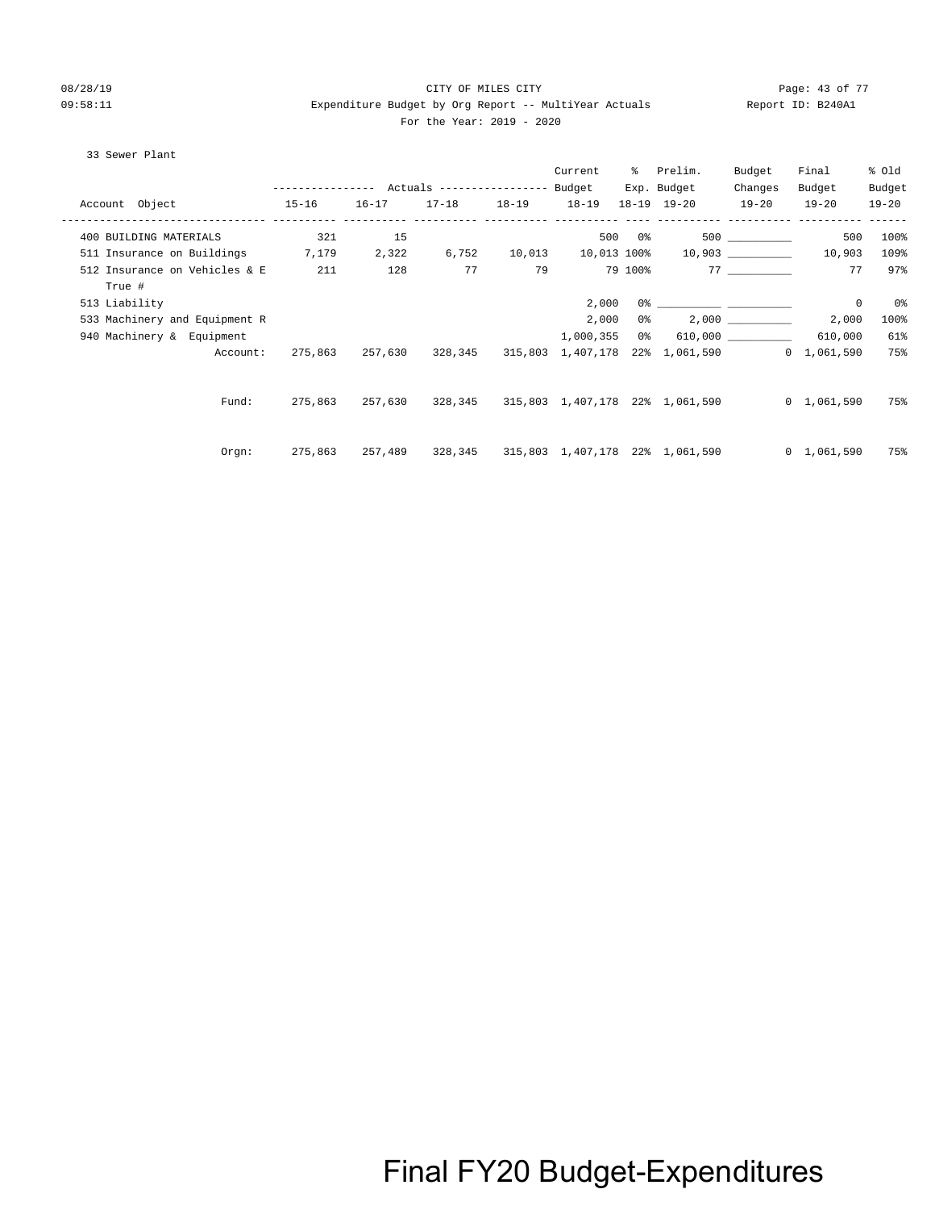CITY OF MILES CITY

Expenditure Budget by Org Report -- MultiYear Actuals

For the Year: 2019 - 2020

33 Sewer Plant

| Account Object | Actuals 15-16 | Actuals 16-17 | Actuals 17-18 | Actuals 18-19 | Current Budget 18-19 | % Exp. 18-19 | Prelim. Budget 19-20 | Budget Changes 19-20 | Final Budget 19-20 | % Old Budget 19-20 |
|---|---|---|---|---|---|---|---|---|---|---|
| 400 BUILDING MATERIALS | 321 | 15 | | | 500 | 0% | 500 | __________ | 500 | 100% |
| 511 Insurance on Buildings | 7,179 | 2,322 | 6,752 | 10,013 | 10,013 | 100% | 10,903 | __________ | 10,903 | 109% |
| 512 Insurance on Vehicles & E True # | 211 | 128 | 77 | 79 | 79 | 100% | 77 | __________ | 77 | 97% |
| 513 Liability | | | | | 2,000 | 0% | __________ | __________ | 0 | 0% |
| 533 Machinery and Equipment R | | | | | 2,000 | 0% | 2,000 | __________ | 2,000 | 100% |
| 940 Machinery & Equipment | | | | | 1,000,355 | 0% | 610,000 | __________ | 610,000 | 61% |
| Account: | 275,863 | 257,630 | 328,345 | 315,803 | 1,407,178 | 22% | 1,061,590 | 0 | 1,061,590 | 75% |
| Fund: | 275,863 | 257,630 | 328,345 | 315,803 | 1,407,178 | 22% | 1,061,590 | 0 | 1,061,590 | 75% |
| Orgn: | 275,863 | 257,489 | 328,345 | 315,803 | 1,407,178 | 22% | 1,061,590 | 0 | 1,061,590 | 75% |

Final FY20 Budget-Expenditures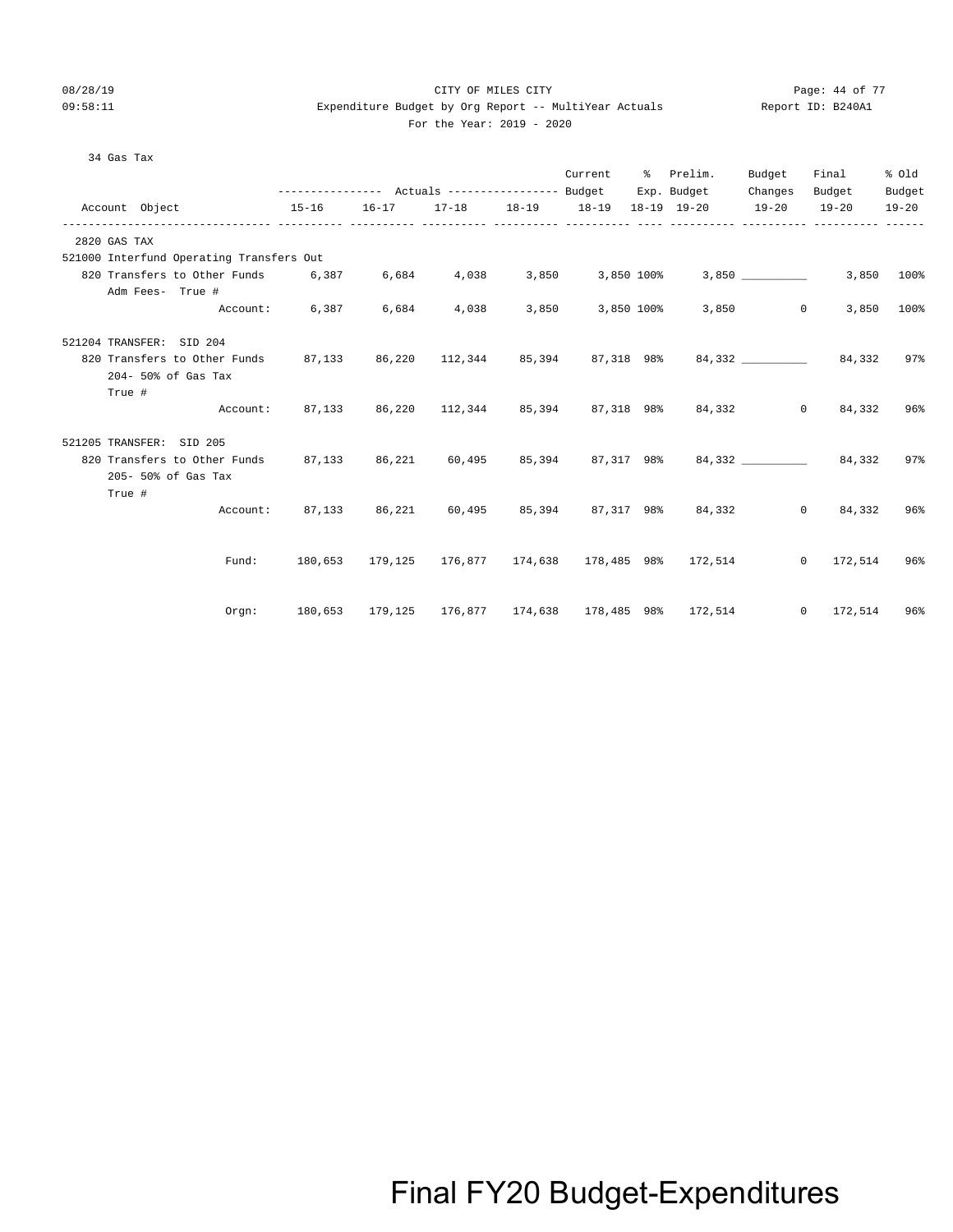CITY OF MILES CITY

Expenditure Budget by Org Report -- MultiYear Actuals

For the Year: 2019 - 2020

34 Gas Tax

| Account Object | Actuals 15-16 | Actuals 16-17 | Actuals 17-18 | Actuals 18-19 | Current Budget 18-19 | % Exp. 18-19 | Prelim. Budget 19-20 | Budget Changes 19-20 | Final Budget 19-20 | % Old Budget 19-20 |
|---|---|---|---|---|---|---|---|---|---|---|
| **2820 GAS TAX** | | | | | | | | | | |
| **521000 Interfund Operating Transfers Out** | | | | | | | | | | |
| 820 Transfers to Other Funds Adm Fees- True # | 6,387 | 6,684 | 4,038 | 3,850 | 3,850 | 100% | 3,850 | __________ | 3,850 | 100% |
| Account: | 6,387 | 6,684 | 4,038 | 3,850 | 3,850 | 100% | 3,850 | 0 | 3,850 | 100% |
| **521204 TRANSFER: SID 204** | | | | | | | | | | |
| 820 Transfers to Other Funds 204- 50% of Gas Tax True # | 87,133 | 86,220 | 112,344 | 85,394 | 87,318 | 98% | 84,332 | __________ | 84,332 | 97% |
| Account: | 87,133 | 86,220 | 112,344 | 85,394 | 87,318 | 98% | 84,332 | 0 | 84,332 | 96% |
| **521205 TRANSFER: SID 205** | | | | | | | | | | |
| 820 Transfers to Other Funds 205- 50% of Gas Tax True # | 87,133 | 86,221 | 60,495 | 85,394 | 87,317 | 98% | 84,332 | __________ | 84,332 | 97% |
| Account: | 87,133 | 86,221 | 60,495 | 85,394 | 87,317 | 98% | 84,332 | 0 | 84,332 | 96% |
| Fund: | 180,653 | 179,125 | 176,877 | 174,638 | 178,485 | 98% | 172,514 | 0 | 172,514 | 96% |
| Orgn: | 180,653 | 179,125 | 176,877 | 174,638 | 178,485 | 98% | 172,514 | 0 | 172,514 | 96% |

Final FY20 Budget-Expenditures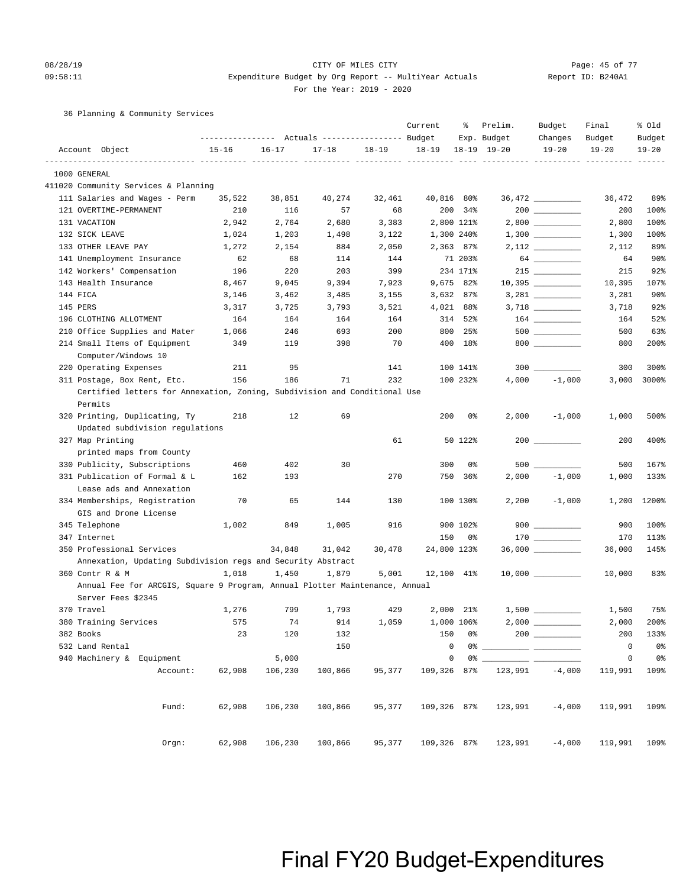CITY OF MILES CITY

Expenditure Budget by Org Report -- MultiYear Actuals

For the Year: 2019 - 2020

36 Planning & Community Services

| Account Object | Actuals 15-16 | Actuals 16-17 | Actuals 17-18 | Actuals 18-19 | Current Budget 18-19 | % Exp. 18-19 | Prelim. Budget 19-20 | Budget Changes 19-20 | Final Budget 19-20 | % Old Budget 19-20 |
|---|---|---|---|---|---|---|---|---|---|---|
| 1000 GENERAL | | | | | | | | | | |
| 411020 Community Services & Planning | | | | | | | | | | |
| 111 Salaries and Wages - Perm | 35,522 | 38,851 | 40,274 | 32,461 | 40,816 | 80% | 36,472 | | 36,472 | 89% |
| 121 OVERTIME-PERMANENT | 210 | 116 | 57 | 68 | 200 | 34% | 200 | | 200 | 100% |
| 131 VACATION | 2,942 | 2,764 | 2,680 | 3,383 | 2,800 | 121% | 2,800 | | 2,800 | 100% |
| 132 SICK LEAVE | 1,024 | 1,203 | 1,498 | 3,122 | 1,300 | 240% | 1,300 | | 1,300 | 100% |
| 133 OTHER LEAVE PAY | 1,272 | 2,154 | 884 | 2,050 | 2,363 | 87% | 2,112 | | 2,112 | 89% |
| 141 Unemployment Insurance | 62 | 68 | 114 | 144 | 71 | 203% | 64 | | 64 | 90% |
| 142 Workers' Compensation | 196 | 220 | 203 | 399 | 234 | 171% | 215 | | 215 | 92% |
| 143 Health Insurance | 8,467 | 9,045 | 9,394 | 7,923 | 9,675 | 82% | 10,395 | | 10,395 | 107% |
| 144 FICA | 3,146 | 3,462 | 3,485 | 3,155 | 3,632 | 87% | 3,281 | | 3,281 | 90% |
| 145 PERS | 3,317 | 3,725 | 3,793 | 3,521 | 4,021 | 88% | 3,718 | | 3,718 | 92% |
| 196 CLOTHING ALLOTMENT | 164 | 164 | 164 | 164 | 314 | 52% | 164 | | 164 | 52% |
| 210 Office Supplies and Mater | 1,066 | 246 | 693 | 200 | 800 | 25% | 500 | | 500 | 63% |
| 214 Small Items of Equipment<br>Computer/Windows 10 | 349 | 119 | 398 | 70 | 400 | 18% | 800 | | 800 | 200% |
| 220 Operating Expenses | 211 | 95 | | 141 | 100 | 141% | 300 | | 300 | 300% |
| 311 Postage, Box Rent, Etc.<br>Certified letters for Annexation, Zoning, Subdivision and Conditional Use Permits | 156 | 186 | 71 | 232 | 100 | 232% | 4,000 | -1,000 | 3,000 | 3000% |
| 320 Printing, Duplicating, Ty<br>Updated subdivision regulations | 218 | 12 | 69 | | 200 | 0% | 2,000 | -1,000 | 1,000 | 500% |
| 327 Map Printing<br>printed maps from County | | | | 61 | 50 | 122% | 200 | | 200 | 400% |
| 330 Publicity, Subscriptions | 460 | 402 | 30 | | 300 | 0% | 500 | | 500 | 167% |
| 331 Publication of Formal & L<br>Lease ads and Annexation | 162 | 193 | | 270 | 750 | 36% | 2,000 | -1,000 | 1,000 | 133% |
| 334 Memberships, Registration<br>GIS and Drone License | 70 | 65 | 144 | 130 | 100 | 130% | 2,200 | -1,000 | 1,200 | 1200% |
| 345 Telephone | 1,002 | 849 | 1,005 | 916 | 900 | 102% | 900 | | 900 | 100% |
| 347 Internet | | | | | 150 | 0% | 170 | | 170 | 113% |
| 350 Professional Services<br>Annexation, Updating Subdivision regs and Security Abstract | | 34,848 | 31,042 | 30,478 | 24,800 | 123% | 36,000 | | 36,000 | 145% |
| 360 Contr R & M<br>Annual Fee for ARCGIS, Square 9 Program, Annual Plotter Maintenance, Annual Server Fees $2345 | 1,018 | 1,450 | 1,879 | 5,001 | 12,100 | 41% | 10,000 | | 10,000 | 83% |
| 370 Travel | 1,276 | 799 | 1,793 | 429 | 2,000 | 21% | 1,500 | | 1,500 | 75% |
| 380 Training Services | 575 | 74 | 914 | 1,059 | 1,000 | 106% | 2,000 | | 2,000 | 200% |
| 382 Books | 23 | 120 | 132 | | 150 | 0% | 200 | | 200 | 133% |
| 532 Land Rental | | | 150 | | 0 | 0% | | | 0 | 0% |
| 940 Machinery & Equipment | | 5,000 | | | 0 | 0% | | | 0 | 0% |
| Account: | 62,908 | 106,230 | 100,866 | 95,377 | 109,326 | 87% | 123,991 | -4,000 | 119,991 | 109% |
| Fund: | 62,908 | 106,230 | 100,866 | 95,377 | 109,326 | 87% | 123,991 | -4,000 | 119,991 | 109% |
| Orgn: | 62,908 | 106,230 | 100,866 | 95,377 | 109,326 | 87% | 123,991 | -4,000 | 119,991 | 109% |

Final FY20 Budget-Expenditures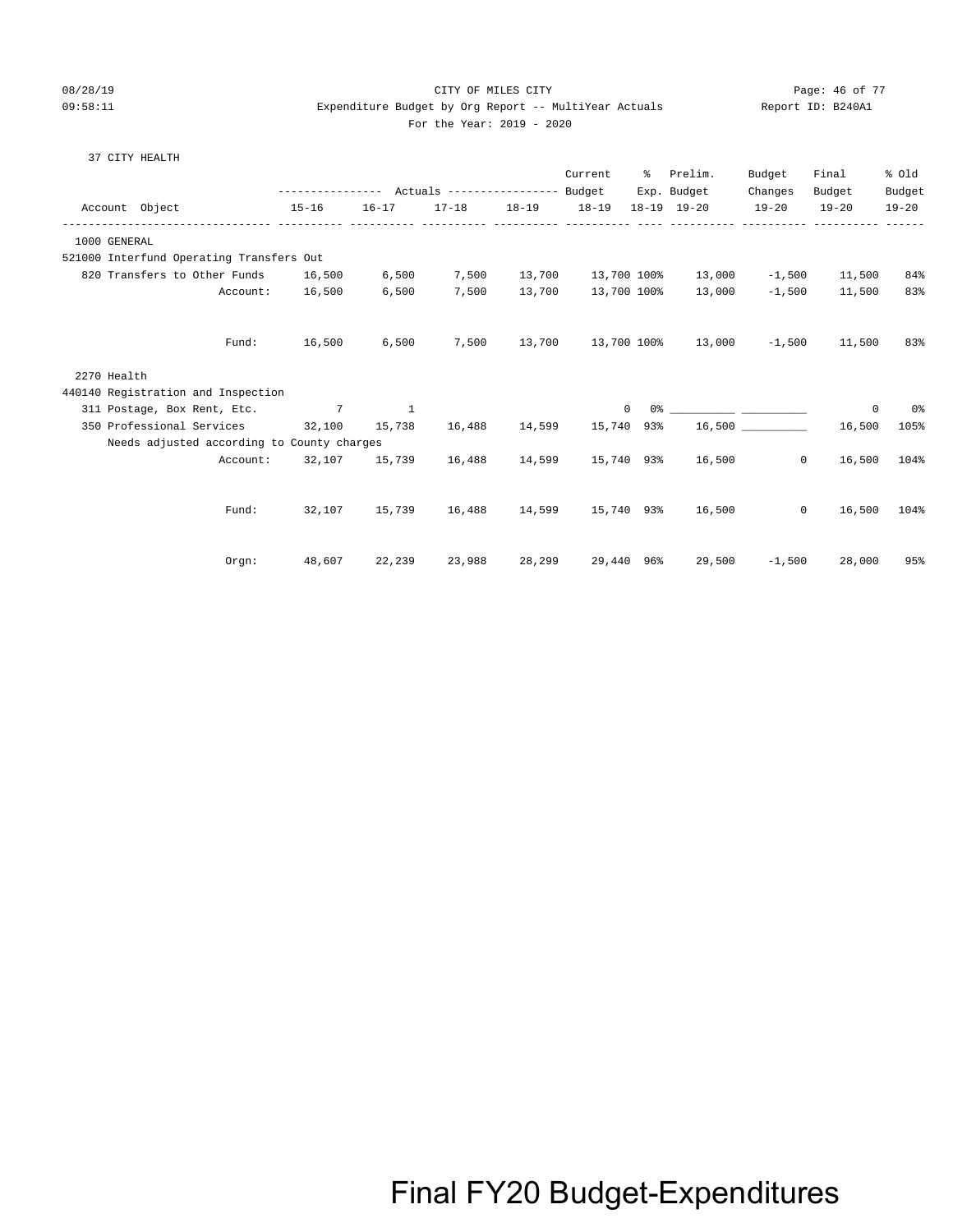CITY OF MILES CITY

Expenditure Budget by Org Report -- MultiYear Actuals

For the Year: 2019 - 2020

08/28/19 09:58:11 — Report ID: B240A1

37 CITY HEALTH

| Account Object | Actuals 15-16 | Actuals 16-17 | Actuals 17-18 | Actuals 18-19 | Current Budget 18-19 | % Exp. 18-19 | Prelim. Budget 19-20 | Budget Changes 19-20 | Final Budget 19-20 | % Old Budget 19-20 |
|---|---|---|---|---|---|---|---|---|---|---|
| **1000 GENERAL** | | | | | | | | | | |
| 521000 Interfund Operating Transfers Out | | | | | | | | | | |
| 820 Transfers to Other Funds | 16,500 | 6,500 | 7,500 | 13,700 | 13,700 | 100% | 13,000 | -1,500 | 11,500 | 84% |
| Account: | 16,500 | 6,500 | 7,500 | 13,700 | 13,700 | 100% | 13,000 | -1,500 | 11,500 | 83% |
| Fund: | 16,500 | 6,500 | 7,500 | 13,700 | 13,700 | 100% | 13,000 | -1,500 | 11,500 | 83% |
| **2270 Health** | | | | | | | | | | |
| 440140 Registration and Inspection | | | | | | | | | | |
| 311 Postage, Box Rent, Etc. | 7 | 1 | | | 0 | 0% | __________ | __________ | 0 | 0% |
| 350 Professional Services | 32,100 | 15,738 | 16,488 | 14,599 | 15,740 | 93% | 16,500 | __________ | 16,500 | 105% |
| Needs adjusted according to County charges | | | | | | | | | | |
| Account: | 32,107 | 15,739 | 16,488 | 14,599 | 15,740 | 93% | 16,500 | 0 | 16,500 | 104% |
| Fund: | 32,107 | 15,739 | 16,488 | 14,599 | 15,740 | 93% | 16,500 | 0 | 16,500 | 104% |
| Orgn: | 48,607 | 22,239 | 23,988 | 28,299 | 29,440 | 96% | 29,500 | -1,500 | 28,000 | 95% |

Final FY20 Budget-Expenditures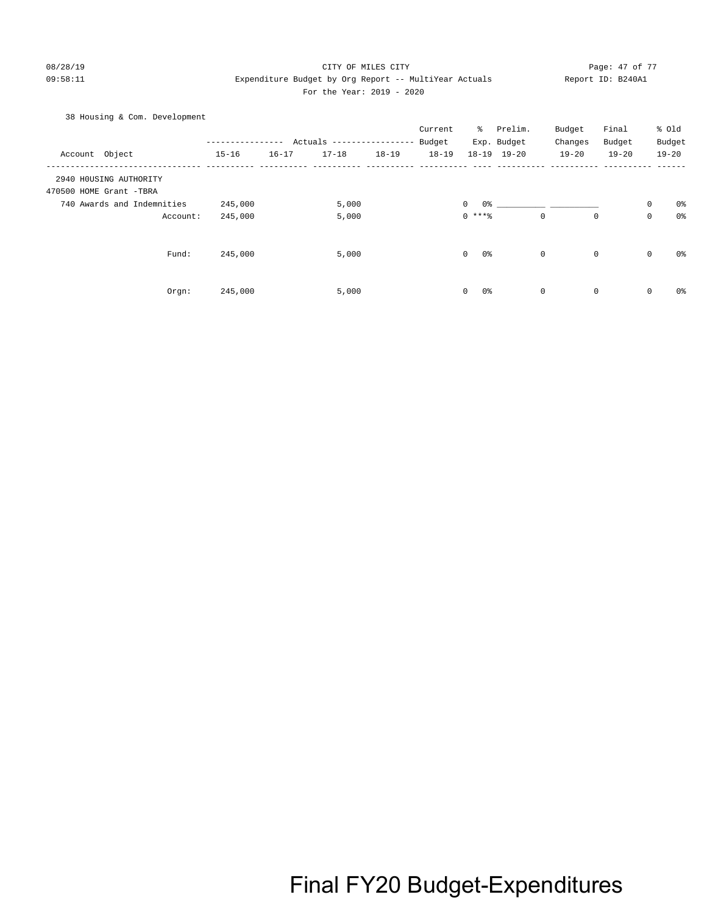CITY OF MILES CITY

Expenditure Budget by Org Report -- MultiYear Actuals

For the Year: 2019 - 2020

38 Housing & Com. Development

| Account Object | Actuals 15-16 | Actuals 16-17 | Actuals 17-18 | Actuals 18-19 | Current Budget 18-19 | % Exp. 18-19 | Prelim. Budget 19-20 | Budget Changes 19-20 | Final Budget 19-20 | % Old Budget 19-20 |
|---|---|---|---|---|---|---|---|---|---|---|
| 2940 H0USING AUTHORITY | | | | | | | | | | |
| 470500 HOME Grant -TBRA | | | | | | | | | | |
| 740 Awards and Indemnities | 245,000 | | 5,000 | | 0 | 0% | ____________ | ____________ | 0 | 0% |
| Account: | 245,000 | | 5,000 | | 0 | ***% | 0 | 0 | 0 | 0% |
| Fund: | 245,000 | | 5,000 | | 0 | 0% | 0 | 0 | 0 | 0% |
| Orgn: | 245,000 | | 5,000 | | 0 | 0% | 0 | 0 | 0 | 0% |

Final FY20 Budget-Expenditures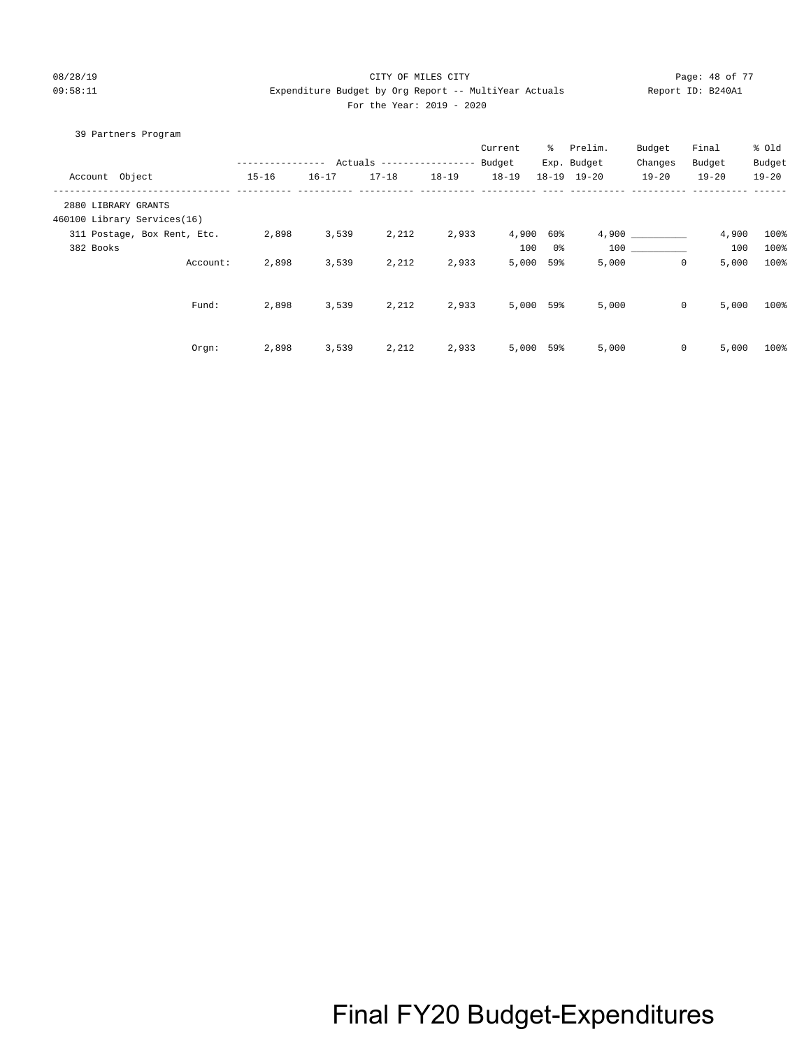CITY OF MILES CITY

Expenditure Budget by Org Report -- MultiYear Actuals

For the Year: 2019 - 2020

39 Partners Program

| Account Object | Actuals 15-16 | Actuals 16-17 | Actuals 17-18 | Actuals 18-19 | Current Budget 18-19 | % Exp. 18-19 | Prelim. Budget 19-20 | Budget Changes 19-20 | Final Budget 19-20 | % Old Budget 19-20 |
|---|---|---|---|---|---|---|---|---|---|---|
| 2880 LIBRARY GRANTS | | | | | | | | | | |
| 460100 Library Services(16) | | | | | | | | | | |
| 311 Postage, Box Rent, Etc. | 2,898 | 3,539 | 2,212 | 2,933 | 4,900 | 60% | 4,900 | __________ | 4,900 | 100% |
| 382 Books | | | | | 100 | 0% | 100 | __________ | 100 | 100% |
| Account: | 2,898 | 3,539 | 2,212 | 2,933 | 5,000 | 59% | 5,000 | 0 | 5,000 | 100% |
| Fund: | 2,898 | 3,539 | 2,212 | 2,933 | 5,000 | 59% | 5,000 | 0 | 5,000 | 100% |
| Orgn: | 2,898 | 3,539 | 2,212 | 2,933 | 5,000 | 59% | 5,000 | 0 | 5,000 | 100% |

Final FY20 Budget-Expenditures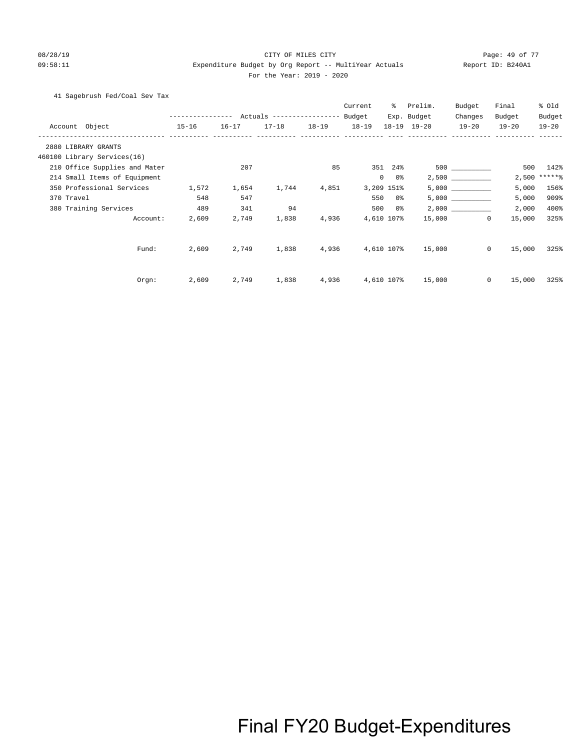CITY OF MILES CITY

Expenditure Budget by Org Report -- MultiYear Actuals

For the Year: 2019 - 2020

41 Sagebrush Fed/Coal Sev Tax

| Account Object | Actuals 15-16 | Actuals 16-17 | Actuals 17-18 | Actuals 18-19 | Current Budget 18-19 | % Exp. 18-19 | Prelim. Budget 19-20 | Budget Changes 19-20 | Final Budget 19-20 | % Old Budget 19-20 |
|---|---|---|---|---|---|---|---|---|---|---|
| 2880 LIBRARY GRANTS | | | | | | | | | | |
| 460100 Library Services(16) | | | | | | | | | | |
| 210 Office Supplies and Mater | | 207 | | 85 | 351 | 24% | 500 | __________ | 500 | 142% |
| 214 Small Items of Equipment | | | | | 0 | 0% | 2,500 | __________ | 2,500 | *****% |
| 350 Professional Services | 1,572 | 1,654 | 1,744 | 4,851 | 3,209 | 151% | 5,000 | __________ | 5,000 | 156% |
| 370 Travel | 548 | 547 | | | 550 | 0% | 5,000 | __________ | 5,000 | 909% |
| 380 Training Services | 489 | 341 | 94 | | 500 | 0% | 2,000 | __________ | 2,000 | 400% |
| Account: | 2,609 | 2,749 | 1,838 | 4,936 | 4,610 | 107% | 15,000 | 0 | 15,000 | 325% |
| Fund: | 2,609 | 2,749 | 1,838 | 4,936 | 4,610 | 107% | 15,000 | 0 | 15,000 | 325% |
| Orgn: | 2,609 | 2,749 | 1,838 | 4,936 | 4,610 | 107% | 15,000 | 0 | 15,000 | 325% |

Final FY20 Budget-Expenditures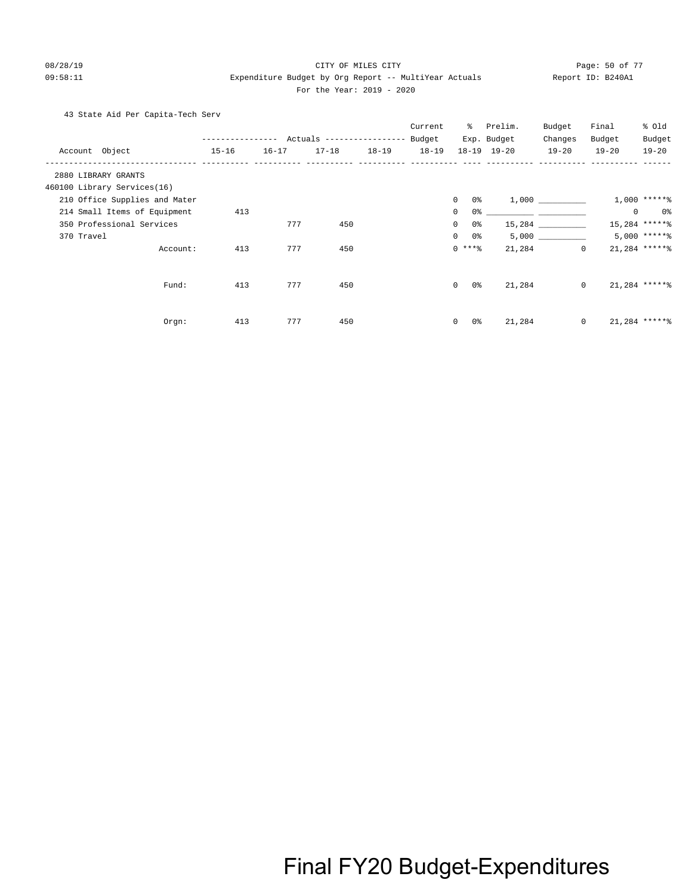CITY OF MILES CITY

Expenditure Budget by Org Report -- MultiYear Actuals

For the Year: 2019 - 2020

43 State Aid Per Capita-Tech Serv

| Account Object | Actuals 15-16 | Actuals 16-17 | Actuals 17-18 | Actuals 18-19 | Current Budget 18-19 | % Exp. 18-19 | Prelim. Budget 19-20 | Budget Changes 19-20 | Final Budget 19-20 | % Old Budget 19-20 |
|---|---|---|---|---|---|---|---|---|---|---|
| 2880 LIBRARY GRANTS | | | | | | | | | | |
| 460100 Library Services(16) | | | | | | | | | | |
| 210 Office Supplies and Mater | | | | | 0 | 0% | 1,000 | __________ | 1,000 | *****% |
| 214 Small Items of Equipment | 413 | | | | 0 | 0% | __________ | __________ | 0 | 0% |
| 350 Professional Services | | 777 | 450 | | 0 | 0% | 15,284 | __________ | 15,284 | *****% |
| 370 Travel | | | | | 0 | 0% | 5,000 | __________ | 5,000 | *****% |
| Account: | 413 | 777 | 450 | | 0 | ***% | 21,284 | 0 | 21,284 | *****% |
| Fund: | 413 | 777 | 450 | | 0 | 0% | 21,284 | 0 | 21,284 | *****% |
| Orgn: | 413 | 777 | 450 | | 0 | 0% | 21,284 | 0 | 21,284 | *****% |

Final FY20 Budget-Expenditures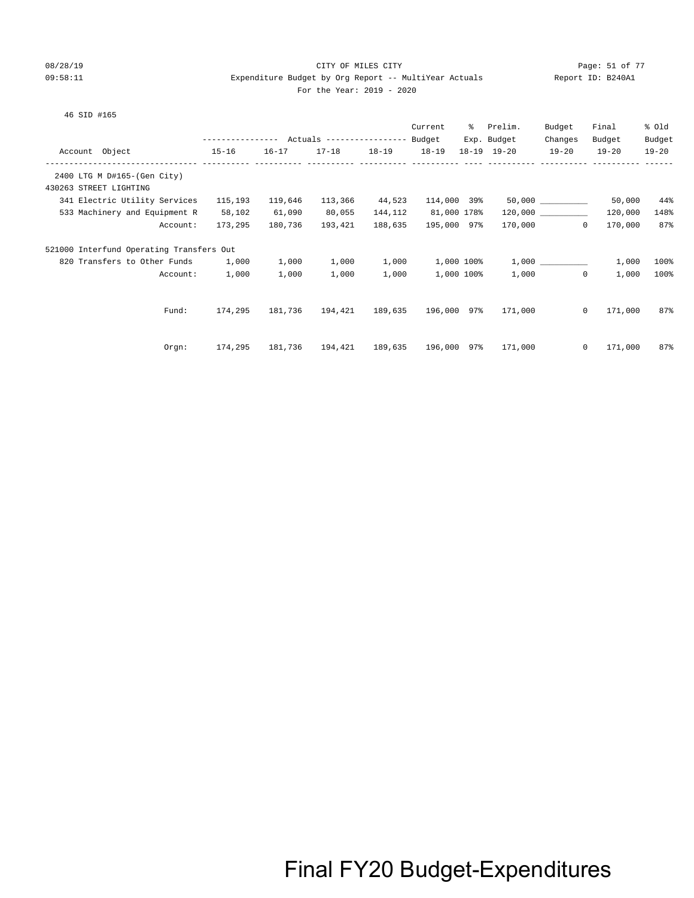CITY OF MILES CITY

Expenditure Budget by Org Report -- MultiYear Actuals

For the Year: 2019 - 2020

Report ID: B240A1

08/28/19 09:58:11

46 SID #165

| Account Object | Actuals 15-16 | Actuals 16-17 | Actuals 17-18 | Actuals 18-19 | Current Budget 18-19 | % Exp. 18-19 | Prelim. Budget 19-20 | Budget Changes 19-20 | Final Budget 19-20 | % Old Budget 19-20 |
|---|---|---|---|---|---|---|---|---|---|---|
| 2400 LTG M D#165-(Gen City) | | | | | | | | | | |
| 430263 STREET LIGHTING | | | | | | | | | | |
| 341 Electric Utility Services | 115,193 | 119,646 | 113,366 | 44,523 | 114,000 | 39% | 50,000 | __________ | 50,000 | 44% |
| 533 Machinery and Equipment R | 58,102 | 61,090 | 80,055 | 144,112 | 81,000 | 178% | 120,000 | __________ | 120,000 | 148% |
| Account: | 173,295 | 180,736 | 193,421 | 188,635 | 195,000 | 97% | 170,000 | 0 | 170,000 | 87% |
| 521000 Interfund Operating Transfers Out | | | | | | | | | | |
| 820 Transfers to Other Funds | 1,000 | 1,000 | 1,000 | 1,000 | 1,000 | 100% | 1,000 | __________ | 1,000 | 100% |
| Account: | 1,000 | 1,000 | 1,000 | 1,000 | 1,000 | 100% | 1,000 | 0 | 1,000 | 100% |
| Fund: | 174,295 | 181,736 | 194,421 | 189,635 | 196,000 | 97% | 171,000 | 0 | 171,000 | 87% |
| Orgn: | 174,295 | 181,736 | 194,421 | 189,635 | 196,000 | 97% | 171,000 | 0 | 171,000 | 87% |

Final FY20 Budget-Expenditures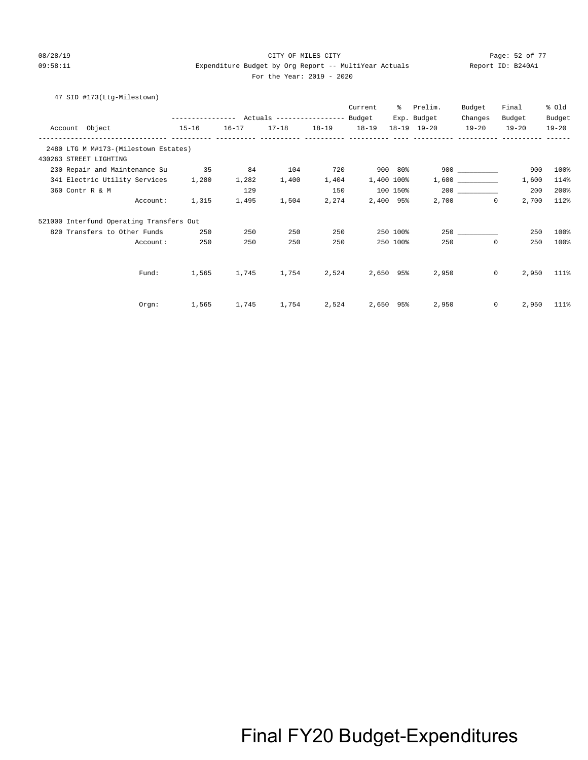CITY OF MILES CITY

Expenditure Budget by Org Report -- MultiYear Actuals

For the Year: 2019 - 2020

47 SID #173(Ltg-Milestown)

| Account Object | Actuals 15-16 | Actuals 16-17 | Actuals 17-18 | Actuals 18-19 | Current Budget 18-19 | % Exp. 18-19 | Prelim. Budget 19-20 | Budget Changes 19-20 | Final Budget 19-20 | % Old Budget 19-20 |
|---|---|---|---|---|---|---|---|---|---|---|
| **2480 LTG M M#173-(Milestown Estates)** | | | | | | | | | | |
| **430263 STREET LIGHTING** | | | | | | | | | | |
| 230 Repair and Maintenance Su | 35 | 84 | 104 | 720 | 900 | 80% | 900 | __________ | 900 | 100% |
| 341 Electric Utility Services | 1,280 | 1,282 | 1,400 | 1,404 | 1,400 | 100% | 1,600 | __________ | 1,600 | 114% |
| 360 Contr R & M | | 129 | | 150 | 100 | 150% | 200 | __________ | 200 | 200% |
| Account: | 1,315 | 1,495 | 1,504 | 2,274 | 2,400 | 95% | 2,700 | 0 | 2,700 | 112% |
| **521000 Interfund Operating Transfers Out** | | | | | | | | | | |
| 820 Transfers to Other Funds | 250 | 250 | 250 | 250 | 250 | 100% | 250 | __________ | 250 | 100% |
| Account: | 250 | 250 | 250 | 250 | 250 | 100% | 250 | 0 | 250 | 100% |
| Fund: | 1,565 | 1,745 | 1,754 | 2,524 | 2,650 | 95% | 2,950 | 0 | 2,950 | 111% |
| Orgn: | 1,565 | 1,745 | 1,754 | 2,524 | 2,650 | 95% | 2,950 | 0 | 2,950 | 111% |

Final FY20 Budget-Expenditures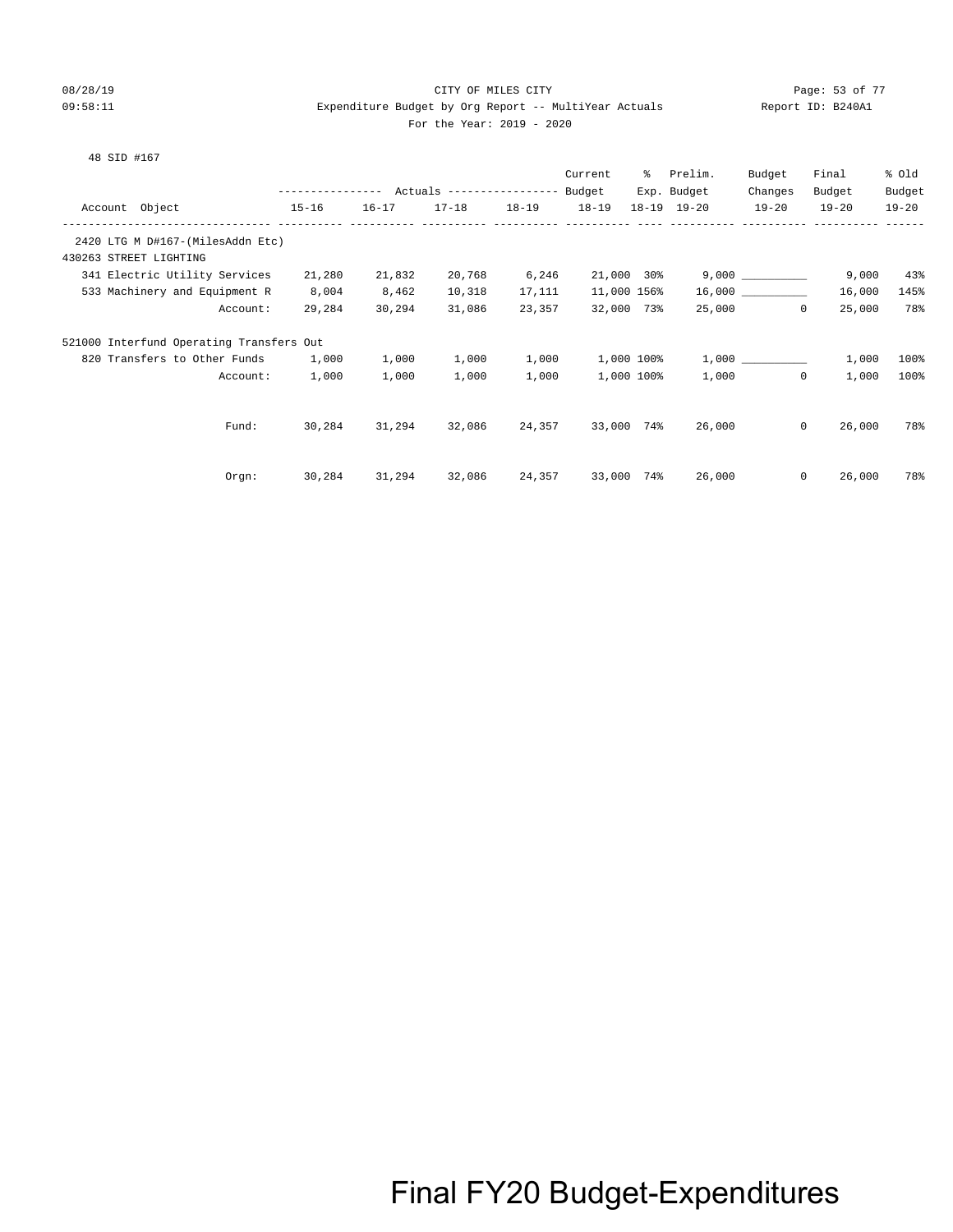CITY OF MILES CITY

Expenditure Budget by Org Report -- MultiYear Actuals

For the Year: 2019 - 2020

48 SID #167

| Account Object | Actuals 15-16 | Actuals 16-17 | Actuals 17-18 | Actuals 18-19 | Current Budget 18-19 | % Exp. 18-19 | Prelim. Budget 19-20 | Budget Changes 19-20 | Final Budget 19-20 | % Old Budget 19-20 |
|---|---|---|---|---|---|---|---|---|---|---|
| 2420 LTG M D#167-(MilesAddn Etc) | | | | | | | | | | |
| 430263 STREET LIGHTING | | | | | | | | | | |
| 341 Electric Utility Services | 21,280 | 21,832 | 20,768 | 6,246 | 21,000 | 30% | 9,000 | __________ | 9,000 | 43% |
| 533 Machinery and Equipment R | 8,004 | 8,462 | 10,318 | 17,111 | 11,000 | 156% | 16,000 | __________ | 16,000 | 145% |
| Account: | 29,284 | 30,294 | 31,086 | 23,357 | 32,000 | 73% | 25,000 | 0 | 25,000 | 78% |
| 521000 Interfund Operating Transfers Out | | | | | | | | | | |
| 820 Transfers to Other Funds | 1,000 | 1,000 | 1,000 | 1,000 | 1,000 | 100% | 1,000 | __________ | 1,000 | 100% |
| Account: | 1,000 | 1,000 | 1,000 | 1,000 | 1,000 | 100% | 1,000 | 0 | 1,000 | 100% |
| Fund: | 30,284 | 31,294 | 32,086 | 24,357 | 33,000 | 74% | 26,000 | 0 | 26,000 | 78% |
| Orgn: | 30,284 | 31,294 | 32,086 | 24,357 | 33,000 | 74% | 26,000 | 0 | 26,000 | 78% |

Final FY20 Budget-Expenditures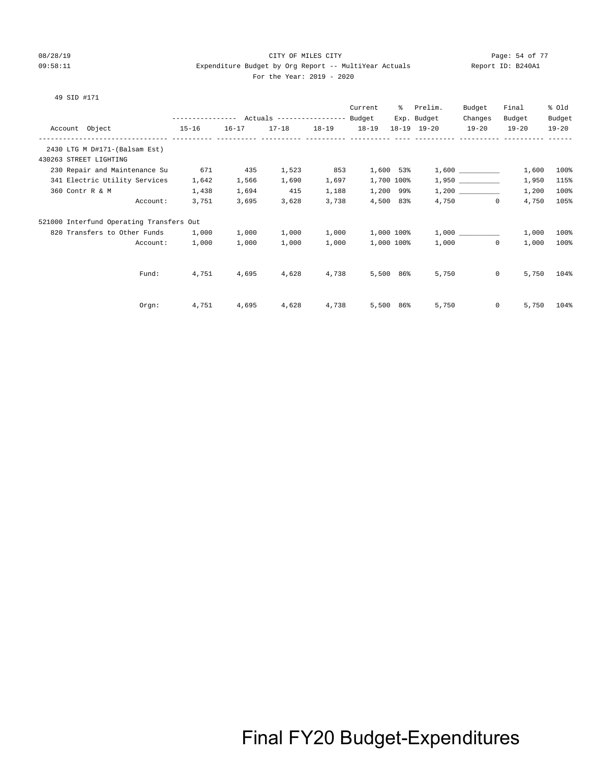CITY OF MILES CITY

Expenditure Budget by Org Report -- MultiYear Actuals

For the Year: 2019 - 2020

08/28/19 09:58:11 Report ID: B240A1

49 SID #171

| Account Object | Actuals 15-16 | Actuals 16-17 | Actuals 17-18 | Actuals 18-19 | Current Budget 18-19 | % Exp. 18-19 | Prelim. Budget 19-20 | Budget Changes 19-20 | Final Budget 19-20 | % Old Budget 19-20 |
|---|---|---|---|---|---|---|---|---|---|---|
| 2430 LTG M D#171-(Balsam Est) | | | | | | | | | | |
| 430263 STREET LIGHTING | | | | | | | | | | |
| 230 Repair and Maintenance Su | 671 | 435 | 1,523 | 853 | 1,600 | 53% | 1,600 | __________ | 1,600 | 100% |
| 341 Electric Utility Services | 1,642 | 1,566 | 1,690 | 1,697 | 1,700 | 100% | 1,950 | __________ | 1,950 | 115% |
| 360 Contr R & M | 1,438 | 1,694 | 415 | 1,188 | 1,200 | 99% | 1,200 | __________ | 1,200 | 100% |
| Account: | 3,751 | 3,695 | 3,628 | 3,738 | 4,500 | 83% | 4,750 | 0 | 4,750 | 105% |
| 521000 Interfund Operating Transfers Out | | | | | | | | | | |
| 820 Transfers to Other Funds | 1,000 | 1,000 | 1,000 | 1,000 | 1,000 | 100% | 1,000 | __________ | 1,000 | 100% |
| Account: | 1,000 | 1,000 | 1,000 | 1,000 | 1,000 | 100% | 1,000 | 0 | 1,000 | 100% |
| Fund: | 4,751 | 4,695 | 4,628 | 4,738 | 5,500 | 86% | 5,750 | 0 | 5,750 | 104% |
| Orgn: | 4,751 | 4,695 | 4,628 | 4,738 | 5,500 | 86% | 5,750 | 0 | 5,750 | 104% |

Final FY20 Budget-Expenditures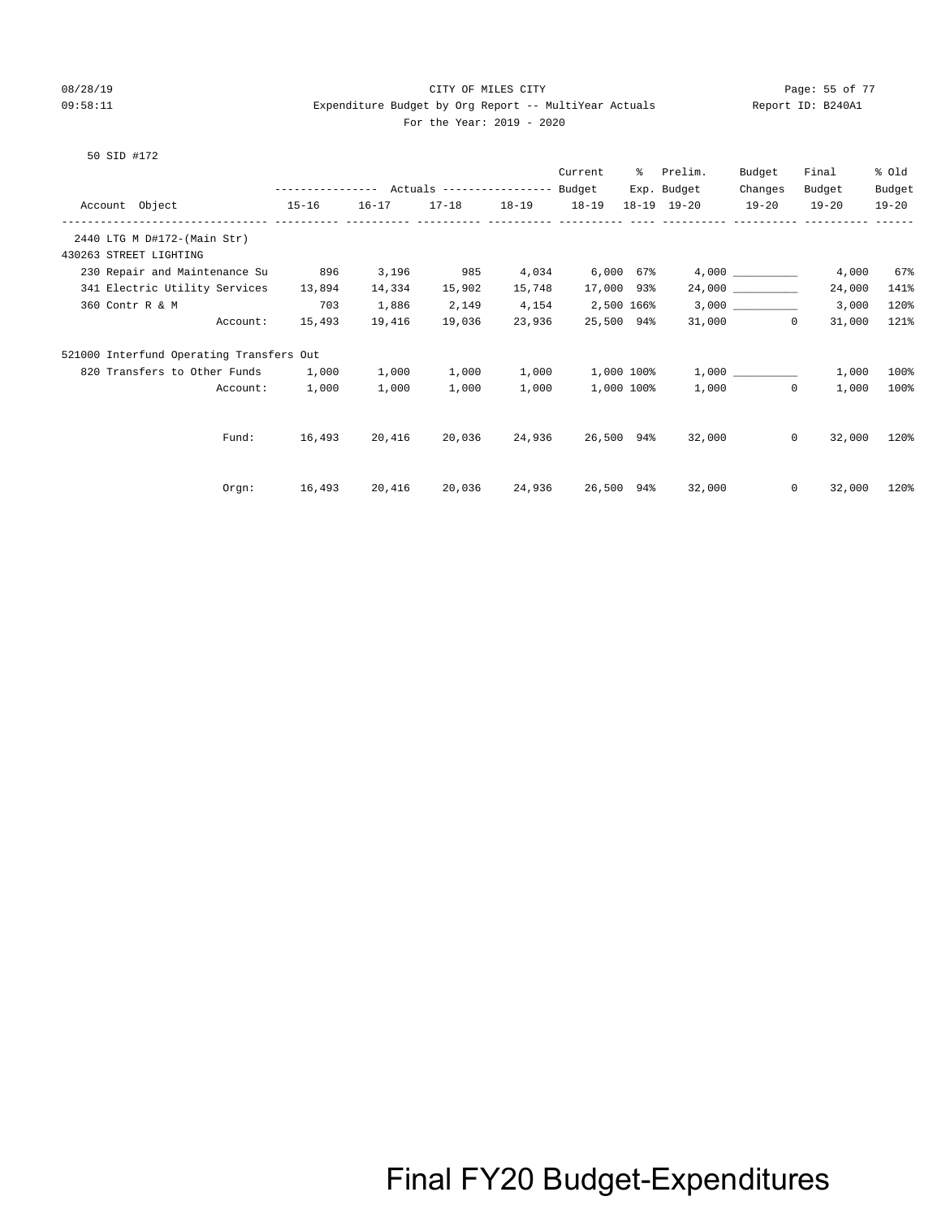CITY OF MILES CITY

Expenditure Budget by Org Report -- MultiYear Actuals

For the Year: 2019 - 2020

50 SID #172

| Account Object | 15-16 Actuals | 16-17 Actuals | 17-18 Actuals | 18-19 Actuals | Current Budget 18-19 | % Exp. 18-19 | Prelim. Budget 19-20 | Budget Changes 19-20 | Final Budget 19-20 | % Old Budget 19-20 |
|---|---|---|---|---|---|---|---|---|---|---|
| 2440 LTG M D#172-(Main Str) | | | | | | | | | | |
| 430263 STREET LIGHTING | | | | | | | | | | |
| 230 Repair and Maintenance Su | 896 | 3,196 | 985 | 4,034 | 6,000 | 67% | 4,000 | __________ | 4,000 | 67% |
| 341 Electric Utility Services | 13,894 | 14,334 | 15,902 | 15,748 | 17,000 | 93% | 24,000 | __________ | 24,000 | 141% |
| 360 Contr R & M | 703 | 1,886 | 2,149 | 4,154 | 2,500 | 166% | 3,000 | __________ | 3,000 | 120% |
| Account: | 15,493 | 19,416 | 19,036 | 23,936 | 25,500 | 94% | 31,000 | 0 | 31,000 | 121% |
| 521000 Interfund Operating Transfers Out | | | | | | | | | | |
| 820 Transfers to Other Funds | 1,000 | 1,000 | 1,000 | 1,000 | 1,000 | 100% | 1,000 | __________ | 1,000 | 100% |
| Account: | 1,000 | 1,000 | 1,000 | 1,000 | 1,000 | 100% | 1,000 | 0 | 1,000 | 100% |
| Fund: | 16,493 | 20,416 | 20,036 | 24,936 | 26,500 | 94% | 32,000 | 0 | 32,000 | 120% |
| Orgn: | 16,493 | 20,416 | 20,036 | 24,936 | 26,500 | 94% | 32,000 | 0 | 32,000 | 120% |

Final FY20 Budget-Expenditures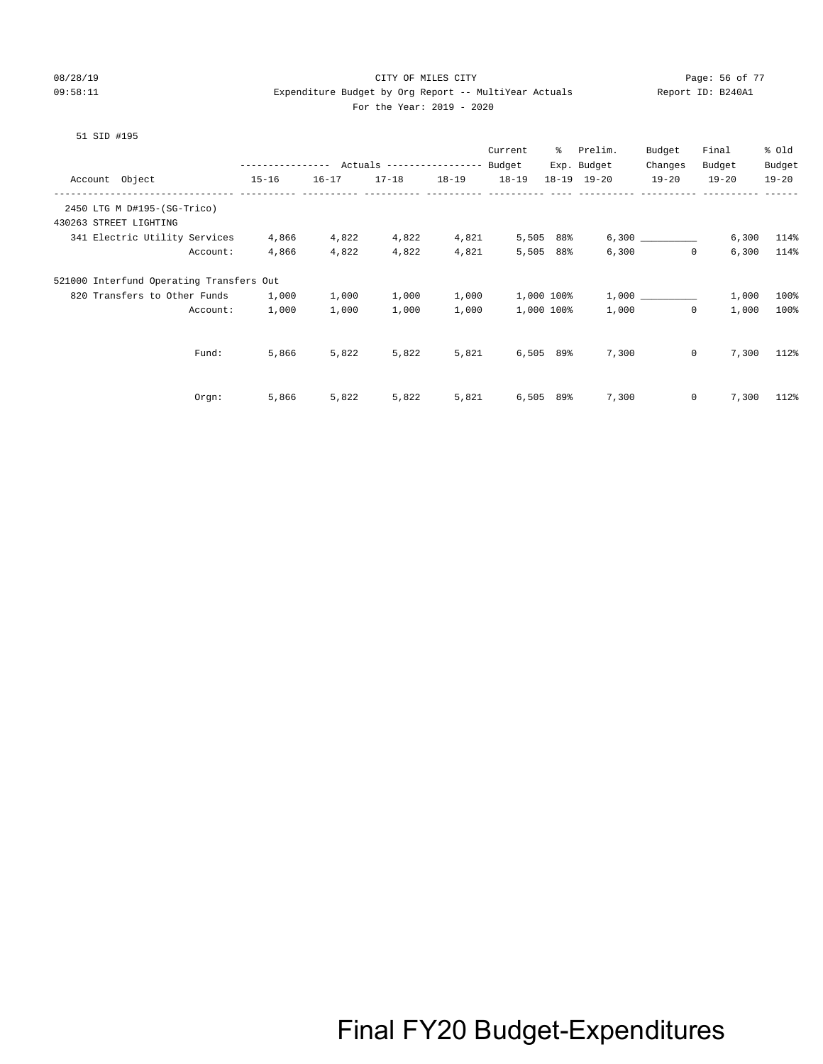CITY OF MILES CITY

Expenditure Budget by Org Report -- MultiYear Actuals

For the Year: 2019 - 2020

51 SID #195

| Account Object | 15-16 Actuals | 16-17 Actuals | 17-18 Actuals | 18-19 Actuals | Current Budget 18-19 | % Exp. 18-19 | Prelim. Budget 19-20 | Budget Changes 19-20 | Final Budget 19-20 | % Old Budget 19-20 |
|---|---|---|---|---|---|---|---|---|---|---|
| 2450 LTG M D#195-(SG-Trico) | | | | | | | | | | |
| 430263 STREET LIGHTING | | | | | | | | | | |
| 341 Electric Utility Services | 4,866 | 4,822 | 4,822 | 4,821 | 5,505 | 88% | 6,300 | __________ | 6,300 | 114% |
| Account: | 4,866 | 4,822 | 4,822 | 4,821 | 5,505 | 88% | 6,300 | 0 | 6,300 | 114% |
| 521000 Interfund Operating Transfers Out | | | | | | | | | | |
| 820 Transfers to Other Funds | 1,000 | 1,000 | 1,000 | 1,000 | 1,000 | 100% | 1,000 | __________ | 1,000 | 100% |
| Account: | 1,000 | 1,000 | 1,000 | 1,000 | 1,000 | 100% | 1,000 | 0 | 1,000 | 100% |
| Fund: | 5,866 | 5,822 | 5,822 | 5,821 | 6,505 | 89% | 7,300 | 0 | 7,300 | 112% |
| Orgn: | 5,866 | 5,822 | 5,822 | 5,821 | 6,505 | 89% | 7,300 | 0 | 7,300 | 112% |

Final FY20 Budget-Expenditures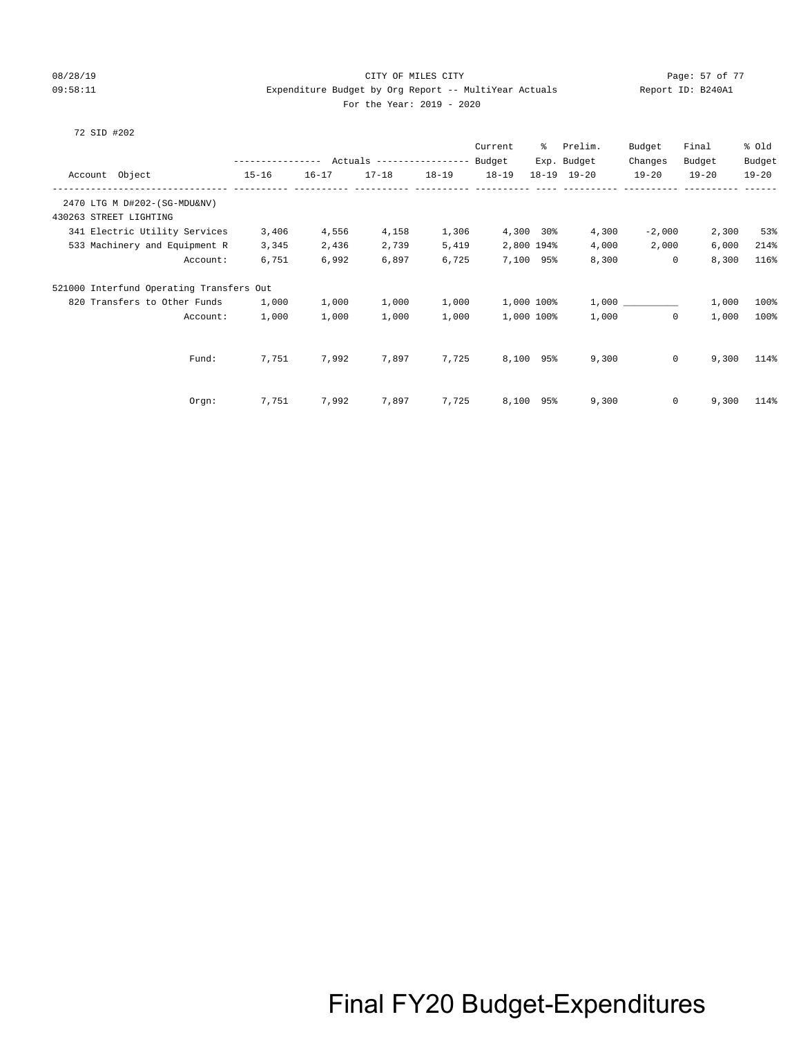CITY OF MILES CITY

Expenditure Budget by Org Report -- MultiYear Actuals

For the Year: 2019 - 2020

72 SID #202

| Account Object | Actuals 15-16 | Actuals 16-17 | Actuals 17-18 | Actuals 18-19 | Current Budget 18-19 | % Exp. 18-19 | Prelim. Budget 19-20 | Budget Changes 19-20 | Final Budget 19-20 | % Old Budget 19-20 |
|---|---|---|---|---|---|---|---|---|---|---|
| 2470 LTG M D#202-(SG-MDU&NV) | | | | | | | | | | |
| 430263 STREET LIGHTING | | | | | | | | | | |
| 341 Electric Utility Services | 3,406 | 4,556 | 4,158 | 1,306 | 4,300 | 30% | 4,300 | -2,000 | 2,300 | 53% |
| 533 Machinery and Equipment R | 3,345 | 2,436 | 2,739 | 5,419 | 2,800 | 194% | 4,000 | 2,000 | 6,000 | 214% |
| Account: | 6,751 | 6,992 | 6,897 | 6,725 | 7,100 | 95% | 8,300 | 0 | 8,300 | 116% |
| 521000 Interfund Operating Transfers Out | | | | | | | | | | |
| 820 Transfers to Other Funds | 1,000 | 1,000 | 1,000 | 1,000 | 1,000 | 100% | 1,000 | __________ | 1,000 | 100% |
| Account: | 1,000 | 1,000 | 1,000 | 1,000 | 1,000 | 100% | 1,000 | 0 | 1,000 | 100% |
| Fund: | 7,751 | 7,992 | 7,897 | 7,725 | 8,100 | 95% | 9,300 | 0 | 9,300 | 114% |
| Orgn: | 7,751 | 7,992 | 7,897 | 7,725 | 8,100 | 95% | 9,300 | 0 | 9,300 | 114% |

Final FY20 Budget-Expenditures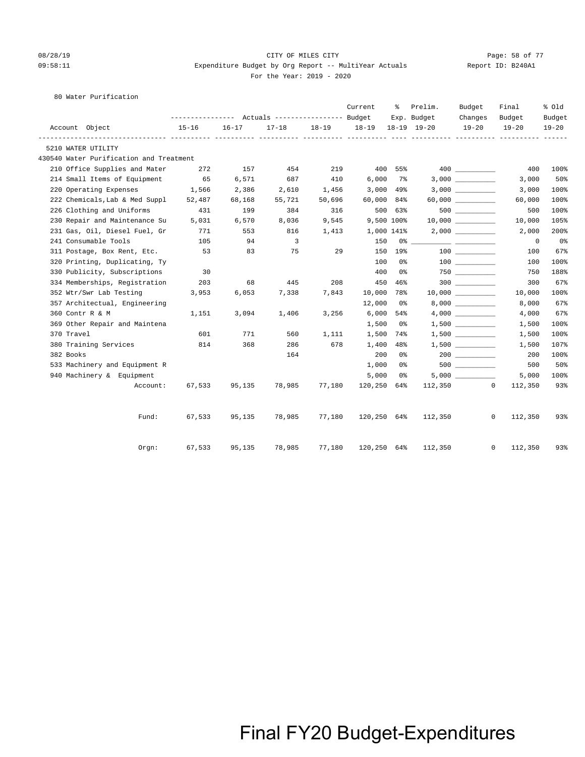CITY OF MILES CITY

Expenditure Budget by Org Report -- MultiYear Actuals

For the Year: 2019 - 2020

08/28/19 09:58:11 — Report ID: B240A1

80 Water Purification

| Account Object | Actuals 15-16 | Actuals 16-17 | Actuals 17-18 | Actuals 18-19 | Current Budget 18-19 | % Exp. 18-19 | Prelim. Budget 19-20 | Budget Changes 19-20 | Final Budget 19-20 | % Old Budget 19-20 |
|---|---|---|---|---|---|---|---|---|---|---|
| 5210 WATER UTILITY | | | | | | | | | | |
| 430540 Water Purification and Treatment | | | | | | | | | | |
| 210 Office Supplies and Mater | 272 | 157 | 454 | 219 | 400 | 55% | 400 | | 400 | 100% |
| 214 Small Items of Equipment | 65 | 6,571 | 687 | 410 | 6,000 | 7% | 3,000 | | 3,000 | 50% |
| 220 Operating Expenses | 1,566 | 2,386 | 2,610 | 1,456 | 3,000 | 49% | 3,000 | | 3,000 | 100% |
| 222 Chemicals,Lab & Med Suppl | 52,487 | 68,168 | 55,721 | 50,696 | 60,000 | 84% | 60,000 | | 60,000 | 100% |
| 226 Clothing and Uniforms | 431 | 199 | 384 | 316 | 500 | 63% | 500 | | 500 | 100% |
| 230 Repair and Maintenance Su | 5,031 | 6,570 | 8,036 | 9,545 | 9,500 | 100% | 10,000 | | 10,000 | 105% |
| 231 Gas, Oil, Diesel Fuel, Gr | 771 | 553 | 816 | 1,413 | 1,000 | 141% | 2,000 | | 2,000 | 200% |
| 241 Consumable Tools | 105 | 94 | 3 | | 150 | 0% | | | 0 | 0% |
| 311 Postage, Box Rent, Etc. | 53 | 83 | 75 | 29 | 150 | 19% | 100 | | 100 | 67% |
| 320 Printing, Duplicating, Ty | | | | | 100 | 0% | 100 | | 100 | 100% |
| 330 Publicity, Subscriptions | 30 | | | | 400 | 0% | 750 | | 750 | 188% |
| 334 Memberships, Registration | 203 | 68 | 445 | 208 | 450 | 46% | 300 | | 300 | 67% |
| 352 Wtr/Swr Lab Testing | 3,953 | 6,053 | 7,338 | 7,843 | 10,000 | 78% | 10,000 | | 10,000 | 100% |
| 357 Architectual, Engineering | | | | | 12,000 | 0% | 8,000 | | 8,000 | 67% |
| 360 Contr R & M | 1,151 | 3,094 | 1,406 | 3,256 | 6,000 | 54% | 4,000 | | 4,000 | 67% |
| 369 Other Repair and Maintena | | | | | 1,500 | 0% | 1,500 | | 1,500 | 100% |
| 370 Travel | 601 | 771 | 560 | 1,111 | 1,500 | 74% | 1,500 | | 1,500 | 100% |
| 380 Training Services | 814 | 368 | 286 | 678 | 1,400 | 48% | 1,500 | | 1,500 | 107% |
| 382 Books | | | 164 | | 200 | 0% | 200 | | 200 | 100% |
| 533 Machinery and Equipment R | | | | | 1,000 | 0% | 500 | | 500 | 50% |
| 940 Machinery & Equipment | | | | | 5,000 | 0% | 5,000 | | 5,000 | 100% |
| Account: | 67,533 | 95,135 | 78,985 | 77,180 | 120,250 | 64% | 112,350 | 0 | 112,350 | 93% |
| Fund: | 67,533 | 95,135 | 78,985 | 77,180 | 120,250 | 64% | 112,350 | 0 | 112,350 | 93% |
| Orgn: | 67,533 | 95,135 | 78,985 | 77,180 | 120,250 | 64% | 112,350 | 0 | 112,350 | 93% |

Final FY20 Budget-Expenditures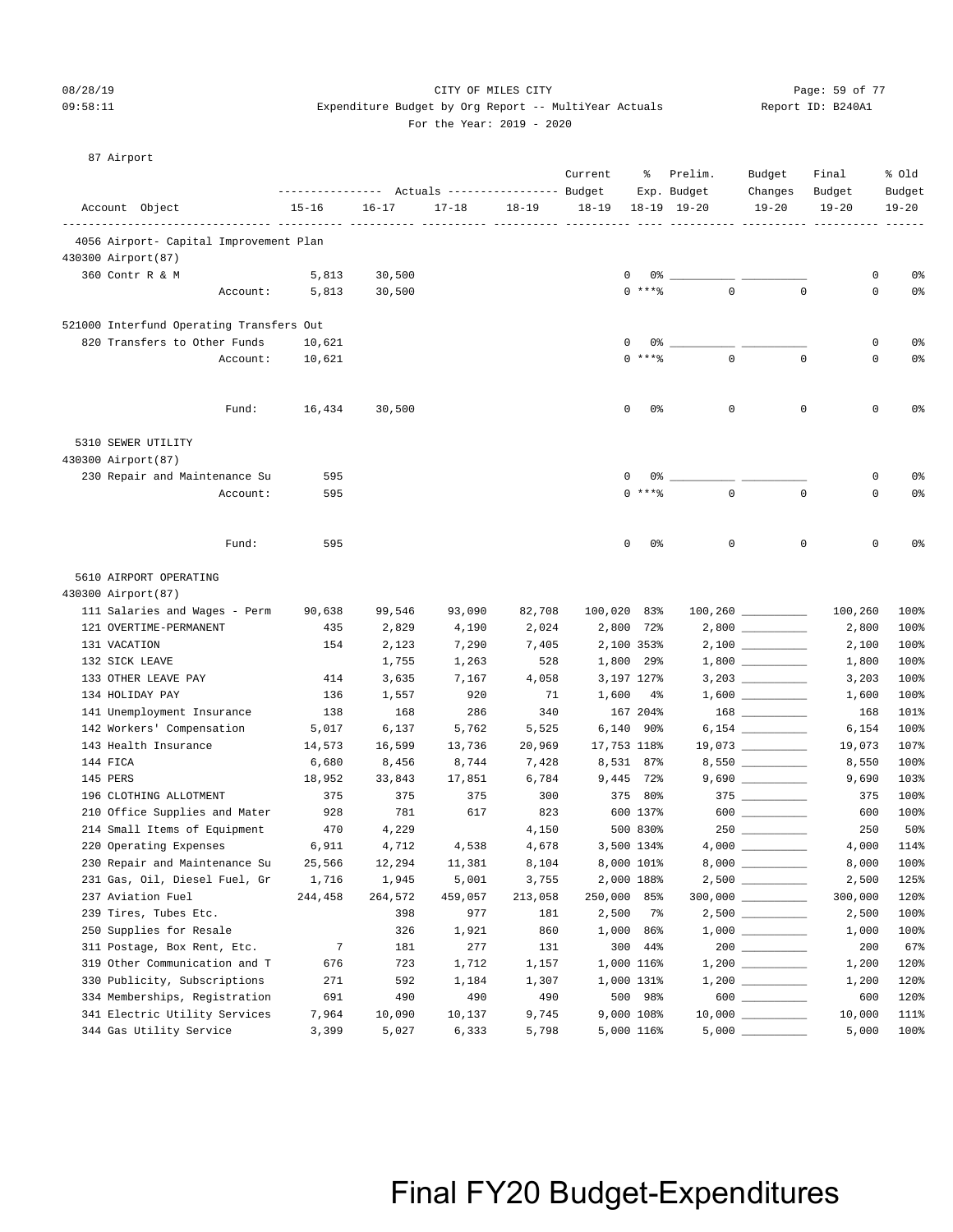CITY OF MILES CITY

Expenditure Budget by Org Report -- MultiYear Actuals

For the Year: 2019 - 2020

08/28/19 09:58:11 Report ID: B240A1

87 Airport

| Account Object | 15-16 | 16-17 | 17-18 | 18-19 | Current Budget 18-19 | % Exp. 18-19 | Prelim. Budget 19-20 | Budget Changes 19-20 | Final Budget 19-20 | % Old Budget 19-20 |
|---|---|---|---|---|---|---|---|---|---|---|
| **4056 Airport- Capital Improvement Plan** | | | | | | | | | | |
| 430300 Airport(87) | | | | | | | | | | |
| 360 Contr R & M | 5,813 | 30,500 | | | 0 | 0% | | | 0 | 0% |
| Account: | 5,813 | 30,500 | | | 0 | ***% | 0 | 0 | 0 | 0% |
| 521000 Interfund Operating Transfers Out | | | | | | | | | | |
| 820 Transfers to Other Funds | 10,621 | | | | 0 | 0% | | | 0 | 0% |
| Account: | 10,621 | | | | 0 | ***% | 0 | 0 | 0 | 0% |
| Fund: | 16,434 | 30,500 | | | 0 | 0% | 0 | 0 | 0 | 0% |
| **5310 SEWER UTILITY** | | | | | | | | | | |
| 430300 Airport(87) | | | | | | | | | | |
| 230 Repair and Maintenance Su | 595 | | | | 0 | 0% | | | 0 | 0% |
| Account: | 595 | | | | 0 | ***% | 0 | 0 | 0 | 0% |
| Fund: | 595 | | | | 0 | 0% | 0 | 0 | 0 | 0% |
| **5610 AIRPORT OPERATING** | | | | | | | | | | |
| 430300 Airport(87) | | | | | | | | | | |
| 111 Salaries and Wages - Perm | 90,638 | 99,546 | 93,090 | 82,708 | 100,020 | 83% | 100,260 | | 100,260 | 100% |
| 121 OVERTIME-PERMANENT | 435 | 2,829 | 4,190 | 2,024 | 2,800 | 72% | 2,800 | | 2,800 | 100% |
| 131 VACATION | 154 | 2,123 | 7,290 | 7,405 | 2,100 | 353% | 2,100 | | 2,100 | 100% |
| 132 SICK LEAVE | | 1,755 | 1,263 | 528 | 1,800 | 29% | 1,800 | | 1,800 | 100% |
| 133 OTHER LEAVE PAY | 414 | 3,635 | 7,167 | 4,058 | 3,197 | 127% | 3,203 | | 3,203 | 100% |
| 134 HOLIDAY PAY | 136 | 1,557 | 920 | 71 | 1,600 | 4% | 1,600 | | 1,600 | 100% |
| 141 Unemployment Insurance | 138 | 168 | 286 | 340 | 167 | 204% | 168 | | 168 | 101% |
| 142 Workers' Compensation | 5,017 | 6,137 | 5,762 | 5,525 | 6,140 | 90% | 6,154 | | 6,154 | 100% |
| 143 Health Insurance | 14,573 | 16,599 | 13,736 | 20,969 | 17,753 | 118% | 19,073 | | 19,073 | 107% |
| 144 FICA | 6,680 | 8,456 | 8,744 | 7,428 | 8,531 | 87% | 8,550 | | 8,550 | 100% |
| 145 PERS | 18,952 | 33,843 | 17,851 | 6,784 | 9,445 | 72% | 9,690 | | 9,690 | 103% |
| 196 CLOTHING ALLOTMENT | 375 | 375 | 375 | 300 | 375 | 80% | 375 | | 375 | 100% |
| 210 Office Supplies and Mater | 928 | 781 | 617 | 823 | 600 | 137% | 600 | | 600 | 100% |
| 214 Small Items of Equipment | 470 | 4,229 | | 4,150 | 500 | 830% | 250 | | 250 | 50% |
| 220 Operating Expenses | 6,911 | 4,712 | 4,538 | 4,678 | 3,500 | 134% | 4,000 | | 4,000 | 114% |
| 230 Repair and Maintenance Su | 25,566 | 12,294 | 11,381 | 8,104 | 8,000 | 101% | 8,000 | | 8,000 | 100% |
| 231 Gas, Oil, Diesel Fuel, Gr | 1,716 | 1,945 | 5,001 | 3,755 | 2,000 | 188% | 2,500 | | 2,500 | 125% |
| 237 Aviation Fuel | 244,458 | 264,572 | 459,057 | 213,058 | 250,000 | 85% | 300,000 | | 300,000 | 120% |
| 239 Tires, Tubes Etc. | | 398 | 977 | 181 | 2,500 | 7% | 2,500 | | 2,500 | 100% |
| 250 Supplies for Resale | | 326 | 1,921 | 860 | 1,000 | 86% | 1,000 | | 1,000 | 100% |
| 311 Postage, Box Rent, Etc. | 7 | 181 | 277 | 131 | 300 | 44% | 200 | | 200 | 67% |
| 319 Other Communication and T | 676 | 723 | 1,712 | 1,157 | 1,000 | 116% | 1,200 | | 1,200 | 120% |
| 330 Publicity, Subscriptions | 271 | 592 | 1,184 | 1,307 | 1,000 | 131% | 1,200 | | 1,200 | 120% |
| 334 Memberships, Registration | 691 | 490 | 490 | 490 | 500 | 98% | 600 | | 600 | 120% |
| 341 Electric Utility Services | 7,964 | 10,090 | 10,137 | 9,745 | 9,000 | 108% | 10,000 | | 10,000 | 111% |
| 344 Gas Utility Service | 3,399 | 5,027 | 6,333 | 5,798 | 5,000 | 116% | 5,000 | | 5,000 | 100% |

Final FY20 Budget-Expenditures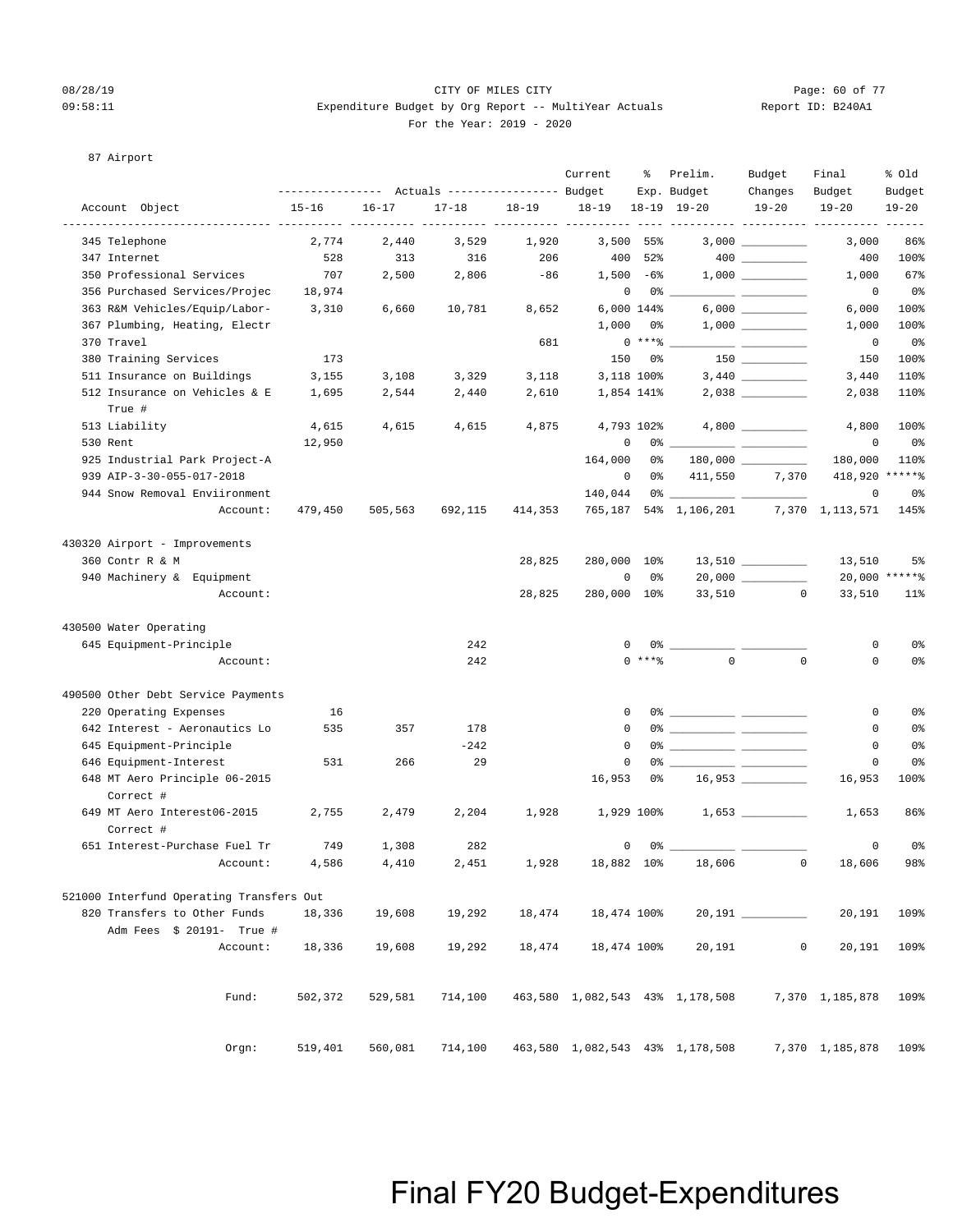CITY OF MILES CITY

Expenditure Budget by Org Report -- MultiYear Actuals

For the Year: 2019 - 2020

08/28/19 09:58:11 — Report ID: B240A1

87 Airport

| Account Object | Actuals 15-16 | Actuals 16-17 | Actuals 17-18 | Actuals 18-19 | Current Budget 18-19 | % Exp. 18-19 | Prelim. Budget 19-20 | Budget Changes 19-20 | Final Budget 19-20 | % Old Budget 19-20 |
|---|---|---|---|---|---|---|---|---|---|---|
| 345 Telephone | 2,774 | 2,440 | 3,529 | 1,920 | 3,500 | 55% | 3,000 | __________ | 3,000 | 86% |
| 347 Internet | 528 | 313 | 316 | 206 | 400 | 52% | 400 | __________ | 400 | 100% |
| 350 Professional Services | 707 | 2,500 | 2,806 | -86 | 1,500 | -6% | 1,000 | __________ | 1,000 | 67% |
| 356 Purchased Services/Projec | 18,974 | | | | 0 | 0% | __________ | __________ | 0 | 0% |
| 363 R&M Vehicles/Equip/Labor- | 3,310 | 6,660 | 10,781 | 8,652 | 6,000 | 144% | 6,000 | __________ | 6,000 | 100% |
| 367 Plumbing, Heating, Electr | | | | | 1,000 | 0% | 1,000 | __________ | 1,000 | 100% |
| 370 Travel | | | | 681 | 0 | ***% | __________ | __________ | 0 | 0% |
| 380 Training Services | 173 | | | | 150 | 0% | 150 | __________ | 150 | 100% |
| 511 Insurance on Buildings | 3,155 | 3,108 | 3,329 | 3,118 | 3,118 | 100% | 3,440 | __________ | 3,440 | 110% |
| 512 Insurance on Vehicles & E True # | 1,695 | 2,544 | 2,440 | 2,610 | 1,854 | 141% | 2,038 | __________ | 2,038 | 110% |
| 513 Liability | 4,615 | 4,615 | 4,615 | 4,875 | 4,793 | 102% | 4,800 | __________ | 4,800 | 100% |
| 530 Rent | 12,950 | | | | 0 | 0% | __________ | __________ | 0 | 0% |
| 925 Industrial Park Project-A | | | | | 164,000 | 0% | 180,000 | __________ | 180,000 | 110% |
| 939 AIP-3-30-055-017-2018 | | | | | 0 | 0% | 411,550 | 7,370 | 418,920 | *****% |
| 944 Snow Removal Enviironment | | | | | 140,044 | 0% | __________ | __________ | 0 | 0% |
| Account: | 479,450 | 505,563 | 692,115 | 414,353 | 765,187 | 54% | 1,106,201 | 7,370 | 1,113,571 | 145% |
| **430320 Airport - Improvements** | | | | | | | | | | |
| 360 Contr R & M | | | | 28,825 | 280,000 | 10% | 13,510 | __________ | 13,510 | 5% |
| 940 Machinery & Equipment | | | | | 0 | 0% | 20,000 | __________ | 20,000 | *****% |
| Account: | | | | 28,825 | 280,000 | 10% | 33,510 | 0 | 33,510 | 11% |
| **430500 Water Operating** | | | | | | | | | | |
| 645 Equipment-Principle | | | 242 | | 0 | 0% | __________ | __________ | 0 | 0% |
| Account: | | | 242 | | 0 | ***% | 0 | 0 | 0 | 0% |
| **490500 Other Debt Service Payments** | | | | | | | | | | |
| 220 Operating Expenses | 16 | | | | 0 | 0% | __________ | __________ | 0 | 0% |
| 642 Interest - Aeronautics Lo | 535 | 357 | 178 | | 0 | 0% | __________ | __________ | 0 | 0% |
| 645 Equipment-Principle | | | -242 | | 0 | 0% | __________ | __________ | 0 | 0% |
| 646 Equipment-Interest | 531 | 266 | 29 | | 0 | 0% | __________ | __________ | 0 | 0% |
| 648 MT Aero Principle 06-2015 Correct # | | | | | 16,953 | 0% | 16,953 | __________ | 16,953 | 100% |
| 649 MT Aero Interest06-2015 Correct # | 2,755 | 2,479 | 2,204 | 1,928 | 1,929 | 100% | 1,653 | __________ | 1,653 | 86% |
| 651 Interest-Purchase Fuel Tr | 749 | 1,308 | 282 | | 0 | 0% | __________ | __________ | 0 | 0% |
| Account: | 4,586 | 4,410 | 2,451 | 1,928 | 18,882 | 10% | 18,606 | 0 | 18,606 | 98% |
| **521000 Interfund Operating Transfers Out** | | | | | | | | | | |
| 820 Transfers to Other Funds Adm Fees $ 20191- True # | 18,336 | 19,608 | 19,292 | 18,474 | 18,474 | 100% | 20,191 | __________ | 20,191 | 109% |
| Account: | 18,336 | 19,608 | 19,292 | 18,474 | 18,474 | 100% | 20,191 | 0 | 20,191 | 109% |
| Fund: | 502,372 | 529,581 | 714,100 | 463,580 | 1,082,543 | 43% | 1,178,508 | 7,370 | 1,185,878 | 109% |
| Orgn: | 519,401 | 560,081 | 714,100 | 463,580 | 1,082,543 | 43% | 1,178,508 | 7,370 | 1,185,878 | 109% |

Final FY20 Budget-Expenditures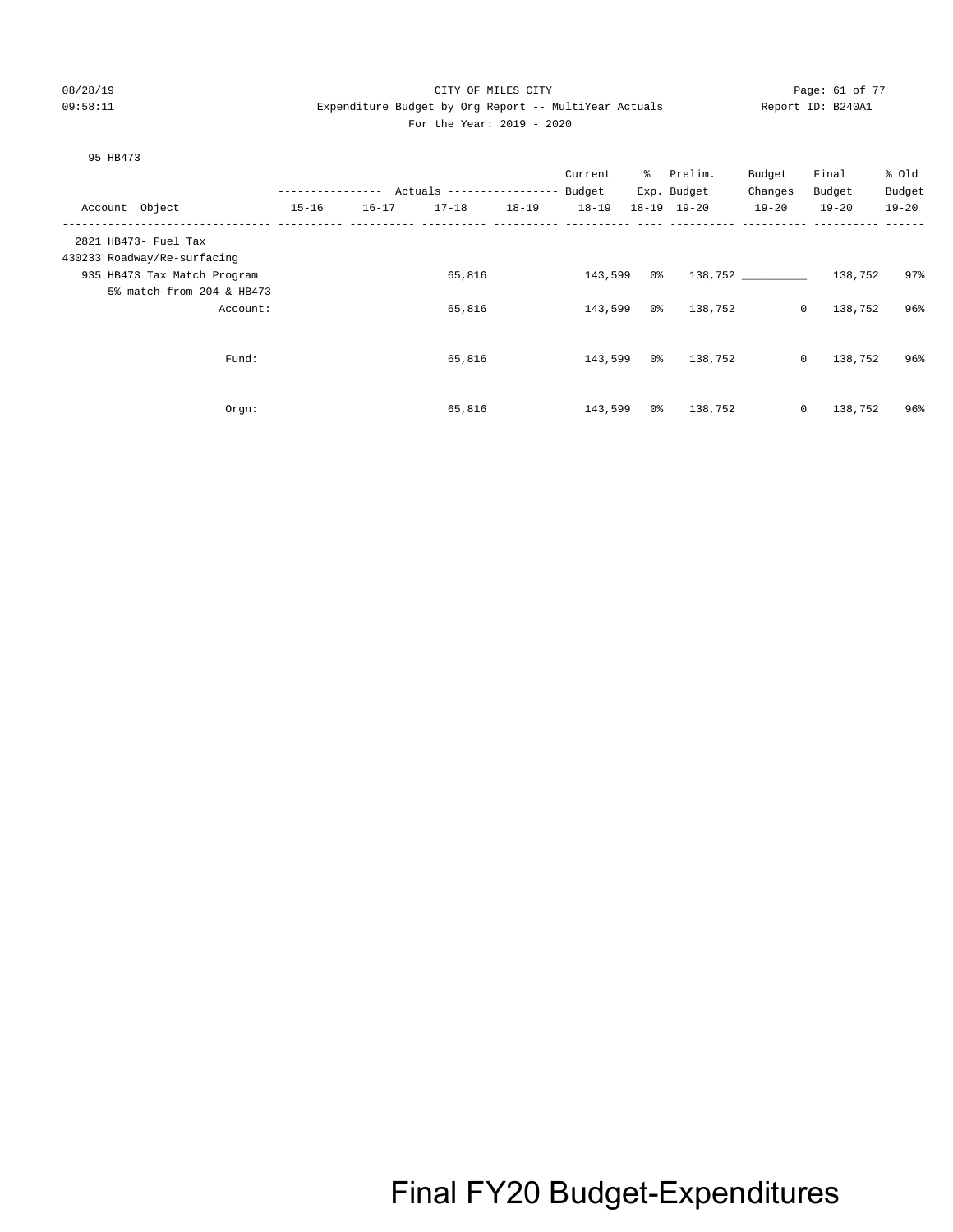CITY OF MILES CITY
Expenditure Budget by Org Report -- MultiYear Actuals
For the Year: 2019 - 2020

95 HB473

| Account Object | Actuals 15-16 | Actuals 16-17 | Actuals 17-18 | Actuals 18-19 | Current Budget 18-19 | % Exp. 18-19 | Prelim. Budget 19-20 | Budget Changes 19-20 | Final Budget 19-20 | % Old Budget 19-20 |
|---|---|---|---|---|---|---|---|---|---|---|
| 2821 HB473- Fuel Tax | | | | | | | | | | |
| 430233 Roadway/Re-surfacing | | | | | | | | | | |
| 935 HB473 Tax Match Program | | | 65,816 | | 143,599 | 0% | 138,752 | __________ | 138,752 | 97% |
| 5% match from 204 & HB473 | | | | | | | | | | |
| Account: | | | 65,816 | | 143,599 | 0% | 138,752 | 0 | 138,752 | 96% |
| Fund: | | | 65,816 | | 143,599 | 0% | 138,752 | 0 | 138,752 | 96% |
| Orgn: | | | 65,816 | | 143,599 | 0% | 138,752 | 0 | 138,752 | 96% |

Final FY20 Budget-Expenditures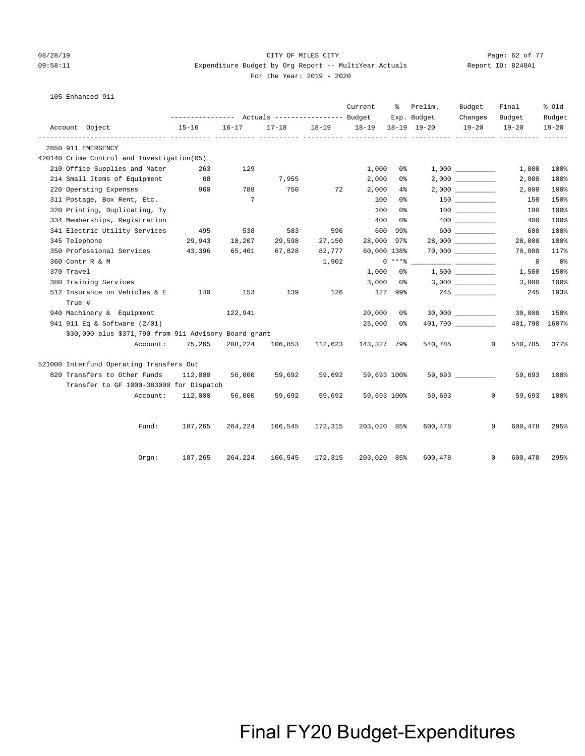CITY OF MILES CITY

Expenditure Budget by Org Report -- MultiYear Actuals

For the Year: 2019 - 2020

105 Enhanced 911

| Account Object | Actuals 15-16 | Actuals 16-17 | Actuals 17-18 | Actuals 18-19 | Current Budget 18-19 | % Exp. 18-19 | Prelim. Budget 19-20 | Budget Changes 19-20 | Final Budget 19-20 | % Old Budget 19-20 |
|---|---|---|---|---|---|---|---|---|---|---|
| **2850 911 EMERGENCY** | | | | | | | | | | |
| **420140 Crime Control and Investigation(05)** | | | | | | | | | | |
| 210 Office Supplies and Mater | 263 | 129 | | | 1,000 | 0% | 1,000 | ___________ | 1,000 | 100% |
| 214 Small Items of Equipment | 68 | | 7,955 | | 2,000 | 0% | 2,000 | ___________ | 2,000 | 100% |
| 220 Operating Expenses | 960 | 788 | 750 | 72 | 2,000 | 4% | 2,000 | ___________ | 2,000 | 100% |
| 311 Postage, Box Rent, Etc. | | 7 | | | 100 | 0% | 150 | ___________ | 150 | 150% |
| 320 Printing, Duplicating, Ty | | | | | 100 | 0% | 100 | ___________ | 100 | 100% |
| 334 Memberships, Registration | | | | | 400 | 0% | 400 | ___________ | 400 | 100% |
| 341 Electric Utility Services | 495 | 538 | 583 | 596 | 600 | 99% | 600 | ___________ | 600 | 100% |
| 345 Telephone | 29,943 | 18,207 | 29,598 | 27,150 | 28,000 | 97% | 28,000 | ___________ | 28,000 | 100% |
| 350 Professional Services | 43,396 | 65,461 | 67,828 | 82,777 | 60,000 | 138% | 70,000 | ___________ | 70,000 | 117% |
| 360 Contr R & M | | | | 1,902 | 0 | ***% | ___________ | ___________ | 0 | 0% |
| 370 Travel | | | | | 1,000 | 0% | 1,500 | ___________ | 1,500 | 150% |
| 380 Training Services | | | | | 3,000 | 0% | 3,000 | ___________ | 3,000 | 100% |
| 512 Insurance on Vehicles & E True # | 140 | 153 | 139 | 126 | 127 | 99% | 245 | ___________ | 245 | 193% |
| 940 Machinery & Equipment | | 122,941 | | | 20,000 | 0% | 30,000 | ___________ | 30,000 | 150% |
| 941 911 Eq & Software (2/01) | | | | | 25,000 | 0% | 401,790 | ___________ | 401,790 | 1607% |
| $30,000 plus $371,790 from 911 Advisory Board grant | | | | | | | | | | |
| Account: | 75,265 | 208,224 | 106,853 | 112,623 | 143,327 | 79% | 540,785 | 0 | 540,785 | 377% |
| **521000 Interfund Operating Transfers Out** | | | | | | | | | | |
| 820 Transfers to Other Funds | 112,000 | 56,000 | 59,692 | 59,692 | 59,693 | 100% | 59,693 | ___________ | 59,693 | 100% |
| Transfer to GF 1000-383000 for Dispatch | | | | | | | | | | |
| Account: | 112,000 | 56,000 | 59,692 | 59,692 | 59,693 | 100% | 59,693 | 0 | 59,693 | 100% |
| Fund: | 187,265 | 264,224 | 166,545 | 172,315 | 203,020 | 85% | 600,478 | 0 | 600,478 | 295% |
| Orgn: | 187,265 | 264,224 | 166,545 | 172,315 | 203,020 | 85% | 600,478 | 0 | 600,478 | 295% |

Final FY20 Budget-Expenditures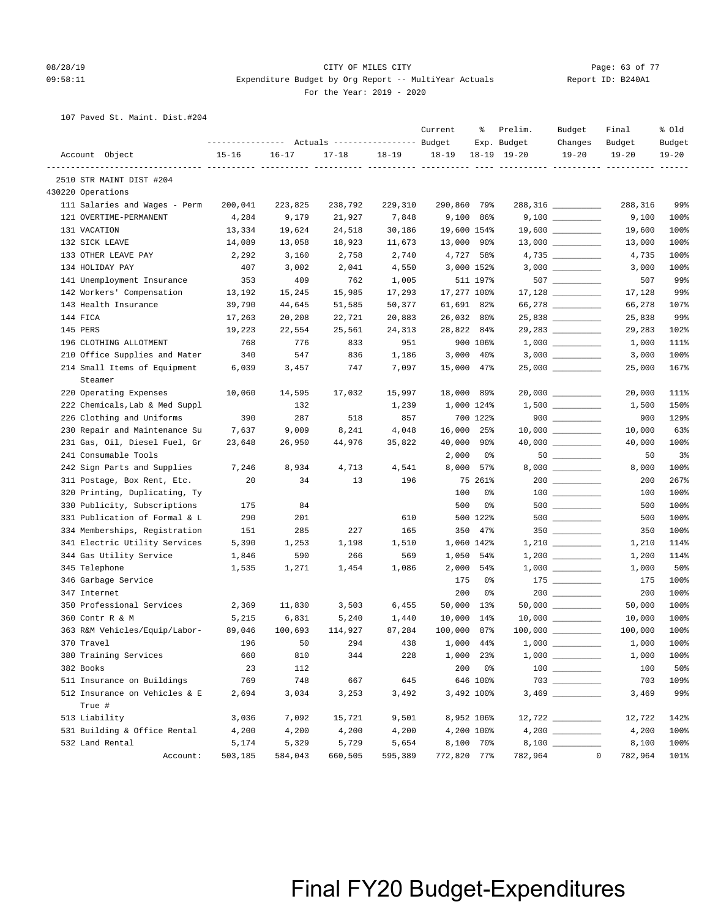CITY OF MILES CITY
Expenditure Budget by Org Report -- MultiYear Actuals
For the Year: 2019 - 2020

107 Paved St. Maint. Dist.#204

| Account Object | Actuals 15-16 | Actuals 16-17 | Actuals 17-18 | Actuals 18-19 | Current Budget 18-19 | % Exp. 18-19 | Prelim. Budget 19-20 | Budget Changes 19-20 | Final Budget 19-20 | % Old Budget 19-20 |
|---|---|---|---|---|---|---|---|---|---|---|
| 2510 STR MAINT DIST #204 | | | | | | | | | | |
| 430220 Operations | | | | | | | | | | |
| 111 Salaries and Wages - Perm | 200,041 | 223,825 | 238,792 | 229,310 | 290,860 | 79% | 288,316 | | 288,316 | 99% |
| 121 OVERTIME-PERMANENT | 4,284 | 9,179 | 21,927 | 7,848 | 9,100 | 86% | 9,100 | | 9,100 | 100% |
| 131 VACATION | 13,334 | 19,624 | 24,518 | 30,186 | 19,600 | 154% | 19,600 | | 19,600 | 100% |
| 132 SICK LEAVE | 14,089 | 13,058 | 18,923 | 11,673 | 13,000 | 90% | 13,000 | | 13,000 | 100% |
| 133 OTHER LEAVE PAY | 2,292 | 3,160 | 2,758 | 2,740 | 4,727 | 58% | 4,735 | | 4,735 | 100% |
| 134 HOLIDAY PAY | 407 | 3,002 | 2,041 | 4,550 | 3,000 | 152% | 3,000 | | 3,000 | 100% |
| 141 Unemployment Insurance | 353 | 409 | 762 | 1,005 | 511 | 197% | 507 | | 507 | 99% |
| 142 Workers' Compensation | 13,192 | 15,245 | 15,985 | 17,293 | 17,277 | 100% | 17,128 | | 17,128 | 99% |
| 143 Health Insurance | 39,790 | 44,645 | 51,585 | 50,377 | 61,691 | 82% | 66,278 | | 66,278 | 107% |
| 144 FICA | 17,263 | 20,208 | 22,721 | 20,883 | 26,032 | 80% | 25,838 | | 25,838 | 99% |
| 145 PERS | 19,223 | 22,554 | 25,561 | 24,313 | 28,822 | 84% | 29,283 | | 29,283 | 102% |
| 196 CLOTHING ALLOTMENT | 768 | 776 | 833 | 951 | 900 | 106% | 1,000 | | 1,000 | 111% |
| 210 Office Supplies and Mater | 340 | 547 | 836 | 1,186 | 3,000 | 40% | 3,000 | | 3,000 | 100% |
| 214 Small Items of Equipment Steamer | 6,039 | 3,457 | 747 | 7,097 | 15,000 | 47% | 25,000 | | 25,000 | 167% |
| 220 Operating Expenses | 10,060 | 14,595 | 17,032 | 15,997 | 18,000 | 89% | 20,000 | | 20,000 | 111% |
| 222 Chemicals,Lab & Med Suppl | | 132 | | 1,239 | 1,000 | 124% | 1,500 | | 1,500 | 150% |
| 226 Clothing and Uniforms | 390 | 287 | 518 | 857 | 700 | 122% | 900 | | 900 | 129% |
| 230 Repair and Maintenance Su | 7,637 | 9,009 | 8,241 | 4,048 | 16,000 | 25% | 10,000 | | 10,000 | 63% |
| 231 Gas, Oil, Diesel Fuel, Gr | 23,648 | 26,950 | 44,976 | 35,822 | 40,000 | 90% | 40,000 | | 40,000 | 100% |
| 241 Consumable Tools | | | | | 2,000 | 0% | 50 | | 50 | 3% |
| 242 Sign Parts and Supplies | 7,246 | 8,934 | 4,713 | 4,541 | 8,000 | 57% | 8,000 | | 8,000 | 100% |
| 311 Postage, Box Rent, Etc. | 20 | 34 | 13 | 196 | 75 | 261% | 200 | | 200 | 267% |
| 320 Printing, Duplicating, Ty | | | | | 100 | 0% | 100 | | 100 | 100% |
| 330 Publicity, Subscriptions | 175 | 84 | | | 500 | 0% | 500 | | 500 | 100% |
| 331 Publication of Formal & L | 290 | 201 | | 610 | 500 | 122% | 500 | | 500 | 100% |
| 334 Memberships, Registration | 151 | 285 | 227 | 165 | 350 | 47% | 350 | | 350 | 100% |
| 341 Electric Utility Services | 5,390 | 1,253 | 1,198 | 1,510 | 1,060 | 142% | 1,210 | | 1,210 | 114% |
| 344 Gas Utility Service | 1,846 | 590 | 266 | 569 | 1,050 | 54% | 1,200 | | 1,200 | 114% |
| 345 Telephone | 1,535 | 1,271 | 1,454 | 1,086 | 2,000 | 54% | 1,000 | | 1,000 | 50% |
| 346 Garbage Service | | | | | 175 | 0% | 175 | | 175 | 100% |
| 347 Internet | | | | | 200 | 0% | 200 | | 200 | 100% |
| 350 Professional Services | 2,369 | 11,830 | 3,503 | 6,455 | 50,000 | 13% | 50,000 | | 50,000 | 100% |
| 360 Contr R & M | 5,215 | 6,831 | 5,240 | 1,440 | 10,000 | 14% | 10,000 | | 10,000 | 100% |
| 363 R&M Vehicles/Equip/Labor- | 89,046 | 100,693 | 114,927 | 87,284 | 100,000 | 87% | 100,000 | | 100,000 | 100% |
| 370 Travel | 196 | 50 | 294 | 438 | 1,000 | 44% | 1,000 | | 1,000 | 100% |
| 380 Training Services | 660 | 810 | 344 | 228 | 1,000 | 23% | 1,000 | | 1,000 | 100% |
| 382 Books | 23 | 112 | | | 200 | 0% | 100 | | 100 | 50% |
| 511 Insurance on Buildings | 769 | 748 | 667 | 645 | 646 | 100% | 703 | | 703 | 109% |
| 512 Insurance on Vehicles & E True # | 2,694 | 3,034 | 3,253 | 3,492 | 3,492 | 100% | 3,469 | | 3,469 | 99% |
| 513 Liability | 3,036 | 7,092 | 15,721 | 9,501 | 8,952 | 106% | 12,722 | | 12,722 | 142% |
| 531 Building & Office Rental | 4,200 | 4,200 | 4,200 | 4,200 | 4,200 | 100% | 4,200 | | 4,200 | 100% |
| 532 Land Rental | 5,174 | 5,329 | 5,729 | 5,654 | 8,100 | 70% | 8,100 | | 8,100 | 100% |
| Account: | 503,185 | 584,043 | 660,505 | 595,389 | 772,820 | 77% | 782,964 | 0 | 782,964 | 101% |

# Final FY20 Budget-Expenditures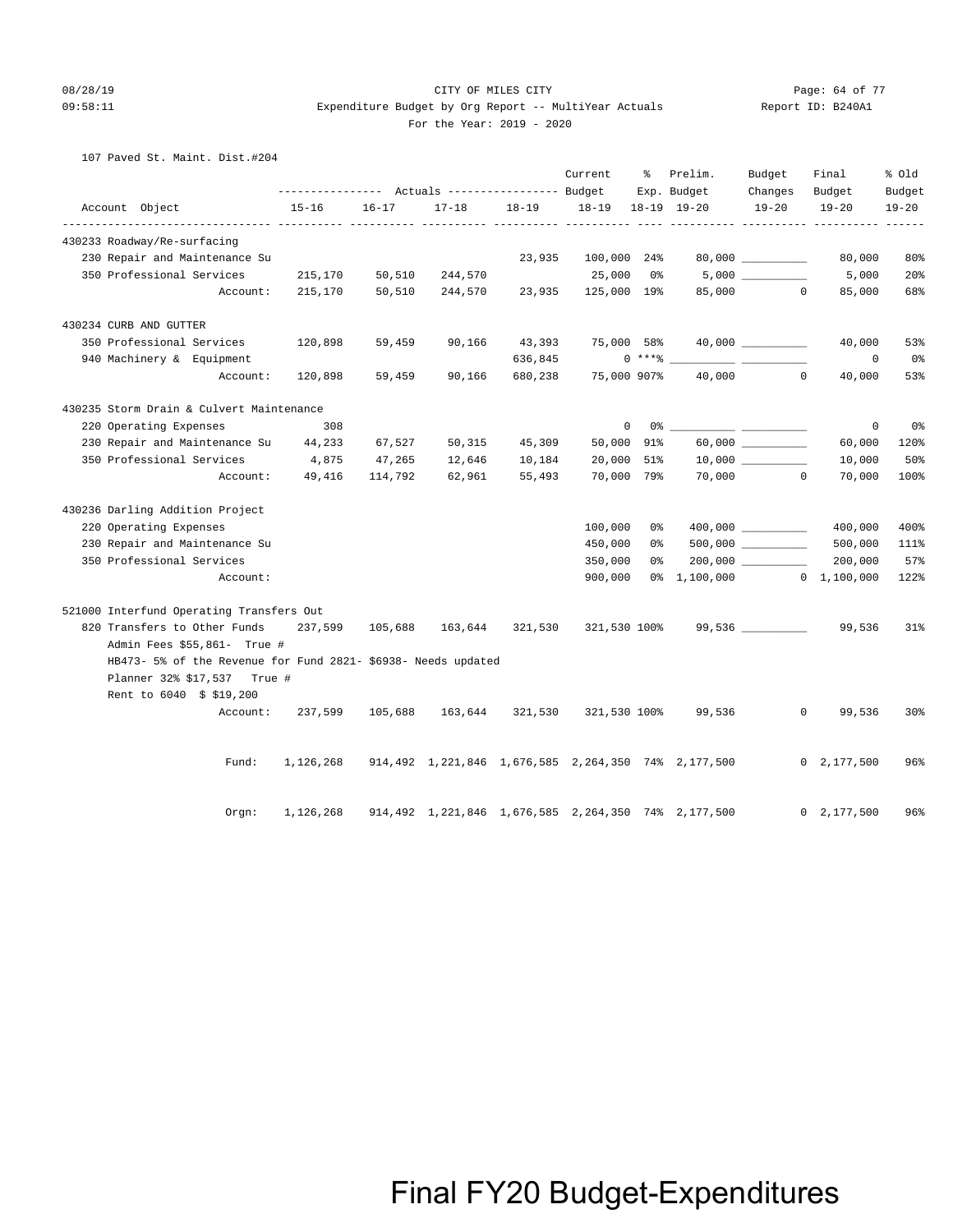CITY OF MILES CITY

Expenditure Budget by Org Report -- MultiYear Actuals

For the Year: 2019 - 2020

107 Paved St. Maint. Dist.#204

| Account Object | Actuals 15-16 | Actuals 16-17 | Actuals 17-18 | Actuals 18-19 | Current Budget 18-19 | % Exp. 18-19 | Prelim. Budget 19-20 | Budget Changes 19-20 | Final Budget 19-20 | % Old Budget 19-20 |
|---|---|---|---|---|---|---|---|---|---|---|
| **430233 Roadway/Re-surfacing** | | | | | | | | | | |
| 230 Repair and Maintenance Su | | | | 23,935 | 100,000 | 24% | 80,000 | __________ | 80,000 | 80% |
| 350 Professional Services | 215,170 | 50,510 | 244,570 | | 25,000 | 0% | 5,000 | __________ | 5,000 | 20% |
| Account: | 215,170 | 50,510 | 244,570 | 23,935 | 125,000 | 19% | 85,000 | 0 | 85,000 | 68% |
| **430234 CURB AND GUTTER** | | | | | | | | | | |
| 350 Professional Services | 120,898 | 59,459 | 90,166 | 43,393 | 75,000 | 58% | 40,000 | __________ | 40,000 | 53% |
| 940 Machinery & Equipment | | | | 636,845 | 0 | ***% | __________ | __________ | 0 | 0% |
| Account: | 120,898 | 59,459 | 90,166 | 680,238 | 75,000 | 907% | 40,000 | 0 | 40,000 | 53% |
| **430235 Storm Drain & Culvert Maintenance** | | | | | | | | | | |
| 220 Operating Expenses | 308 | | | | 0 | 0% | __________ | __________ | 0 | 0% |
| 230 Repair and Maintenance Su | 44,233 | 67,527 | 50,315 | 45,309 | 50,000 | 91% | 60,000 | __________ | 60,000 | 120% |
| 350 Professional Services | 4,875 | 47,265 | 12,646 | 10,184 | 20,000 | 51% | 10,000 | __________ | 10,000 | 50% |
| Account: | 49,416 | 114,792 | 62,961 | 55,493 | 70,000 | 79% | 70,000 | 0 | 70,000 | 100% |
| **430236 Darling Addition Project** | | | | | | | | | | |
| 220 Operating Expenses | | | | | 100,000 | 0% | 400,000 | __________ | 400,000 | 400% |
| 230 Repair and Maintenance Su | | | | | 450,000 | 0% | 500,000 | __________ | 500,000 | 111% |
| 350 Professional Services | | | | | 350,000 | 0% | 200,000 | __________ | 200,000 | 57% |
| Account: | | | | | 900,000 | 0% | 1,100,000 | 0 | 1,100,000 | 122% |
| **521000 Interfund Operating Transfers Out** | | | | | | | | | | |
| 820 Transfers to Other Funds | 237,599 | 105,688 | 163,644 | 321,530 | 321,530 | 100% | 99,536 | __________ | 99,536 | 31% |
| Admin Fees $55,861- True # | | | | | | | | | | |
| HB473- 5% of the Revenue for Fund 2821- $6938- Needs updated | | | | | | | | | | |
| Planner 32% $17,537 True # | | | | | | | | | | |
| Rent to 6040 $ $19,200 | | | | | | | | | | |
| Account: | 237,599 | 105,688 | 163,644 | 321,530 | 321,530 | 100% | 99,536 | 0 | 99,536 | 30% |
| Fund: | 1,126,268 | 914,492 | 1,221,846 | 1,676,585 | 2,264,350 | 74% | 2,177,500 | 0 | 2,177,500 | 96% |
| Orgn: | 1,126,268 | 914,492 | 1,221,846 | 1,676,585 | 2,264,350 | 74% | 2,177,500 | 0 | 2,177,500 | 96% |

Final FY20 Budget-Expenditures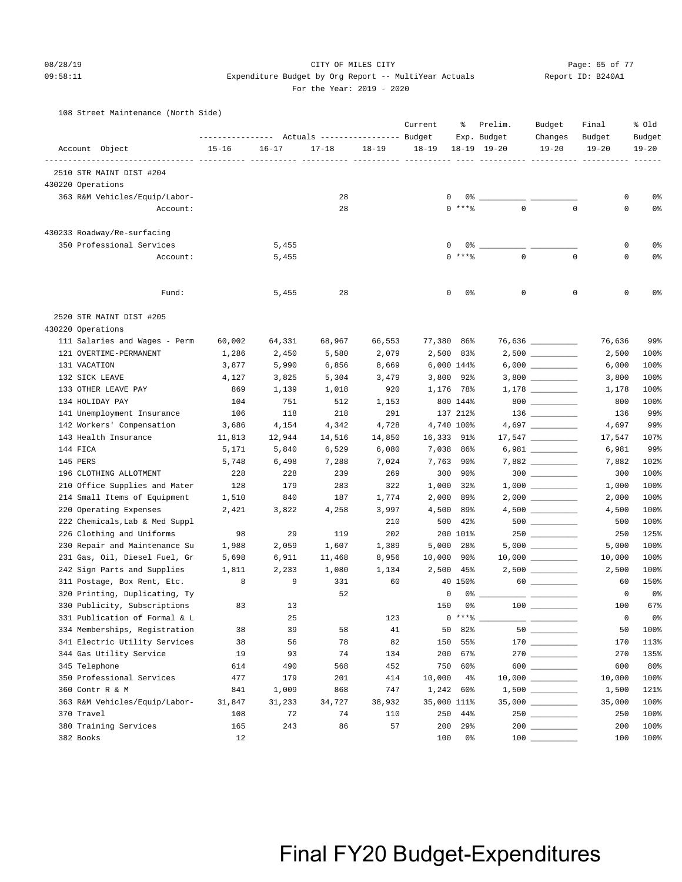CITY OF MILES CITY
Expenditure Budget by Org Report -- MultiYear Actuals
For the Year: 2019 - 2020

08/28/19 09:58:11 — Report ID: B240A1

108 Street Maintenance (North Side)

| Account Object | Actuals 15-16 | Actuals 16-17 | Actuals 17-18 | Actuals 18-19 | Current Budget 18-19 | % Exp. 18-19 | Prelim. Budget 19-20 | Budget Changes 19-20 | Final Budget 19-20 | % Old Budget 19-20 |
|---|---|---|---|---|---|---|---|---|---|---|
| **2510 STR MAINT DIST #204** | | | | | | | | | | |
| **430220 Operations** | | | | | | | | | | |
| 363 R&M Vehicles/Equip/Labor- | | | 28 | | 0 | 0% | | | 0 | 0% |
| Account: | | | 28 | | 0 | ***% | 0 | 0 | 0 | 0% |
| **430233 Roadway/Re-surfacing** | | | | | | | | | | |
| 350 Professional Services | | 5,455 | | | 0 | 0% | | | 0 | 0% |
| Account: | | 5,455 | | | 0 | ***% | 0 | 0 | 0 | 0% |
| Fund: | | 5,455 | 28 | | 0 | 0% | 0 | 0 | 0 | 0% |
| **2520 STR MAINT DIST #205** | | | | | | | | | | |
| **430220 Operations** | | | | | | | | | | |
| 111 Salaries and Wages - Perm | 60,002 | 64,331 | 68,967 | 66,553 | 77,380 | 86% | 76,636 | | 76,636 | 99% |
| 121 OVERTIME-PERMANENT | 1,286 | 2,450 | 5,580 | 2,079 | 2,500 | 83% | 2,500 | | 2,500 | 100% |
| 131 VACATION | 3,877 | 5,990 | 6,856 | 8,669 | 6,000 | 144% | 6,000 | | 6,000 | 100% |
| 132 SICK LEAVE | 4,127 | 3,825 | 5,304 | 3,479 | 3,800 | 92% | 3,800 | | 3,800 | 100% |
| 133 OTHER LEAVE PAY | 869 | 1,139 | 1,018 | 920 | 1,176 | 78% | 1,178 | | 1,178 | 100% |
| 134 HOLIDAY PAY | 104 | 751 | 512 | 1,153 | 800 | 144% | 800 | | 800 | 100% |
| 141 Unemployment Insurance | 106 | 118 | 218 | 291 | 137 | 212% | 136 | | 136 | 99% |
| 142 Workers' Compensation | 3,686 | 4,154 | 4,342 | 4,728 | 4,740 | 100% | 4,697 | | 4,697 | 99% |
| 143 Health Insurance | 11,813 | 12,944 | 14,516 | 14,850 | 16,333 | 91% | 17,547 | | 17,547 | 107% |
| 144 FICA | 5,171 | 5,840 | 6,529 | 6,080 | 7,038 | 86% | 6,981 | | 6,981 | 99% |
| 145 PERS | 5,748 | 6,498 | 7,288 | 7,024 | 7,763 | 90% | 7,882 | | 7,882 | 102% |
| 196 CLOTHING ALLOTMENT | 228 | 228 | 239 | 269 | 300 | 90% | 300 | | 300 | 100% |
| 210 Office Supplies and Mater | 128 | 179 | 283 | 322 | 1,000 | 32% | 1,000 | | 1,000 | 100% |
| 214 Small Items of Equipment | 1,510 | 840 | 187 | 1,774 | 2,000 | 89% | 2,000 | | 2,000 | 100% |
| 220 Operating Expenses | 2,421 | 3,822 | 4,258 | 3,997 | 4,500 | 89% | 4,500 | | 4,500 | 100% |
| 222 Chemicals,Lab & Med Suppl | | | | 210 | 500 | 42% | 500 | | 500 | 100% |
| 226 Clothing and Uniforms | 98 | 29 | 119 | 202 | 200 | 101% | 250 | | 250 | 125% |
| 230 Repair and Maintenance Su | 1,988 | 2,059 | 1,607 | 1,389 | 5,000 | 28% | 5,000 | | 5,000 | 100% |
| 231 Gas, Oil, Diesel Fuel, Gr | 5,698 | 6,911 | 11,468 | 8,956 | 10,000 | 90% | 10,000 | | 10,000 | 100% |
| 242 Sign Parts and Supplies | 1,811 | 2,233 | 1,080 | 1,134 | 2,500 | 45% | 2,500 | | 2,500 | 100% |
| 311 Postage, Box Rent, Etc. | 8 | 9 | 331 | 60 | 40 | 150% | 60 | | 60 | 150% |
| 320 Printing, Duplicating, Ty | | | 52 | | 0 | 0% | | | 0 | 0% |
| 330 Publicity, Subscriptions | 83 | 13 | | | 150 | 0% | 100 | | 100 | 67% |
| 331 Publication of Formal & L | | 25 | | 123 | 0 | ***% | | | 0 | 0% |
| 334 Memberships, Registration | 38 | 39 | 58 | 41 | 50 | 82% | 50 | | 50 | 100% |
| 341 Electric Utility Services | 38 | 56 | 78 | 82 | 150 | 55% | 170 | | 170 | 113% |
| 344 Gas Utility Service | 19 | 93 | 74 | 134 | 200 | 67% | 270 | | 270 | 135% |
| 345 Telephone | 614 | 490 | 568 | 452 | 750 | 60% | 600 | | 600 | 80% |
| 350 Professional Services | 477 | 179 | 201 | 414 | 10,000 | 4% | 10,000 | | 10,000 | 100% |
| 360 Contr R & M | 841 | 1,009 | 868 | 747 | 1,242 | 60% | 1,500 | | 1,500 | 121% |
| 363 R&M Vehicles/Equip/Labor- | 31,847 | 31,233 | 34,727 | 38,932 | 35,000 | 111% | 35,000 | | 35,000 | 100% |
| 370 Travel | 108 | 72 | 74 | 110 | 250 | 44% | 250 | | 250 | 100% |
| 380 Training Services | 165 | 243 | 86 | 57 | 200 | 29% | 200 | | 200 | 100% |
| 382 Books | 12 | | | | 100 | 0% | 100 | | 100 | 100% |

Final FY20 Budget-Expenditures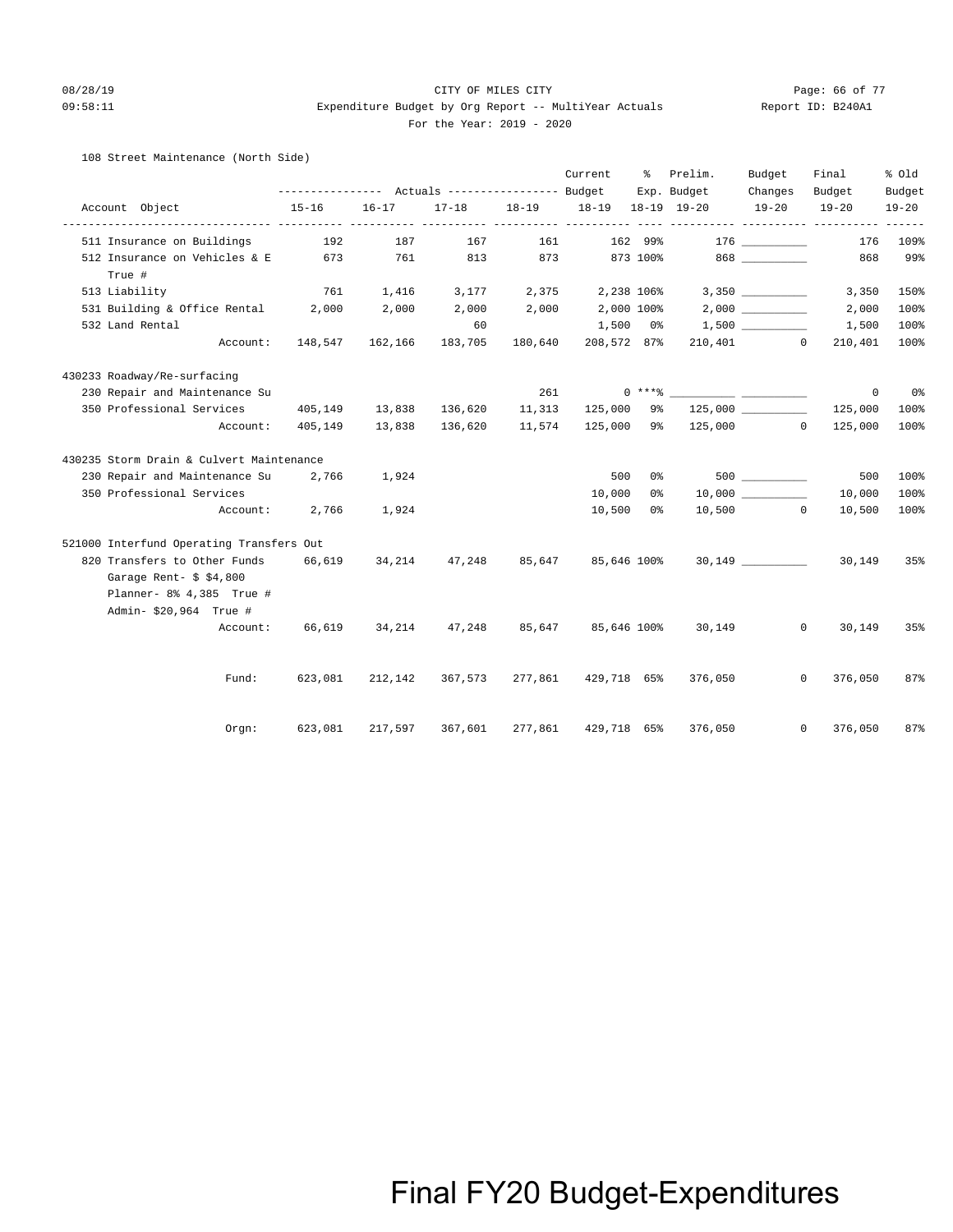CITY OF MILES CITY

Expenditure Budget by Org Report -- MultiYear Actuals

For the Year: 2019 - 2020

108 Street Maintenance (North Side)

| Account Object | Actuals 15-16 | Actuals 16-17 | Actuals 17-18 | Actuals 18-19 | Current Budget 18-19 | % Exp. 18-19 | Prelim. Budget 19-20 | Budget Changes 19-20 | Final Budget 19-20 | % Old Budget 19-20 |
|---|---|---|---|---|---|---|---|---|---|---|
| 511 Insurance on Buildings | 192 | 187 | 167 | 161 | 162 | 99% | 176 | __________ | 176 | 109% |
| 512 Insurance on Vehicles & E | 673 | 761 | 813 | 873 | 873 | 100% | 868 | __________ | 868 | 99% |
| True # | | | | | | | | | | |
| 513 Liability | 761 | 1,416 | 3,177 | 2,375 | 2,238 | 106% | 3,350 | __________ | 3,350 | 150% |
| 531 Building & Office Rental | 2,000 | 2,000 | 2,000 | 2,000 | 2,000 | 100% | 2,000 | __________ | 2,000 | 100% |
| 532 Land Rental | | | 60 | | 1,500 | 0% | 1,500 | __________ | 1,500 | 100% |
| Account: | 148,547 | 162,166 | 183,705 | 180,640 | 208,572 | 87% | 210,401 | 0 | 210,401 | 100% |
| **430233 Roadway/Re-surfacing** | | | | | | | | | | |
| 230 Repair and Maintenance Su | | | | 261 | 0 | ***% | __________ | __________ | 0 | 0% |
| 350 Professional Services | 405,149 | 13,838 | 136,620 | 11,313 | 125,000 | 9% | 125,000 | __________ | 125,000 | 100% |
| Account: | 405,149 | 13,838 | 136,620 | 11,574 | 125,000 | 9% | 125,000 | 0 | 125,000 | 100% |
| **430235 Storm Drain & Culvert Maintenance** | | | | | | | | | | |
| 230 Repair and Maintenance Su | 2,766 | 1,924 | | | 500 | 0% | 500 | __________ | 500 | 100% |
| 350 Professional Services | | | | | 10,000 | 0% | 10,000 | __________ | 10,000 | 100% |
| Account: | 2,766 | 1,924 | | | 10,500 | 0% | 10,500 | 0 | 10,500 | 100% |
| **521000 Interfund Operating Transfers Out** | | | | | | | | | | |
| 820 Transfers to Other Funds | 66,619 | 34,214 | 47,248 | 85,647 | 85,646 | 100% | 30,149 | __________ | 30,149 | 35% |
| Garage Rent- $ $4,800 | | | | | | | | | | |
| Planner- 8% 4,385 True # | | | | | | | | | | |
| Admin- $20,964 True # | | | | | | | | | | |
| Account: | 66,619 | 34,214 | 47,248 | 85,647 | 85,646 | 100% | 30,149 | 0 | 30,149 | 35% |
| Fund: | 623,081 | 212,142 | 367,573 | 277,861 | 429,718 | 65% | 376,050 | 0 | 376,050 | 87% |
| Orgn: | 623,081 | 217,597 | 367,601 | 277,861 | 429,718 | 65% | 376,050 | 0 | 376,050 | 87% |

Final FY20 Budget-Expenditures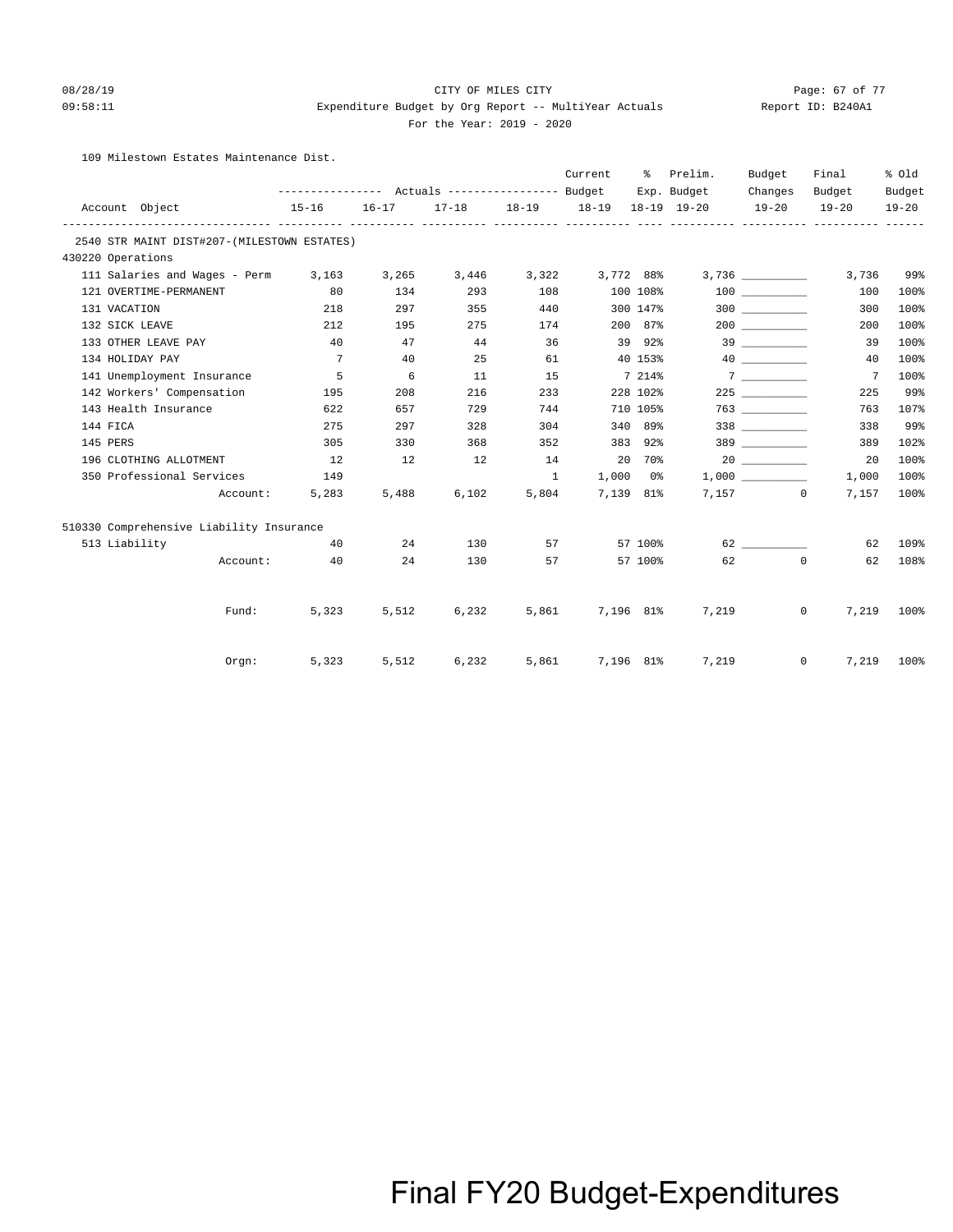08/28/19 CITY OF MILES CITY
09:58:11 Expenditure Budget by Org Report -- MultiYear Actuals Report ID: B240A1
For the Year: 2019 - 2020

109 Milestown Estates Maintenance Dist.

| Account Object | Actuals 15-16 | Actuals 16-17 | Actuals 17-18 | Actuals 18-19 | Current Budget 18-19 | % Exp. 18-19 | Prelim. Budget 19-20 | Budget Changes 19-20 | Final Budget 19-20 | % Old Budget 19-20 |
|---|---|---|---|---|---|---|---|---|---|---|
| **2540 STR MAINT DIST#207-(MILESTOWN ESTATES)** | | | | | | | | | | |
| **430220 Operations** | | | | | | | | | | |
| 111 Salaries and Wages - Perm | 3,163 | 3,265 | 3,446 | 3,322 | 3,772 | 88% | 3,736 | __________ | 3,736 | 99% |
| 121 OVERTIME-PERMANENT | 80 | 134 | 293 | 108 | 100 | 108% | 100 | __________ | 100 | 100% |
| 131 VACATION | 218 | 297 | 355 | 440 | 300 | 147% | 300 | __________ | 300 | 100% |
| 132 SICK LEAVE | 212 | 195 | 275 | 174 | 200 | 87% | 200 | __________ | 200 | 100% |
| 133 OTHER LEAVE PAY | 40 | 47 | 44 | 36 | 39 | 92% | 39 | __________ | 39 | 100% |
| 134 HOLIDAY PAY | 7 | 40 | 25 | 61 | 40 | 153% | 40 | __________ | 40 | 100% |
| 141 Unemployment Insurance | 5 | 6 | 11 | 15 | 7 | 214% | 7 | __________ | 7 | 100% |
| 142 Workers' Compensation | 195 | 208 | 216 | 233 | 228 | 102% | 225 | __________ | 225 | 99% |
| 143 Health Insurance | 622 | 657 | 729 | 744 | 710 | 105% | 763 | __________ | 763 | 107% |
| 144 FICA | 275 | 297 | 328 | 304 | 340 | 89% | 338 | __________ | 338 | 99% |
| 145 PERS | 305 | 330 | 368 | 352 | 383 | 92% | 389 | __________ | 389 | 102% |
| 196 CLOTHING ALLOTMENT | 12 | 12 | 12 | 14 | 20 | 70% | 20 | __________ | 20 | 100% |
| 350 Professional Services | 149 | | | 1 | 1,000 | 0% | 1,000 | __________ | 1,000 | 100% |
| Account: | 5,283 | 5,488 | 6,102 | 5,804 | 7,139 | 81% | 7,157 | 0 | 7,157 | 100% |
| **510330 Comprehensive Liability Insurance** | | | | | | | | | | |
| 513 Liability | 40 | 24 | 130 | 57 | 57 | 100% | 62 | __________ | 62 | 109% |
| Account: | 40 | 24 | 130 | 57 | 57 | 100% | 62 | 0 | 62 | 108% |
| Fund: | 5,323 | 5,512 | 6,232 | 5,861 | 7,196 | 81% | 7,219 | 0 | 7,219 | 100% |
| Orgn: | 5,323 | 5,512 | 6,232 | 5,861 | 7,196 | 81% | 7,219 | 0 | 7,219 | 100% |

Final FY20 Budget-Expenditures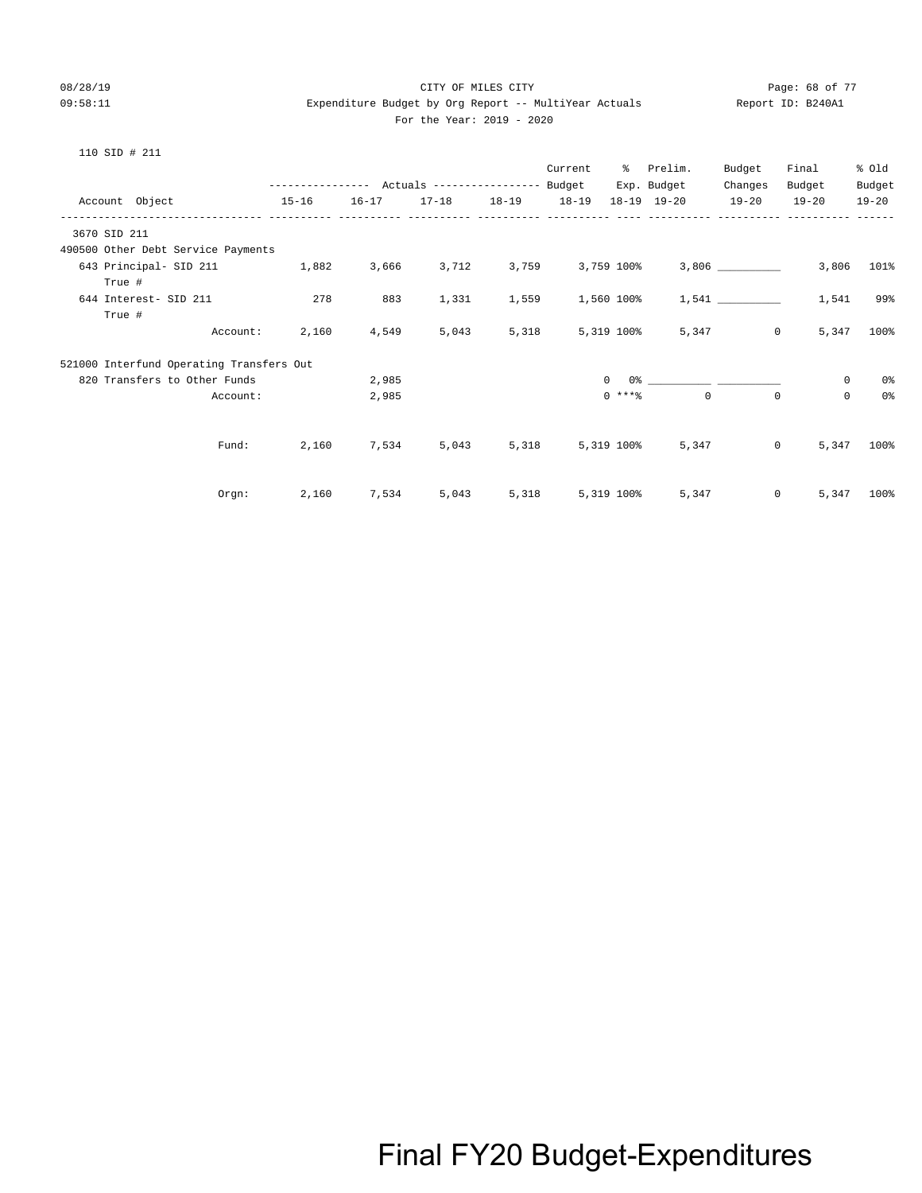CITY OF MILES CITY

Expenditure Budget by Org Report -- MultiYear Actuals

For the Year: 2019 - 2020

08/28/19 09:58:11

Report ID: B240A1

110 SID # 211

| Account Object | Actuals 15-16 | Actuals 16-17 | Actuals 17-18 | Actuals 18-19 | Current Budget 18-19 | % Exp. 18-19 | Prelim. Budget 19-20 | Budget Changes 19-20 | Final Budget 19-20 | % Old Budget 19-20 |
|---|---|---|---|---|---|---|---|---|---|---|
| 3670 SID 211 | | | | | | | | | | |
| 490500 Other Debt Service Payments | | | | | | | | | | |
| 643 Principal- SID 211 True # | 1,882 | 3,666 | 3,712 | 3,759 | 3,759 | 100% | 3,806 | __________ | 3,806 | 101% |
| 644 Interest- SID 211 True # | 278 | 883 | 1,331 | 1,559 | 1,560 | 100% | 1,541 | __________ | 1,541 | 99% |
| Account: | 2,160 | 4,549 | 5,043 | 5,318 | 5,319 | 100% | 5,347 | 0 | 5,347 | 100% |
| 521000 Interfund Operating Transfers Out | | | | | | | | | | |
| 820 Transfers to Other Funds | | 2,985 | | | 0 | 0% | __________ | __________ | 0 | 0% |
| Account: | | 2,985 | | | 0 | ***% | 0 | 0 | 0 | 0% |
| Fund: | 2,160 | 7,534 | 5,043 | 5,318 | 5,319 | 100% | 5,347 | 0 | 5,347 | 100% |
| Orgn: | 2,160 | 7,534 | 5,043 | 5,318 | 5,319 | 100% | 5,347 | 0 | 5,347 | 100% |

Final FY20 Budget-Expenditures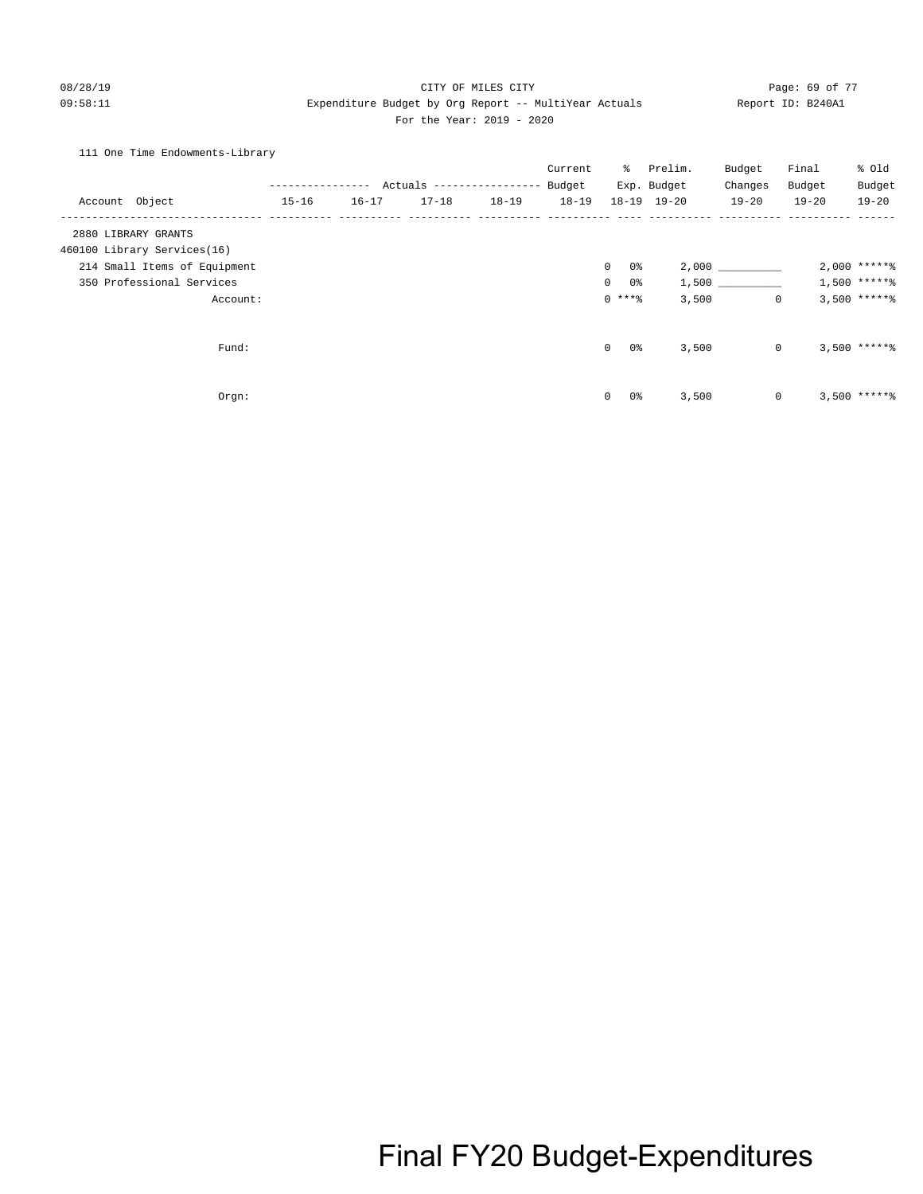CITY OF MILES CITY
Expenditure Budget by Org Report -- MultiYear Actuals
For the Year: 2019 - 2020

08/28/19 09:58:11 Report ID: B240A1

111 One Time Endowments-Library

| Account Object | Actuals 15-16 | Actuals 16-17 | Actuals 17-18 | Actuals 18-19 | Current Budget 18-19 | % Exp. 18-19 | Prelim. Budget 19-20 | Budget Changes 19-20 | Final Budget 19-20 | % Old Budget 19-20 |
|---|---|---|---|---|---|---|---|---|---|---|
| 2880 LIBRARY GRANTS | | | | | | | | | | |
| 460100 Library Services(16) | | | | | | | | | | |
| 214 Small Items of Equipment | | | | | 0 | 0% | 2,000 | __________ | 2,000 | *****% |
| 350 Professional Services | | | | | 0 | 0% | 1,500 | __________ | 1,500 | *****% |
| Account: | | | | | 0 | ***% | 3,500 | 0 | 3,500 | *****% |
| Fund: | | | | | 0 | 0% | 3,500 | 0 | 3,500 | *****% |
| Orgn: | | | | | 0 | 0% | 3,500 | 0 | 3,500 | *****% |

Final FY20 Budget-Expenditures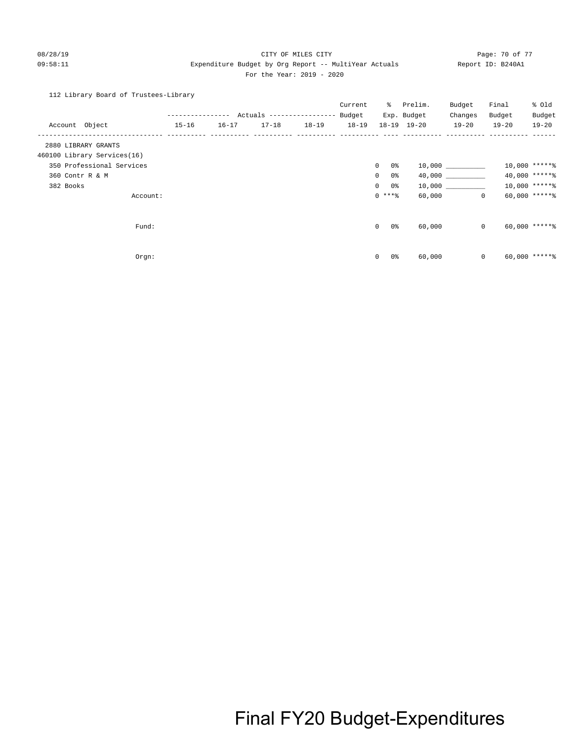CITY OF MILES CITY

Expenditure Budget by Org Report -- MultiYear Actuals

For the Year: 2019 - 2020

08/28/19 09:58:11 Report ID: B240A1

112 Library Board of Trustees-Library

| Account Object | Actuals 15-16 | Actuals 16-17 | Actuals 17-18 | Actuals 18-19 | Current Budget 18-19 | % Exp. 18-19 | Prelim. Budget 19-20 | Budget Changes 19-20 | Final Budget 19-20 | % Old Budget 19-20 |
|---|---|---|---|---|---|---|---|---|---|---|
| 2880 LIBRARY GRANTS | | | | | | | | | | |
| 460100 Library Services(16) | | | | | | | | | | |
| 350 Professional Services | | | | | 0 | 0% | 10,000 | __________ | 10,000 | *****% |
| 360 Contr R & M | | | | | 0 | 0% | 40,000 | __________ | 40,000 | *****% |
| 382 Books | | | | | 0 | 0% | 10,000 | __________ | 10,000 | *****% |
| Account: | | | | | 0 | ***% | 60,000 | 0 | 60,000 | *****% |
| Fund: | | | | | 0 | 0% | 60,000 | 0 | 60,000 | *****% |
| Orgn: | | | | | 0 | 0% | 60,000 | 0 | 60,000 | *****% |

Final FY20 Budget-Expenditures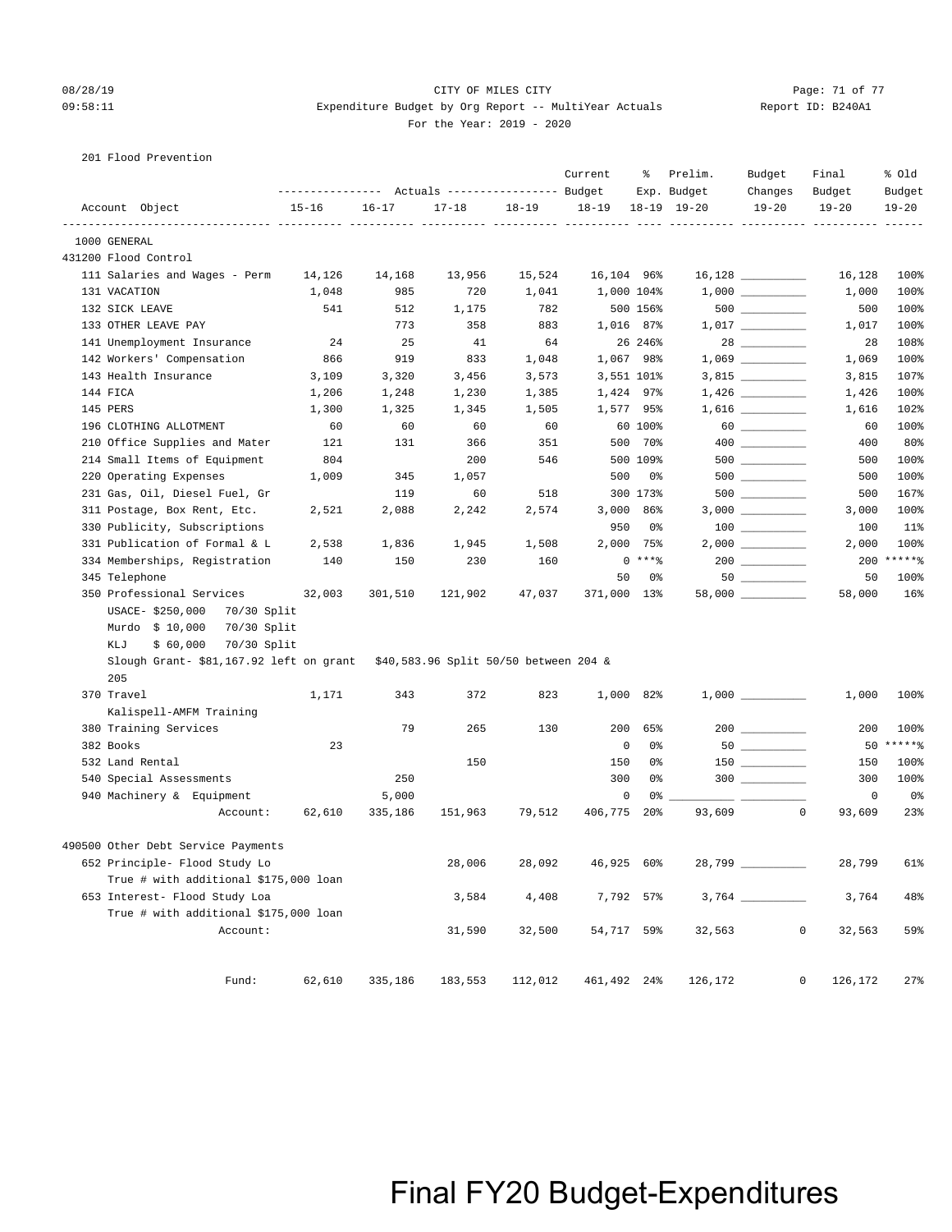CITY OF MILES CITY
Expenditure Budget by Org Report -- MultiYear Actuals
For the Year: 2019 - 2020

08/28/19 09:58:11 — Report ID: B240A1

## 201 Flood Prevention

| Account Object | Actuals 15-16 | Actuals 16-17 | Actuals 17-18 | Actuals 18-19 | Current Budget 18-19 | % Exp. 18-19 | Prelim. Budget 19-20 | Budget Changes 19-20 | Final Budget 19-20 | % Old Budget 19-20 |
|---|---|---|---|---|---|---|---|---|---|---|
| **1000 GENERAL** | | | | | | | | | | |
| **431200 Flood Control** | | | | | | | | | | |
| 111 Salaries and Wages - Perm | 14,126 | 14,168 | 13,956 | 15,524 | 16,104 | 96% | 16,128 | ________ | 16,128 | 100% |
| 131 VACATION | 1,048 | 985 | 720 | 1,041 | 1,000 | 104% | 1,000 | ________ | 1,000 | 100% |
| 132 SICK LEAVE | 541 | 512 | 1,175 | 782 | 500 | 156% | 500 | ________ | 500 | 100% |
| 133 OTHER LEAVE PAY | | 773 | 358 | 883 | 1,016 | 87% | 1,017 | ________ | 1,017 | 100% |
| 141 Unemployment Insurance | 24 | 25 | 41 | 64 | 26 | 246% | 28 | ________ | 28 | 108% |
| 142 Workers' Compensation | 866 | 919 | 833 | 1,048 | 1,067 | 98% | 1,069 | ________ | 1,069 | 100% |
| 143 Health Insurance | 3,109 | 3,320 | 3,456 | 3,573 | 3,551 | 101% | 3,815 | ________ | 3,815 | 107% |
| 144 FICA | 1,206 | 1,248 | 1,230 | 1,385 | 1,424 | 97% | 1,426 | ________ | 1,426 | 100% |
| 145 PERS | 1,300 | 1,325 | 1,345 | 1,505 | 1,577 | 95% | 1,616 | ________ | 1,616 | 102% |
| 196 CLOTHING ALLOTMENT | 60 | 60 | 60 | 60 | 60 | 100% | 60 | ________ | 60 | 100% |
| 210 Office Supplies and Mater | 121 | 131 | 366 | 351 | 500 | 70% | 400 | ________ | 400 | 80% |
| 214 Small Items of Equipment | 804 | | 200 | 546 | 500 | 109% | 500 | ________ | 500 | 100% |
| 220 Operating Expenses | 1,009 | 345 | 1,057 | | 500 | 0% | 500 | ________ | 500 | 100% |
| 231 Gas, Oil, Diesel Fuel, Gr | | 119 | 60 | 518 | 300 | 173% | 500 | ________ | 500 | 167% |
| 311 Postage, Box Rent, Etc. | 2,521 | 2,088 | 2,242 | 2,574 | 3,000 | 86% | 3,000 | ________ | 3,000 | 100% |
| 330 Publicity, Subscriptions | | | | | 950 | 0% | 100 | ________ | 100 | 11% |
| 331 Publication of Formal & L | 2,538 | 1,836 | 1,945 | 1,508 | 2,000 | 75% | 2,000 | ________ | 2,000 | 100% |
| 334 Memberships, Registration | 140 | 150 | 230 | 160 | 0 | ***% | 200 | ________ | 200 | *****% |
| 345 Telephone | | | | | 50 | 0% | 50 | ________ | 50 | 100% |
| 350 Professional Services | 32,003 | 301,510 | 121,902 | 47,037 | 371,000 | 13% | 58,000 | ________ | 58,000 | 16% |
| USACE- $250,000 70/30 Split | | | | | | | | | | |
| Murdo $ 10,000 70/30 Split | | | | | | | | | | |
| KLJ $ 60,000 70/30 Split | | | | | | | | | | |
| Slough Grant- $81,167.92 left on grant $40,583.96 Split 50/50 between 204 & 205 | | | | | | | | | | |
| 370 Travel | 1,171 | 343 | 372 | 823 | 1,000 | 82% | 1,000 | ________ | 1,000 | 100% |
| Kalispell-AMFM Training | | | | | | | | | | |
| 380 Training Services | | 79 | 265 | 130 | 200 | 65% | 200 | ________ | 200 | 100% |
| 382 Books | 23 | | | | 0 | 0% | 50 | ________ | 50 | *****% |
| 532 Land Rental | | | 150 | | 150 | 0% | 150 | ________ | 150 | 100% |
| 540 Special Assessments | | 250 | | | 300 | 0% | 300 | ________ | 300 | 100% |
| 940 Machinery & Equipment | | 5,000 | | | 0 | 0% | ________ | ________ | 0 | 0% |
| Account: | 62,610 | 335,186 | 151,963 | 79,512 | 406,775 | 20% | 93,609 | 0 | 93,609 | 23% |
| **490500 Other Debt Service Payments** | | | | | | | | | | |
| 652 Principle- Flood Study Lo | | | 28,006 | 28,092 | 46,925 | 60% | 28,799 | ________ | 28,799 | 61% |
| True # with additional $175,000 loan | | | | | | | | | | |
| 653 Interest- Flood Study Loa | | | 3,584 | 4,408 | 7,792 | 57% | 3,764 | ________ | 3,764 | 48% |
| True # with additional $175,000 loan | | | | | | | | | | |
| Account: | | | 31,590 | 32,500 | 54,717 | 59% | 32,563 | 0 | 32,563 | 59% |
| Fund: | 62,610 | 335,186 | 183,553 | 112,012 | 461,492 | 24% | 126,172 | 0 | 126,172 | 27% |

# Final FY20 Budget-Expenditures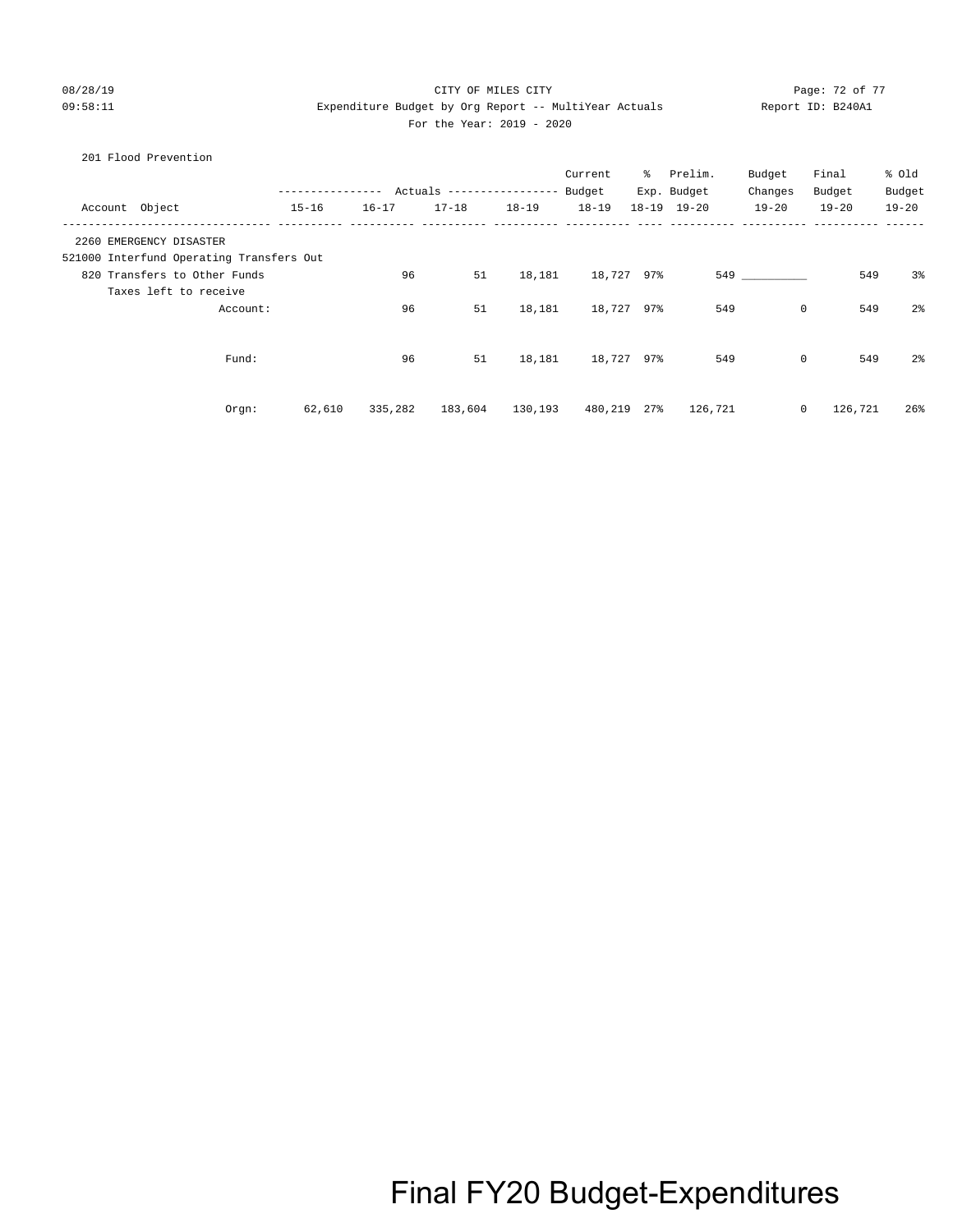CITY OF MILES CITY

Expenditure Budget by Org Report -- MultiYear Actuals

For the Year: 2019 - 2020

Report ID: B240A1

08/28/19 09:58:11

201 Flood Prevention

| Account Object | 15-16 | 16-17 | 17-18 | 18-19 | Current Budget 18-19 | % Exp. 18-19 | Prelim. Budget 19-20 | Budget Changes 19-20 | Final Budget 19-20 | % Old Budget 19-20 |
|---|---|---|---|---|---|---|---|---|---|---|
| 2260 EMERGENCY DISASTER | | | | | | | | | | |
| 521000 Interfund Operating Transfers Out | | | | | | | | | | |
| 820 Transfers to Other Funds | | 96 | 51 | 18,181 | 18,727 | 97% | 549 | __________ | 549 | 3% |
| Taxes left to receive | | | | | | | | | | |
| Account: | | 96 | 51 | 18,181 | 18,727 | 97% | 549 | 0 | 549 | 2% |
| Fund: | | 96 | 51 | 18,181 | 18,727 | 97% | 549 | 0 | 549 | 2% |
| Orgn: | 62,610 | 335,282 | 183,604 | 130,193 | 480,219 | 27% | 126,721 | 0 | 126,721 | 26% |

Final FY20 Budget-Expenditures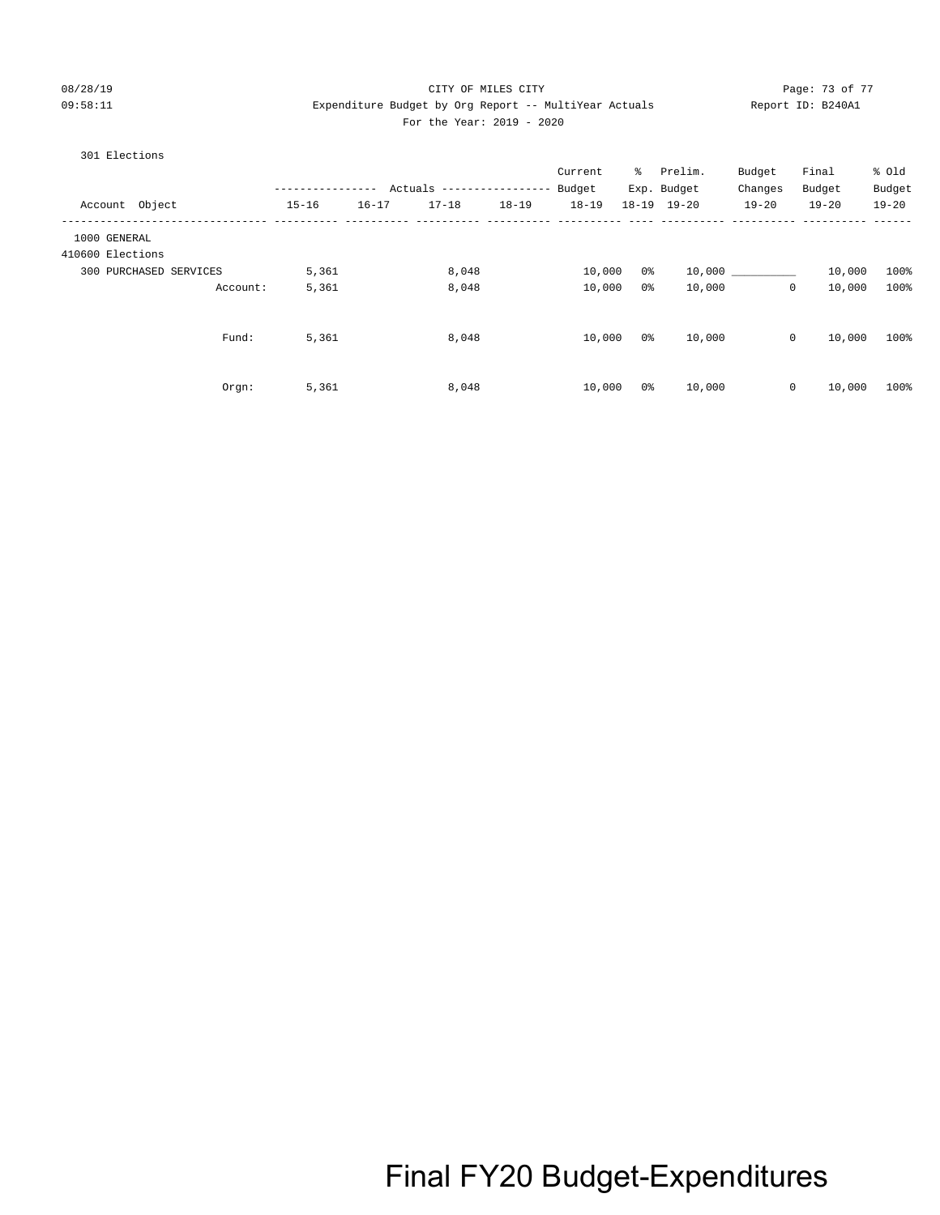08/28/19 CITY OF MILES CITY
09:58:11 Expenditure Budget by Org Report -- MultiYear Actuals Report ID: B240A1
For the Year: 2019 - 2020

301 Elections

| Account Object | Actuals 15-16 | Actuals 16-17 | Actuals 17-18 | Actuals 18-19 | Current Budget 18-19 | % Exp. 18-19 | Prelim. Budget 19-20 | Budget Changes 19-20 | Final Budget 19-20 | % Old Budget 19-20 |
|---|---|---|---|---|---|---|---|---|---|---|
| 1000 GENERAL | | | | | | | | | | |
| 410600 Elections | | | | | | | | | | |
| 300 PURCHASED SERVICES | 5,361 | | 8,048 | | 10,000 | 0% | 10,000 | ________ | 10,000 | 100% |
| Account: | 5,361 | | 8,048 | | 10,000 | 0% | 10,000 | 0 | 10,000 | 100% |
| Fund: | 5,361 | | 8,048 | | 10,000 | 0% | 10,000 | 0 | 10,000 | 100% |
| Orgn: | 5,361 | | 8,048 | | 10,000 | 0% | 10,000 | 0 | 10,000 | 100% |

Final FY20 Budget-Expenditures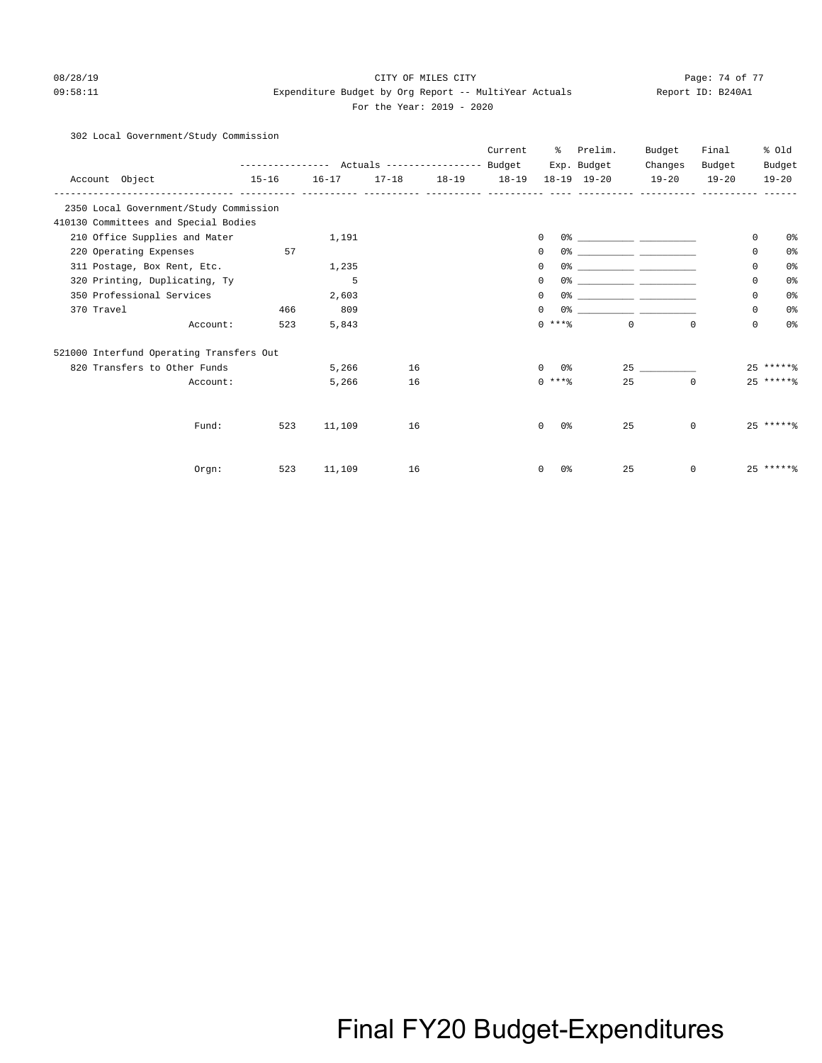CITY OF MILES CITY

Expenditure Budget by Org Report -- MultiYear Actuals

For the Year: 2019 - 2020

08/28/19 09:58:11 — Report ID: B240A1

302 Local Government/Study Commission

| Account Object | Actuals 15-16 | Actuals 16-17 | Actuals 17-18 | Actuals 18-19 | Current Budget 18-19 | % Exp. 18-19 | Prelim. Budget 19-20 | Budget Changes 19-20 | Final Budget 19-20 | % Old Budget 19-20 |
|---|---|---|---|---|---|---|---|---|---|---|
| 2350 Local Government/Study Commission | | | | | | | | | | |
| 410130 Committees and Special Bodies | | | | | | | | | | |
| 210 Office Supplies and Mater | | 1,191 | | | 0 | 0% | ___________ | ___________ | 0 | 0% |
| 220 Operating Expenses | 57 | | | | 0 | 0% | ___________ | ___________ | 0 | 0% |
| 311 Postage, Box Rent, Etc. | | 1,235 | | | 0 | 0% | ___________ | ___________ | 0 | 0% |
| 320 Printing, Duplicating, Ty | | 5 | | | 0 | 0% | ___________ | ___________ | 0 | 0% |
| 350 Professional Services | | 2,603 | | | 0 | 0% | ___________ | ___________ | 0 | 0% |
| 370 Travel | 466 | 809 | | | 0 | 0% | ___________ | ___________ | 0 | 0% |
| Account: | 523 | 5,843 | | | 0 | ***% | 0 | 0 | 0 | 0% |
| 521000 Interfund Operating Transfers Out | | | | | | | | | | |
| 820 Transfers to Other Funds | | 5,266 | 16 | | 0 | 0% | 25 | ___________ | 25 | *****% |
| Account: | | 5,266 | 16 | | 0 | ***% | 25 | 0 | 25 | *****% |
| Fund: | 523 | 11,109 | 16 | | 0 | 0% | 25 | 0 | 25 | *****% |
| Orgn: | 523 | 11,109 | 16 | | 0 | 0% | 25 | 0 | 25 | *****% |

Final FY20 Budget-Expenditures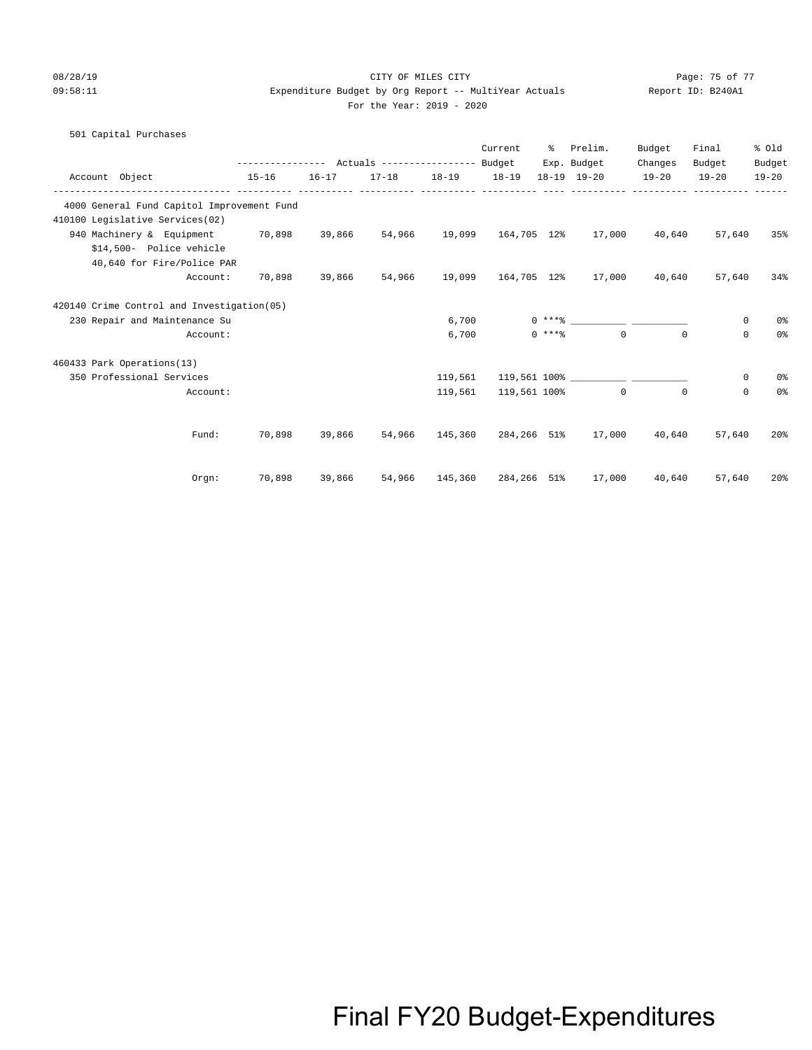CITY OF MILES CITY

Expenditure Budget by Org Report -- MultiYear Actuals

For the Year: 2019 - 2020

08/28/19 09:58:11 — Report ID: B240A1

## 501 Capital Purchases

| Account Object | Actuals 15-16 | Actuals 16-17 | Actuals 17-18 | Actuals 18-19 | Current Budget 18-19 | % Exp. 18-19 | Prelim. Budget 19-20 | Budget Changes 19-20 | Final Budget 19-20 | % Old Budget 19-20 |
|---|---|---|---|---|---|---|---|---|---|---|
| **4000 General Fund Capitol Improvement Fund** | | | | | | | | | | |
| **410100 Legislative Services(02)** | | | | | | | | | | |
| 940 Machinery & Equipment<br>$14,500- Police vehicle<br>40,640 for Fire/Police PAR | 70,898 | 39,866 | 54,966 | 19,099 | 164,705 | 12% | 17,000 | 40,640 | 57,640 | 35% |
| Account: | 70,898 | 39,866 | 54,966 | 19,099 | 164,705 | 12% | 17,000 | 40,640 | 57,640 | 34% |
| **420140 Crime Control and Investigation(05)** | | | | | | | | | | |
| 230 Repair and Maintenance Su | | | | 6,700 | 0 | ***% | ______ | ______ | 0 | 0% |
| Account: | | | | 6,700 | 0 | ***% | 0 | 0 | 0 | 0% |
| **460433 Park Operations(13)** | | | | | | | | | | |
| 350 Professional Services | | | | 119,561 | 119,561 | 100% | ______ | ______ | 0 | 0% |
| Account: | | | | 119,561 | 119,561 | 100% | 0 | 0 | 0 | 0% |
| Fund: | 70,898 | 39,866 | 54,966 | 145,360 | 284,266 | 51% | 17,000 | 40,640 | 57,640 | 20% |
| Orgn: | 70,898 | 39,866 | 54,966 | 145,360 | 284,266 | 51% | 17,000 | 40,640 | 57,640 | 20% |

Final FY20 Budget-Expenditures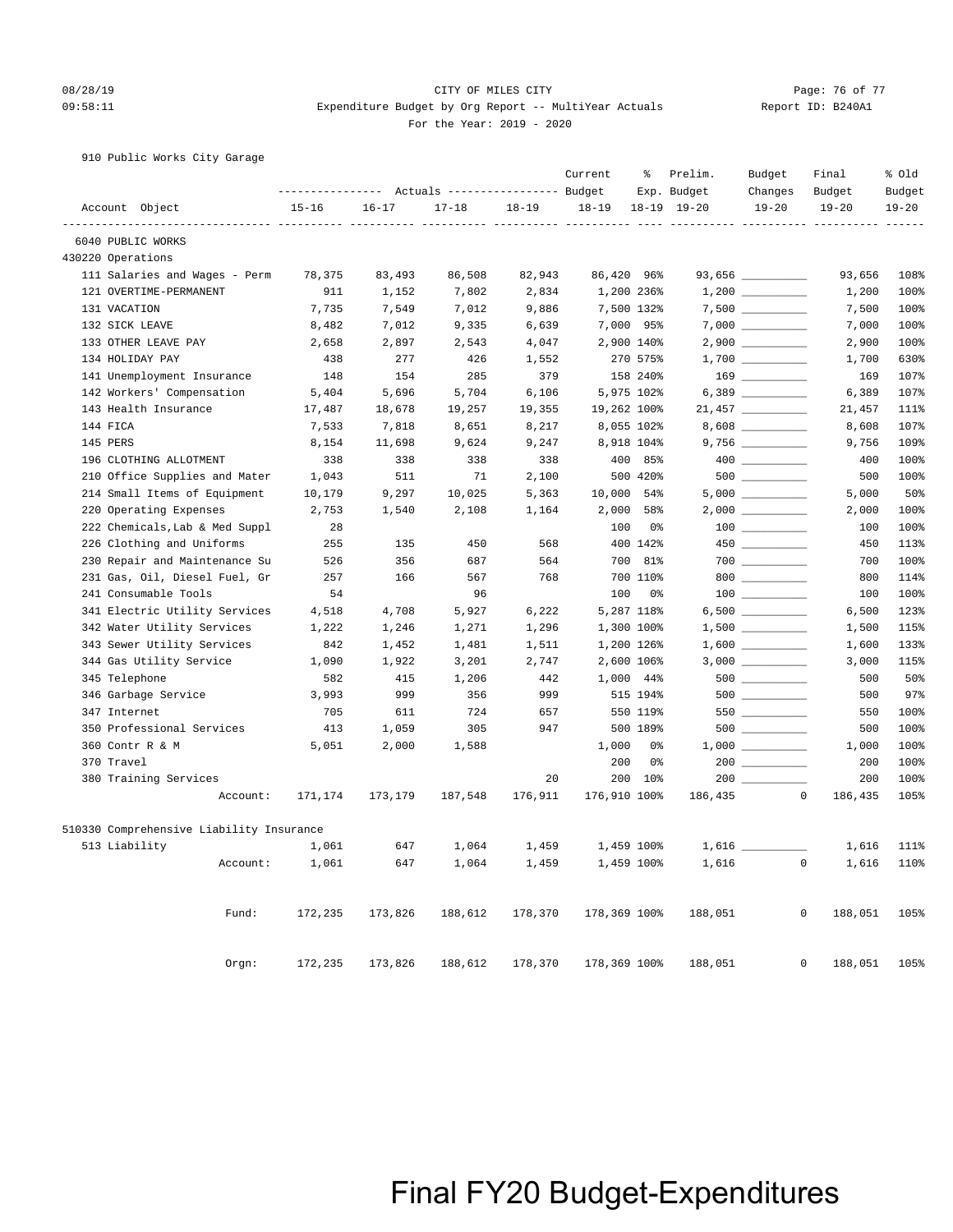CITY OF MILES CITY

Expenditure Budget by Org Report -- MultiYear Actuals

For the Year: 2019 - 2020

08/28/19 09:58:11 Report ID: B240A1

910 Public Works City Garage

| Account Object | Actuals 15-16 | Actuals 16-17 | Actuals 17-18 | Actuals 18-19 | Current Budget 18-19 | % Exp. 18-19 | Prelim. Budget 19-20 | Budget Changes 19-20 | Final Budget 19-20 | % Old Budget 19-20 |
|---|---|---|---|---|---|---|---|---|---|---|
| **6040 PUBLIC WORKS** | | | | | | | | | | |
| **430220 Operations** | | | | | | | | | | |
| 111 Salaries and Wages - Perm | 78,375 | 83,493 | 86,508 | 82,943 | 86,420 | 96% | 93,656 | | 93,656 | 108% |
| 121 OVERTIME-PERMANENT | 911 | 1,152 | 7,802 | 2,834 | 1,200 | 236% | 1,200 | | 1,200 | 100% |
| 131 VACATION | 7,735 | 7,549 | 7,012 | 9,886 | 7,500 | 132% | 7,500 | | 7,500 | 100% |
| 132 SICK LEAVE | 8,482 | 7,012 | 9,335 | 6,639 | 7,000 | 95% | 7,000 | | 7,000 | 100% |
| 133 OTHER LEAVE PAY | 2,658 | 2,897 | 2,543 | 4,047 | 2,900 | 140% | 2,900 | | 2,900 | 100% |
| 134 HOLIDAY PAY | 438 | 277 | 426 | 1,552 | 270 | 575% | 1,700 | | 1,700 | 630% |
| 141 Unemployment Insurance | 148 | 154 | 285 | 379 | 158 | 240% | 169 | | 169 | 107% |
| 142 Workers' Compensation | 5,404 | 5,696 | 5,704 | 6,106 | 5,975 | 102% | 6,389 | | 6,389 | 107% |
| 143 Health Insurance | 17,487 | 18,678 | 19,257 | 19,355 | 19,262 | 100% | 21,457 | | 21,457 | 111% |
| 144 FICA | 7,533 | 7,818 | 8,651 | 8,217 | 8,055 | 102% | 8,608 | | 8,608 | 107% |
| 145 PERS | 8,154 | 11,698 | 9,624 | 9,247 | 8,918 | 104% | 9,756 | | 9,756 | 109% |
| 196 CLOTHING ALLOTMENT | 338 | 338 | 338 | 338 | 400 | 85% | 400 | | 400 | 100% |
| 210 Office Supplies and Mater | 1,043 | 511 | 71 | 2,100 | 500 | 420% | 500 | | 500 | 100% |
| 214 Small Items of Equipment | 10,179 | 9,297 | 10,025 | 5,363 | 10,000 | 54% | 5,000 | | 5,000 | 50% |
| 220 Operating Expenses | 2,753 | 1,540 | 2,108 | 1,164 | 2,000 | 58% | 2,000 | | 2,000 | 100% |
| 222 Chemicals,Lab & Med Suppl | 28 | | | | 100 | 0% | 100 | | 100 | 100% |
| 226 Clothing and Uniforms | 255 | 135 | 450 | 568 | 400 | 142% | 450 | | 450 | 113% |
| 230 Repair and Maintenance Su | 526 | 356 | 687 | 564 | 700 | 81% | 700 | | 700 | 100% |
| 231 Gas, Oil, Diesel Fuel, Gr | 257 | 166 | 567 | 768 | 700 | 110% | 800 | | 800 | 114% |
| 241 Consumable Tools | 54 | | 96 | | 100 | 0% | 100 | | 100 | 100% |
| 341 Electric Utility Services | 4,518 | 4,708 | 5,927 | 6,222 | 5,287 | 118% | 6,500 | | 6,500 | 123% |
| 342 Water Utility Services | 1,222 | 1,246 | 1,271 | 1,296 | 1,300 | 100% | 1,500 | | 1,500 | 115% |
| 343 Sewer Utility Services | 842 | 1,452 | 1,481 | 1,511 | 1,200 | 126% | 1,600 | | 1,600 | 133% |
| 344 Gas Utility Service | 1,090 | 1,922 | 3,201 | 2,747 | 2,600 | 106% | 3,000 | | 3,000 | 115% |
| 345 Telephone | 582 | 415 | 1,206 | 442 | 1,000 | 44% | 500 | | 500 | 50% |
| 346 Garbage Service | 3,993 | 999 | 356 | 999 | 515 | 194% | 500 | | 500 | 97% |
| 347 Internet | 705 | 611 | 724 | 657 | 550 | 119% | 550 | | 550 | 100% |
| 350 Professional Services | 413 | 1,059 | 305 | 947 | 500 | 189% | 500 | | 500 | 100% |
| 360 Contr R & M | 5,051 | 2,000 | 1,588 | | 1,000 | 0% | 1,000 | | 1,000 | 100% |
| 370 Travel | | | | | 200 | 0% | 200 | | 200 | 100% |
| 380 Training Services | | | | 20 | 200 | 10% | 200 | | 200 | 100% |
| Account: | 171,174 | 173,179 | 187,548 | 176,911 | 176,910 | 100% | 186,435 | 0 | 186,435 | 105% |
| **510330 Comprehensive Liability Insurance** | | | | | | | | | | |
| 513 Liability | 1,061 | 647 | 1,064 | 1,459 | 1,459 | 100% | 1,616 | | 1,616 | 111% |
| Account: | 1,061 | 647 | 1,064 | 1,459 | 1,459 | 100% | 1,616 | 0 | 1,616 | 110% |
| Fund: | 172,235 | 173,826 | 188,612 | 178,370 | 178,369 | 100% | 188,051 | 0 | 188,051 | 105% |
| Orgn: | 172,235 | 173,826 | 188,612 | 178,370 | 178,369 | 100% | 188,051 | 0 | 188,051 | 105% |

Final FY20 Budget-Expenditures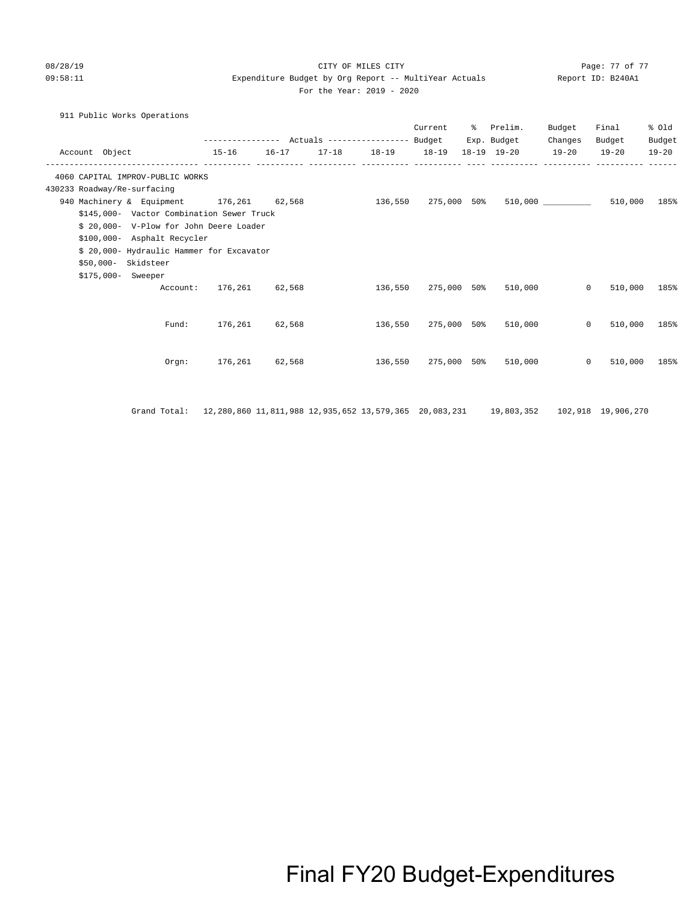CITY OF MILES CITY

Expenditure Budget by Org Report -- MultiYear Actuals

For the Year: 2019 - 2020

911 Public Works Operations

| Account Object | Actuals 15-16 | Actuals 16-17 | Actuals 17-18 | Actuals 18-19 | Current Budget 18-19 | % Exp. 18-19 | Prelim. Budget 19-20 | Budget Changes 19-20 | Final Budget 19-20 | % Old Budget 19-20 |
|---|---|---|---|---|---|---|---|---|---|---|
| 4060 CAPITAL IMPROV-PUBLIC WORKS | | | | | | | | | | |
| 430233 Roadway/Re-surfacing | | | | | | | | | | |
| 940 Machinery & Equipment | 176,261 | 62,568 | | 136,550 | 275,000 | 50% | 510,000 | __________ | 510,000 | 185% |
| $145,000- Vactor Combination Sewer Truck | | | | | | | | | | |
| $ 20,000- V-Plow for John Deere Loader | | | | | | | | | | |
| $100,000- Asphalt Recycler | | | | | | | | | | |
| $ 20,000- Hydraulic Hammer for Excavator | | | | | | | | | | |
| $50,000- Skidsteer | | | | | | | | | | |
| $175,000- Sweeper | | | | | | | | | | |
| Account: | 176,261 | 62,568 | | 136,550 | 275,000 | 50% | 510,000 | 0 | 510,000 | 185% |
| Fund: | 176,261 | 62,568 | | 136,550 | 275,000 | 50% | 510,000 | 0 | 510,000 | 185% |
| Orgn: | 176,261 | 62,568 | | 136,550 | 275,000 | 50% | 510,000 | 0 | 510,000 | 185% |
| Grand Total: | 12,280,860 | 11,811,988 | 12,935,652 | 13,579,365 | 20,083,231 | | 19,803,352 | 102,918 | 19,906,270 | |

Final FY20 Budget-Expenditures